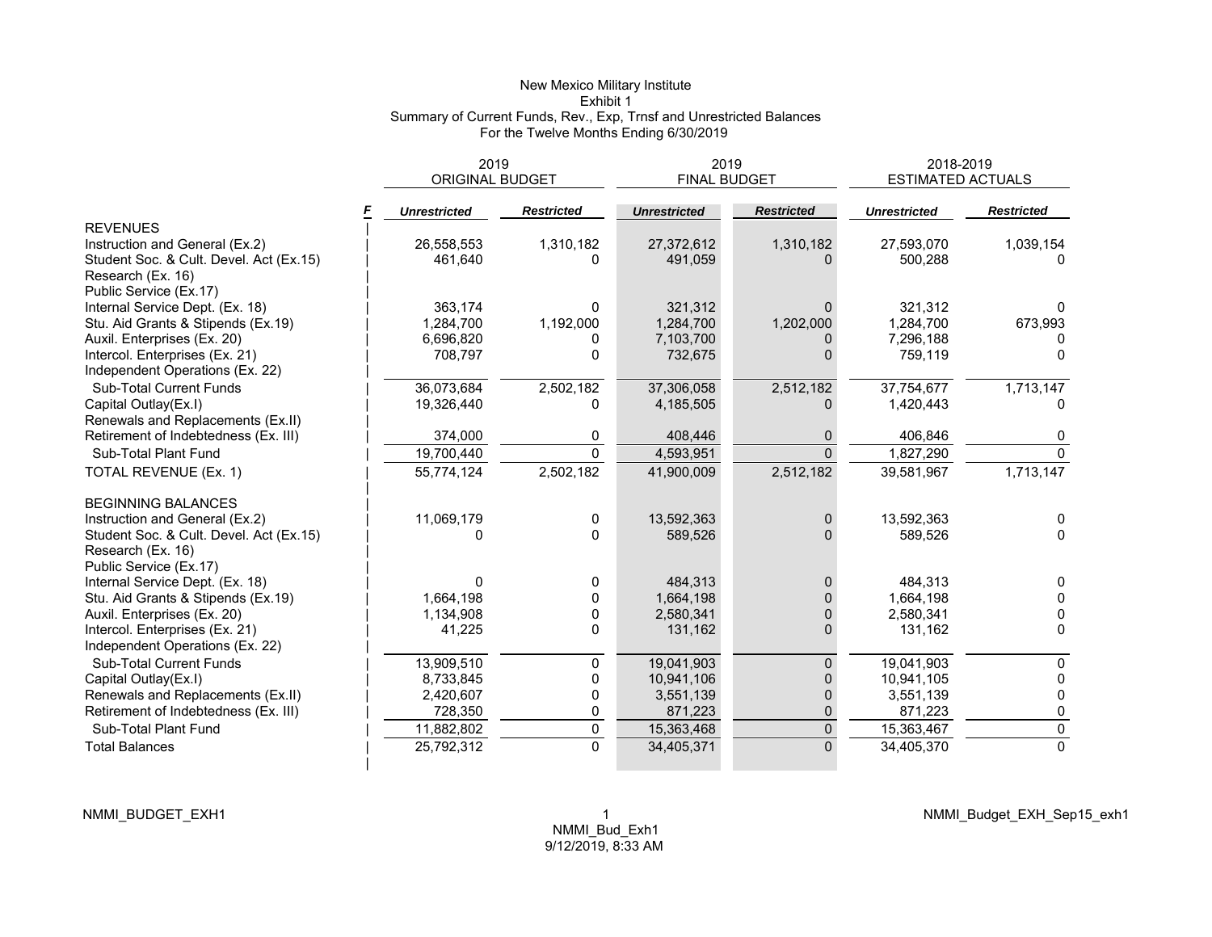# New Mexico Military Institute

## Exhibit 1

### Summary of Current Funds, Rev., Exp, Trnsf and Unrestricted Balances

#### For the Twelve Months Ending 6/30/2019

| | F | 2019 ORIGINAL BUDGET | | 2019 FINAL BUDGET | | 2018-2019 ESTIMATED ACTUALS | |
|---|---|---|---|---|---|---|---|
| | | ***Unrestricted*** | ***Restricted*** | ***Unrestricted*** | ***Restricted*** | ***Unrestricted*** | ***Restricted*** |
| REVENUES | | | | | | | |
| Instruction and General (Ex.2) | | 26,558,553 | 1,310,182 | 27,372,612 | 1,310,182 | 27,593,070 | 1,039,154 |
| Student Soc. & Cult. Devel. Act (Ex.15) | | 461,640 | 0 | 491,059 | 0 | 500,288 | 0 |
| Research (Ex. 16) | | | | | | | |
| Public Service (Ex.17) | | | | | | | |
| Internal Service Dept. (Ex. 18) | | 363,174 | 0 | 321,312 | 0 | 321,312 | 0 |
| Stu. Aid Grants & Stipends (Ex.19) | | 1,284,700 | 1,192,000 | 1,284,700 | 1,202,000 | 1,284,700 | 673,993 |
| Auxil. Enterprises (Ex. 20) | | 6,696,820 | 0 | 7,103,700 | 0 | 7,296,188 | 0 |
| Intercol. Enterprises (Ex. 21) | | 708,797 | 0 | 732,675 | 0 | 759,119 | 0 |
| Independent Operations (Ex. 22) | | | | | | | |
| Sub-Total Current Funds | | 36,073,684 | 2,502,182 | 37,306,058 | 2,512,182 | 37,754,677 | 1,713,147 |
| Capital Outlay(Ex.I) | | 19,326,440 | 0 | 4,185,505 | 0 | 1,420,443 | 0 |
| Renewals and Replacements (Ex.II) | | | | | | | |
| Retirement of Indebtedness (Ex. III) | | 374,000 | 0 | 408,446 | 0 | 406,846 | 0 |
| Sub-Total Plant Fund | | 19,700,440 | 0 | 4,593,951 | 0 | 1,827,290 | 0 |
| TOTAL REVENUE (Ex. 1) | | 55,774,124 | 2,502,182 | 41,900,009 | 2,512,182 | 39,581,967 | 1,713,147 |
| | | | | | | | |
| BEGINNING BALANCES | | | | | | | |
| Instruction and General (Ex.2) | | 11,069,179 | 0 | 13,592,363 | 0 | 13,592,363 | 0 |
| Student Soc. & Cult. Devel. Act (Ex.15) | | 0 | 0 | 589,526 | 0 | 589,526 | 0 |
| Research (Ex. 16) | | | | | | | |
| Public Service (Ex.17) | | | | | | | |
| Internal Service Dept. (Ex. 18) | | 0 | 0 | 484,313 | 0 | 484,313 | 0 |
| Stu. Aid Grants & Stipends (Ex.19) | | 1,664,198 | 0 | 1,664,198 | 0 | 1,664,198 | 0 |
| Auxil. Enterprises (Ex. 20) | | 1,134,908 | 0 | 2,580,341 | 0 | 2,580,341 | 0 |
| Intercol. Enterprises (Ex. 21) | | 41,225 | 0 | 131,162 | 0 | 131,162 | 0 |
| Independent Operations (Ex. 22) | | | | | | | |
| Sub-Total Current Funds | | 13,909,510 | 0 | 19,041,903 | 0 | 19,041,903 | 0 |
| Capital Outlay(Ex.I) | | 8,733,845 | 0 | 10,941,106 | 0 | 10,941,105 | 0 |
| Renewals and Replacements (Ex.II) | | 2,420,607 | 0 | 3,551,139 | 0 | 3,551,139 | 0 |
| Retirement of Indebtedness (Ex. III) | | 728,350 | 0 | 871,223 | 0 | 871,223 | 0 |
| Sub-Total Plant Fund | | 11,882,802 | 0 | 15,363,468 | 0 | 15,363,467 | 0 |
| Total Balances | | 25,792,312 | 0 | 34,405,371 | 0 | 34,405,370 | 0 |

NMMI_BUDGET_EXH1

NMMI_Bud_Exh1
9/12/2019, 8:33 AM

NMMI_Budget_EXH_Sep15_exh1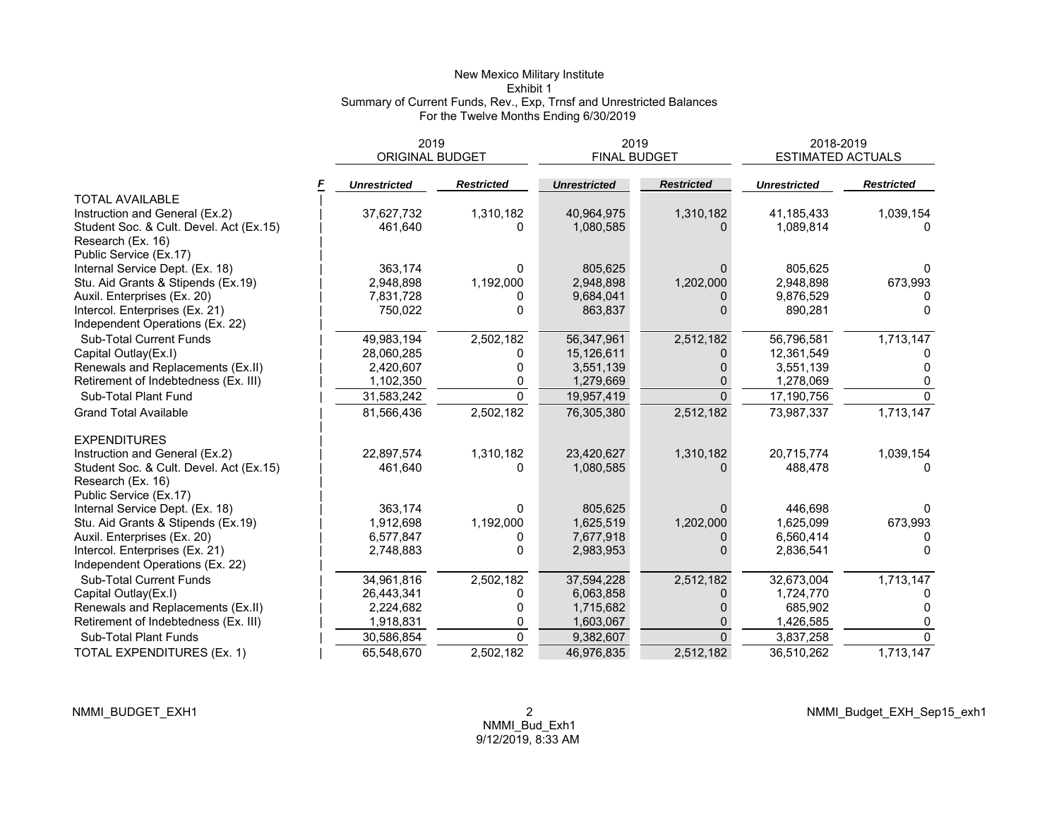# New Mexico Military Institute

## Exhibit 1

### Summary of Current Funds, Rev., Exp, Trnsf and Unrestricted Balances

### For the Twelve Months Ending 6/30/2019

| | F | 2019 ORIGINAL BUDGET | | 2019 FINAL BUDGET | | 2018-2019 ESTIMATED ACTUALS | |
|---|---|---|---|---|---|---|---|
| | | *Unrestricted* | *Restricted* | *Unrestricted* | *Restricted* | *Unrestricted* | *Restricted* |
| TOTAL AVAILABLE | | | | | | | |
| Instruction and General (Ex.2) | | 37,627,732 | 1,310,182 | 40,964,975 | 1,310,182 | 41,185,433 | 1,039,154 |
| Student Soc. & Cult. Devel. Act (Ex.15) | | 461,640 | 0 | 1,080,585 | 0 | 1,089,814 | 0 |
| Research (Ex. 16) | | | | | | | |
| Public Service (Ex.17) | | | | | | | |
| Internal Service Dept. (Ex. 18) | | 363,174 | 0 | 805,625 | 0 | 805,625 | 0 |
| Stu. Aid Grants & Stipends (Ex.19) | | 2,948,898 | 1,192,000 | 2,948,898 | 1,202,000 | 2,948,898 | 673,993 |
| Auxil. Enterprises (Ex. 20) | | 7,831,728 | 0 | 9,684,041 | 0 | 9,876,529 | 0 |
| Intercol. Enterprises (Ex. 21) | | 750,022 | 0 | 863,837 | 0 | 890,281 | 0 |
| Independent Operations (Ex. 22) | | | | | | | |
| Sub-Total Current Funds | | 49,983,194 | 2,502,182 | 56,347,961 | 2,512,182 | 56,796,581 | 1,713,147 |
| Capital Outlay(Ex.I) | | 28,060,285 | 0 | 15,126,611 | 0 | 12,361,549 | 0 |
| Renewals and Replacements (Ex.II) | | 2,420,607 | 0 | 3,551,139 | 0 | 3,551,139 | 0 |
| Retirement of Indebtedness (Ex. III) | | 1,102,350 | 0 | 1,279,669 | 0 | 1,278,069 | 0 |
| Sub-Total Plant Fund | | 31,583,242 | 0 | 19,957,419 | 0 | 17,190,756 | 0 |
| Grand Total Available | | 81,566,436 | 2,502,182 | 76,305,380 | 2,512,182 | 73,987,337 | 1,713,147 |
| | | | | | | | |
| EXPENDITURES | | | | | | | |
| Instruction and General (Ex.2) | | 22,897,574 | 1,310,182 | 23,420,627 | 1,310,182 | 20,715,774 | 1,039,154 |
| Student Soc. & Cult. Devel. Act (Ex.15) | | 461,640 | 0 | 1,080,585 | 0 | 488,478 | 0 |
| Research (Ex. 16) | | | | | | | |
| Public Service (Ex.17) | | | | | | | |
| Internal Service Dept. (Ex. 18) | | 363,174 | 0 | 805,625 | 0 | 446,698 | 0 |
| Stu. Aid Grants & Stipends (Ex.19) | | 1,912,698 | 1,192,000 | 1,625,519 | 1,202,000 | 1,625,099 | 673,993 |
| Auxil. Enterprises (Ex. 20) | | 6,577,847 | 0 | 7,677,918 | 0 | 6,560,414 | 0 |
| Intercol. Enterprises (Ex. 21) | | 2,748,883 | 0 | 2,983,953 | 0 | 2,836,541 | 0 |
| Independent Operations (Ex. 22) | | | | | | | |
| Sub-Total Current Funds | | 34,961,816 | 2,502,182 | 37,594,228 | 2,512,182 | 32,673,004 | 1,713,147 |
| Capital Outlay(Ex.I) | | 26,443,341 | 0 | 6,063,858 | 0 | 1,724,770 | 0 |
| Renewals and Replacements (Ex.II) | | 2,224,682 | 0 | 1,715,682 | 0 | 685,902 | 0 |
| Retirement of Indebtedness (Ex. III) | | 1,918,831 | 0 | 1,603,067 | 0 | 1,426,585 | 0 |
| Sub-Total Plant Funds | | 30,586,854 | 0 | 9,382,607 | 0 | 3,837,258 | 0 |
| TOTAL EXPENDITURES (Ex. 1) | | 65,548,670 | 2,502,182 | 46,976,835 | 2,512,182 | 36,510,262 | 1,713,147 |

NMMI_BUDGET_EXH1 NMMI_Bud_Exh1 9/12/2019, 8:33 AM NMMI_Budget_EXH_Sep15_exh1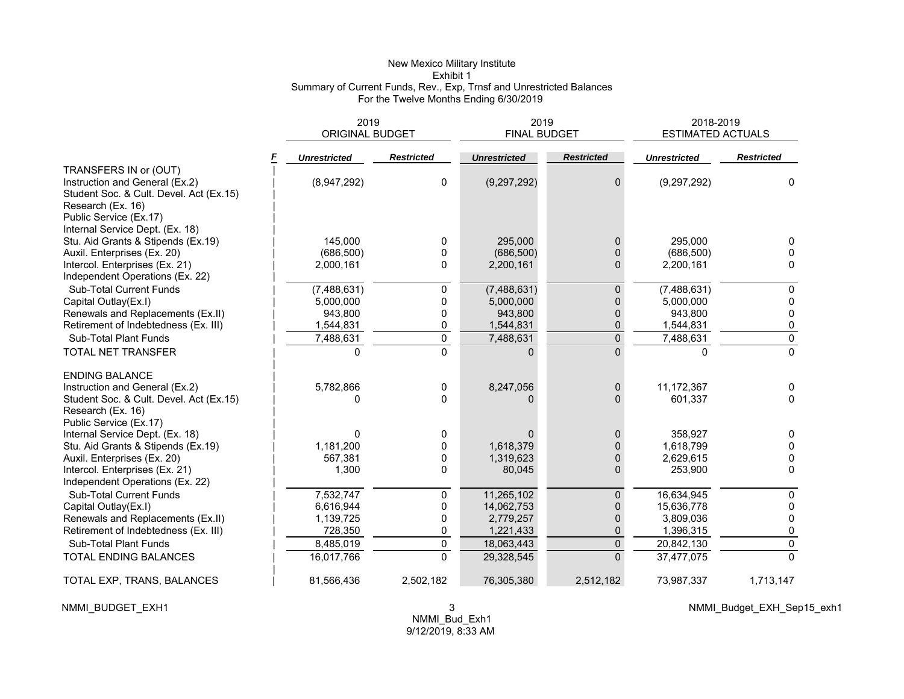# New Mexico Military Institute

Exhibit 1

Summary of Current Funds, Rev., Exp, Trnsf and Unrestricted Balances

For the Twelve Months Ending 6/30/2019

| | F | 2019 ORIGINAL BUDGET | | 2019 FINAL BUDGET | | 2018-2019 ESTIMATED ACTUALS | |
|---|---|---|---|---|---|---|---|
| | | ***Unrestricted*** | ***Restricted*** | ***Unrestricted*** | ***Restricted*** | ***Unrestricted*** | ***Restricted*** |
| TRANSFERS IN or (OUT) | | | | | | | |
| Instruction and General (Ex.2) | | (8,947,292) | 0 | (9,297,292) | 0 | (9,297,292) | 0 |
| Student Soc. & Cult. Devel. Act (Ex.15) | | | | | | | |
| Research (Ex. 16) | | | | | | | |
| Public Service (Ex.17) | | | | | | | |
| Internal Service Dept. (Ex. 18) | | | | | | | |
| Stu. Aid Grants & Stipends (Ex.19) | | 145,000 | 0 | 295,000 | 0 | 295,000 | 0 |
| Auxil. Enterprises (Ex. 20) | | (686,500) | 0 | (686,500) | 0 | (686,500) | 0 |
| Intercol. Enterprises (Ex. 21) | | 2,000,161 | 0 | 2,200,161 | 0 | 2,200,161 | 0 |
| Independent Operations (Ex. 22) | | | | | | | |
| Sub-Total Current Funds | | (7,488,631) | 0 | (7,488,631) | 0 | (7,488,631) | 0 |
| Capital Outlay(Ex.I) | | 5,000,000 | 0 | 5,000,000 | 0 | 5,000,000 | 0 |
| Renewals and Replacements (Ex.II) | | 943,800 | 0 | 943,800 | 0 | 943,800 | 0 |
| Retirement of Indebtedness (Ex. III) | | 1,544,831 | 0 | 1,544,831 | 0 | 1,544,831 | 0 |
| Sub-Total Plant Funds | | 7,488,631 | 0 | 7,488,631 | 0 | 7,488,631 | 0 |
| TOTAL NET TRANSFER | | 0 | 0 | 0 | 0 | 0 | 0 |
| | | | | | | | |
| ENDING BALANCE | | | | | | | |
| Instruction and General (Ex.2) | | 5,782,866 | 0 | 8,247,056 | 0 | 11,172,367 | 0 |
| Student Soc. & Cult. Devel. Act (Ex.15) | | 0 | 0 | 0 | 0 | 601,337 | 0 |
| Research (Ex. 16) | | | | | | | |
| Public Service (Ex.17) | | | | | | | |
| Internal Service Dept. (Ex. 18) | | 0 | 0 | 0 | 0 | 358,927 | 0 |
| Stu. Aid Grants & Stipends (Ex.19) | | 1,181,200 | 0 | 1,618,379 | 0 | 1,618,799 | 0 |
| Auxil. Enterprises (Ex. 20) | | 567,381 | 0 | 1,319,623 | 0 | 2,629,615 | 0 |
| Intercol. Enterprises (Ex. 21) | | 1,300 | 0 | 80,045 | 0 | 253,900 | 0 |
| Independent Operations (Ex. 22) | | | | | | | |
| Sub-Total Current Funds | | 7,532,747 | 0 | 11,265,102 | 0 | 16,634,945 | 0 |
| Capital Outlay(Ex.I) | | 6,616,944 | 0 | 14,062,753 | 0 | 15,636,778 | 0 |
| Renewals and Replacements (Ex.II) | | 1,139,725 | 0 | 2,779,257 | 0 | 3,809,036 | 0 |
| Retirement of Indebtedness (Ex. III) | | 728,350 | 0 | 1,221,433 | 0 | 1,396,315 | 0 |
| Sub-Total Plant Funds | | 8,485,019 | 0 | 18,063,443 | 0 | 20,842,130 | 0 |
| TOTAL ENDING BALANCES | | 16,017,766 | 0 | 29,328,545 | 0 | 37,477,075 | 0 |
| | | | | | | | |
| TOTAL EXP, TRANS, BALANCES | | 81,566,436 | 2,502,182 | 76,305,380 | 2,512,182 | 73,987,337 | 1,713,147 |

NMMI_BUDGET_EXH1 NMMI_Bud_Exh1 9/12/2019, 8:33 AM NMMI_Budget_EXH_Sep15_exh1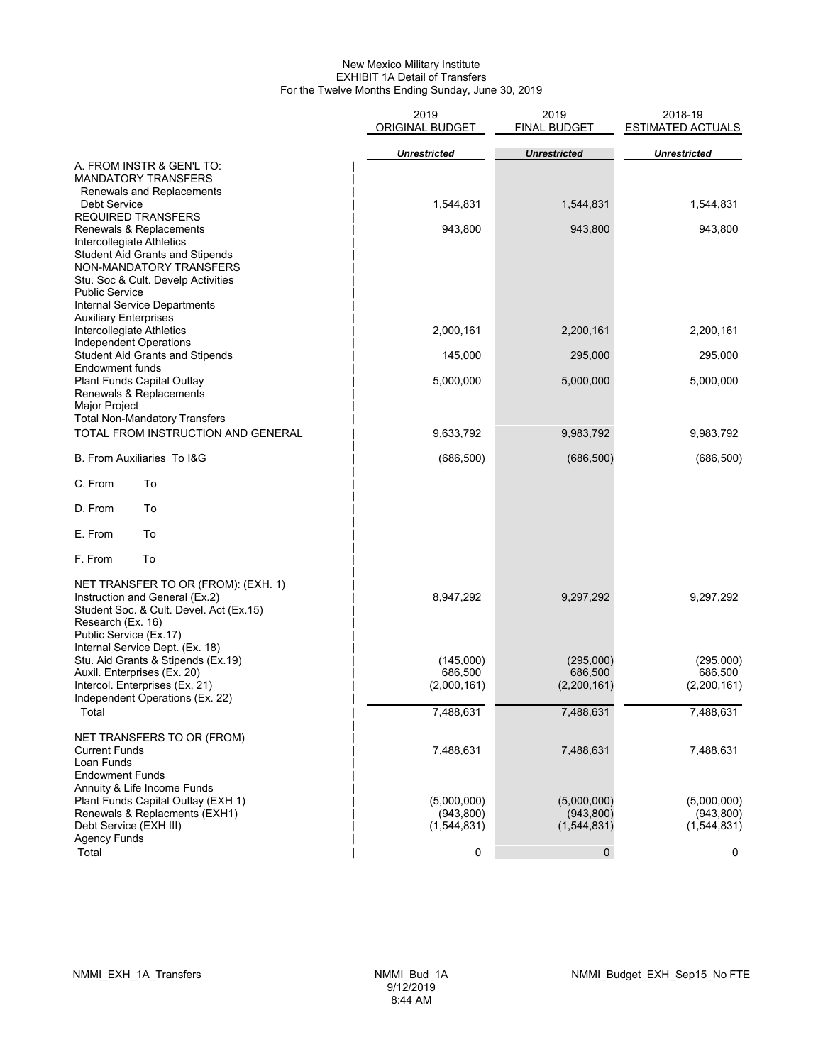New Mexico Military Institute
EXHIBIT 1A Detail of Transfers
For the Twelve Months Ending Sunday, June 30, 2019

| | 2019 ORIGINAL BUDGET | 2019 FINAL BUDGET | 2018-19 ESTIMATED ACTUALS |
|---|---|---|---|
| | *Unrestricted* | *Unrestricted* | *Unrestricted* |
| A. FROM INSTR & GEN'L TO: | | | |
| MANDATORY TRANSFERS | | | |
| Renewals and Replacements | | | |
| Debt Service | 1,544,831 | 1,544,831 | 1,544,831 |
| REQUIRED TRANSFERS | | | |
| Renewals & Replacements | 943,800 | 943,800 | 943,800 |
| Intercollegiate Athletics | | | |
| Student Aid Grants and Stipends | | | |
| NON-MANDATORY TRANSFERS | | | |
| Stu. Soc & Cult. Develp Activities | | | |
| Public Service | | | |
| Internal Service Departments | | | |
| Auxiliary Enterprises | | | |
| Intercollegiate Athletics | 2,000,161 | 2,200,161 | 2,200,161 |
| Independent Operations | | | |
| Student Aid Grants and Stipends | 145,000 | 295,000 | 295,000 |
| Endowment funds | | | |
| Plant Funds Capital Outlay | 5,000,000 | 5,000,000 | 5,000,000 |
| Renewals & Replacements | | | |
| Major Project | | | |
| Total Non-Mandatory Transfers | | | |
| TOTAL FROM INSTRUCTION AND GENERAL | 9,633,792 | 9,983,792 | 9,983,792 |
| B. From Auxiliaries To I&G | (686,500) | (686,500) | (686,500) |
| C. From To | | | |
| D. From To | | | |
| E. From To | | | |
| F. From To | | | |
| NET TRANSFER TO OR (FROM): (EXH. 1) | | | |
| Instruction and General (Ex.2) | 8,947,292 | 9,297,292 | 9,297,292 |
| Student Soc. & Cult. Devel. Act (Ex.15) | | | |
| Research (Ex. 16) | | | |
| Public Service (Ex.17) | | | |
| Internal Service Dept. (Ex. 18) | | | |
| Stu. Aid Grants & Stipends (Ex.19) | (145,000) | (295,000) | (295,000) |
| Auxil. Enterprises (Ex. 20) | 686,500 | 686,500 | 686,500 |
| Intercol. Enterprises (Ex. 21) | (2,000,161) | (2,200,161) | (2,200,161) |
| Independent Operations (Ex. 22) | | | |
| Total | 7,488,631 | 7,488,631 | 7,488,631 |
| NET TRANSFERS TO OR (FROM) | | | |
| Current Funds | 7,488,631 | 7,488,631 | 7,488,631 |
| Loan Funds | | | |
| Endowment Funds | | | |
| Annuity & Life Income Funds | | | |
| Plant Funds Capital Outlay (EXH 1) | (5,000,000) | (5,000,000) | (5,000,000) |
| Renewals & Replacments (EXH1) | (943,800) | (943,800) | (943,800) |
| Debt Service (EXH III) | (1,544,831) | (1,544,831) | (1,544,831) |
| Agency Funds | | | |
| Total | 0 | 0 | 0 |

NMMI_EXH_1A_Transfers NMMI_Bud_1A 9/12/2019 8:44 AM NMMI_Budget_EXH_Sep15_No FTE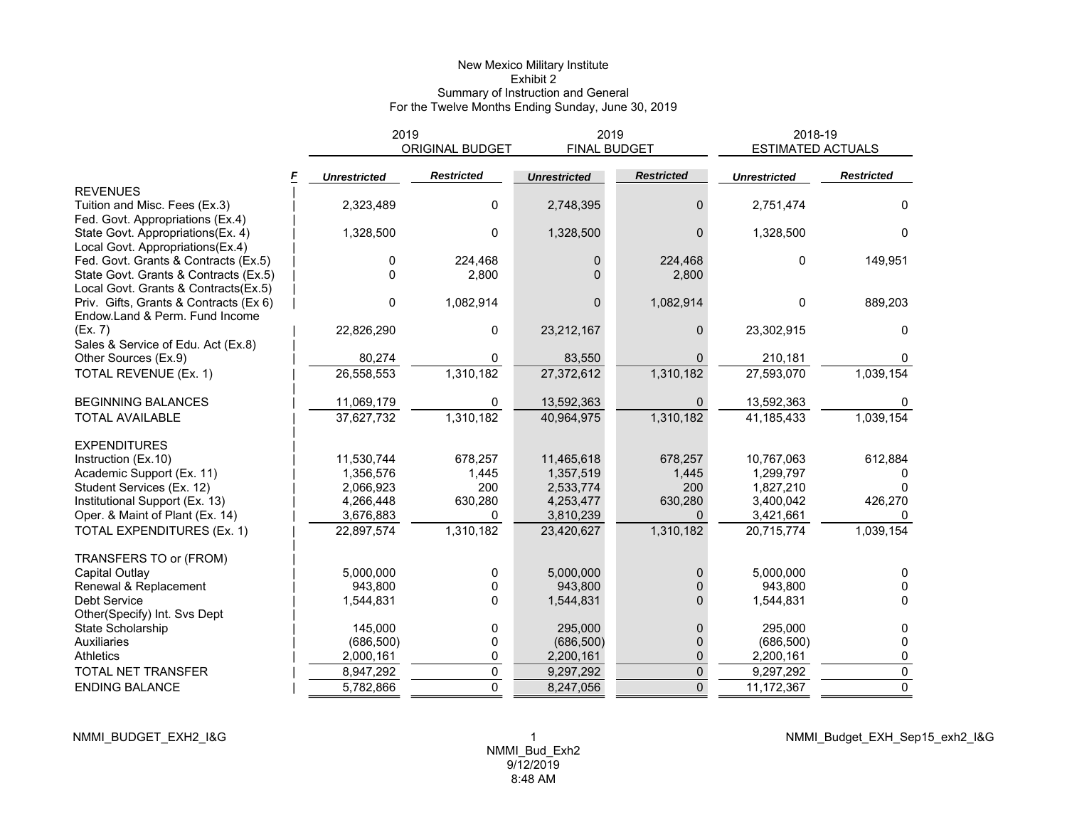New Mexico Military Institute
Exhibit 2
Summary of Instruction and General
For the Twelve Months Ending Sunday, June 30, 2019

| | 2019 ORIGINAL BUDGET | | 2019 FINAL BUDGET | | 2018-19 ESTIMATED ACTUALS | |
|---|---|---|---|---|---|---|
| | *Unrestricted* | *Restricted* | *Unrestricted* | *Restricted* | *Unrestricted* | *Restricted* |
| REVENUES | | | | | | |
| Tuition and Misc. Fees (Ex.3) | 2,323,489 | 0 | 2,748,395 | 0 | 2,751,474 | 0 |
| Fed. Govt. Appropriations (Ex.4) | | | | | | |
| State Govt. Appropriations(Ex. 4) | 1,328,500 | 0 | 1,328,500 | 0 | 1,328,500 | 0 |
| Local Govt. Appropriations(Ex.4) | | | | | | |
| Fed. Govt. Grants & Contracts (Ex.5) | 0 | 224,468 | 0 | 224,468 | 0 | 149,951 |
| State Govt. Grants & Contracts (Ex.5) | 0 | 2,800 | 0 | 2,800 | | |
| Local Govt. Grants & Contracts(Ex.5) | | | | | | |
| Priv. Gifts, Grants & Contracts (Ex 6) | 0 | 1,082,914 | 0 | 1,082,914 | 0 | 889,203 |
| Endow.Land & Perm. Fund Income (Ex. 7) | 22,826,290 | 0 | 23,212,167 | 0 | 23,302,915 | 0 |
| Sales & Service of Edu. Act (Ex.8) | | | | | | |
| Other Sources (Ex.9) | 80,274 | 0 | 83,550 | 0 | 210,181 | 0 |
| TOTAL REVENUE (Ex. 1) | 26,558,553 | 1,310,182 | 27,372,612 | 1,310,182 | 27,593,070 | 1,039,154 |
| BEGINNING BALANCES | 11,069,179 | 0 | 13,592,363 | 0 | 13,592,363 | 0 |
| TOTAL AVAILABLE | 37,627,732 | 1,310,182 | 40,964,975 | 1,310,182 | 41,185,433 | 1,039,154 |
| EXPENDITURES | | | | | | |
| Instruction (Ex.10) | 11,530,744 | 678,257 | 11,465,618 | 678,257 | 10,767,063 | 612,884 |
| Academic Support (Ex. 11) | 1,356,576 | 1,445 | 1,357,519 | 1,445 | 1,299,797 | 0 |
| Student Services (Ex. 12) | 2,066,923 | 200 | 2,533,774 | 200 | 1,827,210 | 0 |
| Institutional Support (Ex. 13) | 4,266,448 | 630,280 | 4,253,477 | 630,280 | 3,400,042 | 426,270 |
| Oper. & Maint of Plant (Ex. 14) | 3,676,883 | 0 | 3,810,239 | 0 | 3,421,661 | 0 |
| TOTAL EXPENDITURES (Ex. 1) | 22,897,574 | 1,310,182 | 23,420,627 | 1,310,182 | 20,715,774 | 1,039,154 |
| TRANSFERS TO or (FROM) | | | | | | |
| Capital Outlay | 5,000,000 | 0 | 5,000,000 | 0 | 5,000,000 | 0 |
| Renewal & Replacement | 943,800 | 0 | 943,800 | 0 | 943,800 | 0 |
| Debt Service | 1,544,831 | 0 | 1,544,831 | 0 | 1,544,831 | 0 |
| Other(Specify) Int. Svs Dept | | | | | | |
| State Scholarship | 145,000 | 0 | 295,000 | 0 | 295,000 | 0 |
| Auxiliaries | (686,500) | 0 | (686,500) | 0 | (686,500) | 0 |
| Athletics | 2,000,161 | 0 | 2,200,161 | 0 | 2,200,161 | 0 |
| TOTAL NET TRANSFER | 8,947,292 | 0 | 9,297,292 | 0 | 9,297,292 | 0 |
| ENDING BALANCE | 5,782,866 | 0 | 8,247,056 | 0 | 11,172,367 | 0 |

NMMI_BUDGET_EXH2_I&G

NMMI_Bud_Exh2
9/12/2019
8:48 AM

NMMI_Budget_EXH_Sep15_exh2_I&G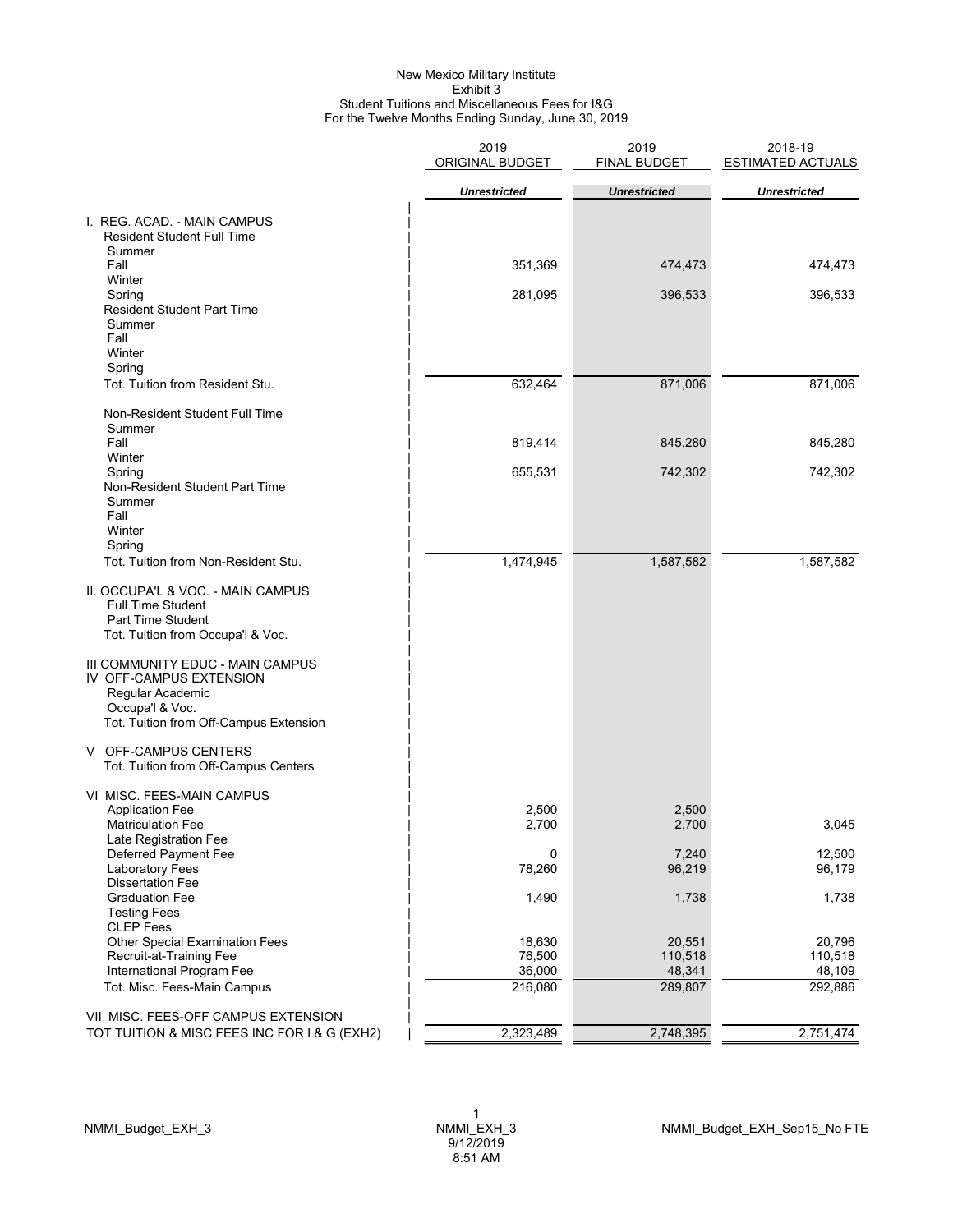New Mexico Military Institute
Exhibit 3
Student Tuitions and Miscellaneous Fees for I&G
For the Twelve Months Ending Sunday, June 30, 2019

| | 2019 ORIGINAL BUDGET | 2019 FINAL BUDGET | 2018-19 ESTIMATED ACTUALS |
|---|---|---|---|
| | *Unrestricted* | *Unrestricted* | *Unrestricted* |
| I. REG. ACAD. - MAIN CAMPUS | | | |
| Resident Student Full Time | | | |
| Summer | | | |
| Fall | 351,369 | 474,473 | 474,473 |
| Winter | | | |
| Spring | 281,095 | 396,533 | 396,533 |
| Resident Student Part Time | | | |
| Summer | | | |
| Fall | | | |
| Winter | | | |
| Spring | | | |
| Tot. Tuition from Resident Stu. | 632,464 | 871,006 | 871,006 |
| Non-Resident Student Full Time | | | |
| Summer | | | |
| Fall | 819,414 | 845,280 | 845,280 |
| Winter | | | |
| Spring | 655,531 | 742,302 | 742,302 |
| Non-Resident Student Part Time | | | |
| Summer | | | |
| Fall | | | |
| Winter | | | |
| Spring | | | |
| Tot. Tuition from Non-Resident Stu. | 1,474,945 | 1,587,582 | 1,587,582 |
| II. OCCUPA'L & VOC. - MAIN CAMPUS | | | |
| Full Time Student | | | |
| Part Time Student | | | |
| Tot. Tuition from Occupa'l & Voc. | | | |
| III COMMUNITY EDUC - MAIN CAMPUS | | | |
| IV OFF-CAMPUS EXTENSION | | | |
| Regular Academic | | | |
| Occupa'l & Voc. | | | |
| Tot. Tuition from Off-Campus Extension | | | |
| V OFF-CAMPUS CENTERS | | | |
| Tot. Tuition from Off-Campus Centers | | | |
| VI MISC. FEES-MAIN CAMPUS | | | |
| Application Fee | 2,500 | 2,500 | |
| Matriculation Fee | 2,700 | 2,700 | 3,045 |
| Late Registration Fee | | | |
| Deferred Payment Fee | 0 | 7,240 | 12,500 |
| Laboratory Fees | 78,260 | 96,219 | 96,179 |
| Dissertation Fee | | | |
| Graduation Fee | 1,490 | 1,738 | 1,738 |
| Testing Fees | | | |
| CLEP Fees | | | |
| Other Special Examination Fees | 18,630 | 20,551 | 20,796 |
| Recruit-at-Training Fee | 76,500 | 110,518 | 110,518 |
| International Program Fee | 36,000 | 48,341 | 48,109 |
| Tot. Misc. Fees-Main Campus | 216,080 | 289,807 | 292,886 |
| VII MISC. FEES-OFF CAMPUS EXTENSION | | | |
| TOT TUITION & MISC FEES INC FOR I & G (EXH2) | 2,323,489 | 2,748,395 | 2,751,474 |

NMMI_Budget_EXH_3 NMMI_EXH_3 9/12/2019 8:51 AM NMMI_Budget_EXH_Sep15_No FTE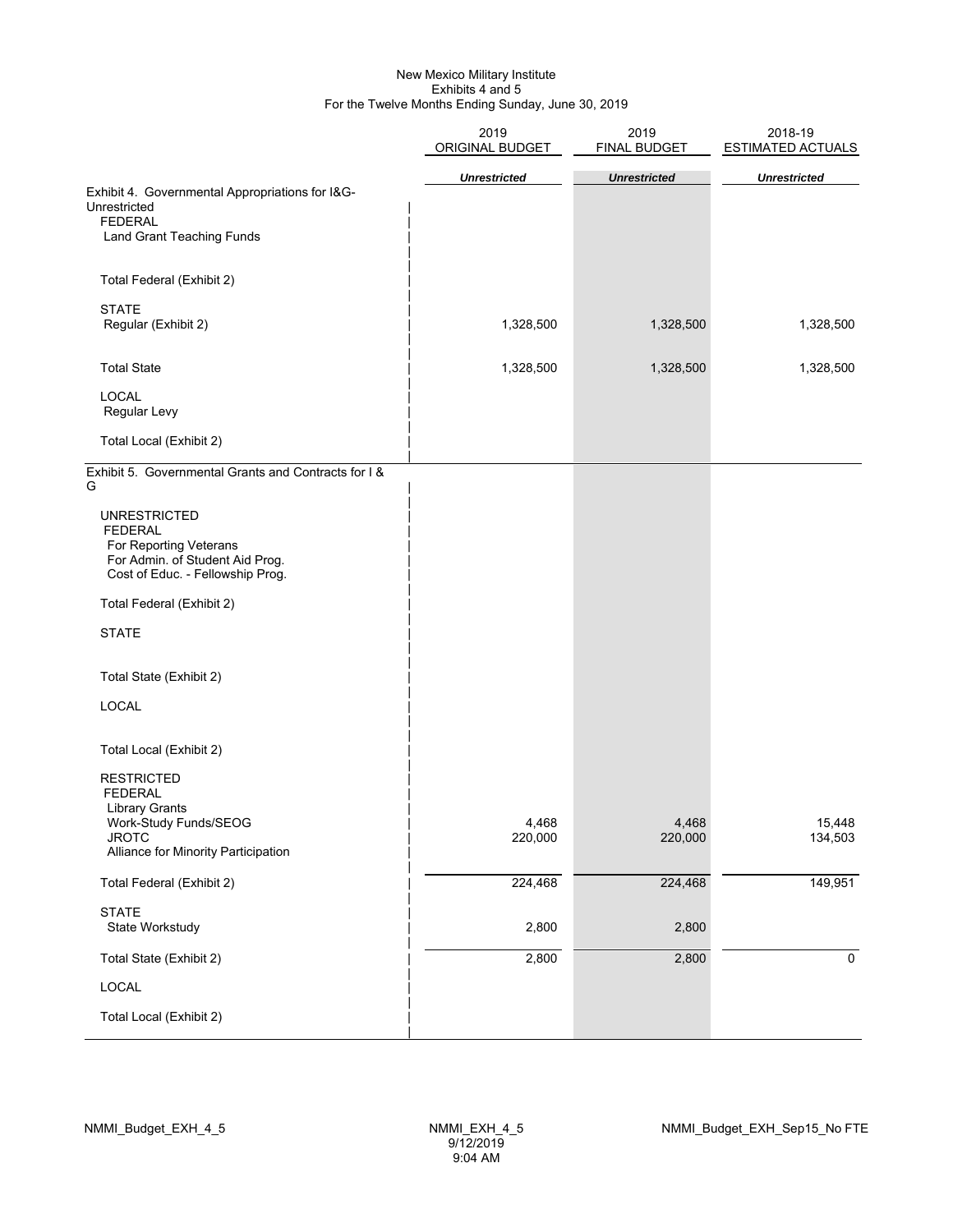New Mexico Military Institute
Exhibits 4 and 5
For the Twelve Months Ending Sunday, June 30, 2019

| | 2019 ORIGINAL BUDGET | 2019 FINAL BUDGET | 2018-19 ESTIMATED ACTUALS |
|---|---|---|---|
| | ***Unrestricted*** | ***Unrestricted*** | ***Unrestricted*** |
| Exhibit 4. Governmental Appropriations for I&G-Unrestricted | | | |
| FEDERAL | | | |
| Land Grant Teaching Funds | | | |
| Total Federal (Exhibit 2) | | | |
| STATE | | | |
| Regular (Exhibit 2) | 1,328,500 | 1,328,500 | 1,328,500 |
| Total State | 1,328,500 | 1,328,500 | 1,328,500 |
| LOCAL | | | |
| Regular Levy | | | |
| Total Local (Exhibit 2) | | | |
| Exhibit 5. Governmental Grants and Contracts for I & G | | | |
| UNRESTRICTED | | | |
| FEDERAL | | | |
| For Reporting Veterans | | | |
| For Admin. of Student Aid Prog. | | | |
| Cost of Educ. - Fellowship Prog. | | | |
| Total Federal (Exhibit 2) | | | |
| STATE | | | |
| Total State (Exhibit 2) | | | |
| LOCAL | | | |
| Total Local (Exhibit 2) | | | |
| RESTRICTED | | | |
| FEDERAL | | | |
| Library Grants | | | |
| Work-Study Funds/SEOG | 4,468 | 4,468 | 15,448 |
| JROTC | 220,000 | 220,000 | 134,503 |
| Alliance for Minority Participation | | | |
| Total Federal (Exhibit 2) | 224,468 | 224,468 | 149,951 |
| STATE | | | |
| State Workstudy | 2,800 | 2,800 | |
| Total State (Exhibit 2) | 2,800 | 2,800 | 0 |
| LOCAL | | | |
| Total Local (Exhibit 2) | | | |

NMMI_Budget_EXH_4_5 NMMI_EXH_4_5 9/12/2019 9:04 AM NMMI_Budget_EXH_Sep15_No FTE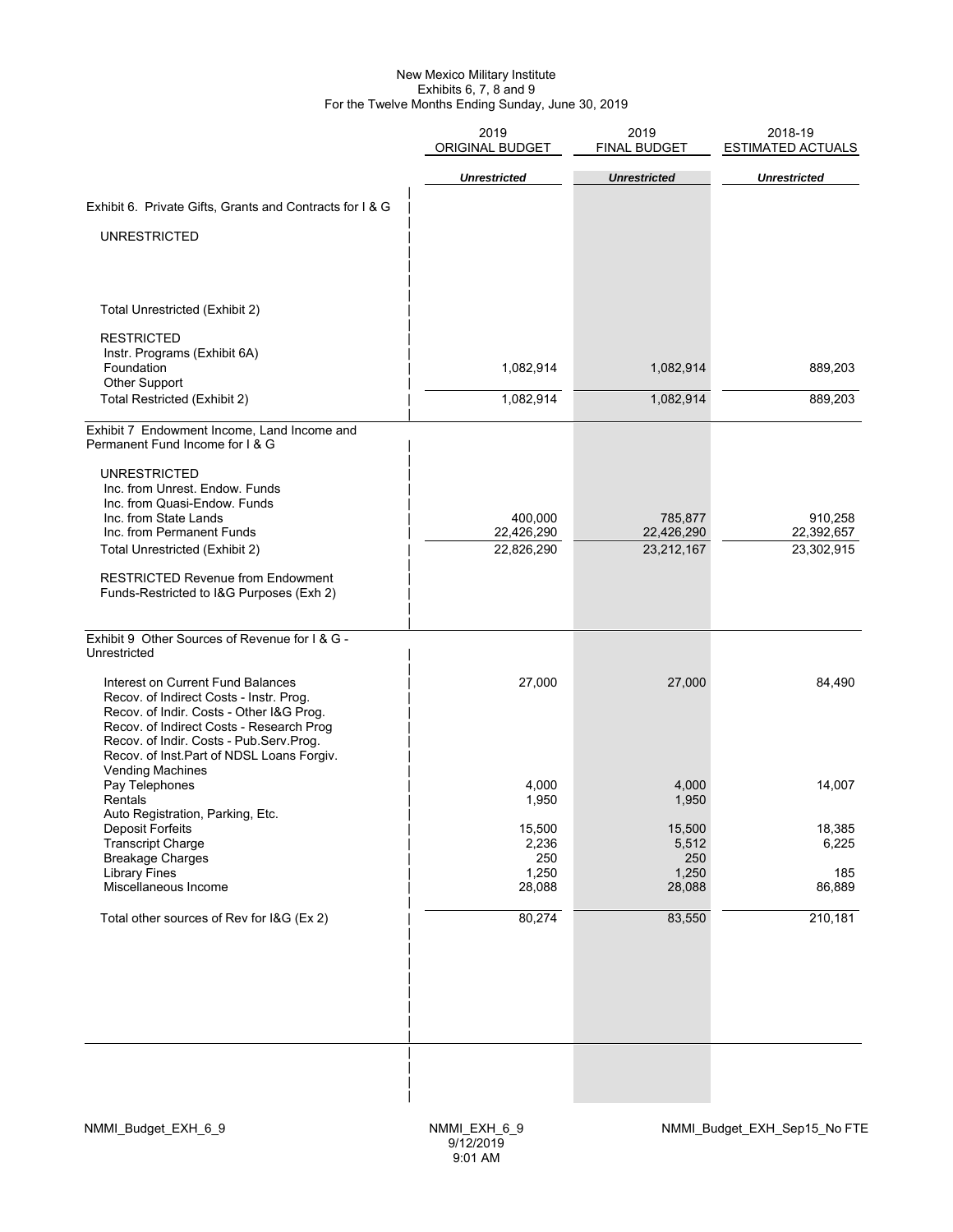New Mexico Military Institute
Exhibits 6, 7, 8 and 9
For the Twelve Months Ending Sunday, June 30, 2019

| | 2019 ORIGINAL BUDGET | 2019 FINAL BUDGET | 2018-19 ESTIMATED ACTUALS |
|---|---|---|---|
| | *Unrestricted* | *Unrestricted* | *Unrestricted* |
| Exhibit 6. Private Gifts, Grants and Contracts for I & G | | | |
| UNRESTRICTED | | | |
| Total Unrestricted (Exhibit 2) | | | |
| RESTRICTED | | | |
| Instr. Programs (Exhibit 6A) | | | |
| Foundation | 1,082,914 | 1,082,914 | 889,203 |
| Other Support | | | |
| Total Restricted (Exhibit 2) | 1,082,914 | 1,082,914 | 889,203 |
| Exhibit 7 Endowment Income, Land Income and Permanent Fund Income for I & G | | | |
| UNRESTRICTED | | | |
| Inc. from Unrest. Endow. Funds | | | |
| Inc. from Quasi-Endow. Funds | | | |
| Inc. from State Lands | 400,000 | 785,877 | 910,258 |
| Inc. from Permanent Funds | 22,426,290 | 22,426,290 | 22,392,657 |
| Total Unrestricted (Exhibit 2) | 22,826,290 | 23,212,167 | 23,302,915 |
| RESTRICTED Revenue from Endowment Funds-Restricted to I&G Purposes (Exh 2) | | | |
| Exhibit 9 Other Sources of Revenue for I & G - Unrestricted | | | |
| Interest on Current Fund Balances | 27,000 | 27,000 | 84,490 |
| Recov. of Indirect Costs - Instr. Prog. | | | |
| Recov. of Indir. Costs - Other I&G Prog. | | | |
| Recov. of Indirect Costs - Research Prog | | | |
| Recov. of Indir. Costs - Pub.Serv.Prog. | | | |
| Recov. of Inst.Part of NDSL Loans Forgiv. | | | |
| Vending Machines | | | |
| Pay Telephones | 4,000 | 4,000 | 14,007 |
| Rentals | 1,950 | 1,950 | |
| Auto Registration, Parking, Etc. | | | |
| Deposit Forfeits | 15,500 | 15,500 | 18,385 |
| Transcript Charge | 2,236 | 5,512 | 6,225 |
| Breakage Charges | 250 | 250 | |
| Library Fines | 1,250 | 1,250 | 185 |
| Miscellaneous Income | 28,088 | 28,088 | 86,889 |
| Total other sources of Rev for I&G (Ex 2) | 80,274 | 83,550 | 210,181 |

NMMI_Budget_EXH_6_9 NMMI_EXH_6_9 9/12/2019 9:01 AM NMMI_Budget_EXH_Sep15_No FTE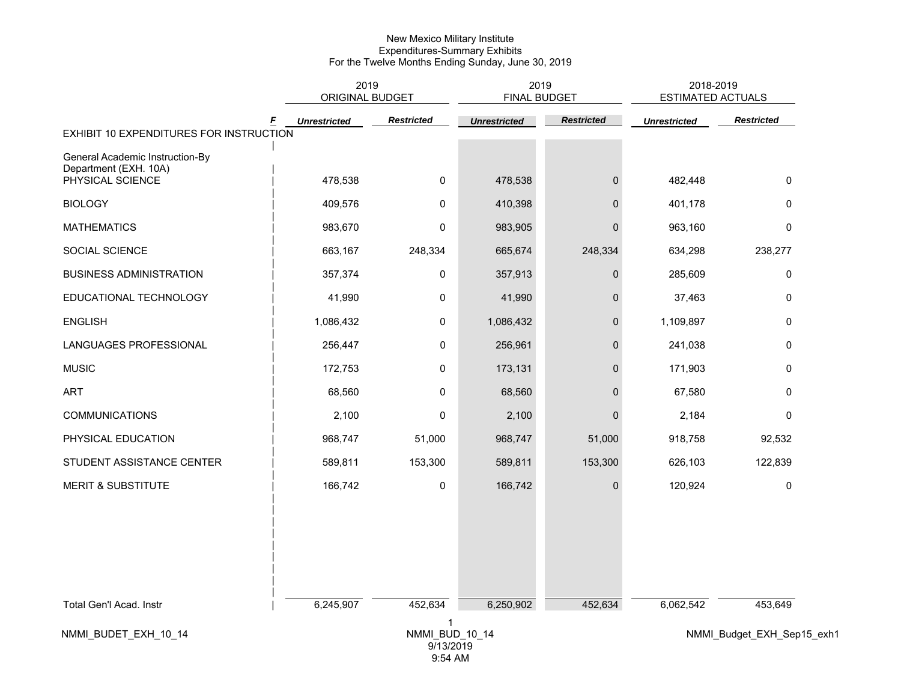New Mexico Military Institute
Expenditures-Summary Exhibits
For the Twelve Months Ending Sunday, June 30, 2019

| | 2019 ORIGINAL BUDGET | | 2019 FINAL BUDGET | | 2018-2019 ESTIMATED ACTUALS | |
|---|---|---|---|---|---|---|
| | ***Unrestricted*** | ***Restricted*** | ***Unrestricted*** | ***Restricted*** | ***Unrestricted*** | ***Restricted*** |
| **EXHIBIT 10 EXPENDITURES FOR INSTRUCTION** | | | | | | |
| General Academic Instruction-By Department (EXH. 10A) | | | | | | |
| PHYSICAL SCIENCE | 478,538 | 0 | 478,538 | 0 | 482,448 | 0 |
| BIOLOGY | 409,576 | 0 | 410,398 | 0 | 401,178 | 0 |
| MATHEMATICS | 983,670 | 0 | 983,905 | 0 | 963,160 | 0 |
| SOCIAL SCIENCE | 663,167 | 248,334 | 665,674 | 248,334 | 634,298 | 238,277 |
| BUSINESS ADMINISTRATION | 357,374 | 0 | 357,913 | 0 | 285,609 | 0 |
| EDUCATIONAL TECHNOLOGY | 41,990 | 0 | 41,990 | 0 | 37,463 | 0 |
| ENGLISH | 1,086,432 | 0 | 1,086,432 | 0 | 1,109,897 | 0 |
| LANGUAGES PROFESSIONAL | 256,447 | 0 | 256,961 | 0 | 241,038 | 0 |
| MUSIC | 172,753 | 0 | 173,131 | 0 | 171,903 | 0 |
| ART | 68,560 | 0 | 68,560 | 0 | 67,580 | 0 |
| COMMUNICATIONS | 2,100 | 0 | 2,100 | 0 | 2,184 | 0 |
| PHYSICAL EDUCATION | 968,747 | 51,000 | 968,747 | 51,000 | 918,758 | 92,532 |
| STUDENT ASSISTANCE CENTER | 589,811 | 153,300 | 589,811 | 153,300 | 626,103 | 122,839 |
| MERIT & SUBSTITUTE | 166,742 | 0 | 166,742 | 0 | 120,924 | 0 |
| Total Gen'l Acad. Instr | 6,245,907 | 452,634 | 6,250,902 | 452,634 | 6,062,542 | 453,649 |

NMMI_BUDET_EXH_10_14 NMMI_BUD_10_14 9/13/2019 9:54 AM NMMI_Budget_EXH_Sep15_exh1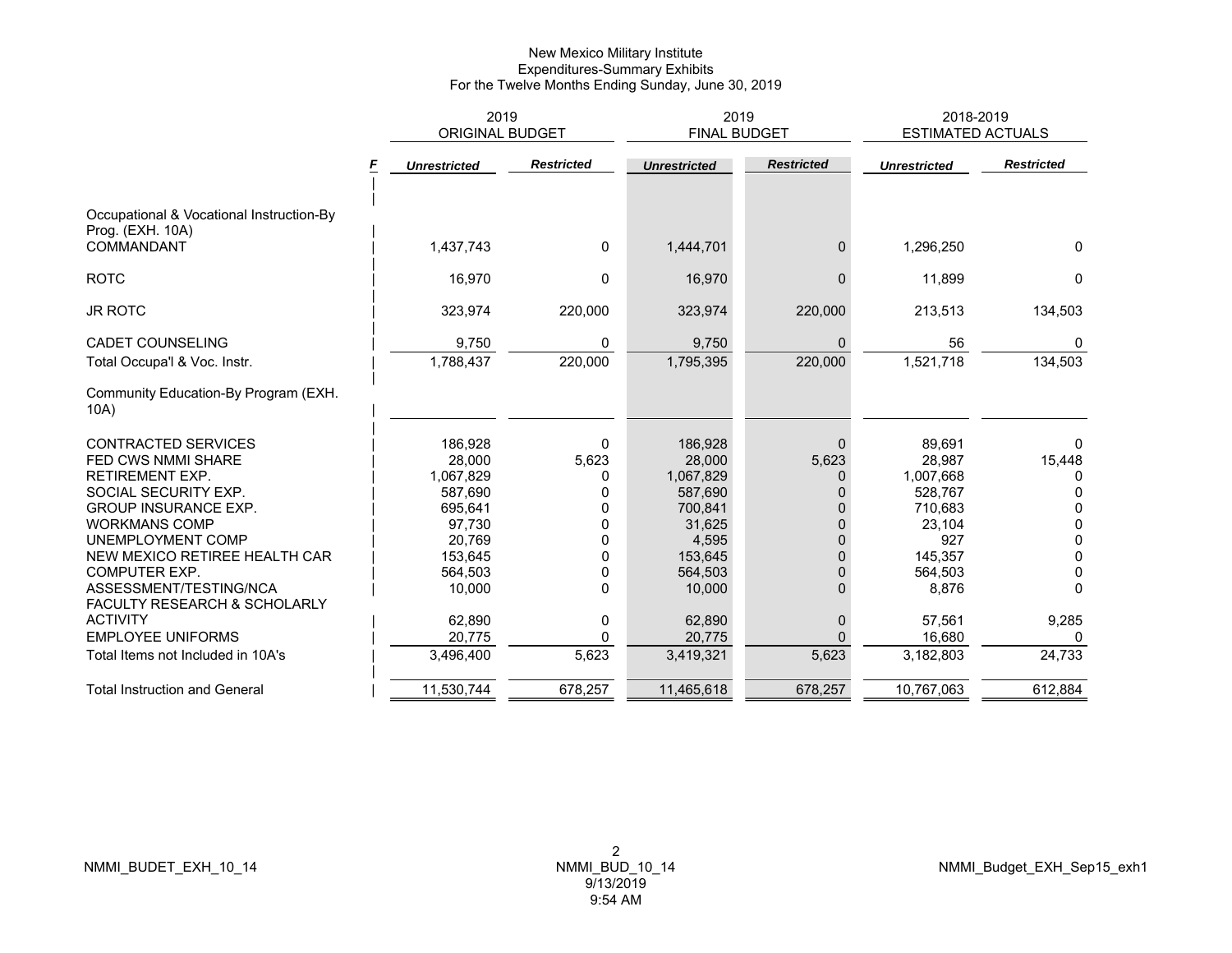# New Mexico Military Institute
## Expenditures-Summary Exhibits
### For the Twelve Months Ending Sunday, June 30, 2019

| | F | 2019 ORIGINAL BUDGET | | 2019 FINAL BUDGET | | 2018-2019 ESTIMATED ACTUALS | |
|---|---|---|---|---|---|---|---|
| | | *Unrestricted* | *Restricted* | *Unrestricted* | *Restricted* | *Unrestricted* | *Restricted* |
| Occupational & Vocational Instruction-By Prog. (EXH. 10A) | | | | | | | |
| COMMANDANT | | 1,437,743 | 0 | 1,444,701 | 0 | 1,296,250 | 0 |
| ROTC | | 16,970 | 0 | 16,970 | 0 | 11,899 | 0 |
| JR ROTC | | 323,974 | 220,000 | 323,974 | 220,000 | 213,513 | 134,503 |
| CADET COUNSELING | | 9,750 | 0 | 9,750 | 0 | 56 | 0 |
| Total Occupa'l & Voc. Instr. | | 1,788,437 | 220,000 | 1,795,395 | 220,000 | 1,521,718 | 134,503 |
| Community Education-By Program (EXH. 10A) | | | | | | | |
| CONTRACTED SERVICES | | 186,928 | 0 | 186,928 | 0 | 89,691 | 0 |
| FED CWS NMMI SHARE | | 28,000 | 5,623 | 28,000 | 5,623 | 28,987 | 15,448 |
| RETIREMENT EXP. | | 1,067,829 | 0 | 1,067,829 | 0 | 1,007,668 | 0 |
| SOCIAL SECURITY EXP. | | 587,690 | 0 | 587,690 | 0 | 528,767 | 0 |
| GROUP INSURANCE EXP. | | 695,641 | 0 | 700,841 | 0 | 710,683 | 0 |
| WORKMANS COMP | | 97,730 | 0 | 31,625 | 0 | 23,104 | 0 |
| UNEMPLOYMENT COMP | | 20,769 | 0 | 4,595 | 0 | 927 | 0 |
| NEW MEXICO RETIREE HEALTH CAR | | 153,645 | 0 | 153,645 | 0 | 145,357 | 0 |
| COMPUTER EXP. | | 564,503 | 0 | 564,503 | 0 | 564,503 | 0 |
| ASSESSMENT/TESTING/NCA | | 10,000 | 0 | 10,000 | 0 | 8,876 | 0 |
| FACULTY RESEARCH & SCHOLARLY ACTIVITY | | 62,890 | 0 | 62,890 | 0 | 57,561 | 9,285 |
| EMPLOYEE UNIFORMS | | 20,775 | 0 | 20,775 | 0 | 16,680 | 0 |
| Total Items not Included in 10A's | | 3,496,400 | 5,623 | 3,419,321 | 5,623 | 3,182,803 | 24,733 |
| Total Instruction and General | | 11,530,744 | 678,257 | 11,465,618 | 678,257 | 10,767,063 | 612,884 |

NMMI_BUDET_EXH_10_14 NMMI_BUD_10_14 9/13/2019 9:54 AM NMMI_Budget_EXH_Sep15_exh1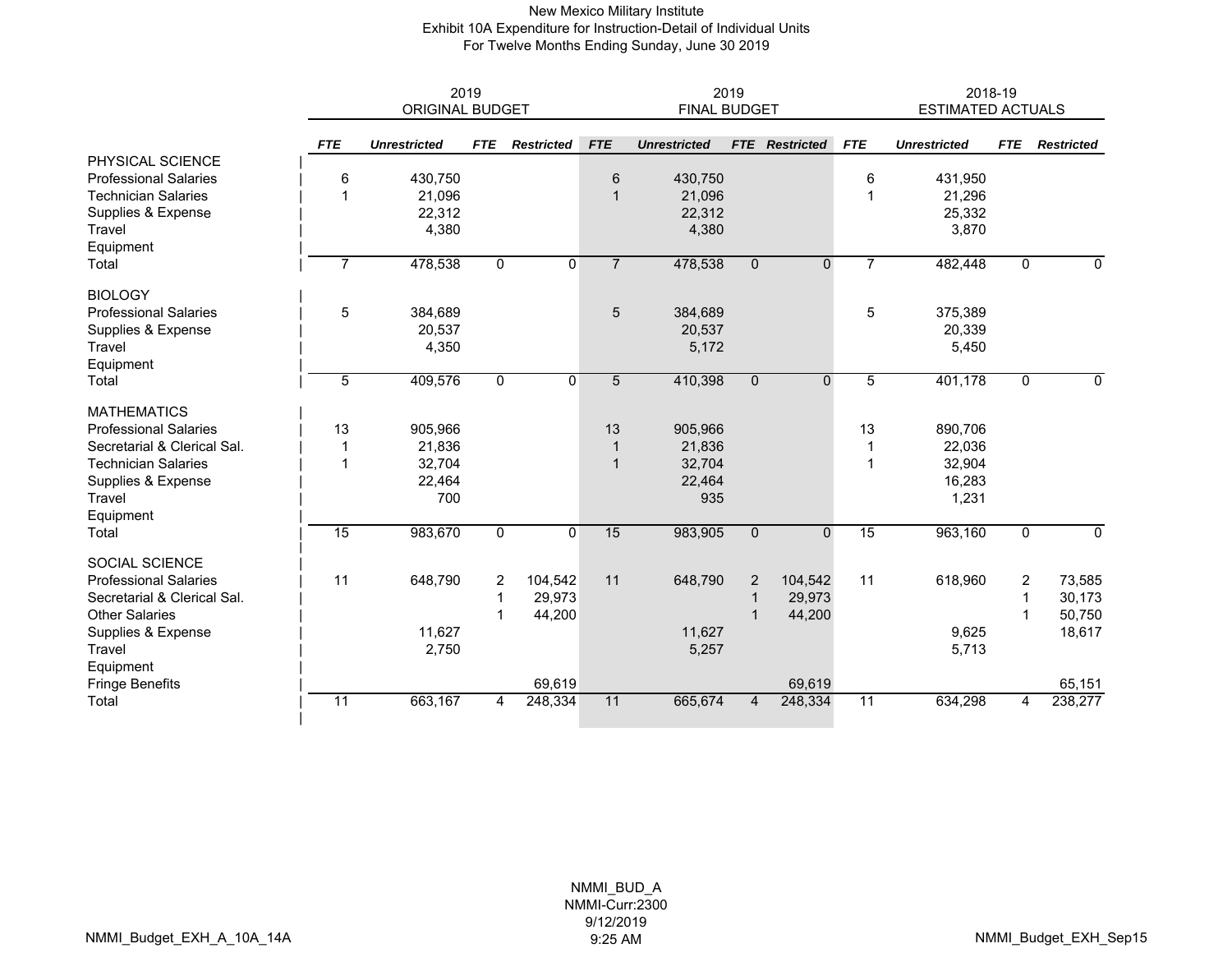New Mexico Military Institute
Exhibit 10A Expenditure for Instruction-Detail of Individual Units
For Twelve Months Ending Sunday, June 30 2019

| | 2019 ORIGINAL BUDGET | | | | 2019 FINAL BUDGET | | | | 2018-19 ESTIMATED ACTUALS | | | |
|---|---|---|---|---|---|---|---|---|---|---|---|---|
| | ***FTE*** | ***Unrestricted*** | ***FTE*** | ***Restricted*** | ***FTE*** | ***Unrestricted*** | ***FTE*** | ***Restricted*** | ***FTE*** | ***Unrestricted*** | ***FTE*** | ***Restricted*** |
| PHYSICAL SCIENCE | | | | | | | | | | | | |
| Professional Salaries | 6 | 430,750 | | | 6 | 430,750 | | | 6 | 431,950 | | |
| Technician Salaries | 1 | 21,096 | | | 1 | 21,096 | | | 1 | 21,296 | | |
| Supplies & Expense | | 22,312 | | | | 22,312 | | | | 25,332 | | |
| Travel | | 4,380 | | | | 4,380 | | | | 3,870 | | |
| Equipment | | | | | | | | | | | | |
| Total | 7 | 478,538 | 0 | 0 | 7 | 478,538 | 0 | 0 | 7 | 482,448 | 0 | 0 |
| BIOLOGY | | | | | | | | | | | | |
| Professional Salaries | 5 | 384,689 | | | 5 | 384,689 | | | 5 | 375,389 | | |
| Supplies & Expense | | 20,537 | | | | 20,537 | | | | 20,339 | | |
| Travel | | 4,350 | | | | 5,172 | | | | 5,450 | | |
| Equipment | | | | | | | | | | | | |
| Total | 5 | 409,576 | 0 | 0 | 5 | 410,398 | 0 | 0 | 5 | 401,178 | 0 | 0 |
| MATHEMATICS | | | | | | | | | | | | |
| Professional Salaries | 13 | 905,966 | | | 13 | 905,966 | | | 13 | 890,706 | | |
| Secretarial & Clerical Sal. | 1 | 21,836 | | | 1 | 21,836 | | | 1 | 22,036 | | |
| Technician Salaries | 1 | 32,704 | | | 1 | 32,704 | | | 1 | 32,904 | | |
| Supplies & Expense | | 22,464 | | | | 22,464 | | | | 16,283 | | |
| Travel | | 700 | | | | 935 | | | | 1,231 | | |
| Equipment | | | | | | | | | | | | |
| Total | 15 | 983,670 | 0 | 0 | 15 | 983,905 | 0 | 0 | 15 | 963,160 | 0 | 0 |
| SOCIAL SCIENCE | | | | | | | | | | | | |
| Professional Salaries | 11 | 648,790 | 2 | 104,542 | 11 | 648,790 | 2 | 104,542 | 11 | 618,960 | 2 | 73,585 |
| Secretarial & Clerical Sal. | | | 1 | 29,973 | | | 1 | 29,973 | | | 1 | 30,173 |
| Other Salaries | | | 1 | 44,200 | | | 1 | 44,200 | | | 1 | 50,750 |
| Supplies & Expense | | 11,627 | | | | 11,627 | | | | 9,625 | | 18,617 |
| Travel | | 2,750 | | | | 5,257 | | | | 5,713 | | |
| Equipment | | | | | | | | | | | | |
| Fringe Benefits | | | | 69,619 | | | | 69,619 | | | | 65,151 |
| Total | 11 | 663,167 | 4 | 248,334 | 11 | 665,674 | 4 | 248,334 | 11 | 634,298 | 4 | 238,277 |

NMMI_BUD_A
NMMI-Curr:2300
9/12/2019
9:25 AM

NMMI_Budget_EXH_A_10A_14A

NMMI_Budget_EXH_Sep15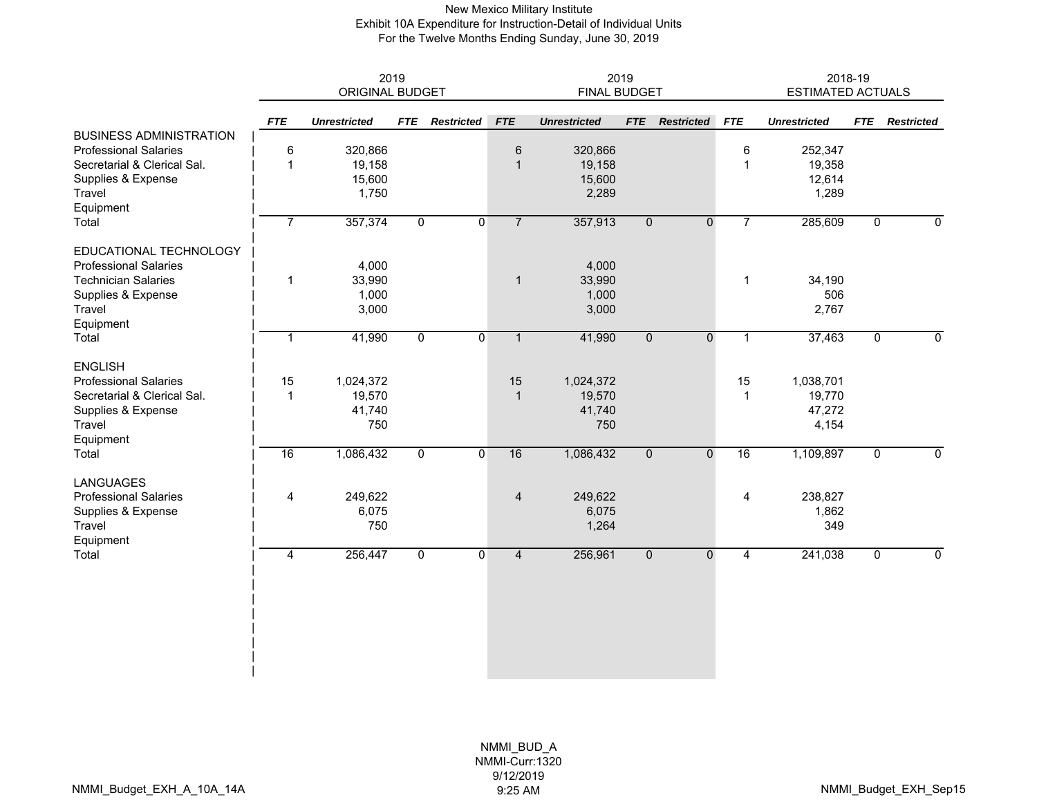New Mexico Military Institute
Exhibit 10A Expenditure for Instruction-Detail of Individual Units
For the Twelve Months Ending Sunday, June 30, 2019

| | 2019 ORIGINAL BUDGET | | | | 2019 FINAL BUDGET | | | | 2018-19 ESTIMATED ACTUALS | | | |
|---|---|---|---|---|---|---|---|---|---|---|---|---|
| | *FTE* | *Unrestricted* | *FTE* | *Restricted* | *FTE* | *Unrestricted* | *FTE* | *Restricted* | *FTE* | *Unrestricted* | *FTE* | *Restricted* |
| BUSINESS ADMINISTRATION | | | | | | | | | | | | |
| Professional Salaries | 6 | 320,866 | | | 6 | 320,866 | | | 6 | 252,347 | | |
| Secretarial & Clerical Sal. | 1 | 19,158 | | | 1 | 19,158 | | | 1 | 19,358 | | |
| Supplies & Expense | | 15,600 | | | | 15,600 | | | | 12,614 | | |
| Travel | | 1,750 | | | | 2,289 | | | | 1,289 | | |
| Equipment | | | | | | | | | | | | |
| Total | 7 | 357,374 | 0 | 0 | 7 | 357,913 | 0 | 0 | 7 | 285,609 | 0 | 0 |
| EDUCATIONAL TECHNOLOGY | | | | | | | | | | | | |
| Professional Salaries | | 4,000 | | | | 4,000 | | | | | | |
| Technician Salaries | 1 | 33,990 | | | 1 | 33,990 | | | 1 | 34,190 | | |
| Supplies & Expense | | 1,000 | | | | 1,000 | | | | 506 | | |
| Travel | | 3,000 | | | | 3,000 | | | | 2,767 | | |
| Equipment | | | | | | | | | | | | |
| Total | 1 | 41,990 | 0 | 0 | 1 | 41,990 | 0 | 0 | 1 | 37,463 | 0 | 0 |
| ENGLISH | | | | | | | | | | | | |
| Professional Salaries | 15 | 1,024,372 | | | 15 | 1,024,372 | | | 15 | 1,038,701 | | |
| Secretarial & Clerical Sal. | 1 | 19,570 | | | 1 | 19,570 | | | 1 | 19,770 | | |
| Supplies & Expense | | 41,740 | | | | 41,740 | | | | 47,272 | | |
| Travel | | 750 | | | | 750 | | | | 4,154 | | |
| Equipment | | | | | | | | | | | | |
| Total | 16 | 1,086,432 | 0 | 0 | 16 | 1,086,432 | 0 | 0 | 16 | 1,109,897 | 0 | 0 |
| LANGUAGES | | | | | | | | | | | | |
| Professional Salaries | 4 | 249,622 | | | 4 | 249,622 | | | 4 | 238,827 | | |
| Supplies & Expense | | 6,075 | | | | 6,075 | | | | 1,862 | | |
| Travel | | 750 | | | | 1,264 | | | | 349 | | |
| Equipment | | | | | | | | | | | | |
| Total | 4 | 256,447 | 0 | 0 | 4 | 256,961 | 0 | 0 | 4 | 241,038 | 0 | 0 |

NMMI_BUD_A
NMMI-Curr:1320
9/12/2019
9:25 AM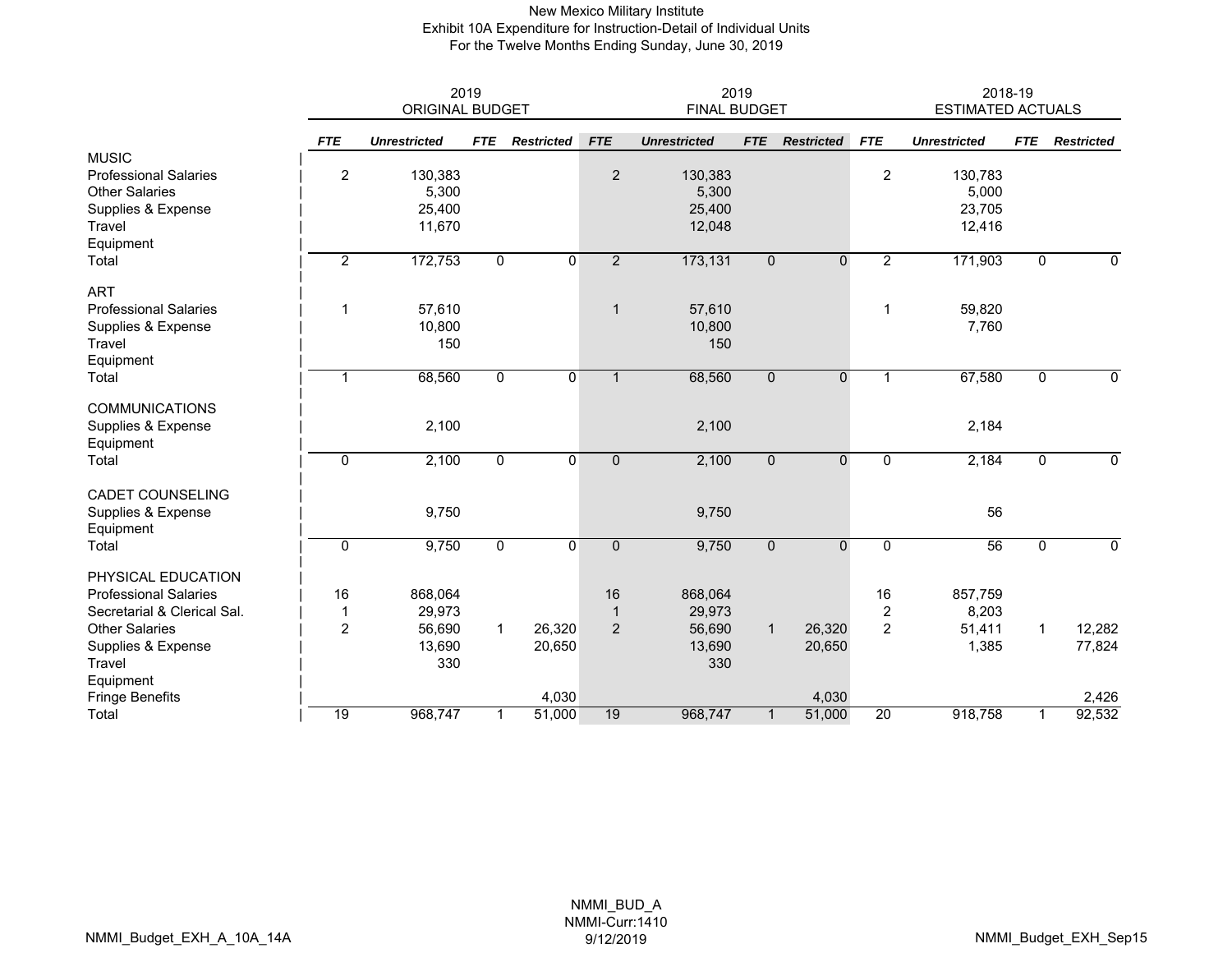New Mexico Military Institute
Exhibit 10A Expenditure for Instruction-Detail of Individual Units
For the Twelve Months Ending Sunday, June 30, 2019

| | 2019 ORIGINAL BUDGET | | | | 2019 FINAL BUDGET | | | | 2018-19 ESTIMATED ACTUALS | | | |
|---|---|---|---|---|---|---|---|---|---|---|---|---|
| | *FTE* | *Unrestricted* | *FTE* | *Restricted* | *FTE* | *Unrestricted* | *FTE* | *Restricted* | *FTE* | *Unrestricted* | *FTE* | *Restricted* |
| MUSIC | | | | | | | | | | | | |
| Professional Salaries | 2 | 130,383 | | | 2 | 130,383 | | | 2 | 130,783 | | |
| Other Salaries | | 5,300 | | | | 5,300 | | | | 5,000 | | |
| Supplies & Expense | | 25,400 | | | | 25,400 | | | | 23,705 | | |
| Travel | | 11,670 | | | | 12,048 | | | | 12,416 | | |
| Equipment | | | | | | | | | | | | |
| Total | 2 | 172,753 | 0 | 0 | 2 | 173,131 | 0 | 0 | 2 | 171,903 | 0 | 0 |
| ART | | | | | | | | | | | | |
| Professional Salaries | 1 | 57,610 | | | 1 | 57,610 | | | 1 | 59,820 | | |
| Supplies & Expense | | 10,800 | | | | 10,800 | | | | 7,760 | | |
| Travel | | 150 | | | | 150 | | | | | | |
| Equipment | | | | | | | | | | | | |
| Total | 1 | 68,560 | 0 | 0 | 1 | 68,560 | 0 | 0 | 1 | 67,580 | 0 | 0 |
| COMMUNICATIONS | | | | | | | | | | | | |
| Supplies & Expense | | 2,100 | | | | 2,100 | | | | 2,184 | | |
| Equipment | | | | | | | | | | | | |
| Total | 0 | 2,100 | 0 | 0 | 0 | 2,100 | 0 | 0 | 0 | 2,184 | 0 | 0 |
| CADET COUNSELING | | | | | | | | | | | | |
| Supplies & Expense | | 9,750 | | | | 9,750 | | | | 56 | | |
| Equipment | | | | | | | | | | | | |
| Total | 0 | 9,750 | 0 | 0 | 0 | 9,750 | 0 | 0 | 0 | 56 | 0 | 0 |
| PHYSICAL EDUCATION | | | | | | | | | | | | |
| Professional Salaries | 16 | 868,064 | | | 16 | 868,064 | | | 16 | 857,759 | | |
| Secretarial & Clerical Sal. | 1 | 29,973 | | | 1 | 29,973 | | | 2 | 8,203 | | |
| Other Salaries | 2 | 56,690 | 1 | 26,320 | 2 | 56,690 | 1 | 26,320 | 2 | 51,411 | 1 | 12,282 |
| Supplies & Expense | | 13,690 | | 20,650 | | 13,690 | | 20,650 | | 1,385 | | 77,824 |
| Travel | | 330 | | | | 330 | | | | | | |
| Equipment | | | | | | | | | | | | |
| Fringe Benefits | | | | 4,030 | | | | 4,030 | | | | 2,426 |
| Total | 19 | 968,747 | 1 | 51,000 | 19 | 968,747 | 1 | 51,000 | 20 | 918,758 | 1 | 92,532 |

NMMI_BUD_A
NMMI-Curr:1410
9/12/2019

NMMI_Budget_EXH_A_10A_14A

NMMI_Budget_EXH_Sep15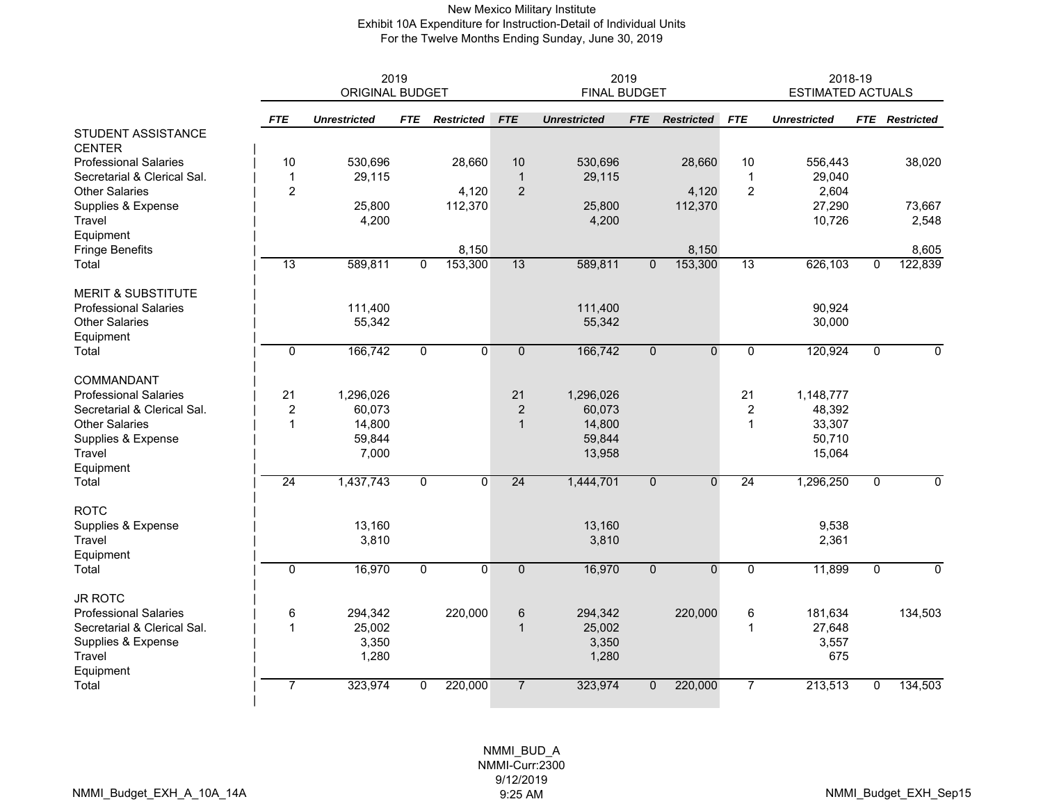# New Mexico Military Institute
## Exhibit 10A Expenditure for Instruction-Detail of Individual Units
### For the Twelve Months Ending Sunday, June 30, 2019

| | 2019 ORIGINAL BUDGET | | | | 2019 FINAL BUDGET | | | | 2018-19 ESTIMATED ACTUALS | | | |
|---|---|---|---|---|---|---|---|---|---|---|---|---|
| | *FTE* | *Unrestricted* | *FTE* | *Restricted* | *FTE* | *Unrestricted* | *FTE* | *Restricted* | *FTE* | *Unrestricted* | *FTE* | *Restricted* |
| **STUDENT ASSISTANCE CENTER** | | | | | | | | | | | | |
| Professional Salaries | 10 | 530,696 | | 28,660 | 10 | 530,696 | | 28,660 | 10 | 556,443 | | 38,020 |
| Secretarial & Clerical Sal. | 1 | 29,115 | | | 1 | 29,115 | | | 1 | 29,040 | | |
| Other Salaries | 2 | | | 4,120 | 2 | | | 4,120 | 2 | 2,604 | | |
| Supplies & Expense | | 25,800 | | 112,370 | | 25,800 | | 112,370 | | 27,290 | | 73,667 |
| Travel | | 4,200 | | | | 4,200 | | | | 10,726 | | 2,548 |
| Equipment | | | | | | | | | | | | |
| Fringe Benefits | | | | 8,150 | | | | 8,150 | | | | 8,605 |
| Total | 13 | 589,811 | 0 | 153,300 | 13 | 589,811 | 0 | 153,300 | 13 | 626,103 | 0 | 122,839 |
| **MERIT & SUBSTITUTE** | | | | | | | | | | | | |
| Professional Salaries | | 111,400 | | | | 111,400 | | | | 90,924 | | |
| Other Salaries | | 55,342 | | | | 55,342 | | | | 30,000 | | |
| Equipment | | | | | | | | | | | | |
| Total | 0 | 166,742 | 0 | 0 | 0 | 166,742 | 0 | 0 | 0 | 120,924 | 0 | 0 |
| **COMMANDANT** | | | | | | | | | | | | |
| Professional Salaries | 21 | 1,296,026 | | | 21 | 1,296,026 | | | 21 | 1,148,777 | | |
| Secretarial & Clerical Sal. | 2 | 60,073 | | | 2 | 60,073 | | | 2 | 48,392 | | |
| Other Salaries | 1 | 14,800 | | | 1 | 14,800 | | | 1 | 33,307 | | |
| Supplies & Expense | | 59,844 | | | | 59,844 | | | | 50,710 | | |
| Travel | | 7,000 | | | | 13,958 | | | | 15,064 | | |
| Equipment | | | | | | | | | | | | |
| Total | 24 | 1,437,743 | 0 | 0 | 24 | 1,444,701 | 0 | 0 | 24 | 1,296,250 | 0 | 0 |
| **ROTC** | | | | | | | | | | | | |
| Supplies & Expense | | 13,160 | | | | 13,160 | | | | 9,538 | | |
| Travel | | 3,810 | | | | 3,810 | | | | 2,361 | | |
| Equipment | | | | | | | | | | | | |
| Total | 0 | 16,970 | 0 | 0 | 0 | 16,970 | 0 | 0 | 0 | 11,899 | 0 | 0 |
| **JR ROTC** | | | | | | | | | | | | |
| Professional Salaries | 6 | 294,342 | | 220,000 | 6 | 294,342 | | 220,000 | 6 | 181,634 | | 134,503 |
| Secretarial & Clerical Sal. | 1 | 25,002 | | | 1 | 25,002 | | | 1 | 27,648 | | |
| Supplies & Expense | | 3,350 | | | | 3,350 | | | | 3,557 | | |
| Travel | | 1,280 | | | | 1,280 | | | | 675 | | |
| Equipment | | | | | | | | | | | | |
| Total | 7 | 323,974 | 0 | 220,000 | 7 | 323,974 | 0 | 220,000 | 7 | 213,513 | 0 | 134,503 |

NMMI_BUD_A
NMMI-Curr:2300
9/12/2019
9:25 AM

NMMI_Budget_EXH_A_10A_14A NMMI_Budget_EXH_Sep15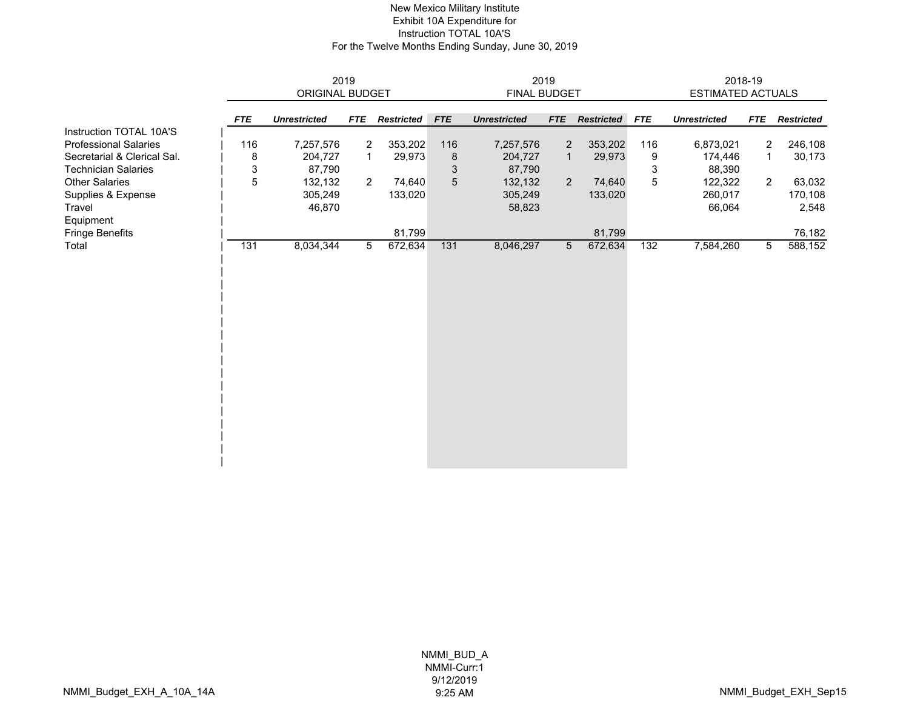New Mexico Military Institute
Exhibit 10A Expenditure for
Instruction TOTAL 10A'S
For the Twelve Months Ending Sunday, June 30, 2019

| | 2019 ORIGINAL BUDGET | | | | 2019 FINAL BUDGET | | | | 2018-19 ESTIMATED ACTUALS | | | |
|---|---|---|---|---|---|---|---|---|---|---|---|---|
| | ***FTE*** | ***Unrestricted*** | ***FTE*** | ***Restricted*** | ***FTE*** | ***Unrestricted*** | ***FTE*** | ***Restricted*** | ***FTE*** | ***Unrestricted*** | ***FTE*** | ***Restricted*** |
| Instruction TOTAL 10A'S | | | | | | | | | | | | |
| Professional Salaries | 116 | 7,257,576 | 2 | 353,202 | 116 | 7,257,576 | 2 | 353,202 | 116 | 6,873,021 | 2 | 246,108 |
| Secretarial & Clerical Sal. | 8 | 204,727 | 1 | 29,973 | 8 | 204,727 | 1 | 29,973 | 9 | 174,446 | 1 | 30,173 |
| Technician Salaries | 3 | 87,790 | | | 3 | 87,790 | | | 3 | 88,390 | | |
| Other Salaries | 5 | 132,132 | 2 | 74,640 | 5 | 132,132 | 2 | 74,640 | 5 | 122,322 | 2 | 63,032 |
| Supplies & Expense | | 305,249 | | 133,020 | | 305,249 | | 133,020 | | 260,017 | | 170,108 |
| Travel | | 46,870 | | | | 58,823 | | | | 66,064 | | 2,548 |
| Equipment | | | | | | | | | | | | |
| Fringe Benefits | | | | 81,799 | | | | 81,799 | | | | 76,182 |
| Total | 131 | 8,034,344 | 5 | 672,634 | 131 | 8,046,297 | 5 | 672,634 | 132 | 7,584,260 | 5 | 588,152 |

NMMI_BUD_A
NMMI-Curr:1
9/12/2019
9:25 AM

NMMI_Budget_EXH_A_10A_14A

NMMI_Budget_EXH_Sep15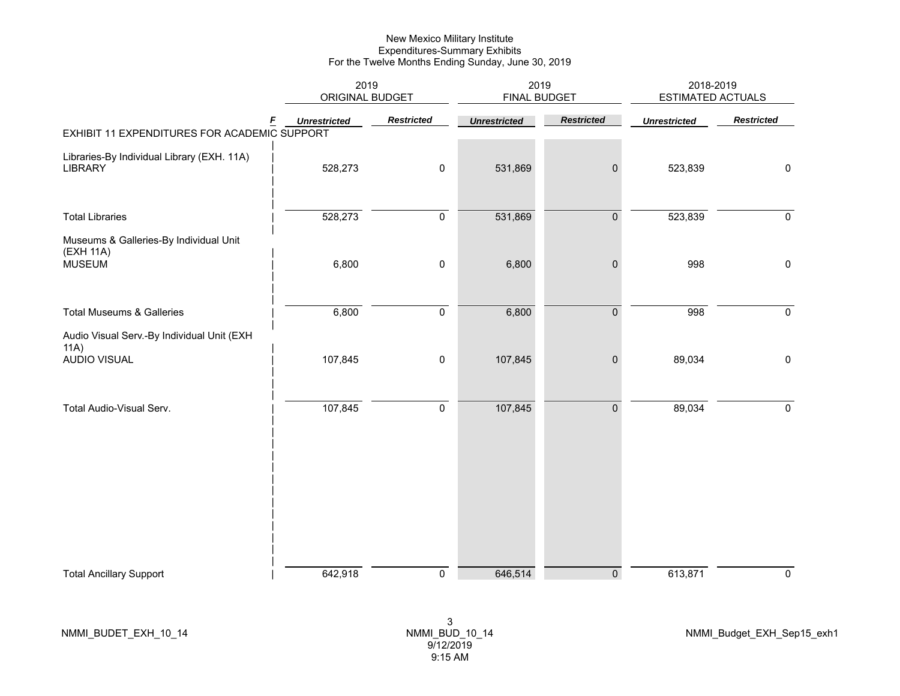# New Mexico Military Institute
## Expenditures-Summary Exhibits
### For the Twelve Months Ending Sunday, June 30, 2019

| | F | 2019 ORIGINAL BUDGET | | 2019 FINAL BUDGET | | 2018-2019 ESTIMATED ACTUALS | |
|---|---|---|---|---|---|---|---|
| | | *Unrestricted* | *Restricted* | *Unrestricted* | *Restricted* | *Unrestricted* | *Restricted* |
| **EXHIBIT 11 EXPENDITURES FOR ACADEMIC SUPPORT** | | | | | | | |
| Libraries-By Individual Library (EXH. 11A) | | | | | | | |
| LIBRARY | | 528,273 | 0 | 531,869 | 0 | 523,839 | 0 |
| Total Libraries | | 528,273 | 0 | 531,869 | 0 | 523,839 | 0 |
| Museums & Galleries-By Individual Unit (EXH 11A) | | | | | | | |
| MUSEUM | | 6,800 | 0 | 6,800 | 0 | 998 | 0 |
| Total Museums & Galleries | | 6,800 | 0 | 6,800 | 0 | 998 | 0 |
| Audio Visual Serv.-By Individual Unit (EXH 11A) | | | | | | | |
| AUDIO VISUAL | | 107,845 | 0 | 107,845 | 0 | 89,034 | 0 |
| Total Audio-Visual Serv. | | 107,845 | 0 | 107,845 | 0 | 89,034 | 0 |
| Total Ancillary Support | | 642,918 | 0 | 646,514 | 0 | 613,871 | 0 |

NMMI_BUDET_EXH_10_14 NMMI_BUD_10_14 9/12/2019 9:15 AM NMMI_Budget_EXH_Sep15_exh1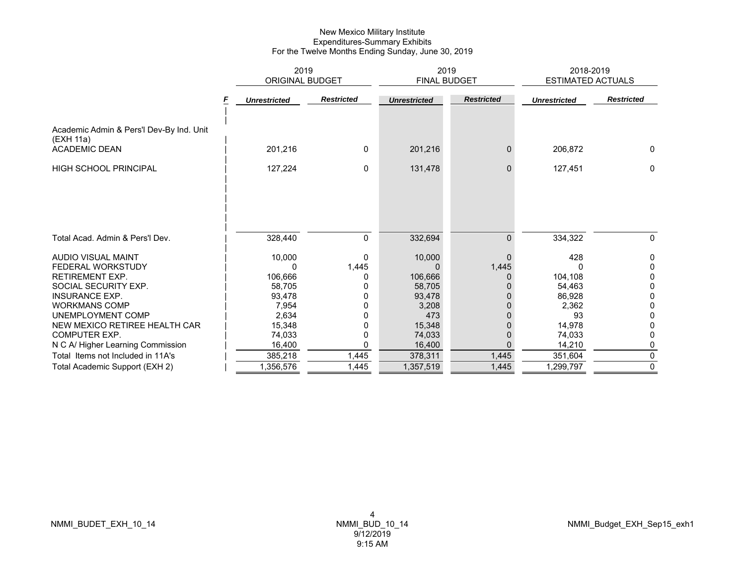New Mexico Military Institute
Expenditures-Summary Exhibits
For the Twelve Months Ending Sunday, June 30, 2019

| | F | 2019 ORIGINAL BUDGET | | 2019 FINAL BUDGET | | 2018-2019 ESTIMATED ACTUALS | |
|---|---|---|---|---|---|---|---|
| | | *Unrestricted* | *Restricted* | *Unrestricted* | *Restricted* | *Unrestricted* | *Restricted* |
| Academic Admin & Pers'l Dev-By Ind. Unit (EXH 11a) | | | | | | | |
| ACADEMIC DEAN | | 201,216 | 0 | 201,216 | 0 | 206,872 | 0 |
| HIGH SCHOOL PRINCIPAL | | 127,224 | 0 | 131,478 | 0 | 127,451 | 0 |
| Total Acad. Admin & Pers'l Dev. | | 328,440 | 0 | 332,694 | 0 | 334,322 | 0 |
| AUDIO VISUAL MAINT | | 10,000 | 0 | 10,000 | 0 | 428 | 0 |
| FEDERAL WORKSTUDY | | 0 | 1,445 | 0 | 1,445 | 0 | 0 |
| RETIREMENT EXP. | | 106,666 | 0 | 106,666 | 0 | 104,108 | 0 |
| SOCIAL SECURITY EXP. | | 58,705 | 0 | 58,705 | 0 | 54,463 | 0 |
| INSURANCE EXP. | | 93,478 | 0 | 93,478 | 0 | 86,928 | 0 |
| WORKMANS COMP | | 7,954 | 0 | 3,208 | 0 | 2,362 | 0 |
| UNEMPLOYMENT COMP | | 2,634 | 0 | 473 | 0 | 93 | 0 |
| NEW MEXICO RETIREE HEALTH CAR | | 15,348 | 0 | 15,348 | 0 | 14,978 | 0 |
| COMPUTER EXP. | | 74,033 | 0 | 74,033 | 0 | 74,033 | 0 |
| N C A/ Higher Learning Commission | | 16,400 | 0 | 16,400 | 0 | 14,210 | 0 |
| Total Items not Included in 11A's | | 385,218 | 1,445 | 378,311 | 1,445 | 351,604 | 0 |
| Total Academic Support (EXH 2) | | 1,356,576 | 1,445 | 1,357,519 | 1,445 | 1,299,797 | 0 |

NMMI_BUDET_EXH_10_14 NMMI_BUD_10_14 9/12/2019 9:15 AM NMMI_Budget_EXH_Sep15_exh1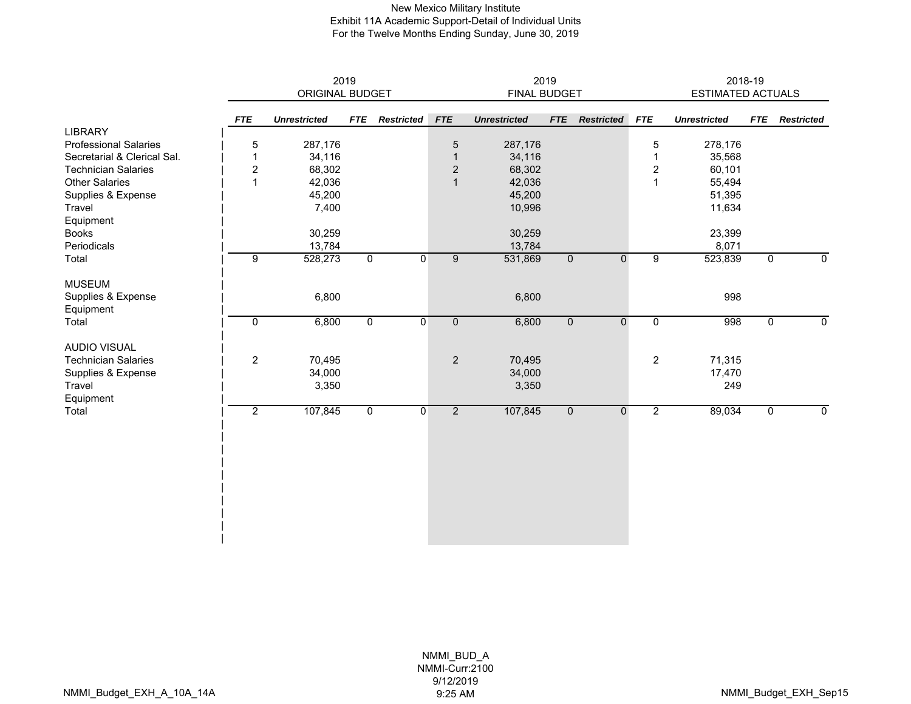# New Mexico Military Institute
## Exhibit 11A Academic Support-Detail of Individual Units
### For the Twelve Months Ending Sunday, June 30, 2019

| | 2019 ORIGINAL BUDGET | | | | 2019 FINAL BUDGET | | | | 2018-19 ESTIMATED ACTUALS | | | |
|---|---|---|---|---|---|---|---|---|---|---|---|---|
| | ***FTE*** | ***Unrestricted*** | ***FTE*** | ***Restricted*** | ***FTE*** | ***Unrestricted*** | ***FTE*** | ***Restricted*** | ***FTE*** | ***Unrestricted*** | ***FTE*** | ***Restricted*** |
| LIBRARY | | | | | | | | | | | | |
| Professional Salaries | 5 | 287,176 | | | 5 | 287,176 | | | 5 | 278,176 | | |
| Secretarial & Clerical Sal. | 1 | 34,116 | | | 1 | 34,116 | | | 1 | 35,568 | | |
| Technician Salaries | 2 | 68,302 | | | 2 | 68,302 | | | 2 | 60,101 | | |
| Other Salaries | 1 | 42,036 | | | 1 | 42,036 | | | 1 | 55,494 | | |
| Supplies & Expense | | 45,200 | | | | 45,200 | | | | 51,395 | | |
| Travel | | 7,400 | | | | 10,996 | | | | 11,634 | | |
| Equipment | | | | | | | | | | | | |
| Books | | 30,259 | | | | 30,259 | | | | 23,399 | | |
| Periodicals | | 13,784 | | | | 13,784 | | | | 8,071 | | |
| Total | 9 | 528,273 | 0 | 0 | 9 | 531,869 | 0 | 0 | 9 | 523,839 | 0 | 0 |
| MUSEUM | | | | | | | | | | | | |
| Supplies & Expense | | 6,800 | | | | 6,800 | | | | 998 | | |
| Equipment | | | | | | | | | | | | |
| Total | 0 | 6,800 | 0 | 0 | 0 | 6,800 | 0 | 0 | 0 | 998 | 0 | 0 |
| AUDIO VISUAL | | | | | | | | | | | | |
| Technician Salaries | 2 | 70,495 | | | 2 | 70,495 | | | 2 | 71,315 | | |
| Supplies & Expense | | 34,000 | | | | 34,000 | | | | 17,470 | | |
| Travel | | 3,350 | | | | 3,350 | | | | 249 | | |
| Equipment | | | | | | | | | | | | |
| Total | 2 | 107,845 | 0 | 0 | 2 | 107,845 | 0 | 0 | 2 | 89,034 | 0 | 0 |

NMMI_BUD_A
NMMI-Curr:2100
9/12/2019
9:25 AM

NMMI_Budget_EXH_A_10A_14A

NMMI_Budget_EXH_Sep15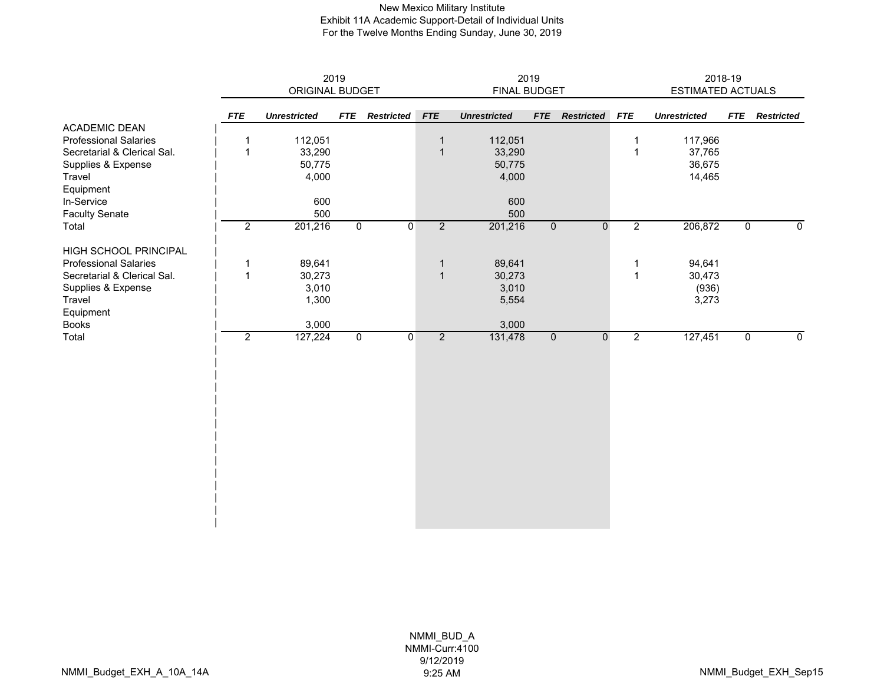# New Mexico Military Institute
## Exhibit 11A Academic Support-Detail of Individual Units
### For the Twelve Months Ending Sunday, June 30, 2019

| | 2019 ORIGINAL BUDGET | | | | 2019 FINAL BUDGET | | | | 2018-19 ESTIMATED ACTUALS | | | |
|---|---|---|---|---|---|---|---|---|---|---|---|---|
| | *FTE* | *Unrestricted* | *FTE* | *Restricted* | *FTE* | *Unrestricted* | *FTE* | *Restricted* | *FTE* | *Unrestricted* | *FTE* | *Restricted* |
| ACADEMIC DEAN | | | | | | | | | | | | |
| Professional Salaries | 1 | 112,051 | | | 1 | 112,051 | | | 1 | 117,966 | | |
| Secretarial & Clerical Sal. | 1 | 33,290 | | | 1 | 33,290 | | | 1 | 37,765 | | |
| Supplies & Expense | | 50,775 | | | | 50,775 | | | | 36,675 | | |
| Travel | | 4,000 | | | | 4,000 | | | | 14,465 | | |
| Equipment | | | | | | | | | | | | |
| In-Service | | 600 | | | | 600 | | | | | | |
| Faculty Senate | | 500 | | | | 500 | | | | | | |
| Total | 2 | 201,216 | 0 | 0 | 2 | 201,216 | 0 | 0 | 2 | 206,872 | 0 | 0 |
| | | | | | | | | | | | | |
| HIGH SCHOOL PRINCIPAL | | | | | | | | | | | | |
| Professional Salaries | 1 | 89,641 | | | 1 | 89,641 | | | 1 | 94,641 | | |
| Secretarial & Clerical Sal. | 1 | 30,273 | | | 1 | 30,273 | | | 1 | 30,473 | | |
| Supplies & Expense | | 3,010 | | | | 3,010 | | | | (936) | | |
| Travel | | 1,300 | | | | 5,554 | | | | 3,273 | | |
| Equipment | | | | | | | | | | | | |
| Books | | 3,000 | | | | 3,000 | | | | | | |
| Total | 2 | 127,224 | 0 | 0 | 2 | 131,478 | 0 | 0 | 2 | 127,451 | 0 | 0 |

NMMI_BUD_A
NMMI-Curr:4100
9/12/2019
9:25 AM

NMMI_Budget_EXH_A_10A_14A

NMMI_Budget_EXH_Sep15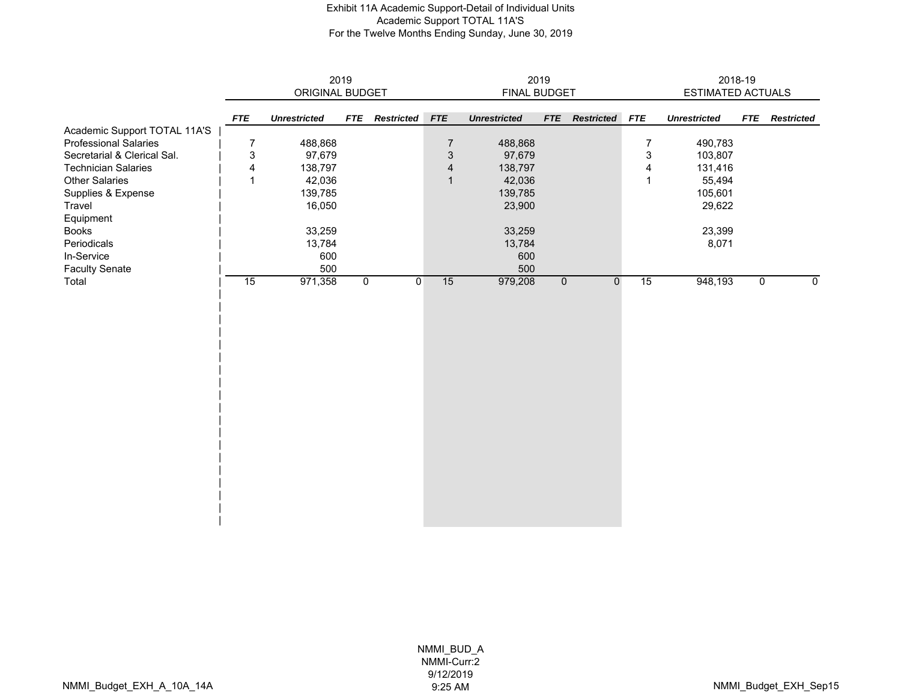# Exhibit 11A Academic Support-Detail of Individual Units
## Academic Support TOTAL 11A'S
### For the Twelve Months Ending Sunday, June 30, 2019

| | 2019 ORIGINAL BUDGET | | | | 2019 FINAL BUDGET | | | | 2018-19 ESTIMATED ACTUALS | | | |
|---|---|---|---|---|---|---|---|---|---|---|---|---|
| | ***FTE*** | ***Unrestricted*** | ***FTE*** | ***Restricted*** | ***FTE*** | ***Unrestricted*** | ***FTE*** | ***Restricted*** | ***FTE*** | ***Unrestricted*** | ***FTE*** | ***Restricted*** |
| Academic Support TOTAL 11A'S | | | | | | | | | | | | |
| Professional Salaries | 7 | 488,868 | | | 7 | 488,868 | | | 7 | 490,783 | | |
| Secretarial & Clerical Sal. | 3 | 97,679 | | | 3 | 97,679 | | | 3 | 103,807 | | |
| Technician Salaries | 4 | 138,797 | | | 4 | 138,797 | | | 4 | 131,416 | | |
| Other Salaries | 1 | 42,036 | | | 1 | 42,036 | | | 1 | 55,494 | | |
| Supplies & Expense | | 139,785 | | | | 139,785 | | | | 105,601 | | |
| Travel | | 16,050 | | | | 23,900 | | | | 29,622 | | |
| Equipment | | | | | | | | | | | | |
| Books | | 33,259 | | | | 33,259 | | | | 23,399 | | |
| Periodicals | | 13,784 | | | | 13,784 | | | | 8,071 | | |
| In-Service | | 600 | | | | 600 | | | | | | |
| Faculty Senate | | 500 | | | | 500 | | | | | | |
| Total | 15 | 971,358 | 0 | 0 | 15 | 979,208 | 0 | 0 | 15 | 948,193 | 0 | 0 |

NMMI_BUD_A
NMMI-Curr:2
9/12/2019
9:25 AM

NMMI_Budget_EXH_A_10A_14A

NMMI_Budget_EXH_Sep15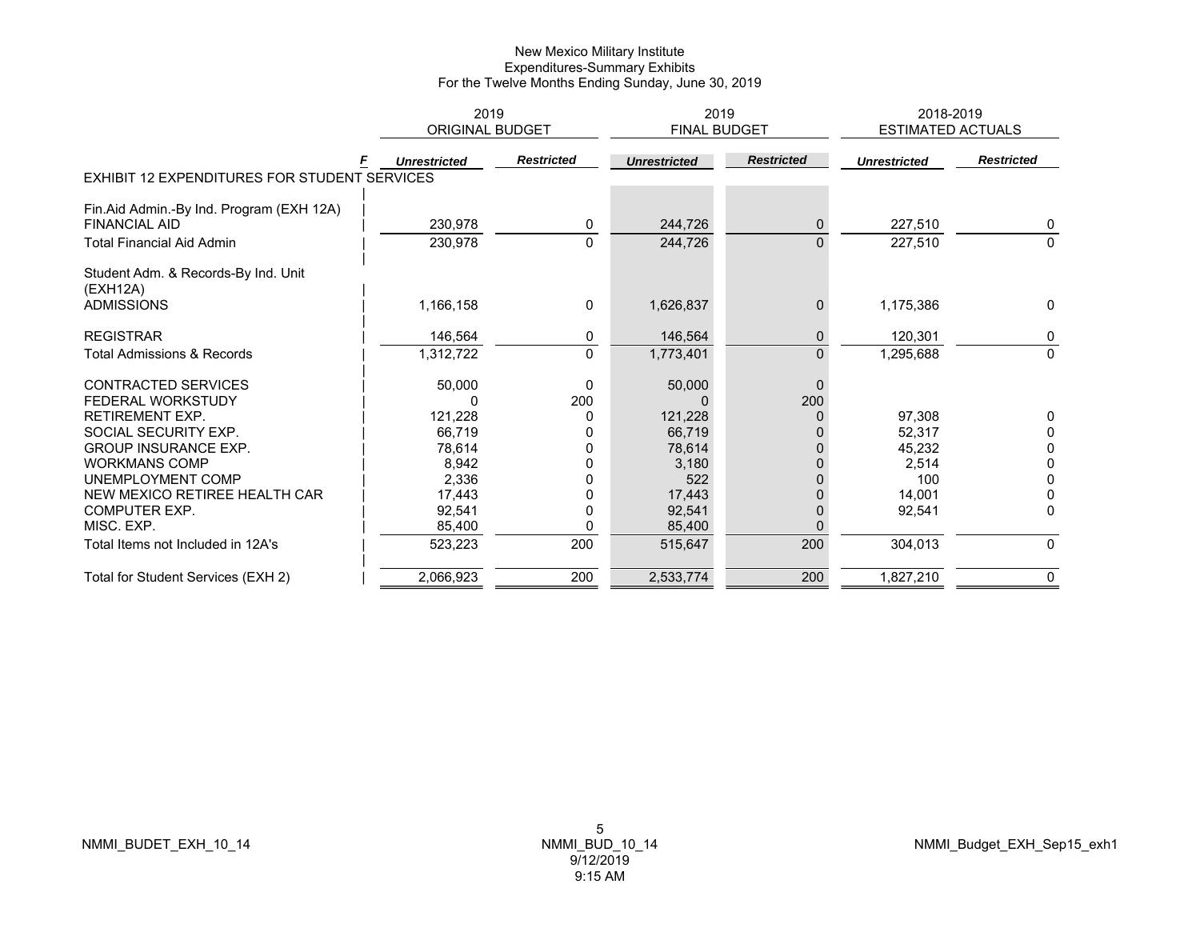# New Mexico Military Institute
## Expenditures-Summary Exhibits
### For the Twelve Months Ending Sunday, June 30, 2019

| F | 2019 ORIGINAL BUDGET | | 2019 FINAL BUDGET | | 2018-2019 ESTIMATED ACTUALS | |
|---|---|---|---|---|---|---|
| | *Unrestricted* | *Restricted* | *Unrestricted* | *Restricted* | *Unrestricted* | *Restricted* |
| **EXHIBIT 12 EXPENDITURES FOR STUDENT SERVICES** | | | | | | |
| Fin.Aid Admin.-By Ind. Program (EXH 12A) | | | | | | |
| FINANCIAL AID | 230,978 | 0 | 244,726 | 0 | 227,510 | 0 |
| Total Financial Aid Admin | 230,978 | 0 | 244,726 | 0 | 227,510 | 0 |
| Student Adm. & Records-By Ind. Unit (EXH12A) | | | | | | |
| ADMISSIONS | 1,166,158 | 0 | 1,626,837 | 0 | 1,175,386 | 0 |
| REGISTRAR | 146,564 | 0 | 146,564 | 0 | 120,301 | 0 |
| Total Admissions & Records | 1,312,722 | 0 | 1,773,401 | 0 | 1,295,688 | 0 |
| CONTRACTED SERVICES | 50,000 | 0 | 50,000 | 0 | | |
| FEDERAL WORKSTUDY | 0 | 200 | 0 | 200 | | |
| RETIREMENT EXP. | 121,228 | 0 | 121,228 | 0 | 97,308 | 0 |
| SOCIAL SECURITY EXP. | 66,719 | 0 | 66,719 | 0 | 52,317 | 0 |
| GROUP INSURANCE EXP. | 78,614 | 0 | 78,614 | 0 | 45,232 | 0 |
| WORKMANS COMP | 8,942 | 0 | 3,180 | 0 | 2,514 | 0 |
| UNEMPLOYMENT COMP | 2,336 | 0 | 522 | 0 | 100 | 0 |
| NEW MEXICO RETIREE HEALTH CAR | 17,443 | 0 | 17,443 | 0 | 14,001 | 0 |
| COMPUTER EXP. | 92,541 | 0 | 92,541 | 0 | 92,541 | 0 |
| MISC. EXP. | 85,400 | 0 | 85,400 | 0 | | |
| Total Items not Included in 12A's | 523,223 | 200 | 515,647 | 200 | 304,013 | 0 |
| Total for Student Services (EXH 2) | 2,066,923 | 200 | 2,533,774 | 200 | 1,827,210 | 0 |

NMMI_BUDET_EXH_10_14 NMMI_BUD_10_14 9/12/2019 9:15 AM NMMI_Budget_EXH_Sep15_exh1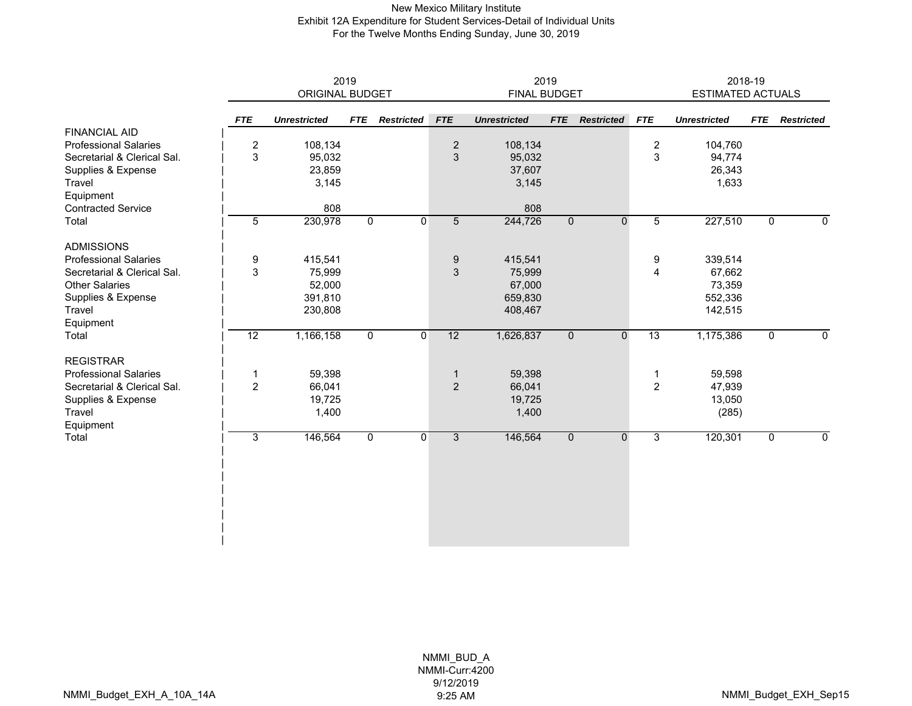# New Mexico Military Institute
## Exhibit 12A Expenditure for Student Services-Detail of Individual Units
### For the Twelve Months Ending Sunday, June 30, 2019

| | 2019 ORIGINAL BUDGET | | | | 2019 FINAL BUDGET | | | | 2018-19 ESTIMATED ACTUALS | | | |
|---|---|---|---|---|---|---|---|---|---|---|---|---|
| | *FTE* | *Unrestricted* | *FTE* | *Restricted* | *FTE* | *Unrestricted* | *FTE* | *Restricted* | *FTE* | *Unrestricted* | *FTE* | *Restricted* |
| FINANCIAL AID | | | | | | | | | | | | |
| Professional Salaries | 2 | 108,134 | | | 2 | 108,134 | | | 2 | 104,760 | | |
| Secretarial & Clerical Sal. | 3 | 95,032 | | | 3 | 95,032 | | | 3 | 94,774 | | |
| Supplies & Expense | | 23,859 | | | | 37,607 | | | | 26,343 | | |
| Travel | | 3,145 | | | | 3,145 | | | | 1,633 | | |
| Equipment | | | | | | | | | | | | |
| Contracted Service | | 808 | | | | 808 | | | | | | |
| Total | 5 | 230,978 | 0 | 0 | 5 | 244,726 | 0 | 0 | 5 | 227,510 | 0 | 0 |
| ADMISSIONS | | | | | | | | | | | | |
| Professional Salaries | 9 | 415,541 | | | 9 | 415,541 | | | 9 | 339,514 | | |
| Secretarial & Clerical Sal. | 3 | 75,999 | | | 3 | 75,999 | | | 4 | 67,662 | | |
| Other Salaries | | 52,000 | | | | 67,000 | | | | 73,359 | | |
| Supplies & Expense | | 391,810 | | | | 659,830 | | | | 552,336 | | |
| Travel | | 230,808 | | | | 408,467 | | | | 142,515 | | |
| Equipment | | | | | | | | | | | | |
| Total | 12 | 1,166,158 | 0 | 0 | 12 | 1,626,837 | 0 | 0 | 13 | 1,175,386 | 0 | 0 |
| REGISTRAR | | | | | | | | | | | | |
| Professional Salaries | 1 | 59,398 | | | 1 | 59,398 | | | 1 | 59,598 | | |
| Secretarial & Clerical Sal. | 2 | 66,041 | | | 2 | 66,041 | | | 2 | 47,939 | | |
| Supplies & Expense | | 19,725 | | | | 19,725 | | | | 13,050 | | |
| Travel | | 1,400 | | | | 1,400 | | | | (285) | | |
| Equipment | | | | | | | | | | | | |
| Total | 3 | 146,564 | 0 | 0 | 3 | 146,564 | 0 | 0 | 3 | 120,301 | 0 | 0 |

NMMI_BUD_A
NMMI-Curr:4200
9/12/2019
9:25 AM

NMMI_Budget_EXH_A_10A_14A

NMMI_Budget_EXH_Sep15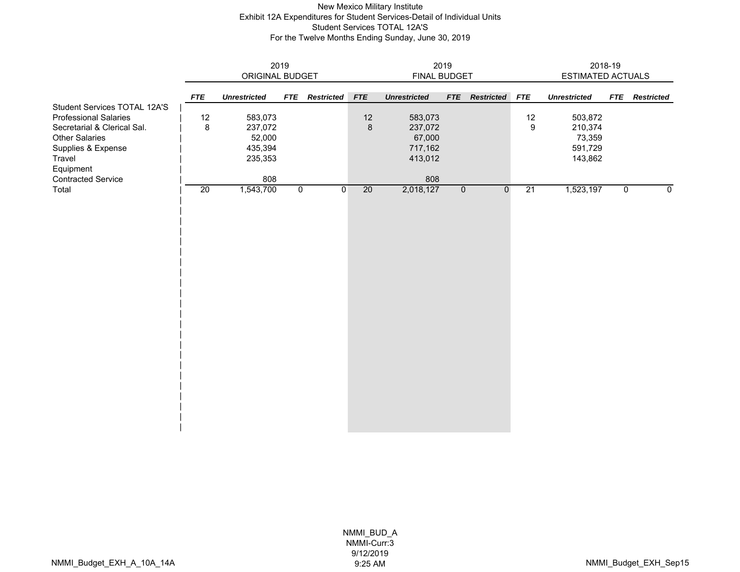# New Mexico Military Institute

## Exhibit 12A Expenditures for Student Services-Detail of Individual Units

### Student Services TOTAL 12A'S

For the Twelve Months Ending Sunday, June 30, 2019

| | 2019 ORIGINAL BUDGET | | | | 2019 FINAL BUDGET | | | | 2018-19 ESTIMATED ACTUALS | | | |
|---|---|---|---|---|---|---|---|---|---|---|---|---|
| | ***FTE*** | ***Unrestricted*** | ***FTE*** | ***Restricted*** | ***FTE*** | ***Unrestricted*** | ***FTE*** | ***Restricted*** | ***FTE*** | ***Unrestricted*** | ***FTE*** | ***Restricted*** |
| Student Services TOTAL 12A'S | | | | | | | | | | | | |
| Professional Salaries | 12 | 583,073 | | | 12 | 583,073 | | | 12 | 503,872 | | |
| Secretarial & Clerical Sal. | 8 | 237,072 | | | 8 | 237,072 | | | 9 | 210,374 | | |
| Other Salaries | | 52,000 | | | | 67,000 | | | | 73,359 | | |
| Supplies & Expense | | 435,394 | | | | 717,162 | | | | 591,729 | | |
| Travel | | 235,353 | | | | 413,012 | | | | 143,862 | | |
| Equipment | | | | | | | | | | | | |
| Contracted Service | | 808 | | | | 808 | | | | | | |
| Total | 20 | 1,543,700 | 0 | 0 | 20 | 2,018,127 | 0 | 0 | 21 | 1,523,197 | 0 | 0 |

NMMI_BUD_A
NMMI-Curr:3
9/12/2019
9:25 AM

NMMI_Budget_EXH_A_10A_14A

NMMI_Budget_EXH_Sep15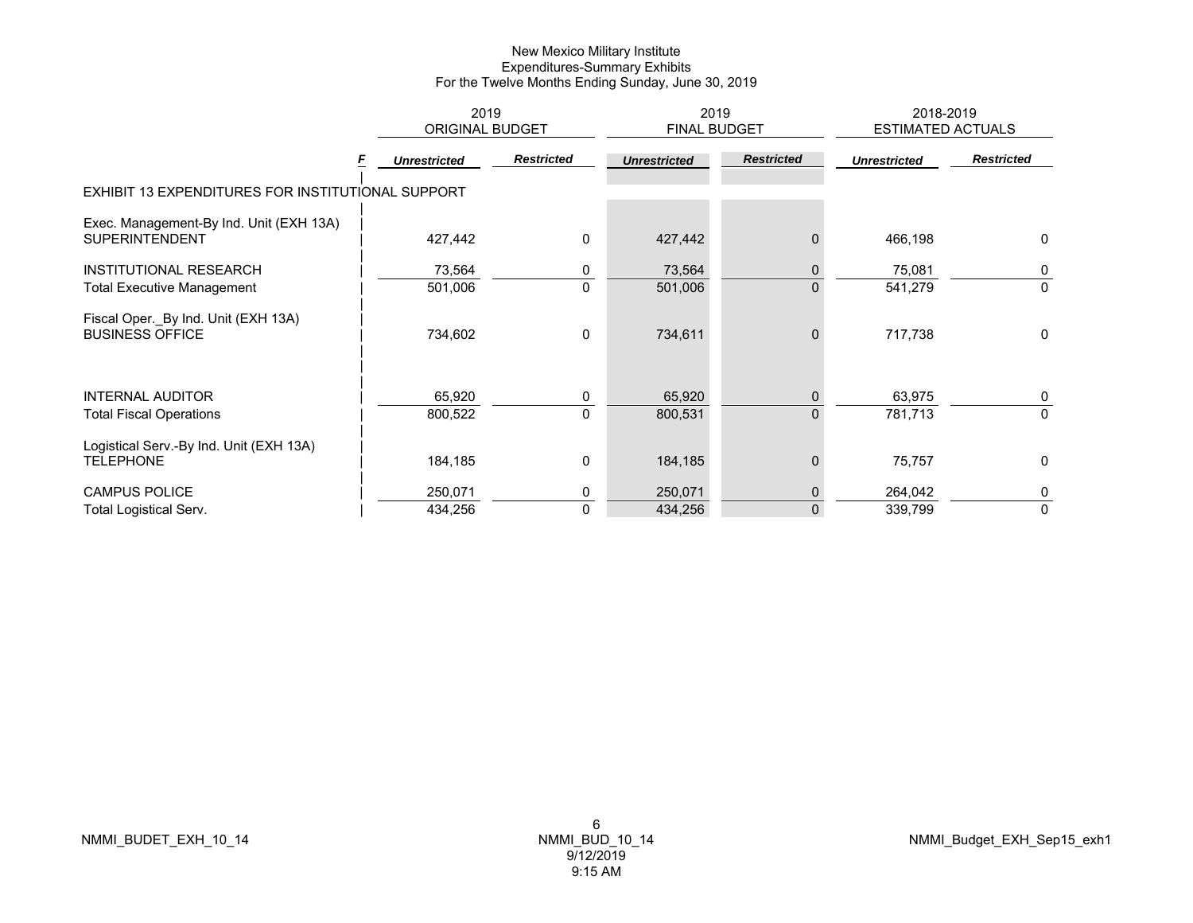# New Mexico Military Institute
## Expenditures-Summary Exhibits
### For the Twelve Months Ending Sunday, June 30, 2019

| | 2019 ORIGINAL BUDGET | | 2019 FINAL BUDGET | | 2018-2019 ESTIMATED ACTUALS | |
|---|---|---|---|---|---|---|
| F | *Unrestricted* | *Restricted* | *Unrestricted* | *Restricted* | *Unrestricted* | *Restricted* |
| EXHIBIT 13 EXPENDITURES FOR INSTITUTIONAL SUPPORT | | | | | | |
| Exec. Management-By Ind. Unit (EXH 13A) | | | | | | |
| SUPERINTENDENT | 427,442 | 0 | 427,442 | 0 | 466,198 | 0 |
| INSTITUTIONAL RESEARCH | 73,564 | 0 | 73,564 | 0 | 75,081 | 0 |
| Total Executive Management | 501,006 | 0 | 501,006 | 0 | 541,279 | 0 |
| Fiscal Oper._By Ind. Unit (EXH 13A) | | | | | | |
| BUSINESS OFFICE | 734,602 | 0 | 734,611 | 0 | 717,738 | 0 |
| INTERNAL AUDITOR | 65,920 | 0 | 65,920 | 0 | 63,975 | 0 |
| Total Fiscal Operations | 800,522 | 0 | 800,531 | 0 | 781,713 | 0 |
| Logistical Serv.-By Ind. Unit (EXH 13A) | | | | | | |
| TELEPHONE | 184,185 | 0 | 184,185 | 0 | 75,757 | 0 |
| CAMPUS POLICE | 250,071 | 0 | 250,071 | 0 | 264,042 | 0 |
| Total Logistical Serv. | 434,256 | 0 | 434,256 | 0 | 339,799 | 0 |

NMMI_BUDET_EXH_10_14 NMMI_BUD_10_14 9/12/2019 9:15 AM NMMI_Budget_EXH_Sep15_exh1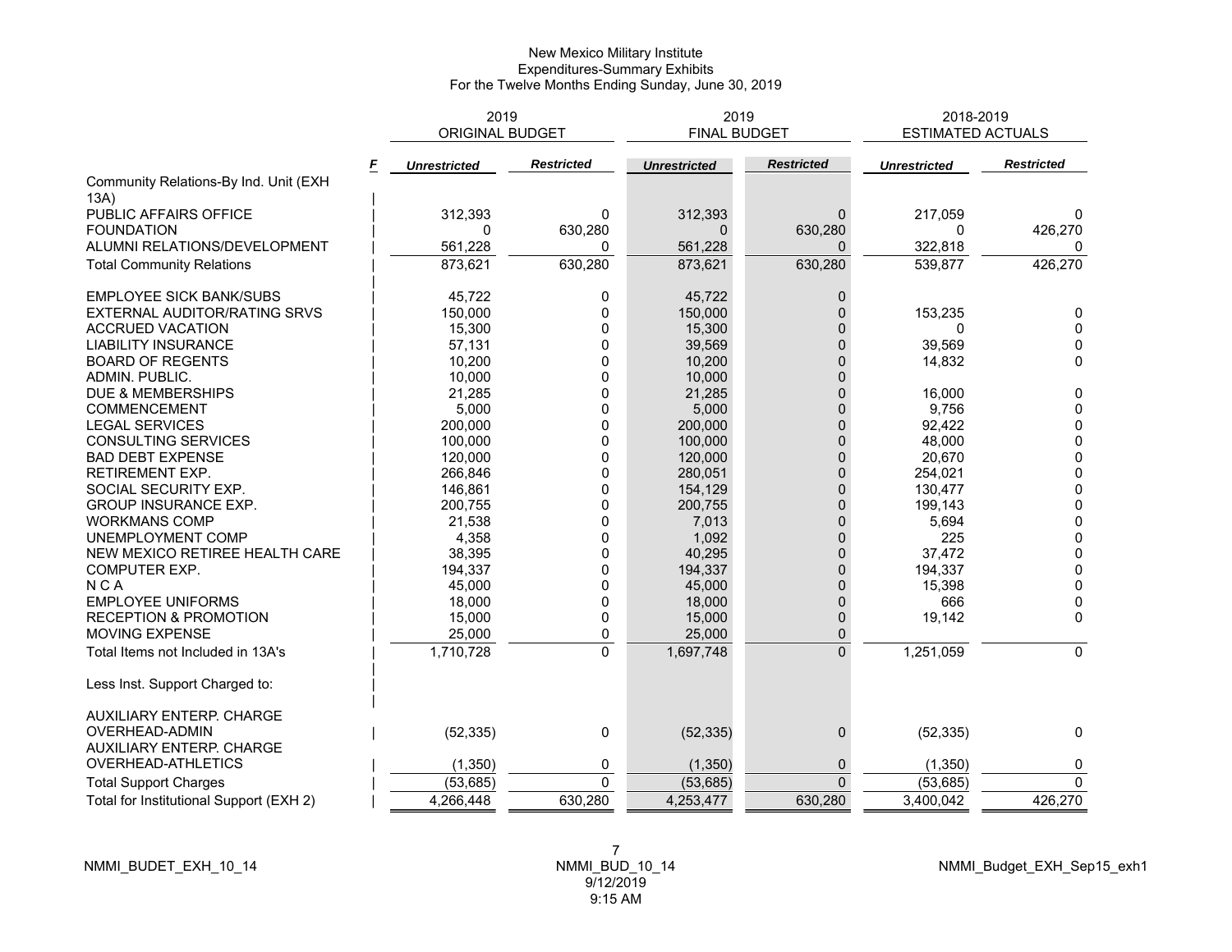New Mexico Military Institute
Expenditures-Summary Exhibits
For the Twelve Months Ending Sunday, June 30, 2019

| | F | 2019 ORIGINAL BUDGET | | 2019 FINAL BUDGET | | 2018-2019 ESTIMATED ACTUALS | |
|---|---|---|---|---|---|---|---|
| | | *Unrestricted* | *Restricted* | *Unrestricted* | *Restricted* | *Unrestricted* | *Restricted* |
| Community Relations-By Ind. Unit (EXH 13A) | | | | | | | |
| PUBLIC AFFAIRS OFFICE | | 312,393 | 0 | 312,393 | 0 | 217,059 | 0 |
| FOUNDATION | | 0 | 630,280 | 0 | 630,280 | 0 | 426,270 |
| ALUMNI RELATIONS/DEVELOPMENT | | 561,228 | 0 | 561,228 | 0 | 322,818 | 0 |
| Total Community Relations | | 873,621 | 630,280 | 873,621 | 630,280 | 539,877 | 426,270 |
| EMPLOYEE SICK BANK/SUBS | | 45,722 | 0 | 45,722 | 0 | | |
| EXTERNAL AUDITOR/RATING SRVS | | 150,000 | 0 | 150,000 | 0 | 153,235 | 0 |
| ACCRUED VACATION | | 15,300 | 0 | 15,300 | 0 | 0 | 0 |
| LIABILITY INSURANCE | | 57,131 | 0 | 39,569 | 0 | 39,569 | 0 |
| BOARD OF REGENTS | | 10,200 | 0 | 10,200 | 0 | 14,832 | 0 |
| ADMIN. PUBLIC. | | 10,000 | 0 | 10,000 | 0 | | |
| DUE & MEMBERSHIPS | | 21,285 | 0 | 21,285 | 0 | 16,000 | 0 |
| COMMENCEMENT | | 5,000 | 0 | 5,000 | 0 | 9,756 | 0 |
| LEGAL SERVICES | | 200,000 | 0 | 200,000 | 0 | 92,422 | 0 |
| CONSULTING SERVICES | | 100,000 | 0 | 100,000 | 0 | 48,000 | 0 |
| BAD DEBT EXPENSE | | 120,000 | 0 | 120,000 | 0 | 20,670 | 0 |
| RETIREMENT EXP. | | 266,846 | 0 | 280,051 | 0 | 254,021 | 0 |
| SOCIAL SECURITY EXP. | | 146,861 | 0 | 154,129 | 0 | 130,477 | 0 |
| GROUP INSURANCE EXP. | | 200,755 | 0 | 200,755 | 0 | 199,143 | 0 |
| WORKMANS COMP | | 21,538 | 0 | 7,013 | 0 | 5,694 | 0 |
| UNEMPLOYMENT COMP | | 4,358 | 0 | 1,092 | 0 | 225 | 0 |
| NEW MEXICO RETIREE HEALTH CARE | | 38,395 | 0 | 40,295 | 0 | 37,472 | 0 |
| COMPUTER EXP. | | 194,337 | 0 | 194,337 | 0 | 194,337 | 0 |
| N C A | | 45,000 | 0 | 45,000 | 0 | 15,398 | 0 |
| EMPLOYEE UNIFORMS | | 18,000 | 0 | 18,000 | 0 | 666 | 0 |
| RECEPTION & PROMOTION | | 15,000 | 0 | 15,000 | 0 | 19,142 | 0 |
| MOVING EXPENSE | | 25,000 | 0 | 25,000 | 0 | | |
| Total Items not Included in 13A's | | 1,710,728 | 0 | 1,697,748 | 0 | 1,251,059 | 0 |
| Less Inst. Support Charged to: | | | | | | | |
| AUXILIARY ENTERP. CHARGE OVERHEAD-ADMIN | | (52,335) | 0 | (52,335) | 0 | (52,335) | 0 |
| AUXILIARY ENTERP. CHARGE OVERHEAD-ATHLETICS | | (1,350) | 0 | (1,350) | 0 | (1,350) | 0 |
| Total Support Charges | | (53,685) | 0 | (53,685) | 0 | (53,685) | 0 |
| Total for Institutional Support (EXH 2) | | 4,266,448 | 630,280 | 4,253,477 | 630,280 | 3,400,042 | 426,270 |

NMMI_BUDET_EXH_10_14

NMMI_BUD_10_14
9/12/2019
9:15 AM

NMMI_Budget_EXH_Sep15_exh1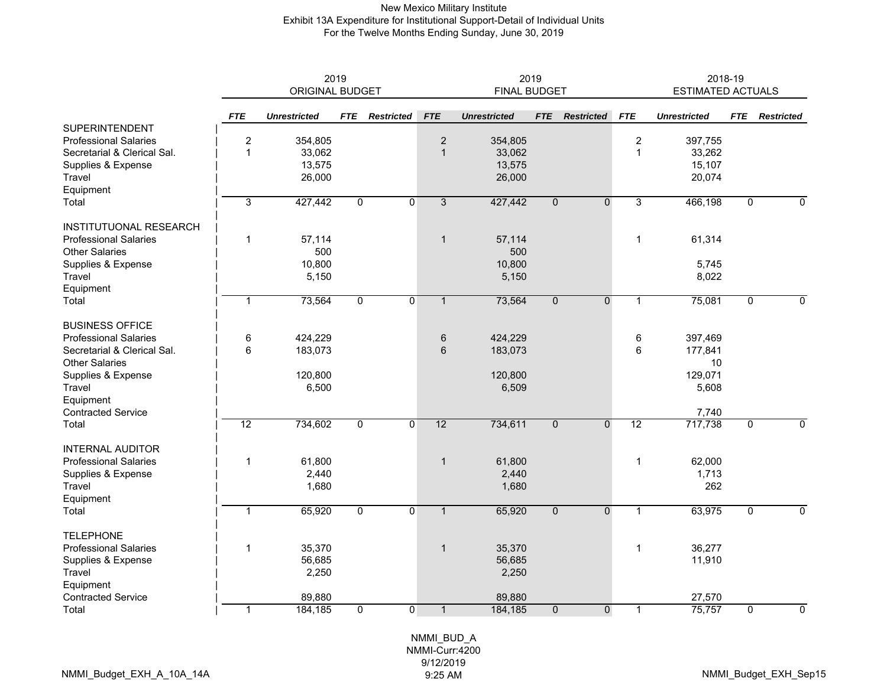New Mexico Military Institute
Exhibit 13A Expenditure for Institutional Support-Detail of Individual Units
For the Twelve Months Ending Sunday, June 30, 2019

| | 2019 ORIGINAL BUDGET | | | | 2019 FINAL BUDGET | | | | 2018-19 ESTIMATED ACTUALS | | | |
|---|---|---|---|---|---|---|---|---|---|---|---|---|
| | *FTE* | *Unrestricted* | *FTE* | *Restricted* | *FTE* | *Unrestricted* | *FTE* | *Restricted* | *FTE* | *Unrestricted* | *FTE* | *Restricted* |
| SUPERINTENDENT | | | | | | | | | | | | |
| Professional Salaries | 2 | 354,805 | | | 2 | 354,805 | | | 2 | 397,755 | | |
| Secretarial & Clerical Sal. | 1 | 33,062 | | | 1 | 33,062 | | | 1 | 33,262 | | |
| Supplies & Expense | | 13,575 | | | | 13,575 | | | | 15,107 | | |
| Travel | | 26,000 | | | | 26,000 | | | | 20,074 | | |
| Equipment | | | | | | | | | | | | |
| Total | 3 | 427,442 | 0 | 0 | 3 | 427,442 | 0 | 0 | 3 | 466,198 | 0 | 0 |
| INSTITUTUONAL RESEARCH | | | | | | | | | | | | |
| Professional Salaries | 1 | 57,114 | | | 1 | 57,114 | | | 1 | 61,314 | | |
| Other Salaries | | 500 | | | | 500 | | | | | | |
| Supplies & Expense | | 10,800 | | | | 10,800 | | | | 5,745 | | |
| Travel | | 5,150 | | | | 5,150 | | | | 8,022 | | |
| Equipment | | | | | | | | | | | | |
| Total | 1 | 73,564 | 0 | 0 | 1 | 73,564 | 0 | 0 | 1 | 75,081 | 0 | 0 |
| BUSINESS OFFICE | | | | | | | | | | | | |
| Professional Salaries | 6 | 424,229 | | | 6 | 424,229 | | | 6 | 397,469 | | |
| Secretarial & Clerical Sal. | 6 | 183,073 | | | 6 | 183,073 | | | 6 | 177,841 | | |
| Other Salaries | | | | | | | | | | 10 | | |
| Supplies & Expense | | 120,800 | | | | 120,800 | | | | 129,071 | | |
| Travel | | 6,500 | | | | 6,509 | | | | 5,608 | | |
| Equipment | | | | | | | | | | | | |
| Contracted Service | | | | | | | | | | 7,740 | | |
| Total | 12 | 734,602 | 0 | 0 | 12 | 734,611 | 0 | 0 | 12 | 717,738 | 0 | 0 |
| INTERNAL AUDITOR | | | | | | | | | | | | |
| Professional Salaries | 1 | 61,800 | | | 1 | 61,800 | | | 1 | 62,000 | | |
| Supplies & Expense | | 2,440 | | | | 2,440 | | | | 1,713 | | |
| Travel | | 1,680 | | | | 1,680 | | | | 262 | | |
| Equipment | | | | | | | | | | | | |
| Total | 1 | 65,920 | 0 | 0 | 1 | 65,920 | 0 | 0 | 1 | 63,975 | 0 | 0 |
| TELEPHONE | | | | | | | | | | | | |
| Professional Salaries | 1 | 35,370 | | | 1 | 35,370 | | | 1 | 36,277 | | |
| Supplies & Expense | | 56,685 | | | | 56,685 | | | | 11,910 | | |
| Travel | | 2,250 | | | | 2,250 | | | | | | |
| Equipment | | | | | | | | | | | | |
| Contracted Service | | 89,880 | | | | 89,880 | | | | 27,570 | | |
| Total | 1 | 184,185 | 0 | 0 | 1 | 184,185 | 0 | 0 | 1 | 75,757 | 0 | 0 |

NMMI_BUD_A
NMMI-Curr:4200
9/12/2019
9:25 AM

NMMI_Budget_EXH_A_10A_14A

NMMI_Budget_EXH_Sep15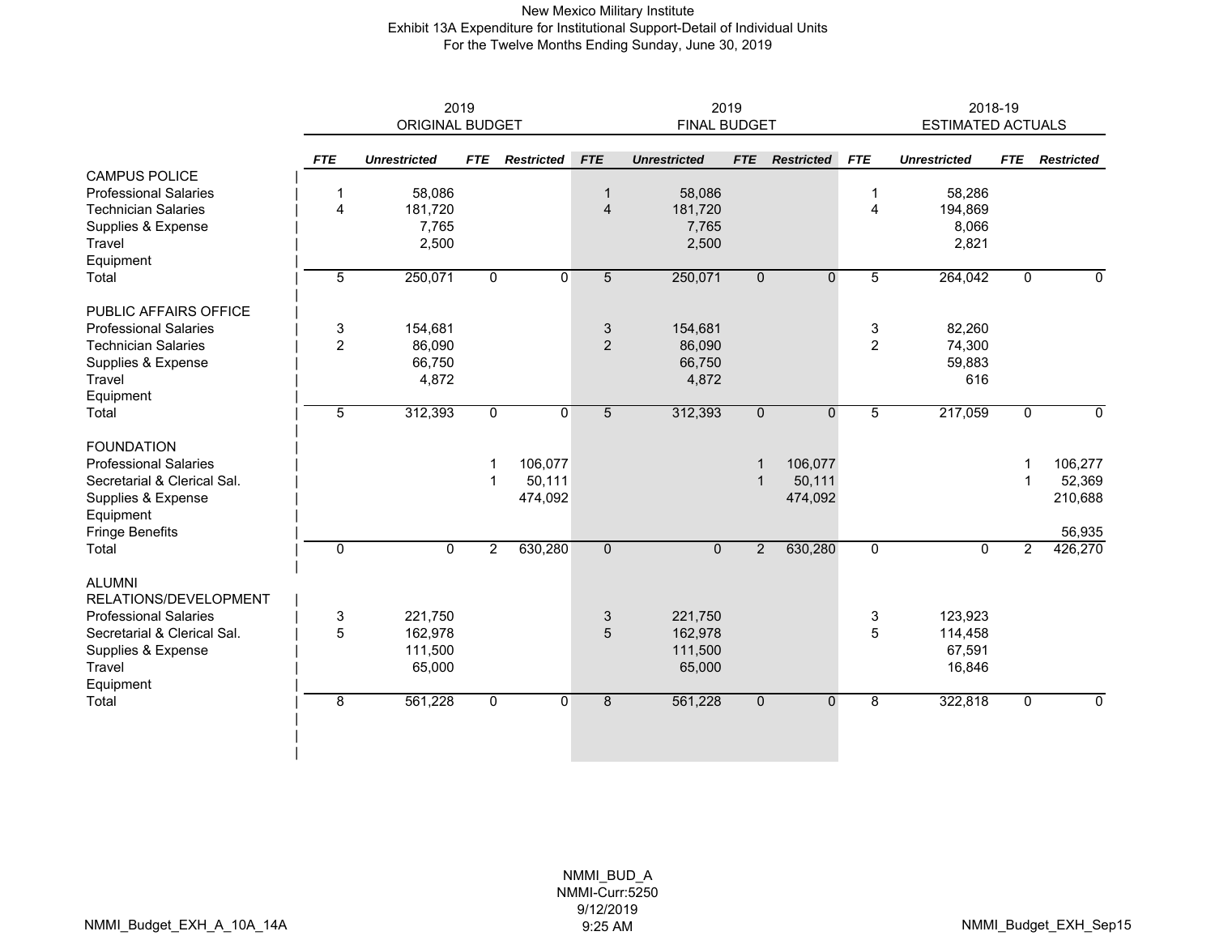# New Mexico Military Institute
## Exhibit 13A Expenditure for Institutional Support-Detail of Individual Units
### For the Twelve Months Ending Sunday, June 30, 2019

| | 2019 ORIGINAL BUDGET | | | | 2019 FINAL BUDGET | | | | 2018-19 ESTIMATED ACTUALS | | | |
|---|---|---|---|---|---|---|---|---|---|---|---|---|
| | ***FTE*** | ***Unrestricted*** | ***FTE*** | ***Restricted*** | ***FTE*** | ***Unrestricted*** | ***FTE*** | ***Restricted*** | ***FTE*** | ***Unrestricted*** | ***FTE*** | ***Restricted*** |
| CAMPUS POLICE | | | | | | | | | | | | |
| Professional Salaries | 1 | 58,086 | | | 1 | 58,086 | | | 1 | 58,286 | | |
| Technician Salaries | 4 | 181,720 | | | 4 | 181,720 | | | 4 | 194,869 | | |
| Supplies & Expense | | 7,765 | | | | 7,765 | | | | 8,066 | | |
| Travel | | 2,500 | | | | 2,500 | | | | 2,821 | | |
| Equipment | | | | | | | | | | | | |
| Total | 5 | 250,071 | 0 | 0 | 5 | 250,071 | 0 | 0 | 5 | 264,042 | 0 | 0 |
| PUBLIC AFFAIRS OFFICE | | | | | | | | | | | | |
| Professional Salaries | 3 | 154,681 | | | 3 | 154,681 | | | 3 | 82,260 | | |
| Technician Salaries | 2 | 86,090 | | | 2 | 86,090 | | | 2 | 74,300 | | |
| Supplies & Expense | | 66,750 | | | | 66,750 | | | | 59,883 | | |
| Travel | | 4,872 | | | | 4,872 | | | | 616 | | |
| Equipment | | | | | | | | | | | | |
| Total | 5 | 312,393 | 0 | 0 | 5 | 312,393 | 0 | 0 | 5 | 217,059 | 0 | 0 |
| FOUNDATION | | | | | | | | | | | | |
| Professional Salaries | | | 1 | 106,077 | | | 1 | 106,077 | | | 1 | 106,277 |
| Secretarial & Clerical Sal. | | | 1 | 50,111 | | | 1 | 50,111 | | | 1 | 52,369 |
| Supplies & Expense | | | | 474,092 | | | | 474,092 | | | | 210,688 |
| Equipment | | | | | | | | | | | | |
| Fringe Benefits | | | | | | | | | | | | 56,935 |
| Total | 0 | 0 | 2 | 630,280 | 0 | 0 | 2 | 630,280 | 0 | 0 | 2 | 426,270 |
| ALUMNI RELATIONS/DEVELOPMENT | | | | | | | | | | | | |
| Professional Salaries | 3 | 221,750 | | | 3 | 221,750 | | | 3 | 123,923 | | |
| Secretarial & Clerical Sal. | 5 | 162,978 | | | 5 | 162,978 | | | 5 | 114,458 | | |
| Supplies & Expense | | 111,500 | | | | 111,500 | | | | 67,591 | | |
| Travel | | 65,000 | | | | 65,000 | | | | 16,846 | | |
| Equipment | | | | | | | | | | | | |
| Total | 8 | 561,228 | 0 | 0 | 8 | 561,228 | 0 | 0 | 8 | 322,818 | 0 | 0 |

NMMI_BUD_A
NMMI-Curr:5250
9/12/2019
9:25 AM

NMMI_Budget_EXH_A_10A_14A

NMMI_Budget_EXH_Sep15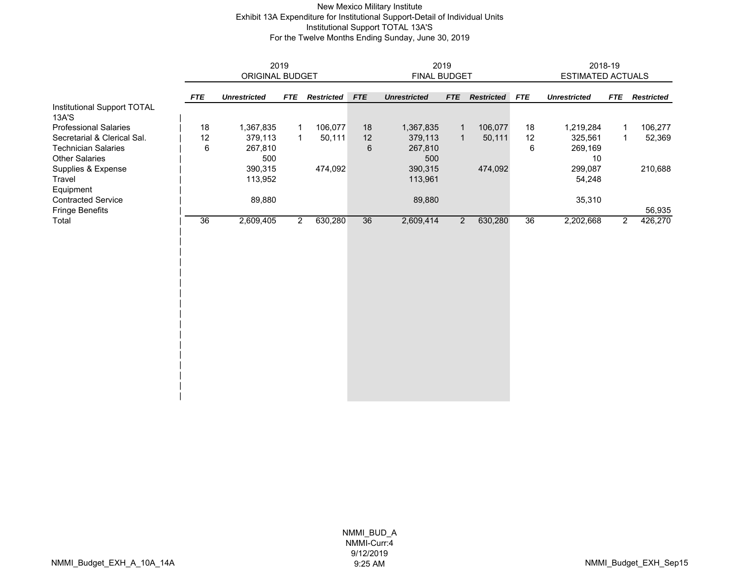New Mexico Military Institute
Exhibit 13A Expenditure for Institutional Support-Detail of Individual Units
Institutional Support TOTAL 13A'S
For the Twelve Months Ending Sunday, June 30, 2019

| | 2019 ORIGINAL BUDGET | | | | 2019 FINAL BUDGET | | | | 2018-19 ESTIMATED ACTUALS | | | |
|---|---|---|---|---|---|---|---|---|---|---|---|---|
| | ***FTE*** | ***Unrestricted*** | ***FTE*** | ***Restricted*** | ***FTE*** | ***Unrestricted*** | ***FTE*** | ***Restricted*** | ***FTE*** | ***Unrestricted*** | ***FTE*** | ***Restricted*** |
| Institutional Support TOTAL 13A'S | | | | | | | | | | | | |
| Professional Salaries | 18 | 1,367,835 | 1 | 106,077 | 18 | 1,367,835 | 1 | 106,077 | 18 | 1,219,284 | 1 | 106,277 |
| Secretarial & Clerical Sal. | 12 | 379,113 | 1 | 50,111 | 12 | 379,113 | 1 | 50,111 | 12 | 325,561 | 1 | 52,369 |
| Technician Salaries | 6 | 267,810 | | | 6 | 267,810 | | | 6 | 269,169 | | |
| Other Salaries | | 500 | | | | 500 | | | | 10 | | |
| Supplies & Expense | | 390,315 | | 474,092 | | 390,315 | | 474,092 | | 299,087 | | 210,688 |
| Travel | | 113,952 | | | | 113,961 | | | | 54,248 | | |
| Equipment | | | | | | | | | | | | |
| Contracted Service | | 89,880 | | | | 89,880 | | | | 35,310 | | |
| Fringe Benefits | | | | | | | | | | | | 56,935 |
| Total | 36 | 2,609,405 | 2 | 630,280 | 36 | 2,609,414 | 2 | 630,280 | 36 | 2,202,668 | 2 | 426,270 |

NMMI_BUD_A
NMMI-Curr:4
9/12/2019
9:25 AM

NMMI_Budget_EXH_A_10A_14A

NMMI_Budget_EXH_Sep15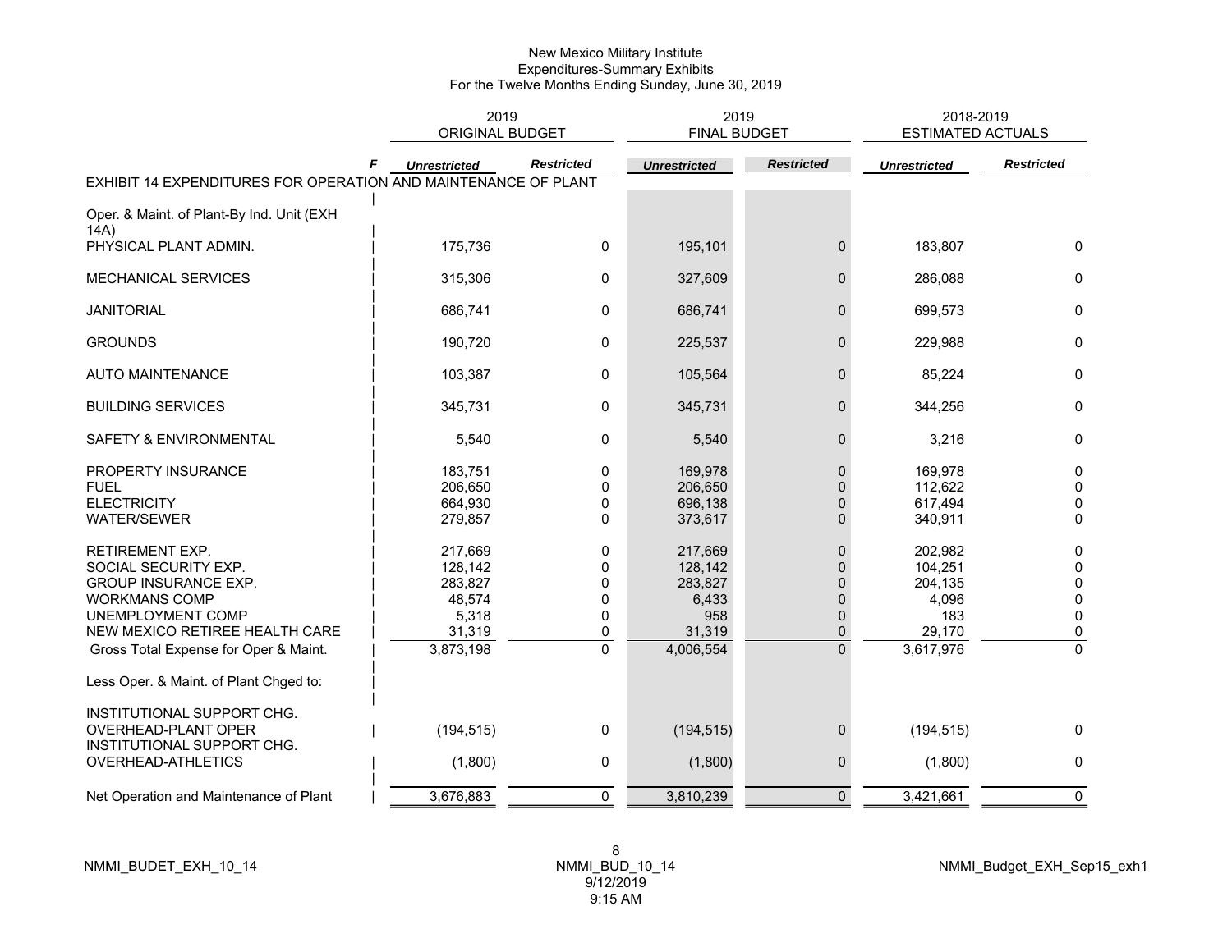New Mexico Military Institute
Expenditures-Summary Exhibits
For the Twelve Months Ending Sunday, June 30, 2019

| | F | 2019 ORIGINAL BUDGET | | 2019 FINAL BUDGET | | 2018-2019 ESTIMATED ACTUALS | |
|---|---|---|---|---|---|---|---|
| | | *Unrestricted* | *Restricted* | *Unrestricted* | *Restricted* | *Unrestricted* | *Restricted* |
| EXHIBIT 14 EXPENDITURES FOR OPERATION AND MAINTENANCE OF PLANT | | | | | | | |
| Oper. & Maint. of Plant-By Ind. Unit (EXH 14A) | | | | | | | |
| PHYSICAL PLANT ADMIN. | | 175,736 | 0 | 195,101 | 0 | 183,807 | 0 |
| MECHANICAL SERVICES | | 315,306 | 0 | 327,609 | 0 | 286,088 | 0 |
| JANITORIAL | | 686,741 | 0 | 686,741 | 0 | 699,573 | 0 |
| GROUNDS | | 190,720 | 0 | 225,537 | 0 | 229,988 | 0 |
| AUTO MAINTENANCE | | 103,387 | 0 | 105,564 | 0 | 85,224 | 0 |
| BUILDING SERVICES | | 345,731 | 0 | 345,731 | 0 | 344,256 | 0 |
| SAFETY & ENVIRONMENTAL | | 5,540 | 0 | 5,540 | 0 | 3,216 | 0 |
| PROPERTY INSURANCE | | 183,751 | 0 | 169,978 | 0 | 169,978 | 0 |
| FUEL | | 206,650 | 0 | 206,650 | 0 | 112,622 | 0 |
| ELECTRICITY | | 664,930 | 0 | 696,138 | 0 | 617,494 | 0 |
| WATER/SEWER | | 279,857 | 0 | 373,617 | 0 | 340,911 | 0 |
| RETIREMENT EXP. | | 217,669 | 0 | 217,669 | 0 | 202,982 | 0 |
| SOCIAL SECURITY EXP. | | 128,142 | 0 | 128,142 | 0 | 104,251 | 0 |
| GROUP INSURANCE EXP. | | 283,827 | 0 | 283,827 | 0 | 204,135 | 0 |
| WORKMANS COMP | | 48,574 | 0 | 6,433 | 0 | 4,096 | 0 |
| UNEMPLOYMENT COMP | | 5,318 | 0 | 958 | 0 | 183 | 0 |
| NEW MEXICO RETIREE HEALTH CARE | | 31,319 | 0 | 31,319 | 0 | 29,170 | 0 |
| Gross Total Expense for Oper & Maint. | | 3,873,198 | 0 | 4,006,554 | 0 | 3,617,976 | 0 |
| Less Oper. & Maint. of Plant Chged to: | | | | | | | |
| INSTITUTIONAL SUPPORT CHG. OVERHEAD-PLANT OPER | | (194,515) | 0 | (194,515) | 0 | (194,515) | 0 |
| INSTITUTIONAL SUPPORT CHG. OVERHEAD-ATHLETICS | | (1,800) | 0 | (1,800) | 0 | (1,800) | 0 |
| Net Operation and Maintenance of Plant | | 3,676,883 | 0 | 3,810,239 | 0 | 3,421,661 | 0 |

NMMI_BUDET_EXH_10_14

NMMI_BUD_10_14
9/12/2019
9:15 AM

NMMI_Budget_EXH_Sep15_exh1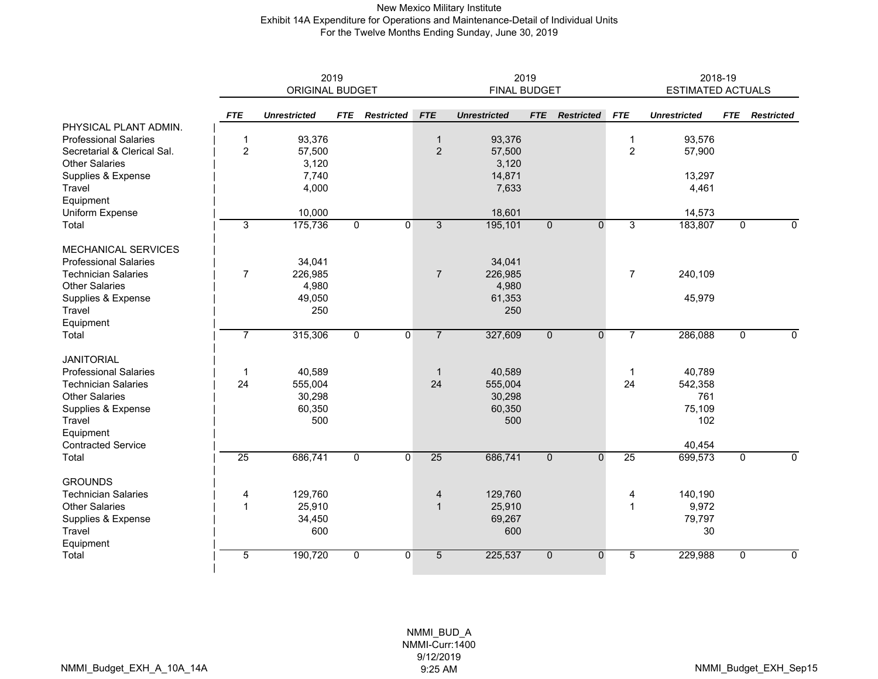# New Mexico Military Institute
## Exhibit 14A Expenditure for Operations and Maintenance-Detail of Individual Units
### For the Twelve Months Ending Sunday, June 30, 2019

| | 2019 ORIGINAL BUDGET | | | | 2019 FINAL BUDGET | | | | 2018-19 ESTIMATED ACTUALS | | | |
|---|---|---|---|---|---|---|---|---|---|---|---|---|
| | *FTE* | *Unrestricted* | *FTE* | *Restricted* | *FTE* | *Unrestricted* | *FTE* | *Restricted* | *FTE* | *Unrestricted* | *FTE* | *Restricted* |
| PHYSICAL PLANT ADMIN. | | | | | | | | | | | | |
| Professional Salaries | 1 | 93,376 | | | 1 | 93,376 | | | 1 | 93,576 | | |
| Secretarial & Clerical Sal. | 2 | 57,500 | | | 2 | 57,500 | | | 2 | 57,900 | | |
| Other Salaries | | 3,120 | | | | 3,120 | | | | | | |
| Supplies & Expense | | 7,740 | | | | 14,871 | | | | 13,297 | | |
| Travel | | 4,000 | | | | 7,633 | | | | 4,461 | | |
| Equipment | | | | | | | | | | | | |
| Uniform Expense | | 10,000 | | | | 18,601 | | | | 14,573 | | |
| Total | 3 | 175,736 | 0 | 0 | 3 | 195,101 | 0 | 0 | 3 | 183,807 | 0 | 0 |
| | | | | | | | | | | | | |
| MECHANICAL SERVICES | | | | | | | | | | | | |
| Professional Salaries | | 34,041 | | | | 34,041 | | | | | | |
| Technician Salaries | 7 | 226,985 | | | 7 | 226,985 | | | 7 | 240,109 | | |
| Other Salaries | | 4,980 | | | | 4,980 | | | | | | |
| Supplies & Expense | | 49,050 | | | | 61,353 | | | | 45,979 | | |
| Travel | | 250 | | | | 250 | | | | | | |
| Equipment | | | | | | | | | | | | |
| Total | 7 | 315,306 | 0 | 0 | 7 | 327,609 | 0 | 0 | 7 | 286,088 | 0 | 0 |
| | | | | | | | | | | | | |
| JANITORIAL | | | | | | | | | | | | |
| Professional Salaries | 1 | 40,589 | | | 1 | 40,589 | | | 1 | 40,789 | | |
| Technician Salaries | 24 | 555,004 | | | 24 | 555,004 | | | 24 | 542,358 | | |
| Other Salaries | | 30,298 | | | | 30,298 | | | | 761 | | |
| Supplies & Expense | | 60,350 | | | | 60,350 | | | | 75,109 | | |
| Travel | | 500 | | | | 500 | | | | 102 | | |
| Equipment | | | | | | | | | | | | |
| Contracted Service | | | | | | | | | | 40,454 | | |
| Total | 25 | 686,741 | 0 | 0 | 25 | 686,741 | 0 | 0 | 25 | 699,573 | 0 | 0 |
| | | | | | | | | | | | | |
| GROUNDS | | | | | | | | | | | | |
| Technician Salaries | 4 | 129,760 | | | 4 | 129,760 | | | 4 | 140,190 | | |
| Other Salaries | 1 | 25,910 | | | 1 | 25,910 | | | 1 | 9,972 | | |
| Supplies & Expense | | 34,450 | | | | 69,267 | | | | 79,797 | | |
| Travel | | 600 | | | | 600 | | | | 30 | | |
| Equipment | | | | | | | | | | | | |
| Total | 5 | 190,720 | 0 | 0 | 5 | 225,537 | 0 | 0 | 5 | 229,988 | 0 | 0 |

NMMI_BUD_A
NMMI-Curr:1400
9/12/2019
9:25 AM

NMMI_Budget_EXH_A_10A_14A

NMMI_Budget_EXH_Sep15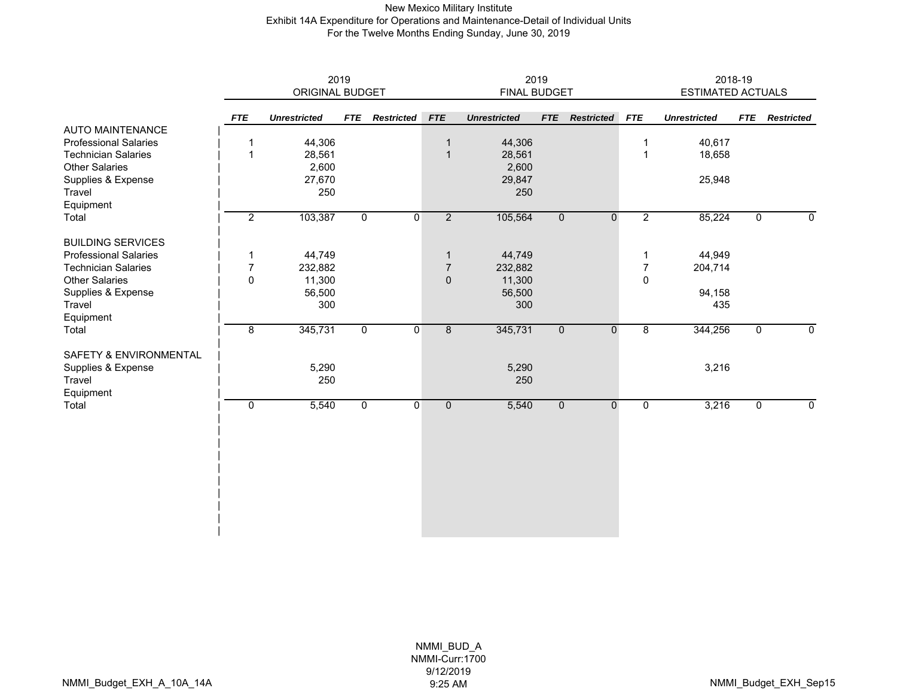New Mexico Military Institute
Exhibit 14A Expenditure for Operations and Maintenance-Detail of Individual Units
For the Twelve Months Ending Sunday, June 30, 2019

| | 2019 ORIGINAL BUDGET | | | | 2019 FINAL BUDGET | | | | 2018-19 ESTIMATED ACTUALS | | | |
|---|---|---|---|---|---|---|---|---|---|---|---|---|
| | ***FTE*** | ***Unrestricted*** | ***FTE*** | ***Restricted*** | ***FTE*** | ***Unrestricted*** | ***FTE*** | ***Restricted*** | ***FTE*** | ***Unrestricted*** | ***FTE*** | ***Restricted*** |
| AUTO MAINTENANCE | | | | | | | | | | | | |
| Professional Salaries | 1 | 44,306 | | | 1 | 44,306 | | | 1 | 40,617 | | |
| Technician Salaries | 1 | 28,561 | | | 1 | 28,561 | | | 1 | 18,658 | | |
| Other Salaries | | 2,600 | | | | 2,600 | | | | | | |
| Supplies & Expense | | 27,670 | | | | 29,847 | | | | 25,948 | | |
| Travel | | 250 | | | | 250 | | | | | | |
| Equipment | | | | | | | | | | | | |
| Total | 2 | 103,387 | 0 | 0 | 2 | 105,564 | 0 | 0 | 2 | 85,224 | 0 | 0 |
| | | | | | | | | | | | | |
| BUILDING SERVICES | | | | | | | | | | | | |
| Professional Salaries | 1 | 44,749 | | | 1 | 44,749 | | | 1 | 44,949 | | |
| Technician Salaries | 7 | 232,882 | | | 7 | 232,882 | | | 7 | 204,714 | | |
| Other Salaries | 0 | 11,300 | | | 0 | 11,300 | | | 0 | | | |
| Supplies & Expense | | 56,500 | | | | 56,500 | | | | 94,158 | | |
| Travel | | 300 | | | | 300 | | | | 435 | | |
| Equipment | | | | | | | | | | | | |
| Total | 8 | 345,731 | 0 | 0 | 8 | 345,731 | 0 | 0 | 8 | 344,256 | 0 | 0 |
| | | | | | | | | | | | | |
| SAFETY & ENVIRONMENTAL | | | | | | | | | | | | |
| Supplies & Expense | | 5,290 | | | | 5,290 | | | | 3,216 | | |
| Travel | | 250 | | | | 250 | | | | | | |
| Equipment | | | | | | | | | | | | |
| Total | 0 | 5,540 | 0 | 0 | 0 | 5,540 | 0 | 0 | 0 | 3,216 | 0 | 0 |

NMMI_BUD_A
NMMI-Curr:1700
9/12/2019
9:25 AM

NMMI_Budget_EXH_A_10A_14A

NMMI_Budget_EXH_Sep15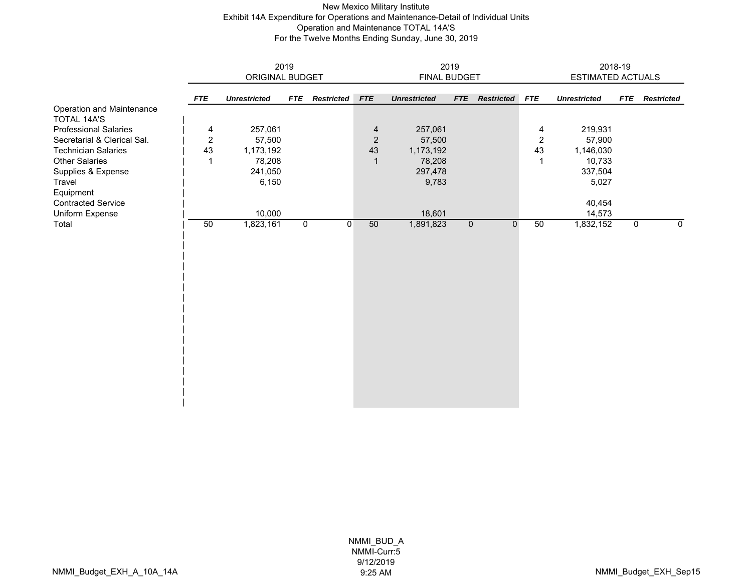New Mexico Military Institute
Exhibit 14A Expenditure for Operations and Maintenance-Detail of Individual Units
Operation and Maintenance TOTAL 14A'S
For the Twelve Months Ending Sunday, June 30, 2019

| | 2019 ORIGINAL BUDGET | | | | 2019 FINAL BUDGET | | | | 2018-19 ESTIMATED ACTUALS | | | |
|---|---|---|---|---|---|---|---|---|---|---|---|---|
| | ***FTE*** | ***Unrestricted*** | ***FTE*** | ***Restricted*** | ***FTE*** | ***Unrestricted*** | ***FTE*** | ***Restricted*** | ***FTE*** | ***Unrestricted*** | ***FTE*** | ***Restricted*** |
| Operation and Maintenance | | | | | | | | | | | | |
| TOTAL 14A'S | | | | | | | | | | | | |
| Professional Salaries | 4 | 257,061 | | | 4 | 257,061 | | | 4 | 219,931 | | |
| Secretarial & Clerical Sal. | 2 | 57,500 | | | 2 | 57,500 | | | 2 | 57,900 | | |
| Technician Salaries | 43 | 1,173,192 | | | 43 | 1,173,192 | | | 43 | 1,146,030 | | |
| Other Salaries | 1 | 78,208 | | | 1 | 78,208 | | | 1 | 10,733 | | |
| Supplies & Expense | | 241,050 | | | | 297,478 | | | | 337,504 | | |
| Travel | | 6,150 | | | | 9,783 | | | | 5,027 | | |
| Equipment | | | | | | | | | | | | |
| Contracted Service | | | | | | | | | | 40,454 | | |
| Uniform Expense | | 10,000 | | | | 18,601 | | | | 14,573 | | |
| Total | 50 | 1,823,161 | 0 | 0 | 50 | 1,891,823 | 0 | 0 | 50 | 1,832,152 | 0 | 0 |

NMMI_BUD_A
NMMI-Curr:5
9/12/2019
9:25 AM

NMMI_Budget_EXH_A_10A_14A

NMMI_Budget_EXH_Sep15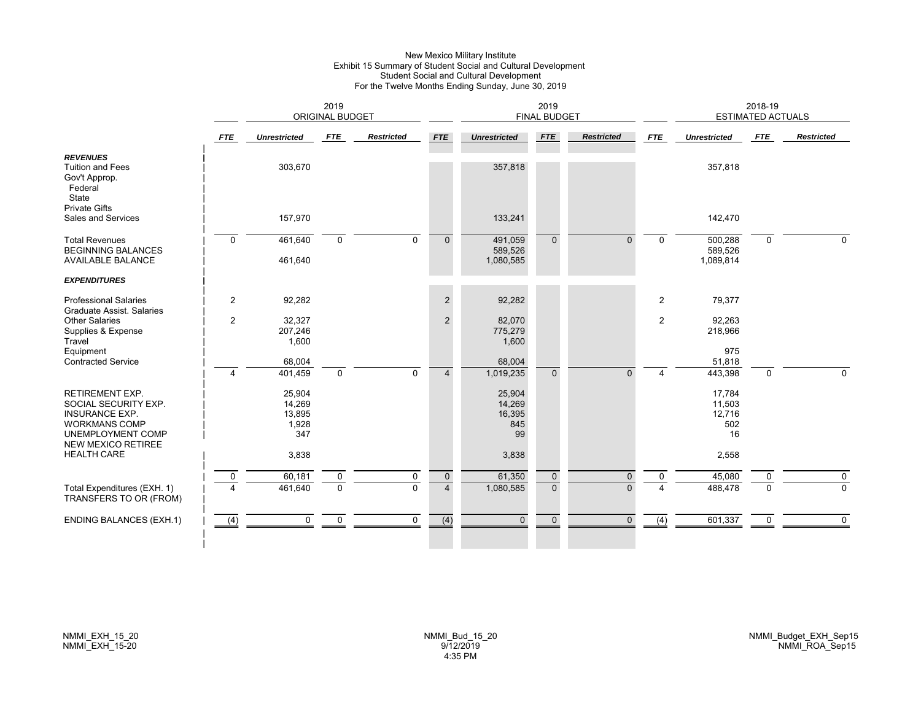New Mexico Military Institute
Exhibit 15 Summary of Student Social and Cultural Development
Student Social and Cultural Development
For the Twelve Months Ending Sunday, June 30, 2019

| | 2019 ORIGINAL BUDGET | | | | 2019 FINAL BUDGET | | | | 2018-19 ESTIMATED ACTUALS | | | |
|---|---|---|---|---|---|---|---|---|---|---|---|---|
| | *FTE* | *Unrestricted* | *FTE* | *Restricted* | *FTE* | *Unrestricted* | *FTE* | *Restricted* | *FTE* | *Unrestricted* | *FTE* | *Restricted* |
| ***REVENUES*** | | | | | | | | | | | | |
| Tuition and Fees | | 303,670 | | | | 357,818 | | | | 357,818 | | |
| Gov't Approp. | | | | | | | | | | | | |
| Federal | | | | | | | | | | | | |
| State | | | | | | | | | | | | |
| Private Gifts | | | | | | | | | | | | |
| Sales and Services | | 157,970 | | | | 133,241 | | | | 142,470 | | |
| Total Revenues | 0 | 461,640 | 0 | 0 | 0 | 491,059 | 0 | 0 | 0 | 500,288 | 0 | 0 |
| BEGINNING BALANCES | | | | | | 589,526 | | | | 589,526 | | |
| AVAILABLE BALANCE | | 461,640 | | | | 1,080,585 | | | | 1,089,814 | | |
| ***EXPENDITURES*** | | | | | | | | | | | | |
| Professional Salaries | 2 | 92,282 | | | 2 | 92,282 | | | 2 | 79,377 | | |
| Graduate Assist. Salaries | | | | | | | | | | | | |
| Other Salaries | 2 | 32,327 | | | 2 | 82,070 | | | 2 | 92,263 | | |
| Supplies & Expense | | 207,246 | | | | 775,279 | | | | 218,966 | | |
| Travel | | 1,600 | | | | 1,600 | | | | | | |
| Equipment | | | | | | | | | | 975 | | |
| Contracted Service | | 68,004 | | | | 68,004 | | | | 51,818 | | |
| | 4 | 401,459 | 0 | 0 | 4 | 1,019,235 | 0 | 0 | 4 | 443,398 | 0 | 0 |
| RETIREMENT EXP. | | 25,904 | | | | 25,904 | | | | 17,784 | | |
| SOCIAL SECURITY EXP. | | 14,269 | | | | 14,269 | | | | 11,503 | | |
| INSURANCE EXP. | | 13,895 | | | | 16,395 | | | | 12,716 | | |
| WORKMANS COMP | | 1,928 | | | | 845 | | | | 502 | | |
| UNEMPLOYMENT COMP | | 347 | | | | 99 | | | | 16 | | |
| NEW MEXICO RETIREE HEALTH CARE | | 3,838 | | | | 3,838 | | | | 2,558 | | |
| | 0 | 60,181 | 0 | 0 | 0 | 61,350 | 0 | 0 | 0 | 45,080 | 0 | 0 |
| Total Expenditures (EXH. 1) | 4 | 461,640 | 0 | 0 | 4 | 1,080,585 | 0 | 0 | 4 | 488,478 | 0 | 0 |
| TRANSFERS TO OR (FROM) | | | | | | | | | | | | |
| ENDING BALANCES (EXH.1) | (4) | 0 | 0 | 0 | (4) | 0 | 0 | 0 | (4) | 601,337 | 0 | 0 |

NMMI_EXH_15_20
NMMI_EXH_15-20

NMMI_Bud_15_20
9/12/2019
4:35 PM

NMMI_Budget_EXH_Sep15
NMMI_ROA_Sep15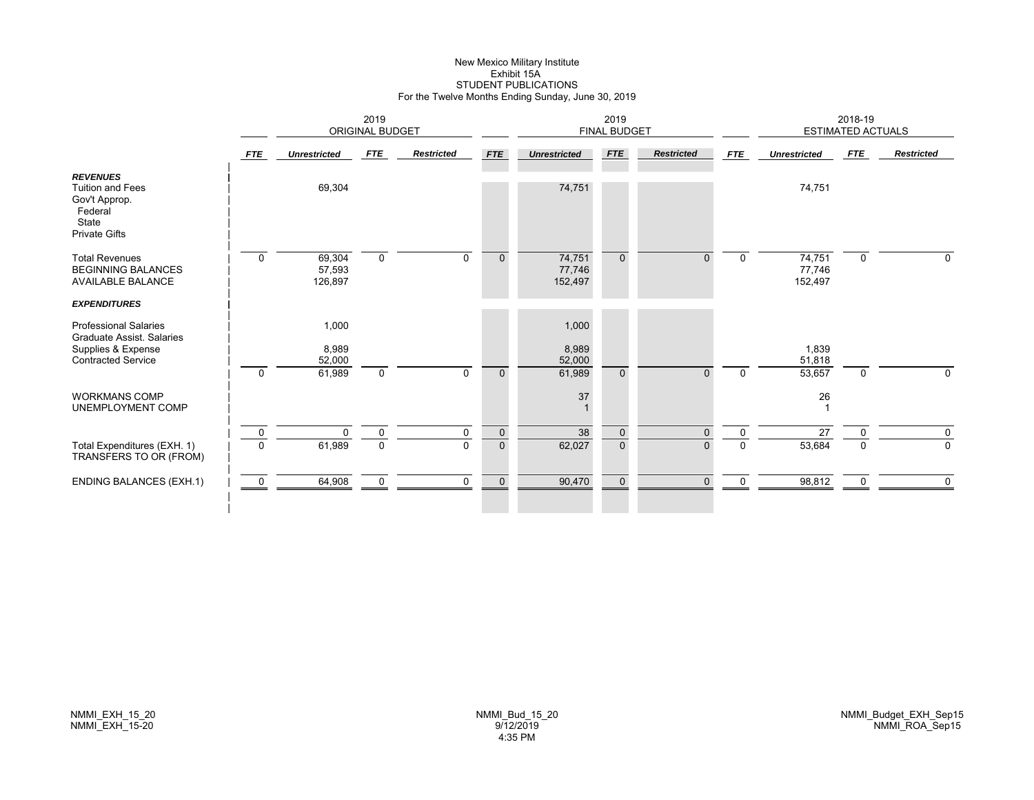New Mexico Military Institute
Exhibit 15A
STUDENT PUBLICATIONS
For the Twelve Months Ending Sunday, June 30, 2019

| | 2019 ORIGINAL BUDGET | | | | 2019 FINAL BUDGET | | | | 2018-19 ESTIMATED ACTUALS | | | |
|---|---|---|---|---|---|---|---|---|---|---|---|---|
| | FTE | Unrestricted | FTE | Restricted | FTE | Unrestricted | FTE | Restricted | FTE | Unrestricted | FTE | Restricted |
| ***REVENUES*** | | | | | | | | | | | | |
| Tuition and Fees | | 69,304 | | | | 74,751 | | | | 74,751 | | |
| Gov't Approp. | | | | | | | | | | | | |
| Federal | | | | | | | | | | | | |
| State | | | | | | | | | | | | |
| Private Gifts | | | | | | | | | | | | |
| Total Revenues | 0 | 69,304 | 0 | 0 | 0 | 74,751 | 0 | 0 | 0 | 74,751 | 0 | 0 |
| BEGINNING BALANCES | | 57,593 | | | | 77,746 | | | | 77,746 | | |
| AVAILABLE BALANCE | | 126,897 | | | | 152,497 | | | | 152,497 | | |
| ***EXPENDITURES*** | | | | | | | | | | | | |
| Professional Salaries | | 1,000 | | | | 1,000 | | | | | | |
| Graduate Assist. Salaries | | | | | | | | | | | | |
| Supplies & Expense | | 8,989 | | | | 8,989 | | | | 1,839 | | |
| Contracted Service | | 52,000 | | | | 52,000 | | | | 51,818 | | |
| | 0 | 61,989 | 0 | 0 | 0 | 61,989 | 0 | 0 | 0 | 53,657 | 0 | 0 |
| WORKMANS COMP | | | | | | 37 | | | | 26 | | |
| UNEMPLOYMENT COMP | | | | | | 1 | | | | 1 | | |
| | 0 | 0 | 0 | 0 | 0 | 38 | 0 | 0 | 0 | 27 | 0 | 0 |
| Total Expenditures (EXH. 1) | 0 | 61,989 | 0 | 0 | 0 | 62,027 | 0 | 0 | 0 | 53,684 | 0 | 0 |
| TRANSFERS TO OR (FROM) | | | | | | | | | | | | |
| ENDING BALANCES (EXH.1) | 0 | 64,908 | 0 | 0 | 0 | 90,470 | 0 | 0 | 0 | 98,812 | 0 | 0 |

NMMI_EXH_15_20
NMMI_EXH_15-20

NMMI_Bud_15_20
9/12/2019
4:35 PM

NMMI_Budget_EXH_Sep15
NMMI_ROA_Sep15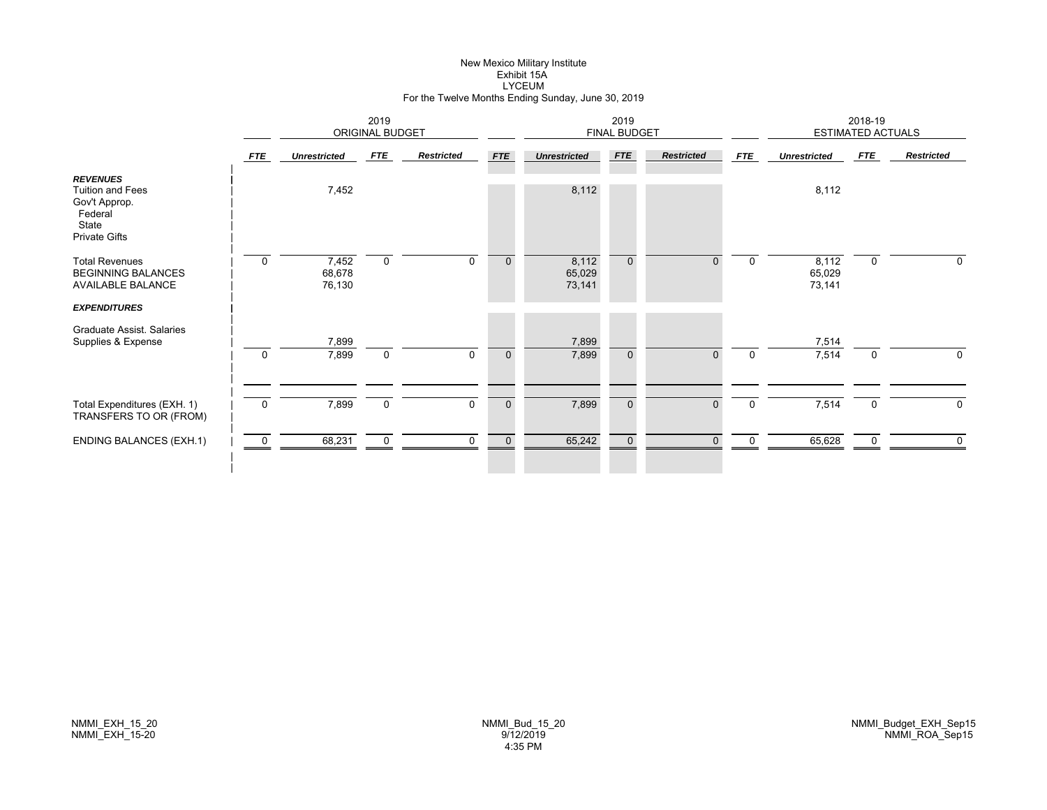# New Mexico Military Institute
## Exhibit 15A
## LYCEUM
### For the Twelve Months Ending Sunday, June 30, 2019

| | 2019 ORIGINAL BUDGET | | | | 2019 FINAL BUDGET | | | | 2018-19 ESTIMATED ACTUALS | | | |
|---|---|---|---|---|---|---|---|---|---|---|---|---|
| | *FTE* | *Unrestricted* | *FTE* | *Restricted* | *FTE* | *Unrestricted* | *FTE* | *Restricted* | *FTE* | *Unrestricted* | *FTE* | *Restricted* |
| ***REVENUES*** | | | | | | | | | | | | |
| Tuition and Fees | | 7,452 | | | | 8,112 | | | | 8,112 | | |
| Gov't Approp. | | | | | | | | | | | | |
| Federal | | | | | | | | | | | | |
| State | | | | | | | | | | | | |
| Private Gifts | | | | | | | | | | | | |
| Total Revenues | 0 | 7,452 | 0 | 0 | 0 | 8,112 | 0 | 0 | 0 | 8,112 | 0 | 0 |
| BEGINNING BALANCES | | 68,678 | | | | 65,029 | | | | 65,029 | | |
| AVAILABLE BALANCE | | 76,130 | | | | 73,141 | | | | 73,141 | | |
| ***EXPENDITURES*** | | | | | | | | | | | | |
| Graduate Assist. Salaries | | | | | | | | | | | | |
| Supplies & Expense | | 7,899 | | | | 7,899 | | | | 7,514 | | |
| | 0 | 7,899 | 0 | 0 | 0 | 7,899 | 0 | 0 | 0 | 7,514 | 0 | 0 |
| Total Expenditures (EXH. 1) | 0 | 7,899 | 0 | 0 | 0 | 7,899 | 0 | 0 | 0 | 7,514 | 0 | 0 |
| TRANSFERS TO OR (FROM) | | | | | | | | | | | | |
| ENDING BALANCES (EXH.1) | 0 | 68,231 | 0 | 0 | 0 | 65,242 | 0 | 0 | 0 | 65,628 | 0 | 0 |

NMMI_EXH_15_20
NMMI_EXH_15-20

NMMI_Bud_15_20
9/12/2019
4:35 PM

NMMI_Budget_EXH_Sep15
NMMI_ROA_Sep15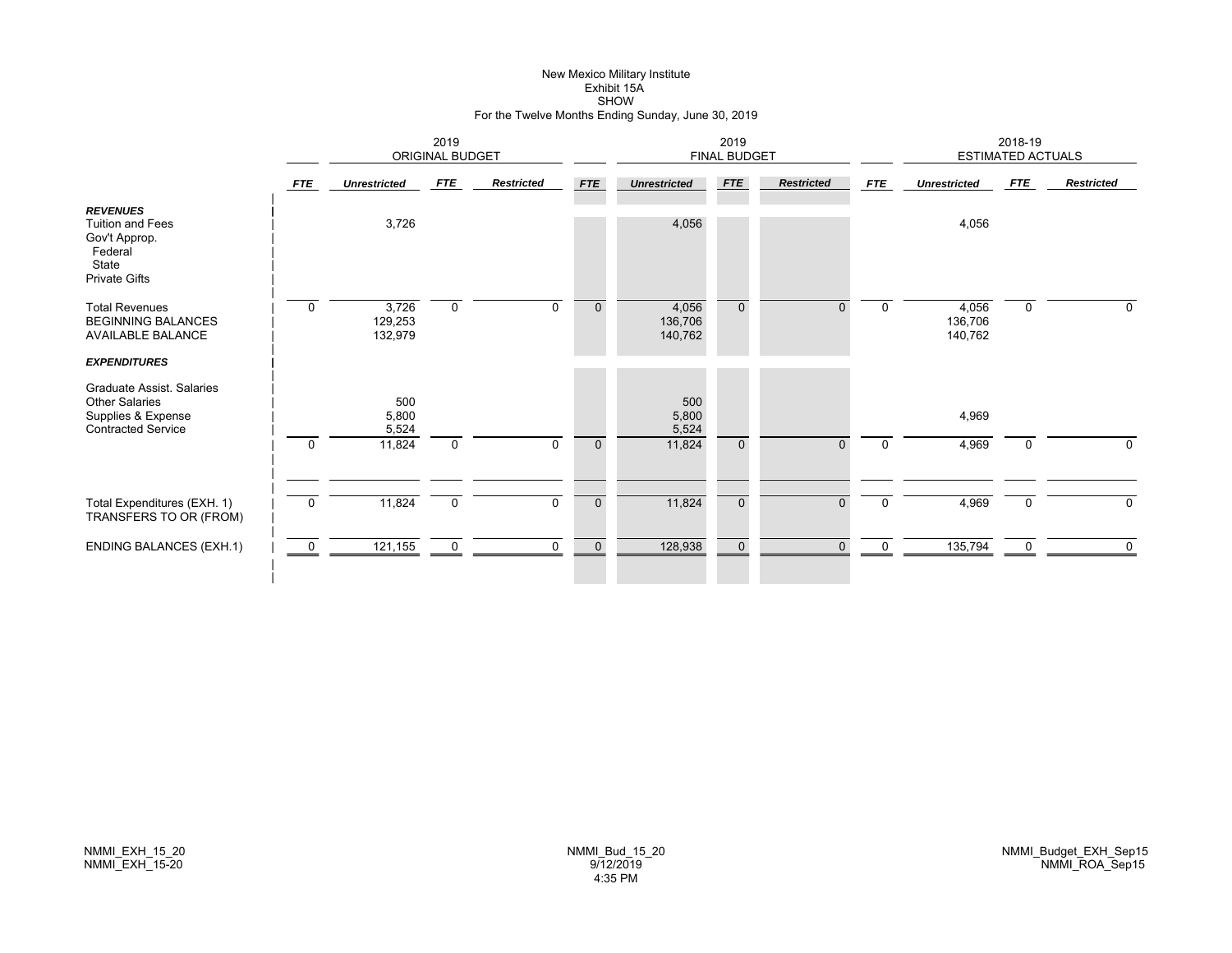# New Mexico Military Institute
## Exhibit 15A
## SHOW
### For the Twelve Months Ending Sunday, June 30, 2019

| | 2019 ORIGINAL BUDGET | | | | 2019 FINAL BUDGET | | | | 2018-19 ESTIMATED ACTUALS | | | |
|---|---|---|---|---|---|---|---|---|---|---|---|---|
| | *FTE* | *Unrestricted* | *FTE* | *Restricted* | *FTE* | *Unrestricted* | *FTE* | *Restricted* | *FTE* | *Unrestricted* | *FTE* | *Restricted* |
| ***REVENUES*** | | | | | | | | | | | | |
| Tuition and Fees | | 3,726 | | | | 4,056 | | | | 4,056 | | |
| Gov't Approp. | | | | | | | | | | | | |
| Federal | | | | | | | | | | | | |
| State | | | | | | | | | | | | |
| Private Gifts | | | | | | | | | | | | |
| Total Revenues | 0 | 3,726 | 0 | 0 | 0 | 4,056 | 0 | 0 | 0 | 4,056 | 0 | 0 |
| BEGINNING BALANCES | | 129,253 | | | | 136,706 | | | | 136,706 | | |
| AVAILABLE BALANCE | | 132,979 | | | | 140,762 | | | | 140,762 | | |
| ***EXPENDITURES*** | | | | | | | | | | | | |
| Graduate Assist. Salaries | | | | | | | | | | | | |
| Other Salaries | | 500 | | | | 500 | | | | | | |
| Supplies & Expense | | 5,800 | | | | 5,800 | | | | 4,969 | | |
| Contracted Service | | 5,524 | | | | 5,524 | | | | | | |
| | 0 | 11,824 | 0 | 0 | 0 | 11,824 | 0 | 0 | 0 | 4,969 | 0 | 0 |
| Total Expenditures (EXH. 1) | 0 | 11,824 | 0 | 0 | 0 | 11,824 | 0 | 0 | 0 | 4,969 | 0 | 0 |
| TRANSFERS TO OR (FROM) | | | | | | | | | | | | |
| ENDING BALANCES (EXH.1) | 0 | 121,155 | 0 | 0 | 0 | 128,938 | 0 | 0 | 0 | 135,794 | 0 | 0 |

NMMI_EXH_15_20
NMMI_EXH_15-20

NMMI_Bud_15_20
9/12/2019
4:35 PM

NMMI_Budget_EXH_Sep15
NMMI_ROA_Sep15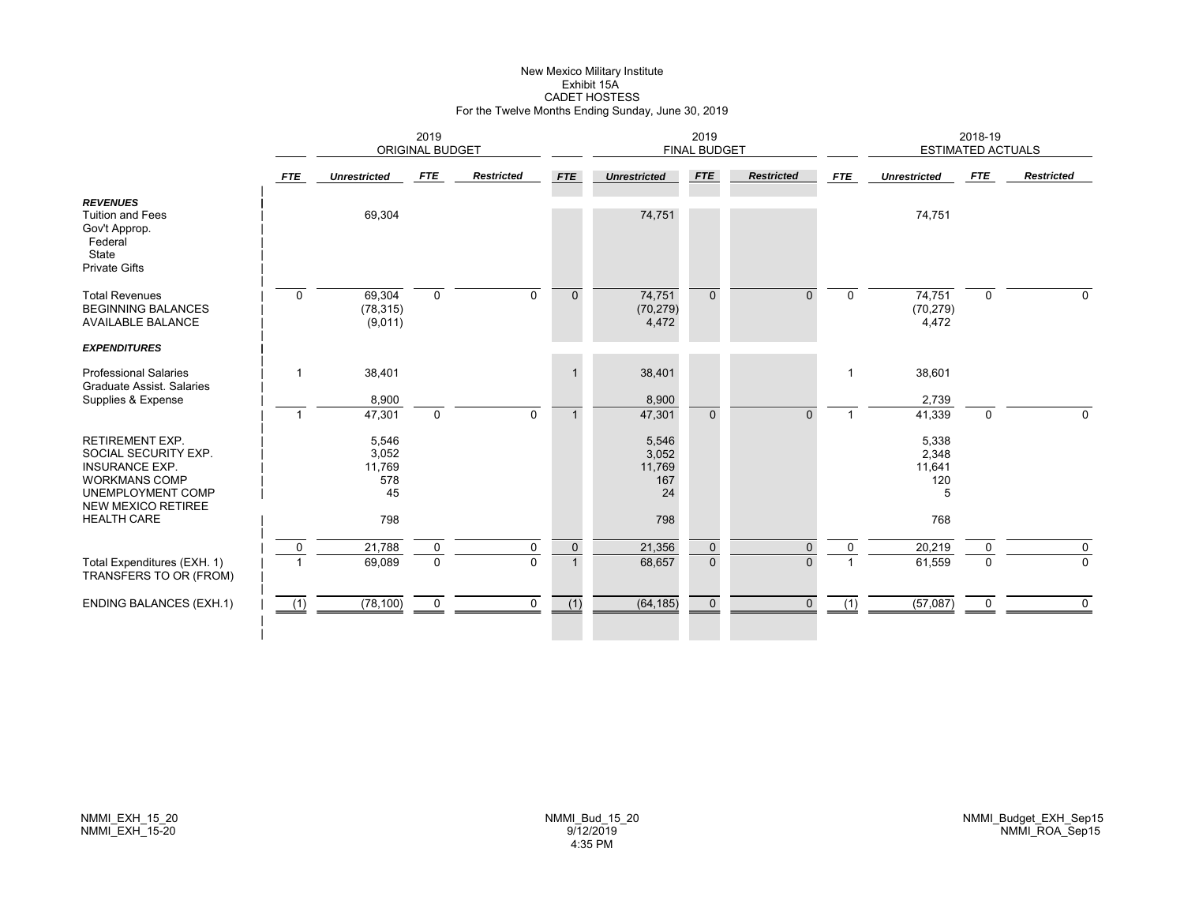New Mexico Military Institute
Exhibit 15A
CADET HOSTESS
For the Twelve Months Ending Sunday, June 30, 2019

| | 2019 ORIGINAL BUDGET | | | | 2019 FINAL BUDGET | | | | 2018-19 ESTIMATED ACTUALS | | | |
|---|---|---|---|---|---|---|---|---|---|---|---|---|
| | *FTE* | *Unrestricted* | *FTE* | *Restricted* | *FTE* | *Unrestricted* | *FTE* | *Restricted* | *FTE* | *Unrestricted* | *FTE* | *Restricted* |
| ***REVENUES*** | | | | | | | | | | | | |
| Tuition and Fees | | 69,304 | | | | 74,751 | | | | 74,751 | | |
| Gov't Approp. | | | | | | | | | | | | |
| Federal | | | | | | | | | | | | |
| State | | | | | | | | | | | | |
| Private Gifts | | | | | | | | | | | | |
| Total Revenues | 0 | 69,304 | 0 | 0 | 0 | 74,751 | 0 | 0 | 0 | 74,751 | 0 | 0 |
| BEGINNING BALANCES | | (78,315) | | | | (70,279) | | | | (70,279) | | |
| AVAILABLE BALANCE | | (9,011) | | | | 4,472 | | | | 4,472 | | |
| ***EXPENDITURES*** | | | | | | | | | | | | |
| Professional Salaries | 1 | 38,401 | | | 1 | 38,401 | | | 1 | 38,601 | | |
| Graduate Assist. Salaries | | | | | | | | | | | | |
| Supplies & Expense | | 8,900 | | | | 8,900 | | | | 2,739 | | |
| | 1 | 47,301 | 0 | 0 | 1 | 47,301 | 0 | 0 | 1 | 41,339 | 0 | 0 |
| RETIREMENT EXP. | | 5,546 | | | | 5,546 | | | | 5,338 | | |
| SOCIAL SECURITY EXP. | | 3,052 | | | | 3,052 | | | | 2,348 | | |
| INSURANCE EXP. | | 11,769 | | | | 11,769 | | | | 11,641 | | |
| WORKMANS COMP | | 578 | | | | 167 | | | | 120 | | |
| UNEMPLOYMENT COMP | | 45 | | | | 24 | | | | 5 | | |
| NEW MEXICO RETIREE HEALTH CARE | | 798 | | | | 798 | | | | 768 | | |
| | 0 | 21,788 | 0 | 0 | 0 | 21,356 | 0 | 0 | 0 | 20,219 | 0 | 0 |
| Total Expenditures (EXH. 1) | 1 | 69,089 | 0 | 0 | 1 | 68,657 | 0 | 0 | 1 | 61,559 | 0 | 0 |
| TRANSFERS TO OR (FROM) | | | | | | | | | | | | |
| ENDING BALANCES (EXH.1) | (1) | (78,100) | 0 | 0 | (1) | (64,185) | 0 | 0 | (1) | (57,087) | 0 | 0 |

NMMI_EXH_15_20
NMMI_EXH_15-20

NMMI_Bud_15_20
9/12/2019
4:35 PM

NMMI_Budget_EXH_Sep15
NMMI_ROA_Sep15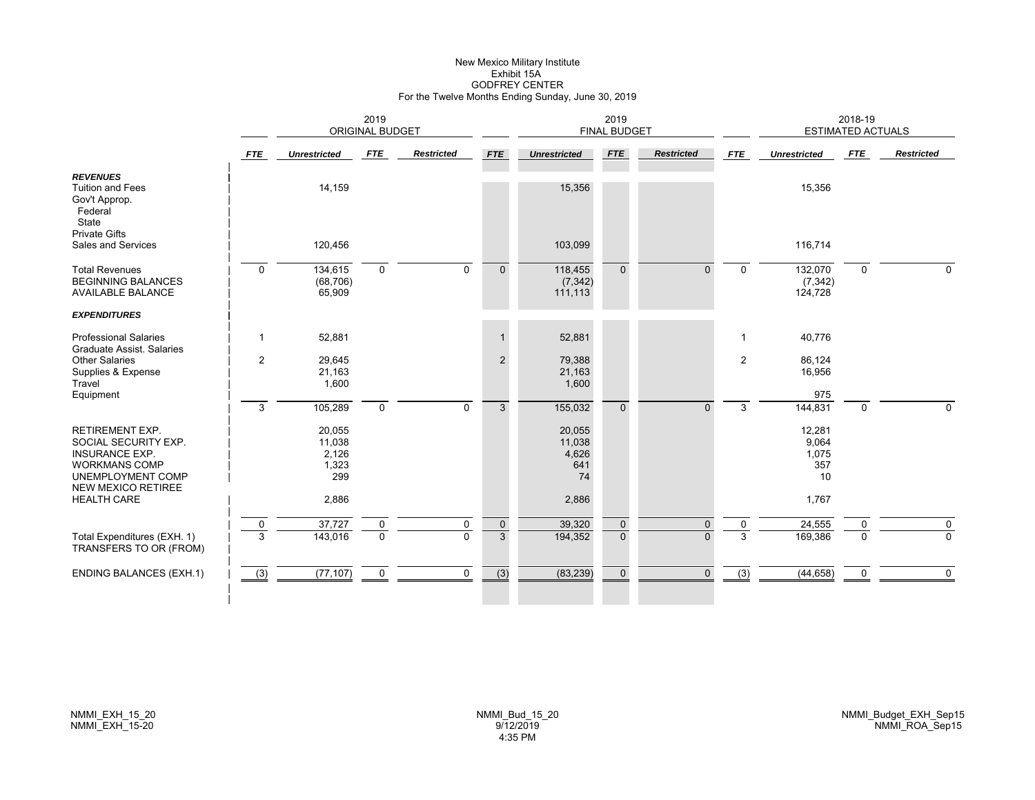New Mexico Military Institute
Exhibit 15A
GODFREY CENTER
For the Twelve Months Ending Sunday, June 30, 2019

| | 2019 ORIGINAL BUDGET | | | | 2019 FINAL BUDGET | | | | 2018-19 ESTIMATED ACTUALS | | | |
|---|---|---|---|---|---|---|---|---|---|---|---|---|
| | *FTE* | *Unrestricted* | *FTE* | *Restricted* | *FTE* | *Unrestricted* | *FTE* | *Restricted* | *FTE* | *Unrestricted* | *FTE* | *Restricted* |
| ***REVENUES*** | | | | | | | | | | | | |
| Tuition and Fees | | 14,159 | | | | 15,356 | | | | 15,356 | | |
| Gov't Approp. | | | | | | | | | | | | |
| Federal | | | | | | | | | | | | |
| State | | | | | | | | | | | | |
| Private Gifts | | | | | | | | | | | | |
| Sales and Services | | 120,456 | | | | 103,099 | | | | 116,714 | | |
| Total Revenues | 0 | 134,615 | 0 | 0 | 0 | 118,455 | 0 | 0 | 0 | 132,070 | 0 | 0 |
| BEGINNING BALANCES | | (68,706) | | | | (7,342) | | | | (7,342) | | |
| AVAILABLE BALANCE | | 65,909 | | | | 111,113 | | | | 124,728 | | |
| ***EXPENDITURES*** | | | | | | | | | | | | |
| Professional Salaries | 1 | 52,881 | | | 1 | 52,881 | | | 1 | 40,776 | | |
| Graduate Assist. Salaries | | | | | | | | | | | | |
| Other Salaries | 2 | 29,645 | | | 2 | 79,388 | | | 2 | 86,124 | | |
| Supplies & Expense | | 21,163 | | | | 21,163 | | | | 16,956 | | |
| Travel | | 1,600 | | | | 1,600 | | | | | | |
| Equipment | | | | | | | | | | 975 | | |
| | 3 | 105,289 | 0 | 0 | 3 | 155,032 | 0 | 0 | 3 | 144,831 | 0 | 0 |
| RETIREMENT EXP. | | 20,055 | | | | 20,055 | | | | 12,281 | | |
| SOCIAL SECURITY EXP. | | 11,038 | | | | 11,038 | | | | 9,064 | | |
| INSURANCE EXP. | | 2,126 | | | | 4,626 | | | | 1,075 | | |
| WORKMANS COMP | | 1,323 | | | | 641 | | | | 357 | | |
| UNEMPLOYMENT COMP | | 299 | | | | 74 | | | | 10 | | |
| NEW MEXICO RETIREE HEALTH CARE | | 2,886 | | | | 2,886 | | | | 1,767 | | |
| | 0 | 37,727 | 0 | 0 | 0 | 39,320 | 0 | 0 | 0 | 24,555 | 0 | 0 |
| Total Expenditures (EXH. 1) | 3 | 143,016 | 0 | 0 | 3 | 194,352 | 0 | 0 | 3 | 169,386 | 0 | 0 |
| TRANSFERS TO OR (FROM) | | | | | | | | | | | | |
| ENDING BALANCES (EXH.1) | (3) | (77,107) | 0 | 0 | (3) | (83,239) | 0 | 0 | (3) | (44,658) | 0 | 0 |

NMMI_EXH_15_20
NMMI_EXH_15-20

NMMI_Bud_15_20
9/12/2019
4:35 PM

NMMI_Budget_EXH_Sep15
NMMI_ROA_Sep15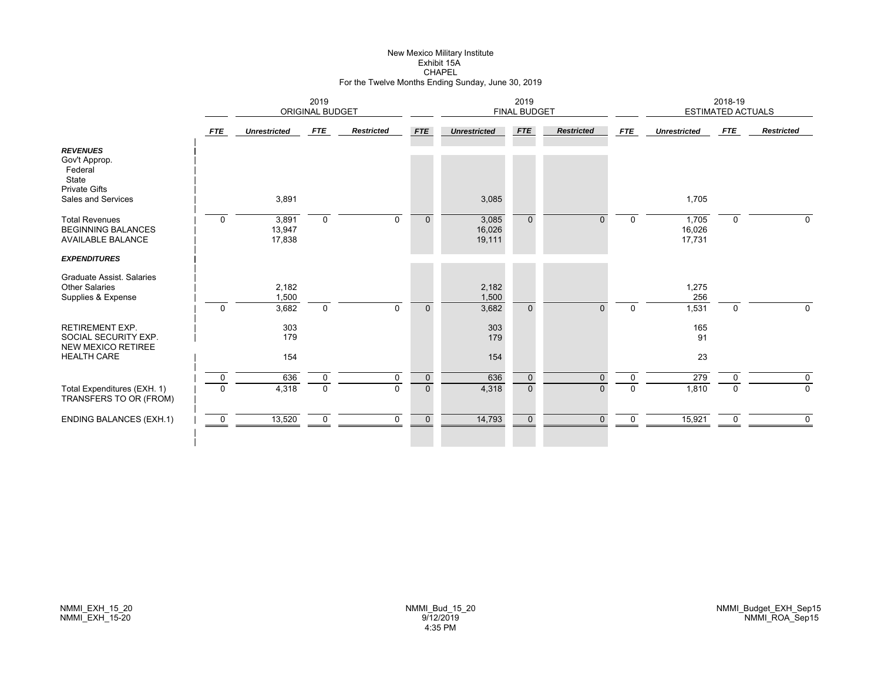# New Mexico Military Institute
## Exhibit 15A
## CHAPEL
### For the Twelve Months Ending Sunday, June 30, 2019

| | 2019 ORIGINAL BUDGET | | | | 2019 FINAL BUDGET | | | | 2018-19 ESTIMATED ACTUALS | | | |
|---|---|---|---|---|---|---|---|---|---|---|---|---|
| | ***FTE*** | ***Unrestricted*** | ***FTE*** | ***Restricted*** | ***FTE*** | ***Unrestricted*** | ***FTE*** | ***Restricted*** | ***FTE*** | ***Unrestricted*** | ***FTE*** | ***Restricted*** |
| ***REVENUES*** | | | | | | | | | | | | |
| Gov't Approp. | | | | | | | | | | | | |
| Federal | | | | | | | | | | | | |
| State | | | | | | | | | | | | |
| Private Gifts | | | | | | | | | | | | |
| Sales and Services | | 3,891 | | | | 3,085 | | | | 1,705 | | |
| Total Revenues | 0 | 3,891 | 0 | 0 | 0 | 3,085 | 0 | 0 | 0 | 1,705 | 0 | 0 |
| BEGINNING BALANCES | | 13,947 | | | | 16,026 | | | | 16,026 | | |
| AVAILABLE BALANCE | | 17,838 | | | | 19,111 | | | | 17,731 | | |
| ***EXPENDITURES*** | | | | | | | | | | | | |
| Graduate Assist. Salaries | | | | | | | | | | | | |
| Other Salaries | | 2,182 | | | | 2,182 | | | | 1,275 | | |
| Supplies & Expense | | 1,500 | | | | 1,500 | | | | 256 | | |
| | 0 | 3,682 | 0 | 0 | 0 | 3,682 | 0 | 0 | 0 | 1,531 | 0 | 0 |
| RETIREMENT EXP. | | 303 | | | | 303 | | | | 165 | | |
| SOCIAL SECURITY EXP. | | 179 | | | | 179 | | | | 91 | | |
| NEW MEXICO RETIREE HEALTH CARE | | 154 | | | | 154 | | | | 23 | | |
| | 0 | 636 | 0 | 0 | 0 | 636 | 0 | 0 | 0 | 279 | 0 | 0 |
| Total Expenditures (EXH. 1) | 0 | 4,318 | 0 | 0 | 0 | 4,318 | 0 | 0 | 0 | 1,810 | 0 | 0 |
| TRANSFERS TO OR (FROM) | | | | | | | | | | | | |
| ENDING BALANCES (EXH.1) | 0 | 13,520 | 0 | 0 | 0 | 14,793 | 0 | 0 | 0 | 15,921 | 0 | 0 |

NMMI_EXH_15_20
NMMI_EXH_15-20

NMMI_Bud_15_20
9/12/2019
4:35 PM

NMMI_Budget_EXH_Sep15
NMMI_ROA_Sep15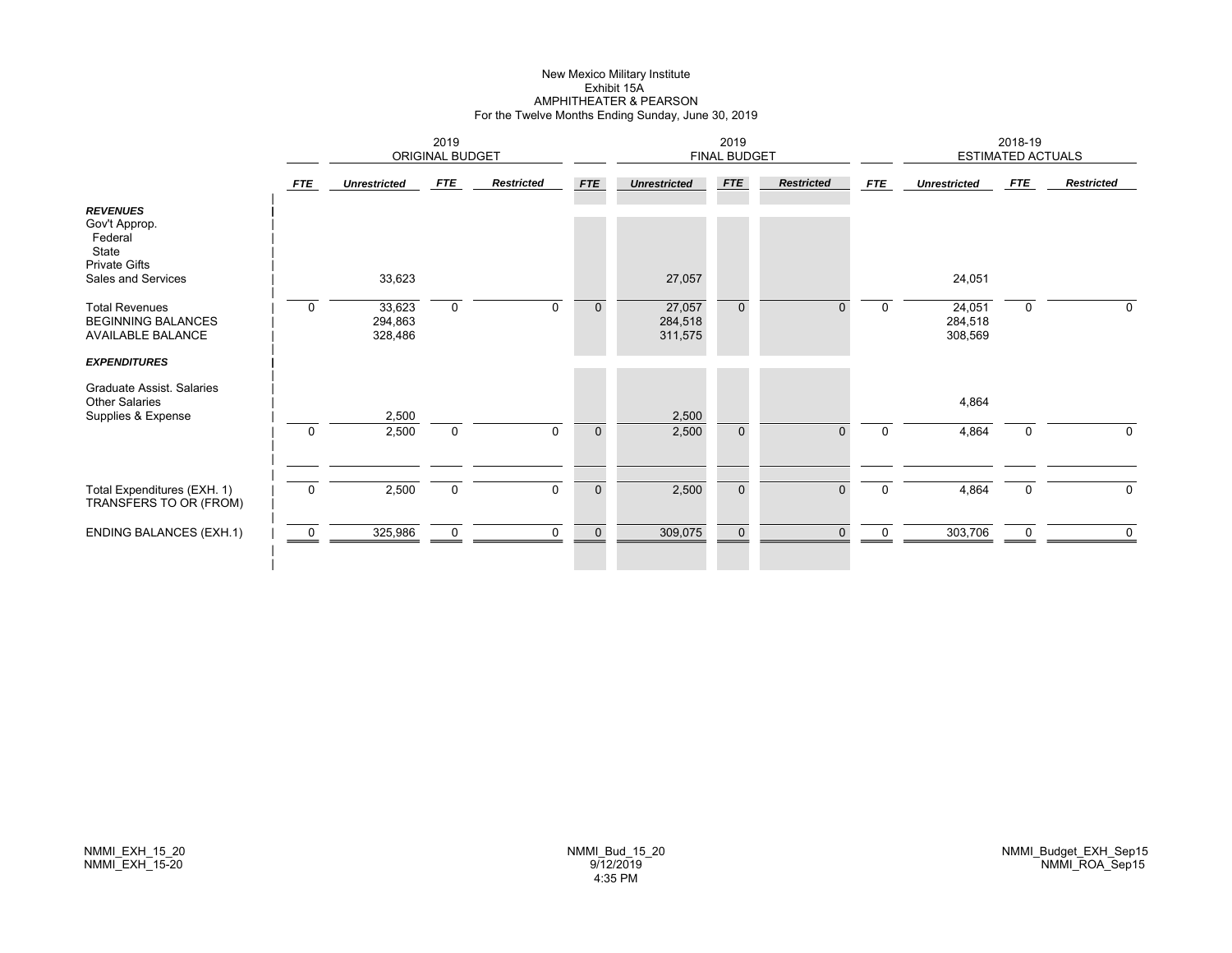# New Mexico Military Institute
## Exhibit 15A
## AMPHITHEATER & PEARSON
### For the Twelve Months Ending Sunday, June 30, 2019

| | 2019 ORIGINAL BUDGET | | | | 2019 FINAL BUDGET | | | | 2018-19 ESTIMATED ACTUALS | | | |
|---|---|---|---|---|---|---|---|---|---|---|---|---|
| | *FTE* | *Unrestricted* | *FTE* | *Restricted* | *FTE* | *Unrestricted* | *FTE* | *Restricted* | *FTE* | *Unrestricted* | *FTE* | *Restricted* |
| ***REVENUES*** | | | | | | | | | | | | |
| Gov't Approp. | | | | | | | | | | | | |
| Federal | | | | | | | | | | | | |
| State | | | | | | | | | | | | |
| Private Gifts | | | | | | | | | | | | |
| Sales and Services | | 33,623 | | | | 27,057 | | | | 24,051 | | |
| Total Revenues | 0 | 33,623 | 0 | 0 | 0 | 27,057 | 0 | 0 | 0 | 24,051 | 0 | 0 |
| BEGINNING BALANCES | | 294,863 | | | | 284,518 | | | | 284,518 | | |
| AVAILABLE BALANCE | | 328,486 | | | | 311,575 | | | | 308,569 | | |
| ***EXPENDITURES*** | | | | | | | | | | | | |
| Graduate Assist. Salaries | | | | | | | | | | | | |
| Other Salaries | | | | | | | | | | 4,864 | | |
| Supplies & Expense | | 2,500 | | | | 2,500 | | | | | | |
| | 0 | 2,500 | 0 | 0 | 0 | 2,500 | 0 | 0 | 0 | 4,864 | 0 | 0 |
| Total Expenditures (EXH. 1) | 0 | 2,500 | 0 | 0 | 0 | 2,500 | 0 | 0 | 0 | 4,864 | 0 | 0 |
| TRANSFERS TO OR (FROM) | | | | | | | | | | | | |
| ENDING BALANCES (EXH.1) | 0 | 325,986 | 0 | 0 | 0 | 309,075 | 0 | 0 | 0 | 303,706 | 0 | 0 |

NMMI_EXH_15_20
NMMI_EXH_15-20

NMMI_Bud_15_20
9/12/2019
4:35 PM

NMMI_Budget_EXH_Sep15
NMMI_ROA_Sep15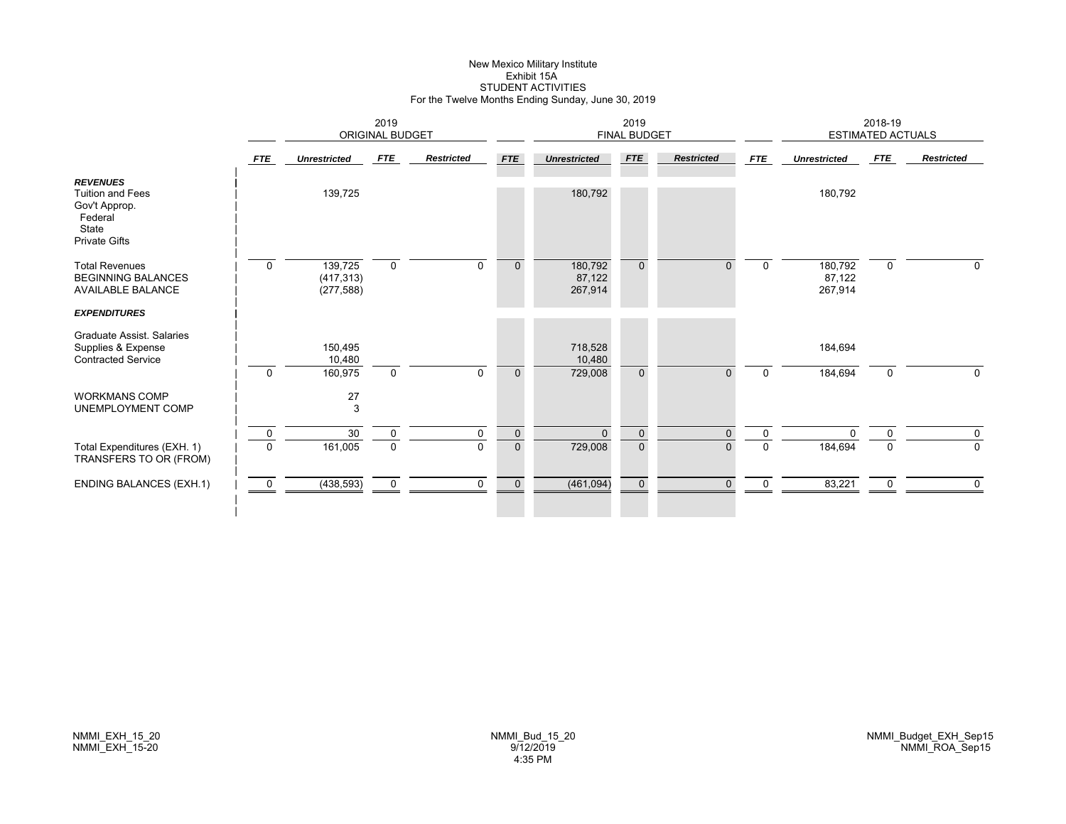New Mexico Military Institute
Exhibit 15A
STUDENT ACTIVITIES
For the Twelve Months Ending Sunday, June 30, 2019

| | 2019 ORIGINAL BUDGET | | | | 2019 FINAL BUDGET | | | | 2018-19 ESTIMATED ACTUALS | | | |
|---|---|---|---|---|---|---|---|---|---|---|---|---|
| | *FTE* | *Unrestricted* | *FTE* | *Restricted* | *FTE* | *Unrestricted* | *FTE* | *Restricted* | *FTE* | *Unrestricted* | *FTE* | *Restricted* |
| ***REVENUES*** | | | | | | | | | | | | |
| Tuition and Fees | | 139,725 | | | | 180,792 | | | | 180,792 | | |
| Gov't Approp. | | | | | | | | | | | | |
| Federal | | | | | | | | | | | | |
| State | | | | | | | | | | | | |
| Private Gifts | | | | | | | | | | | | |
| Total Revenues | 0 | 139,725 | 0 | 0 | 0 | 180,792 | 0 | 0 | 0 | 180,792 | 0 | 0 |
| BEGINNING BALANCES | | (417,313) | | | | 87,122 | | | | 87,122 | | |
| AVAILABLE BALANCE | | (277,588) | | | | 267,914 | | | | 267,914 | | |
| ***EXPENDITURES*** | | | | | | | | | | | | |
| Graduate Assist. Salaries | | | | | | | | | | | | |
| Supplies & Expense | | 150,495 | | | | 718,528 | | | | 184,694 | | |
| Contracted Service | | 10,480 | | | | 10,480 | | | | | | |
| | 0 | 160,975 | 0 | 0 | 0 | 729,008 | 0 | 0 | 0 | 184,694 | 0 | 0 |
| WORKMANS COMP | | 27 | | | | | | | | | | |
| UNEMPLOYMENT COMP | | 3 | | | | | | | | | | |
| | 0 | 30 | 0 | 0 | 0 | 0 | 0 | 0 | 0 | 0 | 0 | 0 |
| Total Expenditures (EXH. 1) | 0 | 161,005 | 0 | 0 | 0 | 729,008 | 0 | 0 | 0 | 184,694 | 0 | 0 |
| TRANSFERS TO OR (FROM) | | | | | | | | | | | | |
| ENDING BALANCES (EXH.1) | 0 | (438,593) | 0 | 0 | 0 | (461,094) | 0 | 0 | 0 | 83,221 | 0 | 0 |

NMMI_EXH_15_20
NMMI_EXH_15-20

NMMI_Bud_15_20
9/12/2019
4:35 PM

NMMI_Budget_EXH_Sep15
NMMI_ROA_Sep15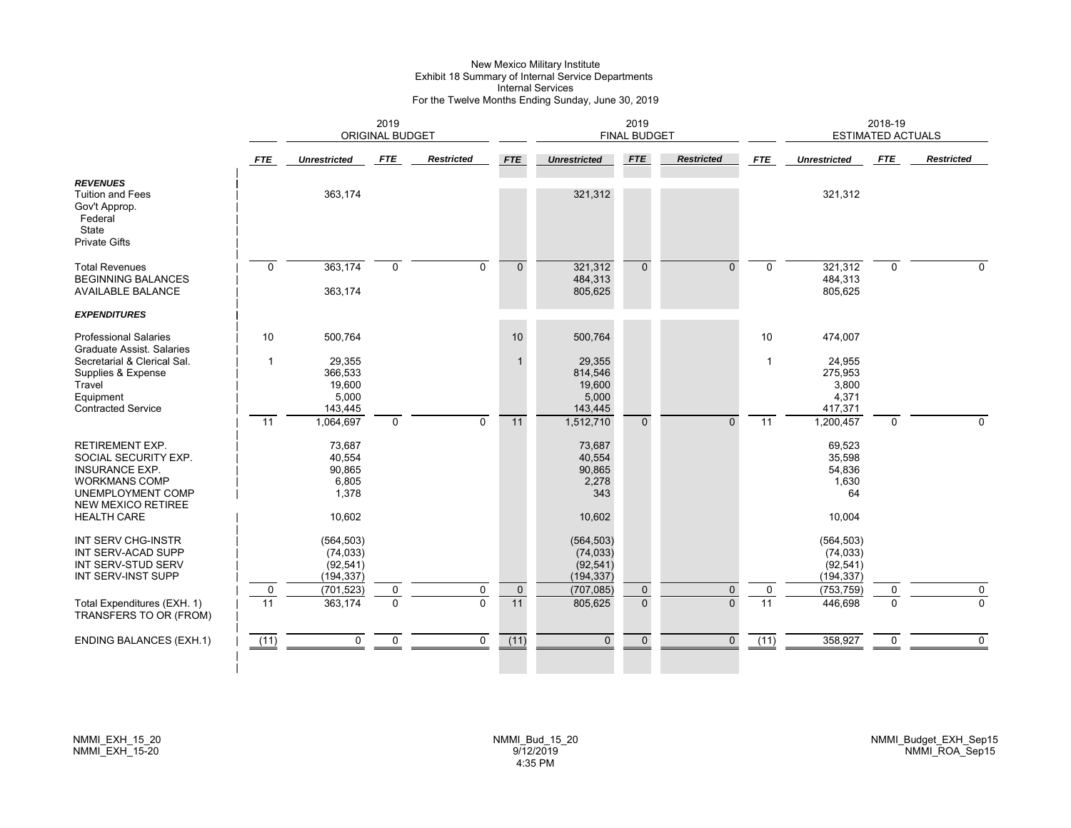# New Mexico Military Institute
## Exhibit 18 Summary of Internal Service Departments
### Internal Services
### For the Twelve Months Ending Sunday, June 30, 2019

| | 2019 ORIGINAL BUDGET | | | | 2019 FINAL BUDGET | | | | 2018-19 ESTIMATED ACTUALS | | | |
|---|---|---|---|---|---|---|---|---|---|---|---|---|
| | *FTE* | *Unrestricted* | *FTE* | *Restricted* | *FTE* | *Unrestricted* | *FTE* | *Restricted* | *FTE* | *Unrestricted* | *FTE* | *Restricted* |
| ***REVENUES*** | | | | | | | | | | | | |
| Tuition and Fees | | 363,174 | | | | 321,312 | | | | 321,312 | | |
| Gov't Approp. | | | | | | | | | | | | |
| Federal | | | | | | | | | | | | |
| State | | | | | | | | | | | | |
| Private Gifts | | | | | | | | | | | | |
| Total Revenues | 0 | 363,174 | 0 | 0 | 0 | 321,312 | 0 | 0 | 0 | 321,312 | 0 | 0 |
| BEGINNING BALANCES | | | | | | 484,313 | | | | 484,313 | | |
| AVAILABLE BALANCE | | 363,174 | | | | 805,625 | | | | 805,625 | | |
| ***EXPENDITURES*** | | | | | | | | | | | | |
| Professional Salaries | 10 | 500,764 | | | 10 | 500,764 | | | 10 | 474,007 | | |
| Graduate Assist. Salaries | | | | | | | | | | | | |
| Secretarial & Clerical Sal. | 1 | 29,355 | | | 1 | 29,355 | | | 1 | 24,955 | | |
| Supplies & Expense | | 366,533 | | | | 814,546 | | | | 275,953 | | |
| Travel | | 19,600 | | | | 19,600 | | | | 3,800 | | |
| Equipment | | 5,000 | | | | 5,000 | | | | 4,371 | | |
| Contracted Service | | 143,445 | | | | 143,445 | | | | 417,371 | | |
| | 11 | 1,064,697 | 0 | 0 | 11 | 1,512,710 | 0 | 0 | 11 | 1,200,457 | 0 | 0 |
| RETIREMENT EXP. | | 73,687 | | | | 73,687 | | | | 69,523 | | |
| SOCIAL SECURITY EXP. | | 40,554 | | | | 40,554 | | | | 35,598 | | |
| INSURANCE EXP. | | 90,865 | | | | 90,865 | | | | 54,836 | | |
| WORKMANS COMP | | 6,805 | | | | 2,278 | | | | 1,630 | | |
| UNEMPLOYMENT COMP | | 1,378 | | | | 343 | | | | 64 | | |
| NEW MEXICO RETIREE HEALTH CARE | | 10,602 | | | | 10,602 | | | | 10,004 | | |
| INT SERV CHG-INSTR | | (564,503) | | | | (564,503) | | | | (564,503) | | |
| INT SERV-ACAD SUPP | | (74,033) | | | | (74,033) | | | | (74,033) | | |
| INT SERV-STUD SERV | | (92,541) | | | | (92,541) | | | | (92,541) | | |
| INT SERV-INST SUPP | | (194,337) | | | | (194,337) | | | | (194,337) | | |
| | 0 | (701,523) | 0 | 0 | 0 | (707,085) | 0 | 0 | 0 | (753,759) | 0 | 0 |
| Total Expenditures (EXH. 1) | 11 | 363,174 | 0 | 0 | 11 | 805,625 | 0 | 0 | 11 | 446,698 | 0 | 0 |
| TRANSFERS TO OR (FROM) | | | | | | | | | | | | |
| ENDING BALANCES (EXH.1) | (11) | 0 | 0 | 0 | (11) | 0 | 0 | 0 | (11) | 358,927 | 0 | 0 |

NMMI_EXH_15_20
NMMI_EXH_15-20

NMMI_Bud_15_20
9/12/2019
4:35 PM

NMMI_Budget_EXH_Sep15
NMMI_ROA_Sep15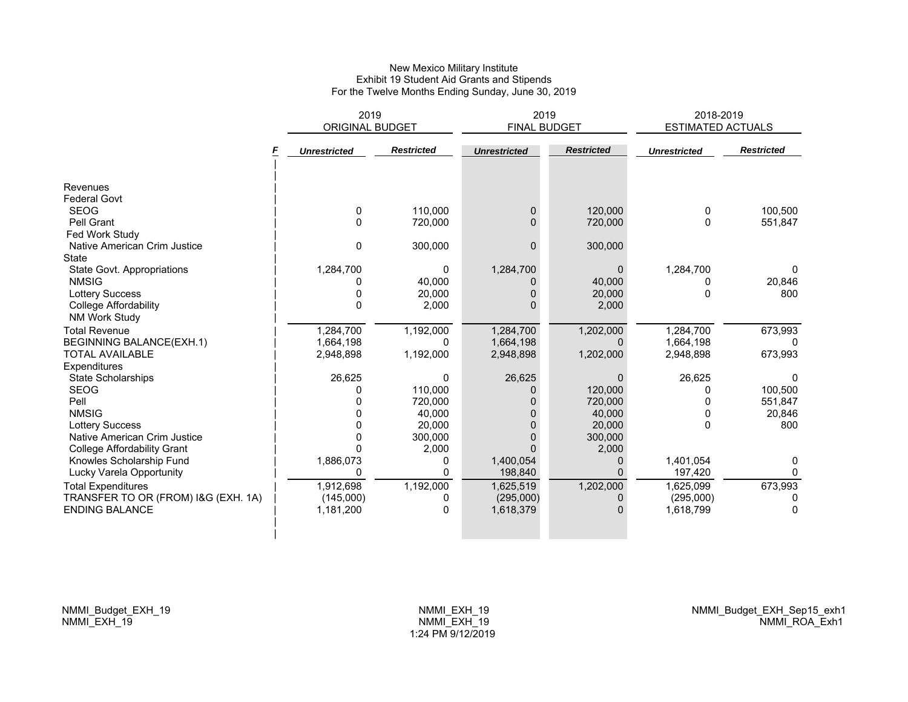# New Mexico Military Institute
## Exhibit 19 Student Aid Grants and Stipends
### For the Twelve Months Ending Sunday, June 30, 2019

| | F | 2019 ORIGINAL BUDGET | | 2019 FINAL BUDGET | | 2018-2019 ESTIMATED ACTUALS | |
|---|---|---|---|---|---|---|---|
| | | *Unrestricted* | *Restricted* | *Unrestricted* | *Restricted* | *Unrestricted* | *Restricted* |
| Revenues | | | | | | | |
| Federal Govt | | | | | | | |
| SEOG | | 0 | 110,000 | 0 | 120,000 | 0 | 100,500 |
| Pell Grant | | 0 | 720,000 | 0 | 720,000 | 0 | 551,847 |
| Fed Work Study | | | | | | | |
| Native American Crim Justice | | 0 | 300,000 | 0 | 300,000 | | |
| State | | | | | | | |
| State Govt. Appropriations | | 1,284,700 | 0 | 1,284,700 | 0 | 1,284,700 | 0 |
| NMSIG | | 0 | 40,000 | 0 | 40,000 | 0 | 20,846 |
| Lottery Success | | 0 | 20,000 | 0 | 20,000 | 0 | 800 |
| College Affordability | | 0 | 2,000 | 0 | 2,000 | | |
| NM Work Study | | | | | | | |
| Total Revenue | | 1,284,700 | 1,192,000 | 1,284,700 | 1,202,000 | 1,284,700 | 673,993 |
| BEGINNING BALANCE(EXH.1) | | 1,664,198 | 0 | 1,664,198 | 0 | 1,664,198 | 0 |
| TOTAL AVAILABLE | | 2,948,898 | 1,192,000 | 2,948,898 | 1,202,000 | 2,948,898 | 673,993 |
| Expenditures | | | | | | | |
| State Scholarships | | 26,625 | 0 | 26,625 | 0 | 26,625 | 0 |
| SEOG | | 0 | 110,000 | 0 | 120,000 | 0 | 100,500 |
| Pell | | 0 | 720,000 | 0 | 720,000 | 0 | 551,847 |
| NMSIG | | 0 | 40,000 | 0 | 40,000 | 0 | 20,846 |
| Lottery Success | | 0 | 20,000 | 0 | 20,000 | 0 | 800 |
| Native American Crim Justice | | 0 | 300,000 | 0 | 300,000 | | |
| College Affordability Grant | | 0 | 2,000 | 0 | 2,000 | | |
| Knowles Scholarship Fund | | 1,886,073 | 0 | 1,400,054 | 0 | 1,401,054 | 0 |
| Lucky Varela Opportunity | | 0 | 0 | 198,840 | 0 | 197,420 | 0 |
| Total Expenditures | | 1,912,698 | 1,192,000 | 1,625,519 | 1,202,000 | 1,625,099 | 673,993 |
| TRANSFER TO OR (FROM) I&G (EXH. 1A) | | (145,000) | 0 | (295,000) | 0 | (295,000) | 0 |
| ENDING BALANCE | | 1,181,200 | 0 | 1,618,379 | 0 | 1,618,799 | 0 |

NMMI_Budget_EXH_19
NMMI_EXH_19

NMMI_EXH_19
NMMI_EXH_19
1:24 PM 9/12/2019

NMMI_Budget_EXH_Sep15_exh1
NMMI_ROA_Exh1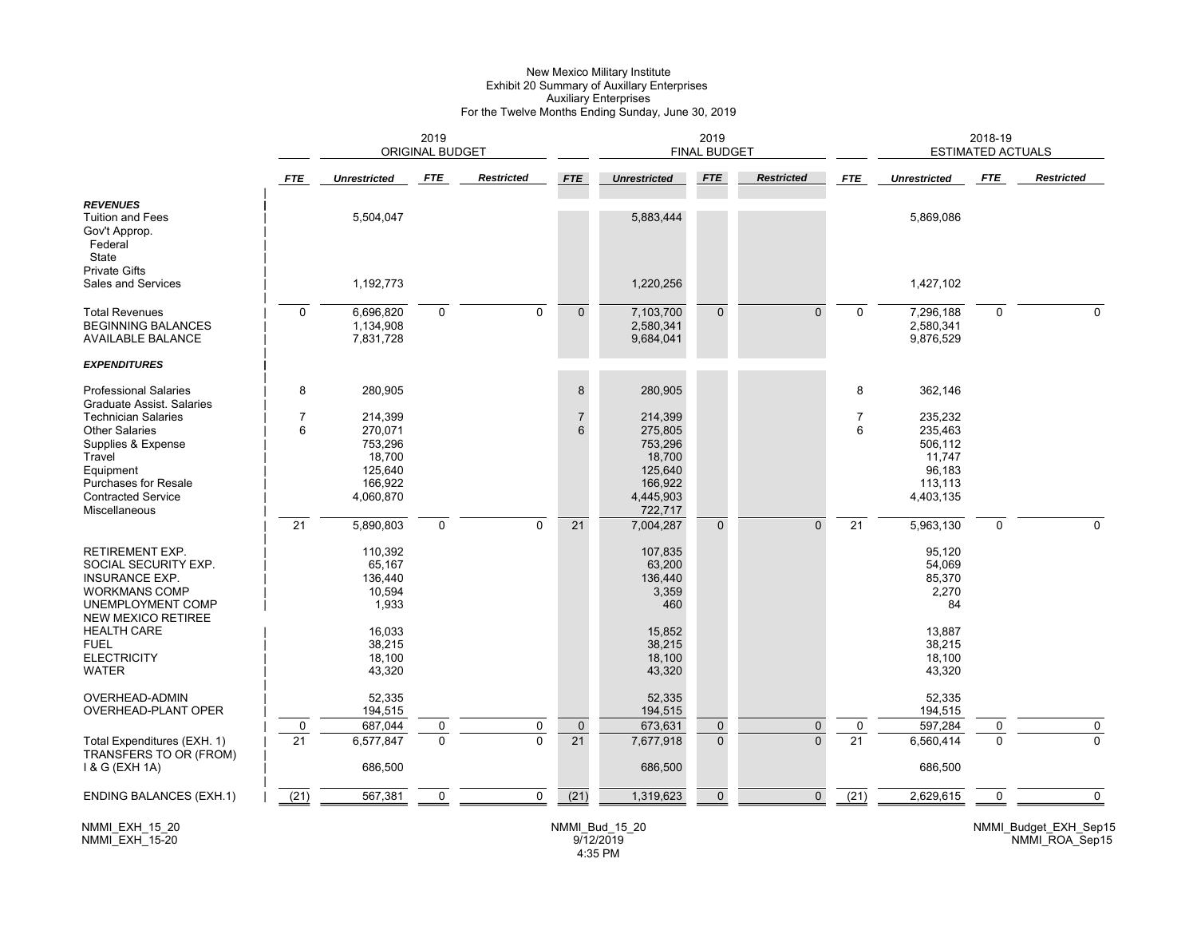# New Mexico Military Institute
## Exhibit 20 Summary of Auxillary Enterprises
### Auxiliary Enterprises
### For the Twelve Months Ending Sunday, June 30, 2019

| | 2019 ORIGINAL BUDGET | | | | 2019 FINAL BUDGET | | | | 2018-19 ESTIMATED ACTUALS | | | |
|---|---|---|---|---|---|---|---|---|---|---|---|---|
| | *FTE* | *Unrestricted* | *FTE* | *Restricted* | *FTE* | *Unrestricted* | *FTE* | *Restricted* | *FTE* | *Unrestricted* | *FTE* | *Restricted* |
| ***REVENUES*** | | | | | | | | | | | | |
| Tuition and Fees | | 5,504,047 | | | | 5,883,444 | | | | 5,869,086 | | |
| Gov't Approp. | | | | | | | | | | | | |
| Federal | | | | | | | | | | | | |
| State | | | | | | | | | | | | |
| Private Gifts | | | | | | | | | | | | |
| Sales and Services | | 1,192,773 | | | | 1,220,256 | | | | 1,427,102 | | |
| Total Revenues | 0 | 6,696,820 | 0 | 0 | 0 | 7,103,700 | 0 | 0 | 0 | 7,296,188 | 0 | 0 |
| BEGINNING BALANCES | | 1,134,908 | | | | 2,580,341 | | | | 2,580,341 | | |
| AVAILABLE BALANCE | | 7,831,728 | | | | 9,684,041 | | | | 9,876,529 | | |
| ***EXPENDITURES*** | | | | | | | | | | | | |
| Professional Salaries | 8 | 280,905 | | | 8 | 280,905 | | | 8 | 362,146 | | |
| Graduate Assist. Salaries | | | | | | | | | | | | |
| Technician Salaries | 7 | 214,399 | | | 7 | 214,399 | | | 7 | 235,232 | | |
| Other Salaries | 6 | 270,071 | | | 6 | 275,805 | | | 6 | 235,463 | | |
| Supplies & Expense | | 753,296 | | | | 753,296 | | | | 506,112 | | |
| Travel | | 18,700 | | | | 18,700 | | | | 11,747 | | |
| Equipment | | 125,640 | | | | 125,640 | | | | 96,183 | | |
| Purchases for Resale | | 166,922 | | | | 166,922 | | | | 113,113 | | |
| Contracted Service | | 4,060,870 | | | | 4,445,903 | | | | 4,403,135 | | |
| Miscellaneous | | | | | | 722,717 | | | | | | |
| | 21 | 5,890,803 | 0 | 0 | 21 | 7,004,287 | 0 | 0 | 21 | 5,963,130 | 0 | 0 |
| RETIREMENT EXP. | | 110,392 | | | | 107,835 | | | | 95,120 | | |
| SOCIAL SECURITY EXP. | | 65,167 | | | | 63,200 | | | | 54,069 | | |
| INSURANCE EXP. | | 136,440 | | | | 136,440 | | | | 85,370 | | |
| WORKMANS COMP | | 10,594 | | | | 3,359 | | | | 2,270 | | |
| UNEMPLOYMENT COMP | | 1,933 | | | | 460 | | | | 84 | | |
| NEW MEXICO RETIREE HEALTH CARE | | 16,033 | | | | 15,852 | | | | 13,887 | | |
| FUEL | | 38,215 | | | | 38,215 | | | | 38,215 | | |
| ELECTRICITY | | 18,100 | | | | 18,100 | | | | 18,100 | | |
| WATER | | 43,320 | | | | 43,320 | | | | 43,320 | | |
| OVERHEAD-ADMIN | | 52,335 | | | | 52,335 | | | | 52,335 | | |
| OVERHEAD-PLANT OPER | | 194,515 | | | | 194,515 | | | | 194,515 | | |
| | 0 | 687,044 | 0 | 0 | 0 | 673,631 | 0 | 0 | 0 | 597,284 | 0 | 0 |
| Total Expenditures (EXH. 1) | 21 | 6,577,847 | 0 | 0 | 21 | 7,677,918 | 0 | 0 | 21 | 6,560,414 | 0 | 0 |
| TRANSFERS TO OR (FROM) I & G (EXH 1A) | | 686,500 | | | | 686,500 | | | | 686,500 | | |
| ENDING BALANCES (EXH.1) | (21) | 567,381 | 0 | 0 | (21) | 1,319,623 | 0 | 0 | (21) | 2,629,615 | 0 | 0 |

NMMI_EXH_15_20
NMMI_EXH_15-20

NMMI_Bud_15_20
9/12/2019
4:35 PM

NMMI_Budget_EXH_Sep15
NMMI_ROA_Sep15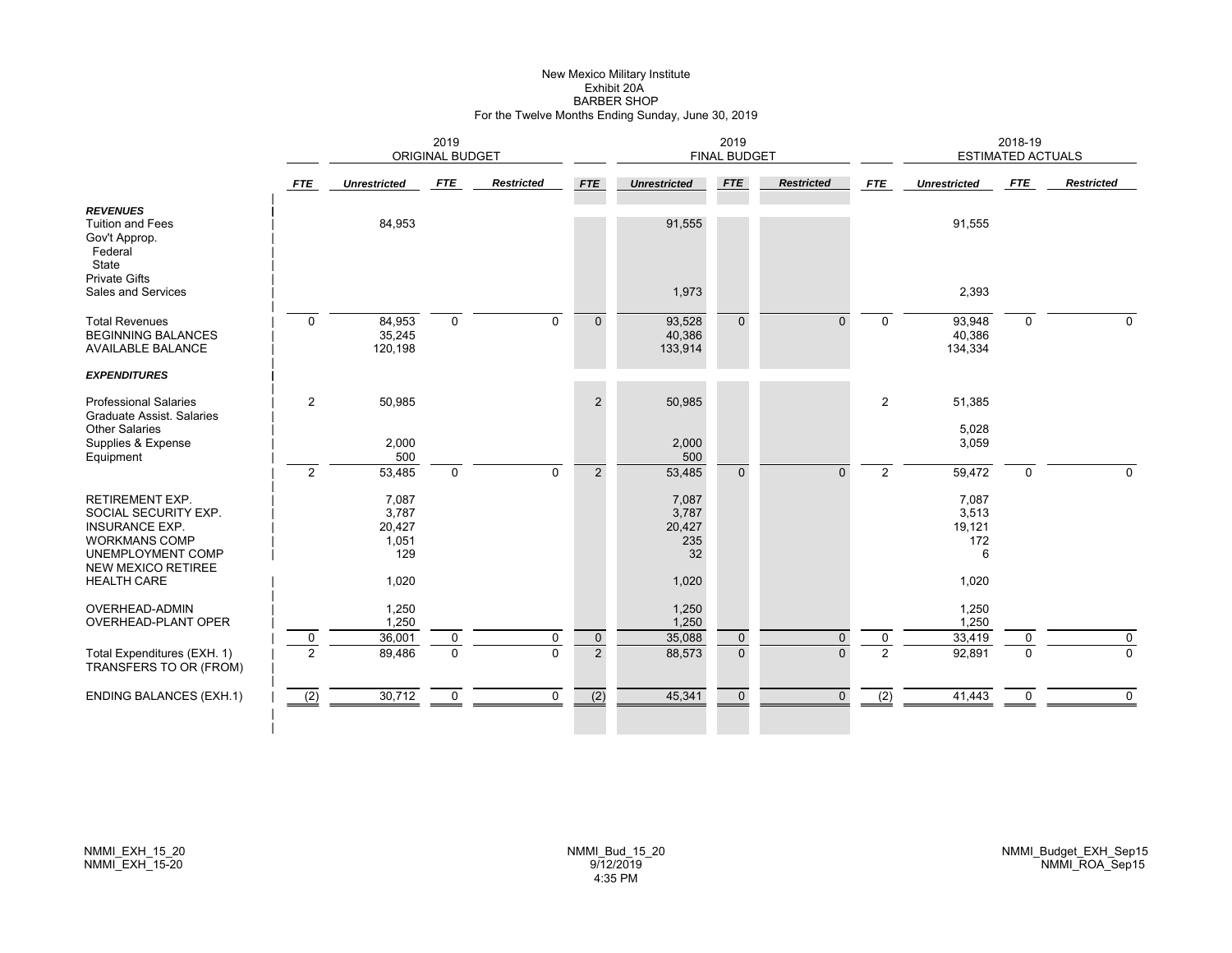# New Mexico Military Institute
## Exhibit 20A
## BARBER SHOP
### For the Twelve Months Ending Sunday, June 30, 2019

| | 2019 ORIGINAL BUDGET | | | | 2019 FINAL BUDGET | | | | 2018-19 ESTIMATED ACTUALS | | | |
|---|---|---|---|---|---|---|---|---|---|---|---|---|
| | *FTE* | *Unrestricted* | *FTE* | *Restricted* | *FTE* | *Unrestricted* | *FTE* | *Restricted* | *FTE* | *Unrestricted* | *FTE* | *Restricted* |
| ***REVENUES*** | | | | | | | | | | | | |
| Tuition and Fees | | 84,953 | | | | 91,555 | | | | 91,555 | | |
| Gov't Approp. | | | | | | | | | | | | |
| Federal | | | | | | | | | | | | |
| State | | | | | | | | | | | | |
| Private Gifts | | | | | | | | | | | | |
| Sales and Services | | | | | | 1,973 | | | | 2,393 | | |
| Total Revenues | 0 | 84,953 | 0 | 0 | 0 | 93,528 | 0 | 0 | 0 | 93,948 | 0 | 0 |
| BEGINNING BALANCES | | 35,245 | | | | 40,386 | | | | 40,386 | | |
| AVAILABLE BALANCE | | 120,198 | | | | 133,914 | | | | 134,334 | | |
| ***EXPENDITURES*** | | | | | | | | | | | | |
| Professional Salaries | 2 | 50,985 | | | 2 | 50,985 | | | 2 | 51,385 | | |
| Graduate Assist. Salaries | | | | | | | | | | | | |
| Other Salaries | | | | | | | | | | 5,028 | | |
| Supplies & Expense | | 2,000 | | | | 2,000 | | | | 3,059 | | |
| Equipment | | 500 | | | | 500 | | | | | | |
| | 2 | 53,485 | 0 | 0 | 2 | 53,485 | 0 | 0 | 2 | 59,472 | 0 | 0 |
| RETIREMENT EXP. | | 7,087 | | | | 7,087 | | | | 7,087 | | |
| SOCIAL SECURITY EXP. | | 3,787 | | | | 3,787 | | | | 3,513 | | |
| INSURANCE EXP. | | 20,427 | | | | 20,427 | | | | 19,121 | | |
| WORKMANS COMP | | 1,051 | | | | 235 | | | | 172 | | |
| UNEMPLOYMENT COMP | | 129 | | | | 32 | | | | 6 | | |
| NEW MEXICO RETIREE HEALTH CARE | | 1,020 | | | | 1,020 | | | | 1,020 | | |
| OVERHEAD-ADMIN | | 1,250 | | | | 1,250 | | | | 1,250 | | |
| OVERHEAD-PLANT OPER | | 1,250 | | | | 1,250 | | | | 1,250 | | |
| | 0 | 36,001 | 0 | 0 | 0 | 35,088 | 0 | 0 | 0 | 33,419 | 0 | 0 |
| Total Expenditures (EXH. 1) | 2 | 89,486 | 0 | 0 | 2 | 88,573 | 0 | 0 | 2 | 92,891 | 0 | 0 |
| TRANSFERS TO OR (FROM) | | | | | | | | | | | | |
| ENDING BALANCES (EXH.1) | (2) | 30,712 | 0 | 0 | (2) | 45,341 | 0 | 0 | (2) | 41,443 | 0 | 0 |

NMMI_EXH_15_20
NMMI_EXH_15-20

NMMI_Bud_15_20
9/12/2019
4:35 PM

NMMI_Budget_EXH_Sep15
NMMI_ROA_Sep15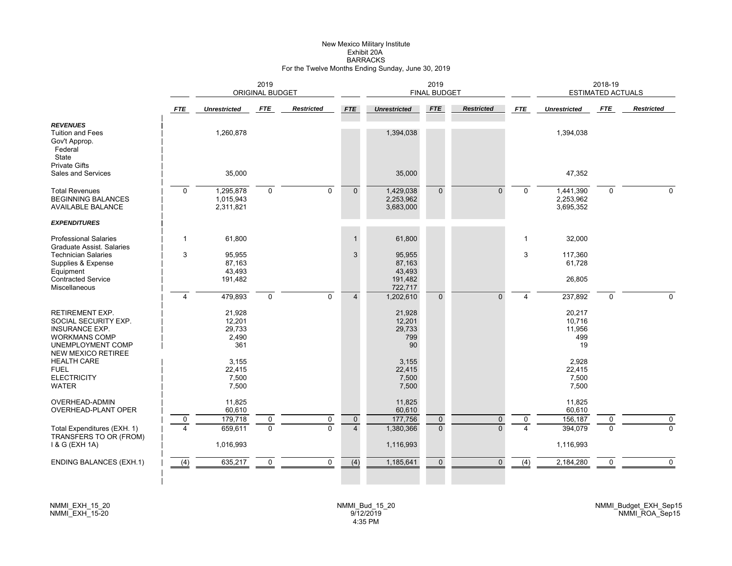# New Mexico Military Institute
## Exhibit 20A
## BARRACKS
### For the Twelve Months Ending Sunday, June 30, 2019

| | 2019 ORIGINAL BUDGET | | | | 2019 FINAL BUDGET | | | | 2018-19 ESTIMATED ACTUALS | | | |
|---|---|---|---|---|---|---|---|---|---|---|---|---|
| | *FTE* | *Unrestricted* | *FTE* | *Restricted* | *FTE* | *Unrestricted* | *FTE* | *Restricted* | *FTE* | *Unrestricted* | *FTE* | *Restricted* |
| ***REVENUES*** | | | | | | | | | | | | |
| Tuition and Fees | | 1,260,878 | | | | 1,394,038 | | | | 1,394,038 | | |
| Gov't Approp. | | | | | | | | | | | | |
| Federal | | | | | | | | | | | | |
| State | | | | | | | | | | | | |
| Private Gifts | | | | | | | | | | | | |
| Sales and Services | | 35,000 | | | | 35,000 | | | | 47,352 | | |
| Total Revenues | 0 | 1,295,878 | 0 | 0 | 0 | 1,429,038 | 0 | 0 | 0 | 1,441,390 | 0 | 0 |
| BEGINNING BALANCES | | 1,015,943 | | | | 2,253,962 | | | | 2,253,962 | | |
| AVAILABLE BALANCE | | 2,311,821 | | | | 3,683,000 | | | | 3,695,352 | | |
| ***EXPENDITURES*** | | | | | | | | | | | | |
| Professional Salaries | 1 | 61,800 | | | 1 | 61,800 | | | 1 | 32,000 | | |
| Graduate Assist. Salaries | | | | | | | | | | | | |
| Technician Salaries | 3 | 95,955 | | | 3 | 95,955 | | | 3 | 117,360 | | |
| Supplies & Expense | | 87,163 | | | | 87,163 | | | | 61,728 | | |
| Equipment | | 43,493 | | | | 43,493 | | | | | | |
| Contracted Service | | 191,482 | | | | 191,482 | | | | 26,805 | | |
| Miscellaneous | | | | | | 722,717 | | | | | | |
| | 4 | 479,893 | 0 | 0 | 4 | 1,202,610 | 0 | 0 | 4 | 237,892 | 0 | 0 |
| RETIREMENT EXP. | | 21,928 | | | | 21,928 | | | | 20,217 | | |
| SOCIAL SECURITY EXP. | | 12,201 | | | | 12,201 | | | | 10,716 | | |
| INSURANCE EXP. | | 29,733 | | | | 29,733 | | | | 11,956 | | |
| WORKMANS COMP | | 2,490 | | | | 799 | | | | 499 | | |
| UNEMPLOYMENT COMP | | 361 | | | | 90 | | | | 19 | | |
| NEW MEXICO RETIREE HEALTH CARE | | 3,155 | | | | 3,155 | | | | 2,928 | | |
| FUEL | | 22,415 | | | | 22,415 | | | | 22,415 | | |
| ELECTRICITY | | 7,500 | | | | 7,500 | | | | 7,500 | | |
| WATER | | 7,500 | | | | 7,500 | | | | 7,500 | | |
| OVERHEAD-ADMIN | | 11,825 | | | | 11,825 | | | | 11,825 | | |
| OVERHEAD-PLANT OPER | | 60,610 | | | | 60,610 | | | | 60,610 | | |
| | 0 | 179,718 | 0 | 0 | 0 | 177,756 | 0 | 0 | 0 | 156,187 | 0 | 0 |
| Total Expenditures (EXH. 1) | 4 | 659,611 | 0 | 0 | 4 | 1,380,366 | 0 | 0 | 4 | 394,079 | 0 | 0 |
| TRANSFERS TO OR (FROM) I & G (EXH 1A) | | 1,016,993 | | | | 1,116,993 | | | | 1,116,993 | | |
| ENDING BALANCES (EXH.1) | (4) | 635,217 | 0 | 0 | (4) | 1,185,641 | 0 | 0 | (4) | 2,184,280 | 0 | 0 |

NMMI_EXH_15_20
NMMI_EXH_15-20

NMMI_Bud_15_20
9/12/2019
4:35 PM

NMMI_Budget_EXH_Sep15
NMMI_ROA_Sep15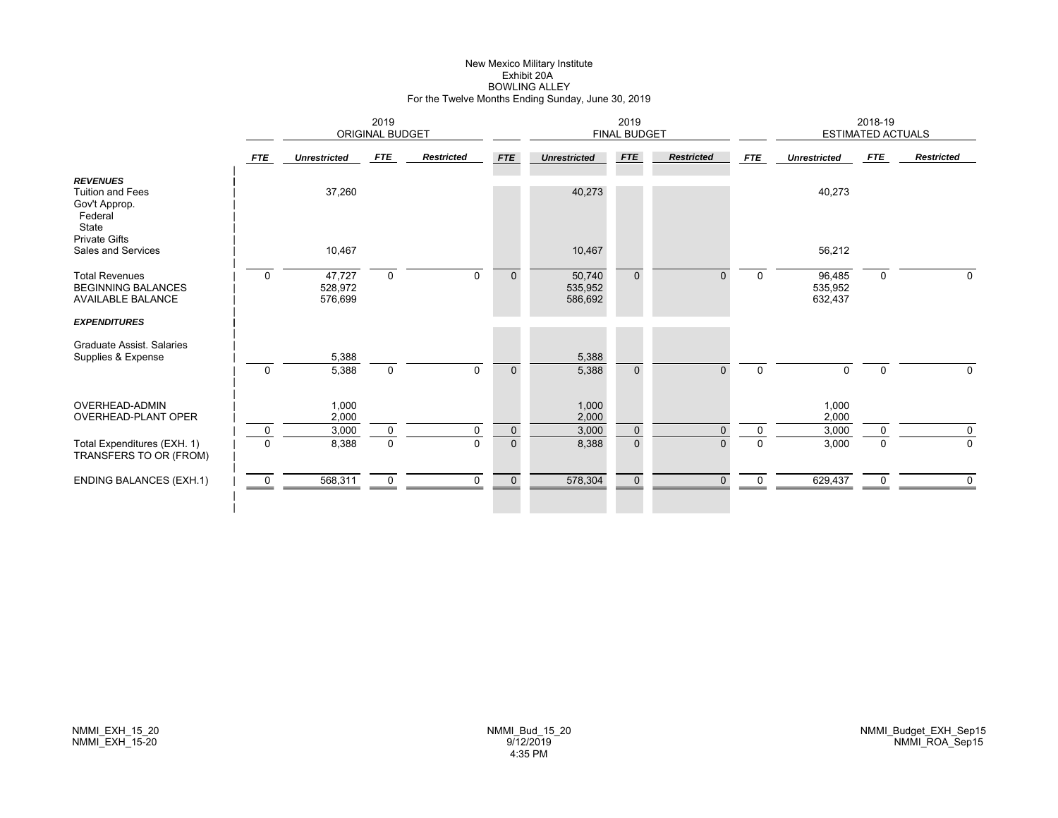# New Mexico Military Institute
## Exhibit 20A
## BOWLING ALLEY
### For the Twelve Months Ending Sunday, June 30, 2019

| | 2019 ORIGINAL BUDGET | | | | 2019 FINAL BUDGET | | | | 2018-19 ESTIMATED ACTUALS | | | |
|---|---|---|---|---|---|---|---|---|---|---|---|---|
| | *FTE* | *Unrestricted* | *FTE* | *Restricted* | *FTE* | *Unrestricted* | *FTE* | *Restricted* | *FTE* | *Unrestricted* | *FTE* | *Restricted* |
| ***REVENUES*** | | | | | | | | | | | | |
| Tuition and Fees | | 37,260 | | | | 40,273 | | | | 40,273 | | |
| Gov't Approp. | | | | | | | | | | | | |
| Federal | | | | | | | | | | | | |
| State | | | | | | | | | | | | |
| Private Gifts | | | | | | | | | | | | |
| Sales and Services | | 10,467 | | | | 10,467 | | | | 56,212 | | |
| Total Revenues | 0 | 47,727 | 0 | 0 | 0 | 50,740 | 0 | 0 | 0 | 96,485 | 0 | 0 |
| BEGINNING BALANCES | | 528,972 | | | | 535,952 | | | | 535,952 | | |
| AVAILABLE BALANCE | | 576,699 | | | | 586,692 | | | | 632,437 | | |
| ***EXPENDITURES*** | | | | | | | | | | | | |
| Graduate Assist. Salaries | | | | | | | | | | | | |
| Supplies & Expense | | 5,388 | | | | 5,388 | | | | | | |
| | 0 | 5,388 | 0 | 0 | 0 | 5,388 | 0 | 0 | 0 | 0 | 0 | 0 |
| OVERHEAD-ADMIN | | 1,000 | | | | 1,000 | | | | 1,000 | | |
| OVERHEAD-PLANT OPER | | 2,000 | | | | 2,000 | | | | 2,000 | | |
| | 0 | 3,000 | 0 | 0 | 0 | 3,000 | 0 | 0 | 0 | 3,000 | 0 | 0 |
| Total Expenditures (EXH. 1) | 0 | 8,388 | 0 | 0 | 0 | 8,388 | 0 | 0 | 0 | 3,000 | 0 | 0 |
| TRANSFERS TO OR (FROM) | | | | | | | | | | | | |
| ENDING BALANCES (EXH.1) | 0 | 568,311 | 0 | 0 | 0 | 578,304 | 0 | 0 | 0 | 629,437 | 0 | 0 |

NMMI_EXH_15_20
NMMI_EXH_15-20

NMMI_Bud_15_20
9/12/2019
4:35 PM

NMMI_Budget_EXH_Sep15
NMMI_ROA_Sep15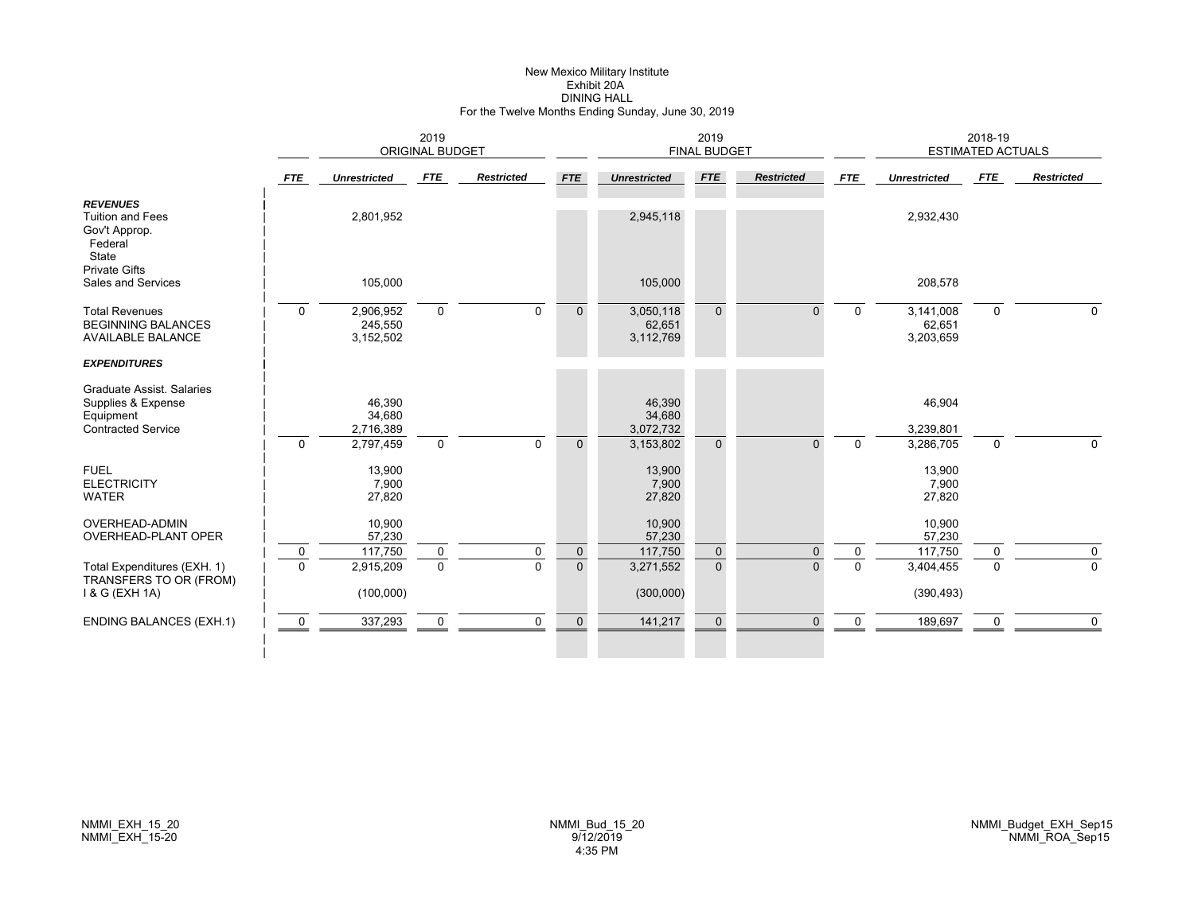# New Mexico Military Institute
## Exhibit 20A
## DINING HALL
### For the Twelve Months Ending Sunday, June 30, 2019

| | 2019 ORIGINAL BUDGET | | | | 2019 FINAL BUDGET | | | | 2018-19 ESTIMATED ACTUALS | | | |
|---|---|---|---|---|---|---|---|---|---|---|---|---|
| | *FTE* | *Unrestricted* | *FTE* | *Restricted* | *FTE* | *Unrestricted* | *FTE* | *Restricted* | *FTE* | *Unrestricted* | *FTE* | *Restricted* |
| ***REVENUES*** | | | | | | | | | | | | |
| Tuition and Fees | | 2,801,952 | | | | 2,945,118 | | | | 2,932,430 | | |
| Gov't Approp. | | | | | | | | | | | | |
| Federal | | | | | | | | | | | | |
| State | | | | | | | | | | | | |
| Private Gifts | | | | | | | | | | | | |
| Sales and Services | | 105,000 | | | | 105,000 | | | | 208,578 | | |
| Total Revenues | 0 | 2,906,952 | 0 | 0 | 0 | 3,050,118 | 0 | 0 | 0 | 3,141,008 | 0 | 0 |
| BEGINNING BALANCES | | 245,550 | | | | 62,651 | | | | 62,651 | | |
| AVAILABLE BALANCE | | 3,152,502 | | | | 3,112,769 | | | | 3,203,659 | | |
| ***EXPENDITURES*** | | | | | | | | | | | | |
| Graduate Assist. Salaries | | | | | | | | | | | | |
| Supplies & Expense | | 46,390 | | | | 46,390 | | | | 46,904 | | |
| Equipment | | 34,680 | | | | 34,680 | | | | | | |
| Contracted Service | | 2,716,389 | | | | 3,072,732 | | | | 3,239,801 | | |
| | 0 | 2,797,459 | 0 | 0 | 0 | 3,153,802 | 0 | 0 | 0 | 3,286,705 | 0 | 0 |
| FUEL | | 13,900 | | | | 13,900 | | | | 13,900 | | |
| ELECTRICITY | | 7,900 | | | | 7,900 | | | | 7,900 | | |
| WATER | | 27,820 | | | | 27,820 | | | | 27,820 | | |
| OVERHEAD-ADMIN | | 10,900 | | | | 10,900 | | | | 10,900 | | |
| OVERHEAD-PLANT OPER | | 57,230 | | | | 57,230 | | | | 57,230 | | |
| | 0 | 117,750 | 0 | 0 | 0 | 117,750 | 0 | 0 | 0 | 117,750 | 0 | 0 |
| Total Expenditures (EXH. 1) | 0 | 2,915,209 | 0 | 0 | 0 | 3,271,552 | 0 | 0 | 0 | 3,404,455 | 0 | 0 |
| TRANSFERS TO OR (FROM) I & G (EXH 1A) | | (100,000) | | | | (300,000) | | | | (390,493) | | |
| ENDING BALANCES (EXH.1) | 0 | 337,293 | 0 | 0 | 0 | 141,217 | 0 | 0 | 0 | 189,697 | 0 | 0 |

NMMI_EXH_15_20
NMMI_EXH_15-20

NMMI_Bud_15_20
9/12/2019
4:35 PM

NMMI_Budget_EXH_Sep15
NMMI_ROA_Sep15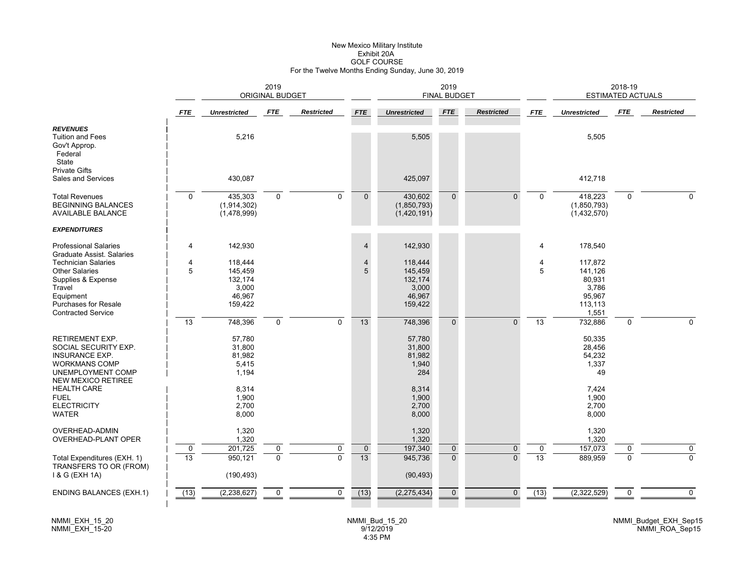# New Mexico Military Institute
## Exhibit 20A
## GOLF COURSE
### For the Twelve Months Ending Sunday, June 30, 2019

| | 2019 ORIGINAL BUDGET | | | | 2019 FINAL BUDGET | | | | 2018-19 ESTIMATED ACTUALS | | | |
|---|---|---|---|---|---|---|---|---|---|---|---|---|
| | *FTE* | *Unrestricted* | *FTE* | *Restricted* | *FTE* | *Unrestricted* | *FTE* | *Restricted* | *FTE* | *Unrestricted* | *FTE* | *Restricted* |
| ***REVENUES*** | | | | | | | | | | | | |
| Tuition and Fees | | 5,216 | | | | 5,505 | | | | 5,505 | | |
| Gov't Approp. | | | | | | | | | | | | |
| Federal | | | | | | | | | | | | |
| State | | | | | | | | | | | | |
| Private Gifts | | | | | | | | | | | | |
| Sales and Services | | 430,087 | | | | 425,097 | | | | 412,718 | | |
| Total Revenues | 0 | 435,303 | 0 | 0 | 0 | 430,602 | 0 | 0 | 0 | 418,223 | 0 | 0 |
| BEGINNING BALANCES | | (1,914,302) | | | | (1,850,793) | | | | (1,850,793) | | |
| AVAILABLE BALANCE | | (1,478,999) | | | | (1,420,191) | | | | (1,432,570) | | |
| ***EXPENDITURES*** | | | | | | | | | | | | |
| Professional Salaries | 4 | 142,930 | | | 4 | 142,930 | | | 4 | 178,540 | | |
| Graduate Assist. Salaries | | | | | | | | | | | | |
| Technician Salaries | 4 | 118,444 | | | 4 | 118,444 | | | 4 | 117,872 | | |
| Other Salaries | 5 | 145,459 | | | 5 | 145,459 | | | 5 | 141,126 | | |
| Supplies & Expense | | 132,174 | | | | 132,174 | | | | 80,931 | | |
| Travel | | 3,000 | | | | 3,000 | | | | 3,786 | | |
| Equipment | | 46,967 | | | | 46,967 | | | | 95,967 | | |
| Purchases for Resale | | 159,422 | | | | 159,422 | | | | 113,113 | | |
| Contracted Service | | | | | | | | | | 1,551 | | |
| | 13 | 748,396 | 0 | 0 | 13 | 748,396 | 0 | 0 | 13 | 732,886 | 0 | 0 |
| RETIREMENT EXP. | | 57,780 | | | | 57,780 | | | | 50,335 | | |
| SOCIAL SECURITY EXP. | | 31,800 | | | | 31,800 | | | | 28,456 | | |
| INSURANCE EXP. | | 81,982 | | | | 81,982 | | | | 54,232 | | |
| WORKMANS COMP | | 5,415 | | | | 1,940 | | | | 1,337 | | |
| UNEMPLOYMENT COMP | | 1,194 | | | | 284 | | | | 49 | | |
| NEW MEXICO RETIREE HEALTH CARE | | 8,314 | | | | 8,314 | | | | 7,424 | | |
| FUEL | | 1,900 | | | | 1,900 | | | | 1,900 | | |
| ELECTRICITY | | 2,700 | | | | 2,700 | | | | 2,700 | | |
| WATER | | 8,000 | | | | 8,000 | | | | 8,000 | | |
| OVERHEAD-ADMIN | | 1,320 | | | | 1,320 | | | | 1,320 | | |
| OVERHEAD-PLANT OPER | | 1,320 | | | | 1,320 | | | | 1,320 | | |
| | 0 | 201,725 | 0 | 0 | 0 | 197,340 | 0 | 0 | 0 | 157,073 | 0 | 0 |
| Total Expenditures (EXH. 1) | 13 | 950,121 | 0 | 0 | 13 | 945,736 | 0 | 0 | 13 | 889,959 | 0 | 0 |
| TRANSFERS TO OR (FROM) I & G (EXH 1A) | | (190,493) | | | | (90,493) | | | | | | |
| ENDING BALANCES (EXH.1) | (13) | (2,238,627) | 0 | 0 | (13) | (2,275,434) | 0 | 0 | (13) | (2,322,529) | 0 | 0 |

NMMI_EXH_15_20
NMMI_EXH_15-20

NMMI_Bud_15_20
9/12/2019
4:35 PM

NMMI_Budget_EXH_Sep15
NMMI_ROA_Sep15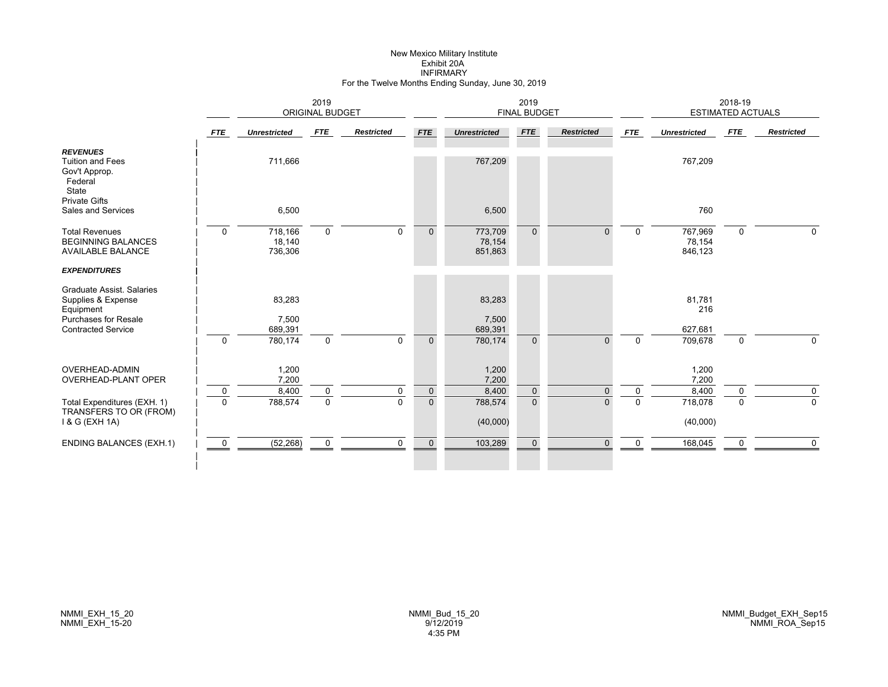New Mexico Military Institute
Exhibit 20A
INFIRMARY
For the Twelve Months Ending Sunday, June 30, 2019

| | 2019 ORIGINAL BUDGET | | | | 2019 FINAL BUDGET | | | | 2018-19 ESTIMATED ACTUALS | | | |
|---|---|---|---|---|---|---|---|---|---|---|---|---|
| | *FTE* | *Unrestricted* | *FTE* | *Restricted* | *FTE* | *Unrestricted* | *FTE* | *Restricted* | *FTE* | *Unrestricted* | *FTE* | *Restricted* |
| ***REVENUES*** | | | | | | | | | | | | |
| Tuition and Fees | | 711,666 | | | | 767,209 | | | | 767,209 | | |
| Gov't Approp. | | | | | | | | | | | | |
| Federal | | | | | | | | | | | | |
| State | | | | | | | | | | | | |
| Private Gifts | | | | | | | | | | | | |
| Sales and Services | | 6,500 | | | | 6,500 | | | | 760 | | |
| Total Revenues | 0 | 718,166 | 0 | 0 | 0 | 773,709 | 0 | 0 | 0 | 767,969 | 0 | 0 |
| BEGINNING BALANCES | | 18,140 | | | | 78,154 | | | | 78,154 | | |
| AVAILABLE BALANCE | | 736,306 | | | | 851,863 | | | | 846,123 | | |
| ***EXPENDITURES*** | | | | | | | | | | | | |
| Graduate Assist. Salaries | | | | | | | | | | | | |
| Supplies & Expense | | 83,283 | | | | 83,283 | | | | 81,781 | | |
| Equipment | | | | | | | | | | 216 | | |
| Purchases for Resale | | 7,500 | | | | 7,500 | | | | | | |
| Contracted Service | | 689,391 | | | | 689,391 | | | | 627,681 | | |
| | 0 | 780,174 | 0 | 0 | 0 | 780,174 | 0 | 0 | 0 | 709,678 | 0 | 0 |
| OVERHEAD-ADMIN | | 1,200 | | | | 1,200 | | | | 1,200 | | |
| OVERHEAD-PLANT OPER | | 7,200 | | | | 7,200 | | | | 7,200 | | |
| | 0 | 8,400 | 0 | 0 | 0 | 8,400 | 0 | 0 | 0 | 8,400 | 0 | 0 |
| Total Expenditures (EXH. 1) | 0 | 788,574 | 0 | 0 | 0 | 788,574 | 0 | 0 | 0 | 718,078 | 0 | 0 |
| TRANSFERS TO OR (FROM) I & G (EXH 1A) | | | | | | (40,000) | | | | (40,000) | | |
| ENDING BALANCES (EXH.1) | 0 | (52,268) | 0 | 0 | 0 | 103,289 | 0 | 0 | 0 | 168,045 | 0 | 0 |

NMMI_EXH_15_20
NMMI_EXH_15-20

NMMI_Bud_15_20
9/12/2019
4:35 PM

NMMI_Budget_EXH_Sep15
NMMI_ROA_Sep15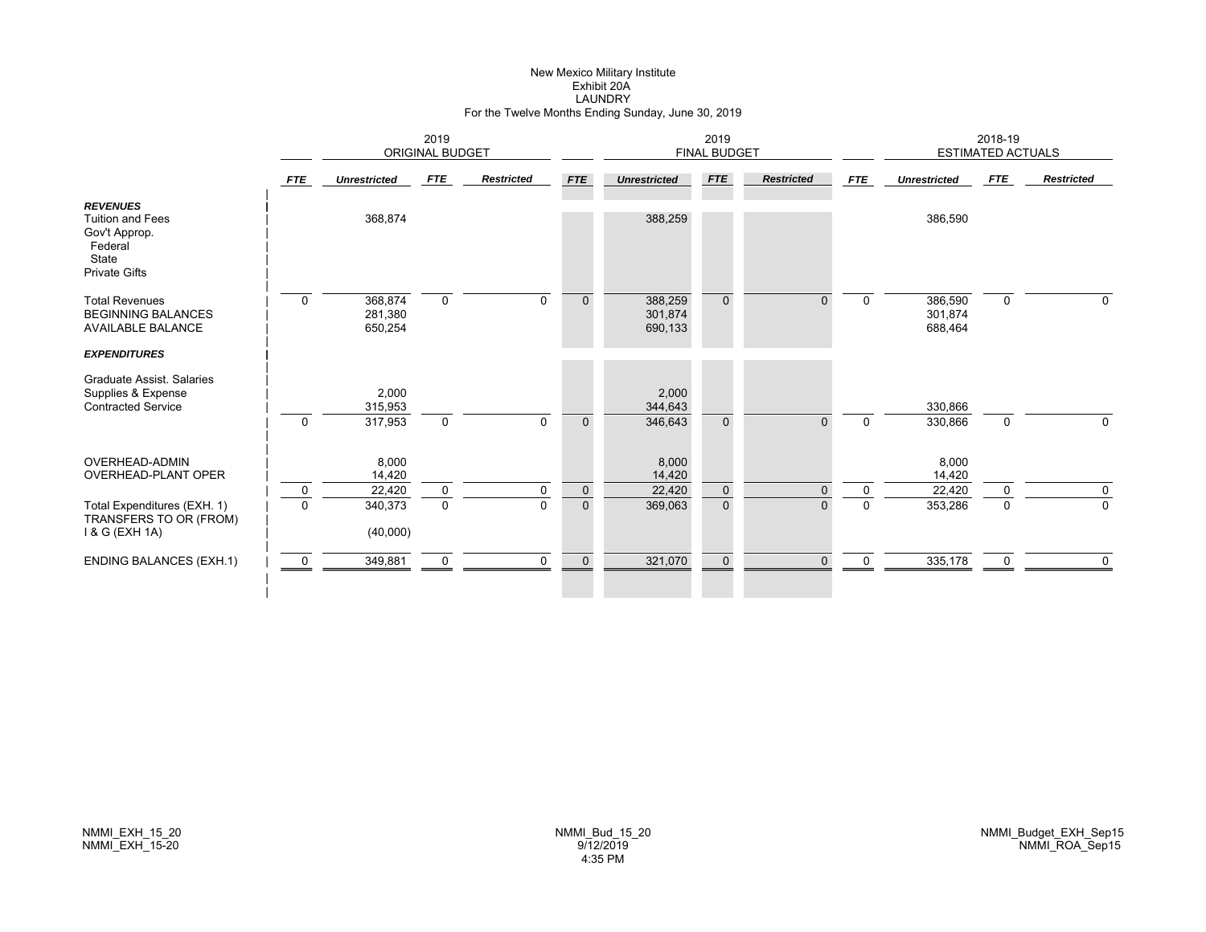New Mexico Military Institute
Exhibit 20A
LAUNDRY
For the Twelve Months Ending Sunday, June 30, 2019

| | 2019 ORIGINAL BUDGET | | | | 2019 FINAL BUDGET | | | | 2018-19 ESTIMATED ACTUALS | | | |
|---|---|---|---|---|---|---|---|---|---|---|---|---|
| | *FTE* | *Unrestricted* | *FTE* | *Restricted* | *FTE* | *Unrestricted* | *FTE* | *Restricted* | *FTE* | *Unrestricted* | *FTE* | *Restricted* |
| ***REVENUES*** | | | | | | | | | | | | |
| Tuition and Fees | | 368,874 | | | | 388,259 | | | | 386,590 | | |
| Gov't Approp. | | | | | | | | | | | | |
| Federal | | | | | | | | | | | | |
| State | | | | | | | | | | | | |
| Private Gifts | | | | | | | | | | | | |
| Total Revenues | 0 | 368,874 | 0 | 0 | 0 | 388,259 | 0 | 0 | 0 | 386,590 | 0 | 0 |
| BEGINNING BALANCES | | 281,380 | | | | 301,874 | | | | 301,874 | | |
| AVAILABLE BALANCE | | 650,254 | | | | 690,133 | | | | 688,464 | | |
| ***EXPENDITURES*** | | | | | | | | | | | | |
| Graduate Assist. Salaries | | | | | | | | | | | | |
| Supplies & Expense | | 2,000 | | | | 2,000 | | | | | | |
| Contracted Service | | 315,953 | | | | 344,643 | | | | 330,866 | | |
| | 0 | 317,953 | 0 | 0 | 0 | 346,643 | 0 | 0 | 0 | 330,866 | 0 | 0 |
| OVERHEAD-ADMIN | | 8,000 | | | | 8,000 | | | | 8,000 | | |
| OVERHEAD-PLANT OPER | | 14,420 | | | | 14,420 | | | | 14,420 | | |
| | 0 | 22,420 | 0 | 0 | 0 | 22,420 | 0 | 0 | 0 | 22,420 | 0 | 0 |
| Total Expenditures (EXH. 1) | 0 | 340,373 | 0 | 0 | 0 | 369,063 | 0 | 0 | 0 | 353,286 | 0 | 0 |
| TRANSFERS TO OR (FROM) I & G (EXH 1A) | | (40,000) | | | | | | | | | | |
| ENDING BALANCES (EXH.1) | 0 | 349,881 | 0 | 0 | 0 | 321,070 | 0 | 0 | 0 | 335,178 | 0 | 0 |

NMMI_EXH_15_20
NMMI_EXH_15-20

NMMI_Bud_15_20
9/12/2019
4:35 PM

NMMI_Budget_EXH_Sep15
NMMI_ROA_Sep15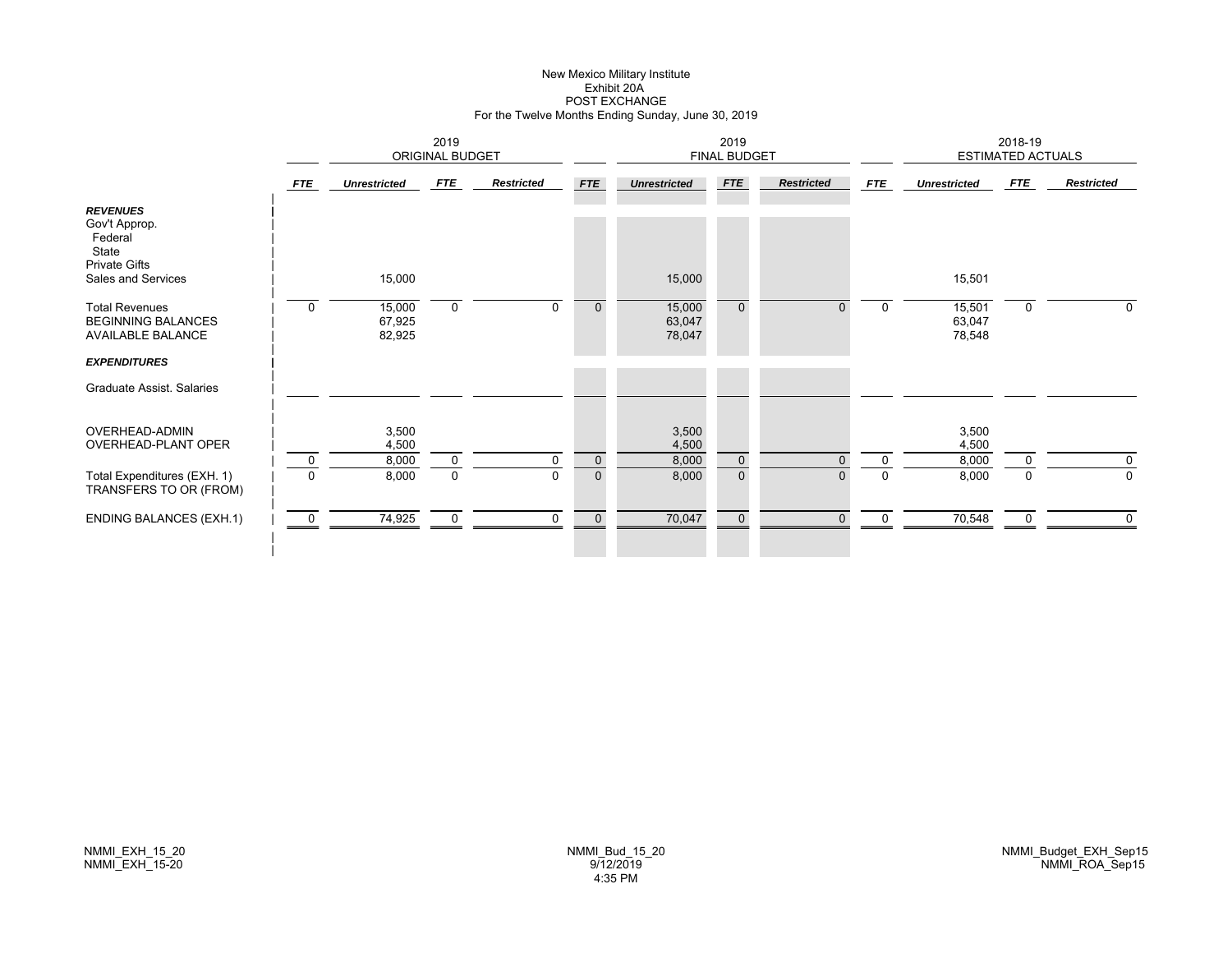# New Mexico Military Institute
## Exhibit 20A
## POST EXCHANGE
### For the Twelve Months Ending Sunday, June 30, 2019

| | 2019 ORIGINAL BUDGET | | | | 2019 FINAL BUDGET | | | | 2018-19 ESTIMATED ACTUALS | | | |
|---|---|---|---|---|---|---|---|---|---|---|---|---|
| | ***FTE*** | ***Unrestricted*** | ***FTE*** | ***Restricted*** | ***FTE*** | ***Unrestricted*** | ***FTE*** | ***Restricted*** | ***FTE*** | ***Unrestricted*** | ***FTE*** | ***Restricted*** |
| ***REVENUES*** | | | | | | | | | | | | |
| Gov't Approp. | | | | | | | | | | | | |
| Federal | | | | | | | | | | | | |
| State | | | | | | | | | | | | |
| Private Gifts | | | | | | | | | | | | |
| Sales and Services | | 15,000 | | | | 15,000 | | | | 15,501 | | |
| Total Revenues | 0 | 15,000 | 0 | 0 | 0 | 15,000 | 0 | 0 | 0 | 15,501 | 0 | 0 |
| BEGINNING BALANCES | | 67,925 | | | | 63,047 | | | | 63,047 | | |
| AVAILABLE BALANCE | | 82,925 | | | | 78,047 | | | | 78,548 | | |
| ***EXPENDITURES*** | | | | | | | | | | | | |
| Graduate Assist. Salaries | | | | | | | | | | | | |
| OVERHEAD-ADMIN | | 3,500 | | | | 3,500 | | | | 3,500 | | |
| OVERHEAD-PLANT OPER | | 4,500 | | | | 4,500 | | | | 4,500 | | |
| | 0 | 8,000 | 0 | 0 | 0 | 8,000 | 0 | 0 | 0 | 8,000 | 0 | 0 |
| Total Expenditures (EXH. 1) | 0 | 8,000 | 0 | 0 | 0 | 8,000 | 0 | 0 | 0 | 8,000 | 0 | 0 |
| TRANSFERS TO OR (FROM) | | | | | | | | | | | | |
| ENDING BALANCES (EXH.1) | 0 | 74,925 | 0 | 0 | 0 | 70,047 | 0 | 0 | 0 | 70,548 | 0 | 0 |

NMMI_EXH_15_20
NMMI_EXH_15-20

NMMI_Bud_15_20
9/12/2019
4:35 PM

NMMI_Budget_EXH_Sep15
NMMI_ROA_Sep15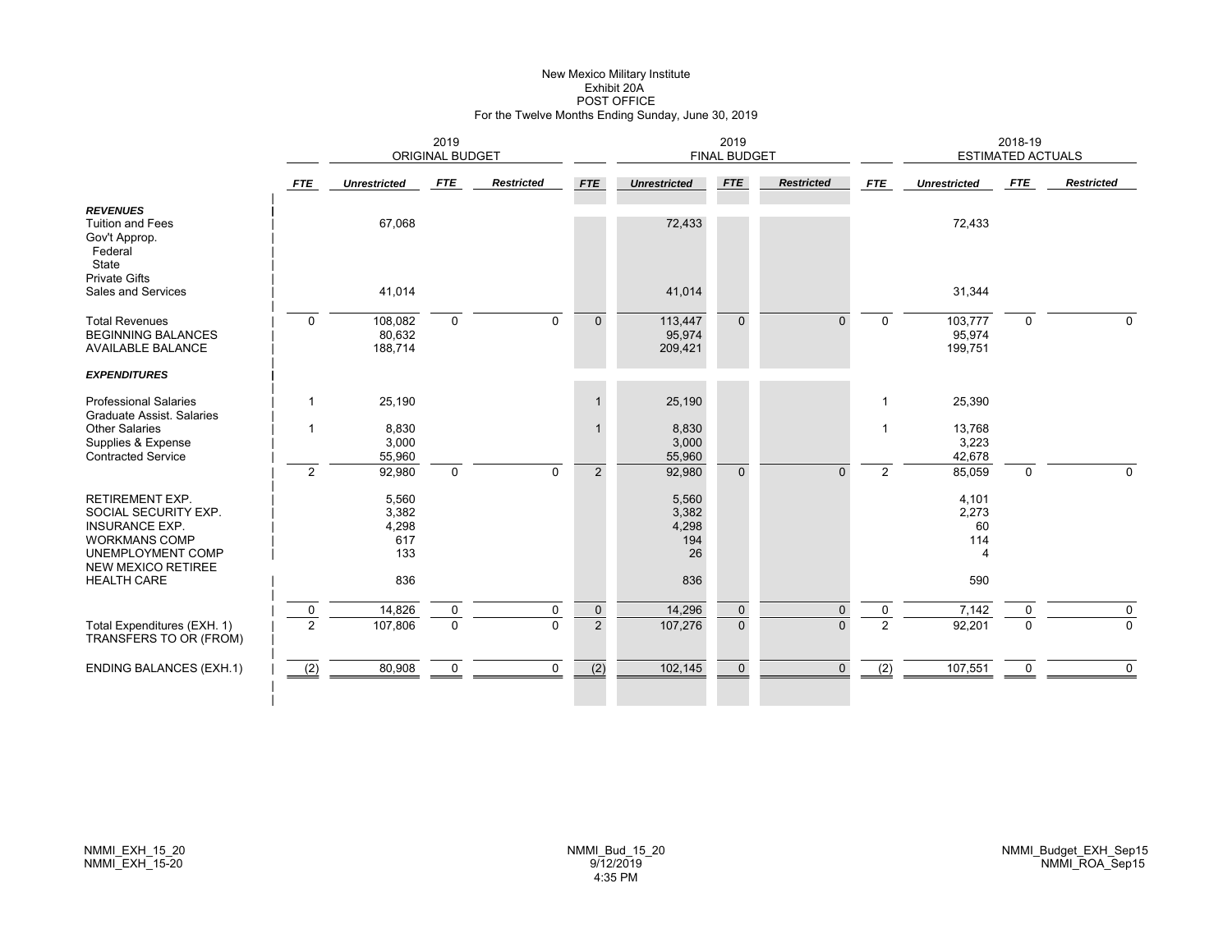# New Mexico Military Institute
## Exhibit 20A
## POST OFFICE
### For the Twelve Months Ending Sunday, June 30, 2019

| | 2019 ORIGINAL BUDGET | | | | 2019 FINAL BUDGET | | | | 2018-19 ESTIMATED ACTUALS | | | |
|---|---|---|---|---|---|---|---|---|---|---|---|---|
| | *FTE* | *Unrestricted* | *FTE* | *Restricted* | *FTE* | *Unrestricted* | *FTE* | *Restricted* | *FTE* | *Unrestricted* | *FTE* | *Restricted* |
| ***REVENUES*** | | | | | | | | | | | | |
| Tuition and Fees | | 67,068 | | | | 72,433 | | | | 72,433 | | |
| Gov't Approp. | | | | | | | | | | | | |
| Federal | | | | | | | | | | | | |
| State | | | | | | | | | | | | |
| Private Gifts | | | | | | | | | | | | |
| Sales and Services | | 41,014 | | | | 41,014 | | | | 31,344 | | |
| Total Revenues | 0 | 108,082 | 0 | 0 | 0 | 113,447 | 0 | 0 | 0 | 103,777 | 0 | 0 |
| BEGINNING BALANCES | | 80,632 | | | | 95,974 | | | | 95,974 | | |
| AVAILABLE BALANCE | | 188,714 | | | | 209,421 | | | | 199,751 | | |
| ***EXPENDITURES*** | | | | | | | | | | | | |
| Professional Salaries | 1 | 25,190 | | | 1 | 25,190 | | | 1 | 25,390 | | |
| Graduate Assist. Salaries | | | | | | | | | | | | |
| Other Salaries | 1 | 8,830 | | | 1 | 8,830 | | | 1 | 13,768 | | |
| Supplies & Expense | | 3,000 | | | | 3,000 | | | | 3,223 | | |
| Contracted Service | | 55,960 | | | | 55,960 | | | | 42,678 | | |
| | 2 | 92,980 | 0 | 0 | 2 | 92,980 | 0 | 0 | 2 | 85,059 | 0 | 0 |
| RETIREMENT EXP. | | 5,560 | | | | 5,560 | | | | 4,101 | | |
| SOCIAL SECURITY EXP. | | 3,382 | | | | 3,382 | | | | 2,273 | | |
| INSURANCE EXP. | | 4,298 | | | | 4,298 | | | | 60 | | |
| WORKMANS COMP | | 617 | | | | 194 | | | | 114 | | |
| UNEMPLOYMENT COMP | | 133 | | | | 26 | | | | 4 | | |
| NEW MEXICO RETIREE HEALTH CARE | | 836 | | | | 836 | | | | 590 | | |
| | 0 | 14,826 | 0 | 0 | 0 | 14,296 | 0 | 0 | 0 | 7,142 | 0 | 0 |
| Total Expenditures (EXH. 1) | 2 | 107,806 | 0 | 0 | 2 | 107,276 | 0 | 0 | 2 | 92,201 | 0 | 0 |
| TRANSFERS TO OR (FROM) | | | | | | | | | | | | |
| ENDING BALANCES (EXH.1) | (2) | 80,908 | 0 | 0 | (2) | 102,145 | 0 | 0 | (2) | 107,551 | 0 | 0 |

NMMI_EXH_15_20
NMMI_EXH_15-20

NMMI_Bud_15_20
9/12/2019
4:35 PM

NMMI_Budget_EXH_Sep15
NMMI_ROA_Sep15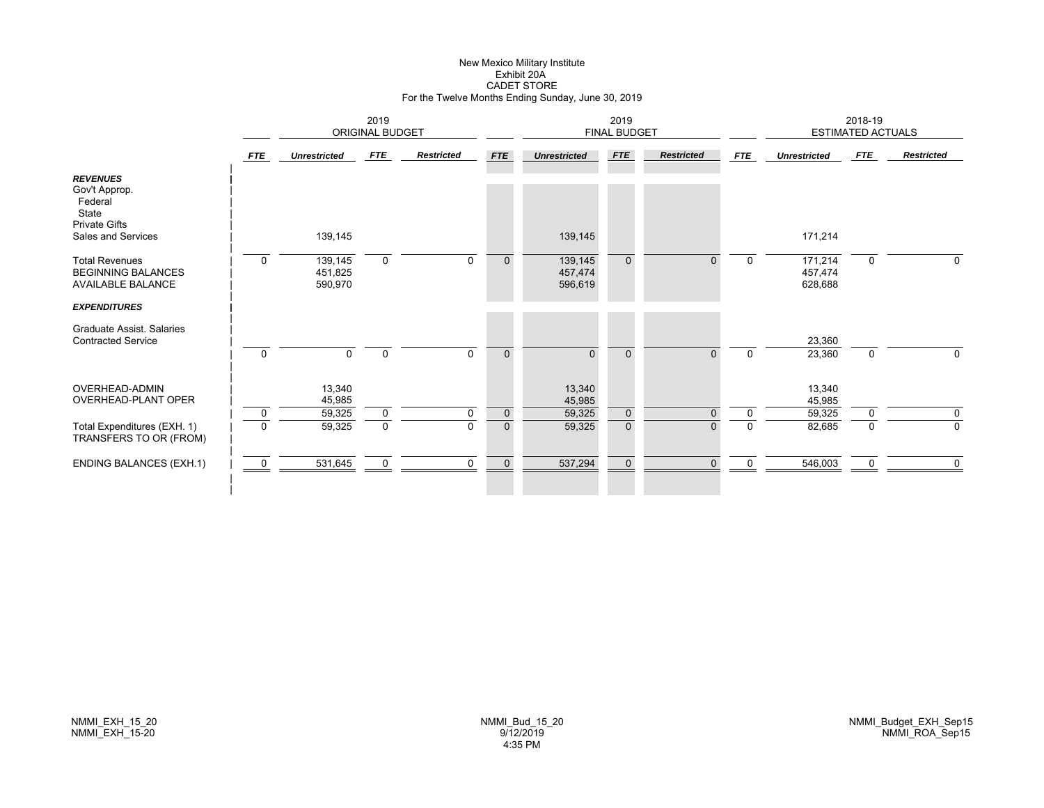New Mexico Military Institute
Exhibit 20A
CADET STORE
For the Twelve Months Ending Sunday, June 30, 2019

| | 2019 ORIGINAL BUDGET | | | | 2019 FINAL BUDGET | | | | 2018-19 ESTIMATED ACTUALS | | | |
|---|---|---|---|---|---|---|---|---|---|---|---|---|
| | *FTE* | *Unrestricted* | *FTE* | *Restricted* | *FTE* | *Unrestricted* | *FTE* | *Restricted* | *FTE* | *Unrestricted* | *FTE* | *Restricted* |
| ***REVENUES*** | | | | | | | | | | | | |
| Gov't Approp. | | | | | | | | | | | | |
| Federal | | | | | | | | | | | | |
| State | | | | | | | | | | | | |
| Private Gifts | | | | | | | | | | | | |
| Sales and Services | | 139,145 | | | | 139,145 | | | | 171,214 | | |
| Total Revenues | 0 | 139,145 | 0 | 0 | 0 | 139,145 | 0 | 0 | 0 | 171,214 | 0 | 0 |
| BEGINNING BALANCES | | 451,825 | | | | 457,474 | | | | 457,474 | | |
| AVAILABLE BALANCE | | 590,970 | | | | 596,619 | | | | 628,688 | | |
| ***EXPENDITURES*** | | | | | | | | | | | | |
| Graduate Assist. Salaries | | | | | | | | | | | | |
| Contracted Service | | | | | | | | | | 23,360 | | |
| | 0 | 0 | 0 | 0 | 0 | 0 | 0 | 0 | 0 | 23,360 | 0 | 0 |
| OVERHEAD-ADMIN | | 13,340 | | | | 13,340 | | | | 13,340 | | |
| OVERHEAD-PLANT OPER | | 45,985 | | | | 45,985 | | | | 45,985 | | |
| | 0 | 59,325 | 0 | 0 | 0 | 59,325 | 0 | 0 | 0 | 59,325 | 0 | 0 |
| Total Expenditures (EXH. 1) | 0 | 59,325 | 0 | 0 | 0 | 59,325 | 0 | 0 | 0 | 82,685 | 0 | 0 |
| TRANSFERS TO OR (FROM) | | | | | | | | | | | | |
| ENDING BALANCES (EXH.1) | 0 | 531,645 | 0 | 0 | 0 | 537,294 | 0 | 0 | 0 | 546,003 | 0 | 0 |

NMMI_EXH_15_20
NMMI_EXH_15-20

NMMI_Bud_15_20
9/12/2019
4:35 PM

NMMI_Budget_EXH_Sep15
NMMI_ROA_Sep15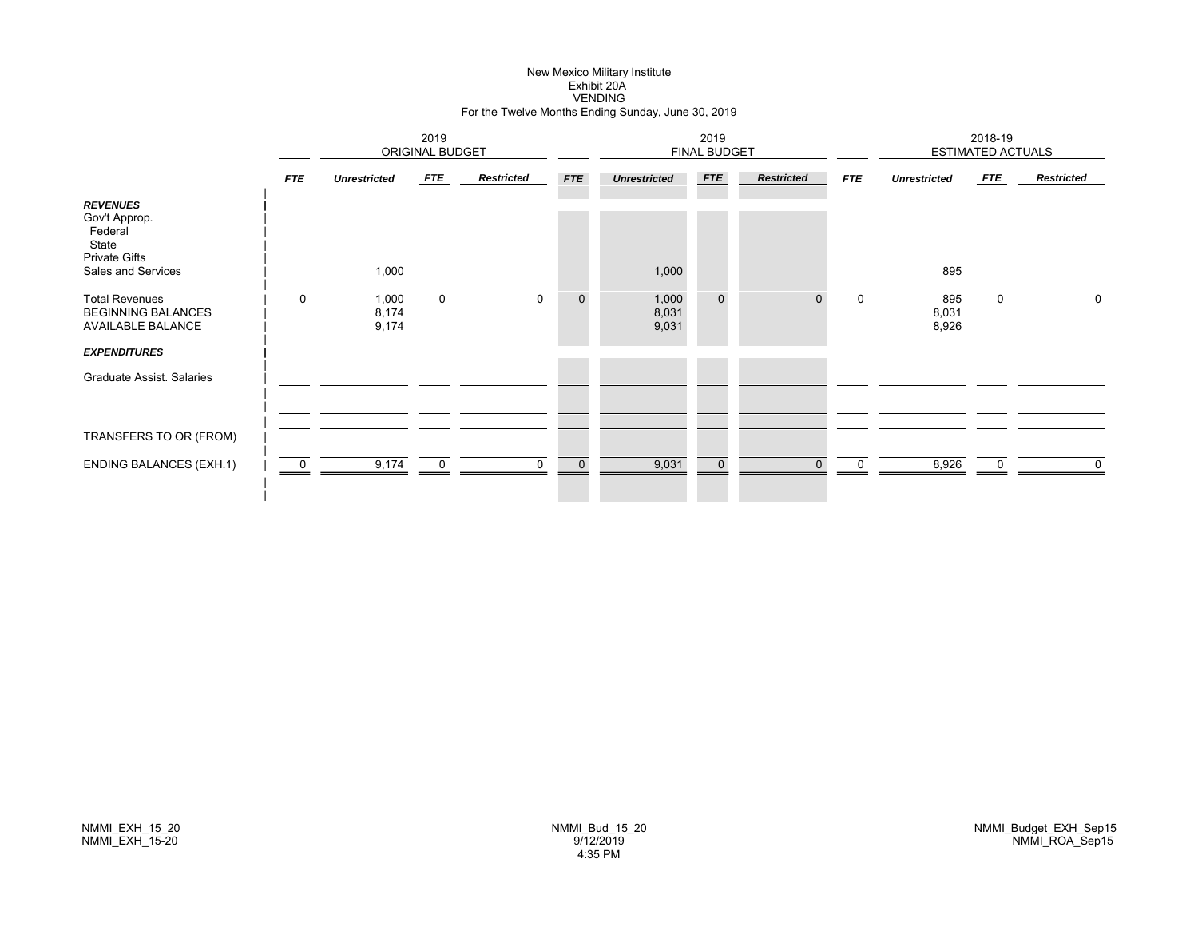New Mexico Military Institute
Exhibit 20A
VENDING
For the Twelve Months Ending Sunday, June 30, 2019

| | 2019 ORIGINAL BUDGET | | | | 2019 FINAL BUDGET | | | | 2018-19 ESTIMATED ACTUALS | | | |
|---|---|---|---|---|---|---|---|---|---|---|---|---|
| | *FTE* | *Unrestricted* | *FTE* | *Restricted* | *FTE* | *Unrestricted* | *FTE* | *Restricted* | *FTE* | *Unrestricted* | *FTE* | *Restricted* |
| ***REVENUES*** | | | | | | | | | | | | |
| Gov't Approp. | | | | | | | | | | | | |
| Federal | | | | | | | | | | | | |
| State | | | | | | | | | | | | |
| Private Gifts | | | | | | | | | | | | |
| Sales and Services | | 1,000 | | | | 1,000 | | | | 895 | | |
| Total Revenues | 0 | 1,000 | 0 | 0 | 0 | 1,000 | 0 | 0 | 0 | 895 | 0 | 0 |
| BEGINNING BALANCES | | 8,174 | | | | 8,031 | | | | 8,031 | | |
| AVAILABLE BALANCE | | 9,174 | | | | 9,031 | | | | 8,926 | | |
| ***EXPENDITURES*** | | | | | | | | | | | | |
| Graduate Assist. Salaries | | | | | | | | | | | | |
| TRANSFERS TO OR (FROM) | | | | | | | | | | | | |
| ENDING BALANCES (EXH.1) | 0 | 9,174 | 0 | 0 | 0 | 9,031 | 0 | 0 | 0 | 8,926 | 0 | 0 |

NMMI_EXH_15_20
NMMI_EXH_15-20

NMMI_Bud_15_20
9/12/2019
4:35 PM

NMMI_Budget_EXH_Sep15
NMMI_ROA_Sep15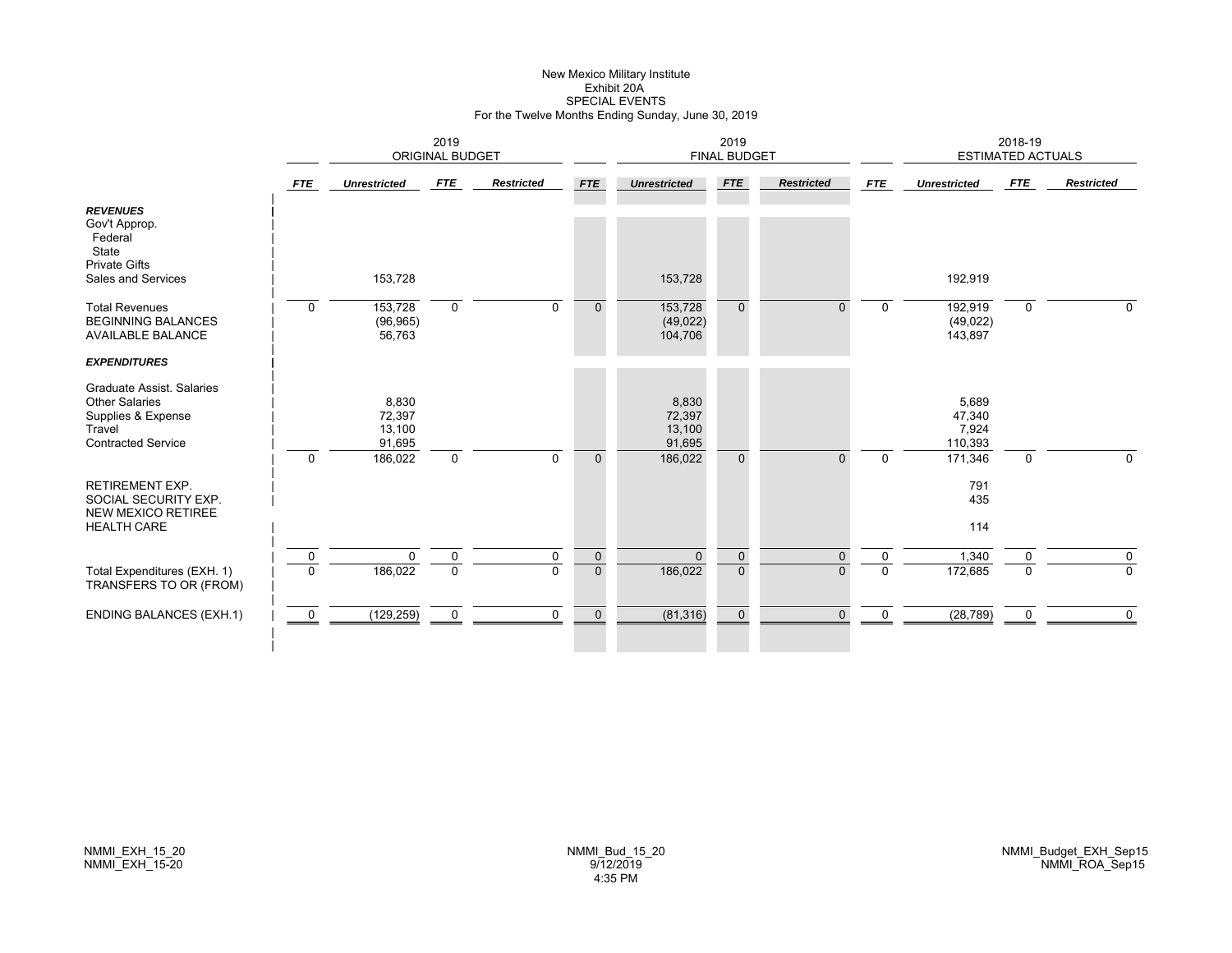# New Mexico Military Institute
## Exhibit 20A
## SPECIAL EVENTS
### For the Twelve Months Ending Sunday, June 30, 2019

| | 2019 ORIGINAL BUDGET | | | | 2019 FINAL BUDGET | | | | 2018-19 ESTIMATED ACTUALS | | | |
|---|---|---|---|---|---|---|---|---|---|---|---|---|
| | *FTE* | *Unrestricted* | *FTE* | *Restricted* | *FTE* | *Unrestricted* | *FTE* | *Restricted* | *FTE* | *Unrestricted* | *FTE* | *Restricted* |
| ***REVENUES*** | | | | | | | | | | | | |
| Gov't Approp. | | | | | | | | | | | | |
| Federal | | | | | | | | | | | | |
| State | | | | | | | | | | | | |
| Private Gifts | | | | | | | | | | | | |
| Sales and Services | | 153,728 | | | | 153,728 | | | | 192,919 | | |
| Total Revenues | 0 | 153,728 | 0 | 0 | 0 | 153,728 | 0 | 0 | 0 | 192,919 | 0 | 0 |
| BEGINNING BALANCES | | (96,965) | | | | (49,022) | | | | (49,022) | | |
| AVAILABLE BALANCE | | 56,763 | | | | 104,706 | | | | 143,897 | | |
| ***EXPENDITURES*** | | | | | | | | | | | | |
| Graduate Assist. Salaries | | | | | | | | | | | | |
| Other Salaries | | 8,830 | | | | 8,830 | | | | 5,689 | | |
| Supplies & Expense | | 72,397 | | | | 72,397 | | | | 47,340 | | |
| Travel | | 13,100 | | | | 13,100 | | | | 7,924 | | |
| Contracted Service | | 91,695 | | | | 91,695 | | | | 110,393 | | |
| | 0 | 186,022 | 0 | 0 | 0 | 186,022 | 0 | 0 | 0 | 171,346 | 0 | 0 |
| RETIREMENT EXP. | | | | | | | | | | 791 | | |
| SOCIAL SECURITY EXP. | | | | | | | | | | 435 | | |
| NEW MEXICO RETIREE HEALTH CARE | | | | | | | | | | 114 | | |
| | 0 | 0 | 0 | 0 | 0 | 0 | 0 | 0 | 0 | 1,340 | 0 | 0 |
| Total Expenditures (EXH. 1) | 0 | 186,022 | 0 | 0 | 0 | 186,022 | 0 | 0 | 0 | 172,685 | 0 | 0 |
| TRANSFERS TO OR (FROM) | | | | | | | | | | | | |
| ENDING BALANCES (EXH.1) | 0 | (129,259) | 0 | 0 | 0 | (81,316) | 0 | 0 | 0 | (28,789) | 0 | 0 |

NMMI_EXH_15_20
NMMI_EXH_15-20

NMMI_Bud_15_20
9/12/2019
4:35 PM

NMMI_Budget_EXH_Sep15
NMMI_ROA_Sep15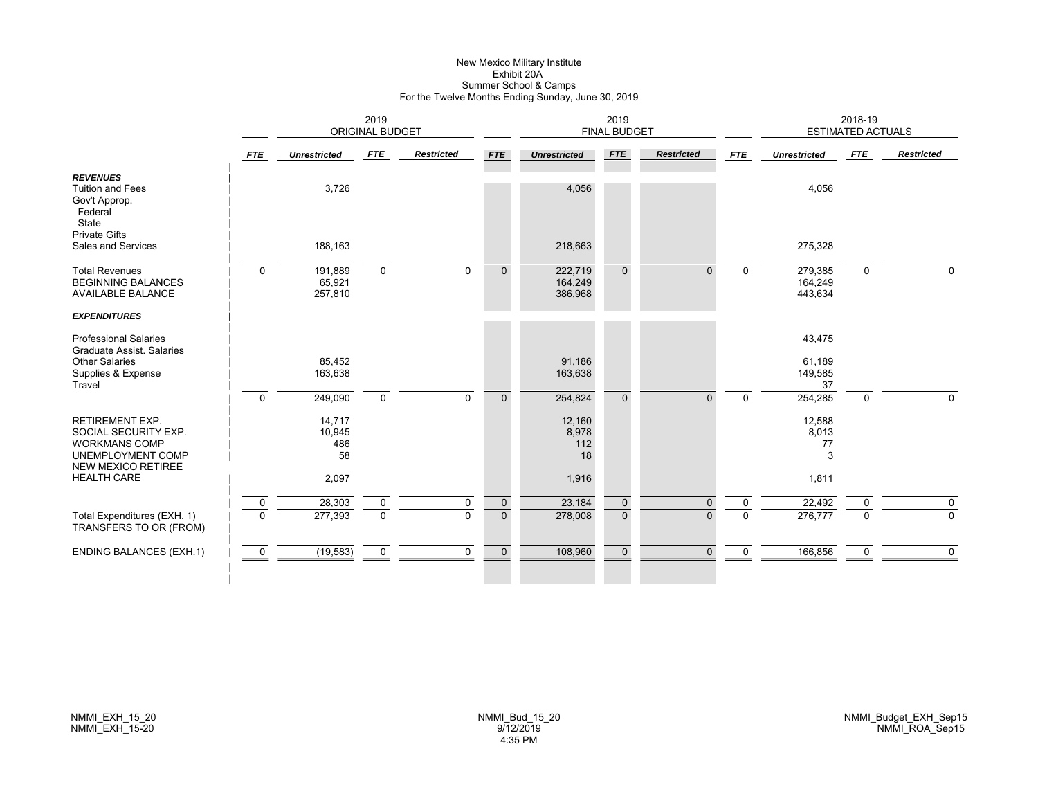New Mexico Military Institute
Exhibit 20A
Summer School & Camps
For the Twelve Months Ending Sunday, June 30, 2019

| | 2019 ORIGINAL BUDGET | | | | 2019 FINAL BUDGET | | | | 2018-19 ESTIMATED ACTUALS | | | |
|---|---|---|---|---|---|---|---|---|---|---|---|---|
| | *FTE* | *Unrestricted* | *FTE* | *Restricted* | *FTE* | *Unrestricted* | *FTE* | *Restricted* | *FTE* | *Unrestricted* | *FTE* | *Restricted* |
| ***REVENUES*** | | | | | | | | | | | | |
| Tuition and Fees | | 3,726 | | | | 4,056 | | | | 4,056 | | |
| Gov't Approp. | | | | | | | | | | | | |
| Federal | | | | | | | | | | | | |
| State | | | | | | | | | | | | |
| Private Gifts | | | | | | | | | | | | |
| Sales and Services | | 188,163 | | | | 218,663 | | | | 275,328 | | |
| Total Revenues | 0 | 191,889 | 0 | 0 | 0 | 222,719 | 0 | 0 | 0 | 279,385 | 0 | 0 |
| BEGINNING BALANCES | | 65,921 | | | | 164,249 | | | | 164,249 | | |
| AVAILABLE BALANCE | | 257,810 | | | | 386,968 | | | | 443,634 | | |
| ***EXPENDITURES*** | | | | | | | | | | | | |
| Professional Salaries | | | | | | | | | | 43,475 | | |
| Graduate Assist. Salaries | | | | | | | | | | | | |
| Other Salaries | | 85,452 | | | | 91,186 | | | | 61,189 | | |
| Supplies & Expense | | 163,638 | | | | 163,638 | | | | 149,585 | | |
| Travel | | | | | | | | | | 37 | | |
| | 0 | 249,090 | 0 | 0 | 0 | 254,824 | 0 | 0 | 0 | 254,285 | 0 | 0 |
| RETIREMENT EXP. | | 14,717 | | | | 12,160 | | | | 12,588 | | |
| SOCIAL SECURITY EXP. | | 10,945 | | | | 8,978 | | | | 8,013 | | |
| WORKMANS COMP | | 486 | | | | 112 | | | | 77 | | |
| UNEMPLOYMENT COMP | | 58 | | | | 18 | | | | 3 | | |
| NEW MEXICO RETIREE HEALTH CARE | | 2,097 | | | | 1,916 | | | | 1,811 | | |
| | 0 | 28,303 | 0 | 0 | 0 | 23,184 | 0 | 0 | 0 | 22,492 | 0 | 0 |
| Total Expenditures (EXH. 1) | 0 | 277,393 | 0 | 0 | 0 | 278,008 | 0 | 0 | 0 | 276,777 | 0 | 0 |
| TRANSFERS TO OR (FROM) | | | | | | | | | | | | |
| ENDING BALANCES (EXH.1) | 0 | (19,583) | 0 | 0 | 0 | 108,960 | 0 | 0 | 0 | 166,856 | 0 | 0 |

NMMI_EXH_15_20
NMMI_EXH_15-20

NMMI_Bud_15_20
9/12/2019
4:35 PM

NMMI_Budget_EXH_Sep15
NMMI_ROA_Sep15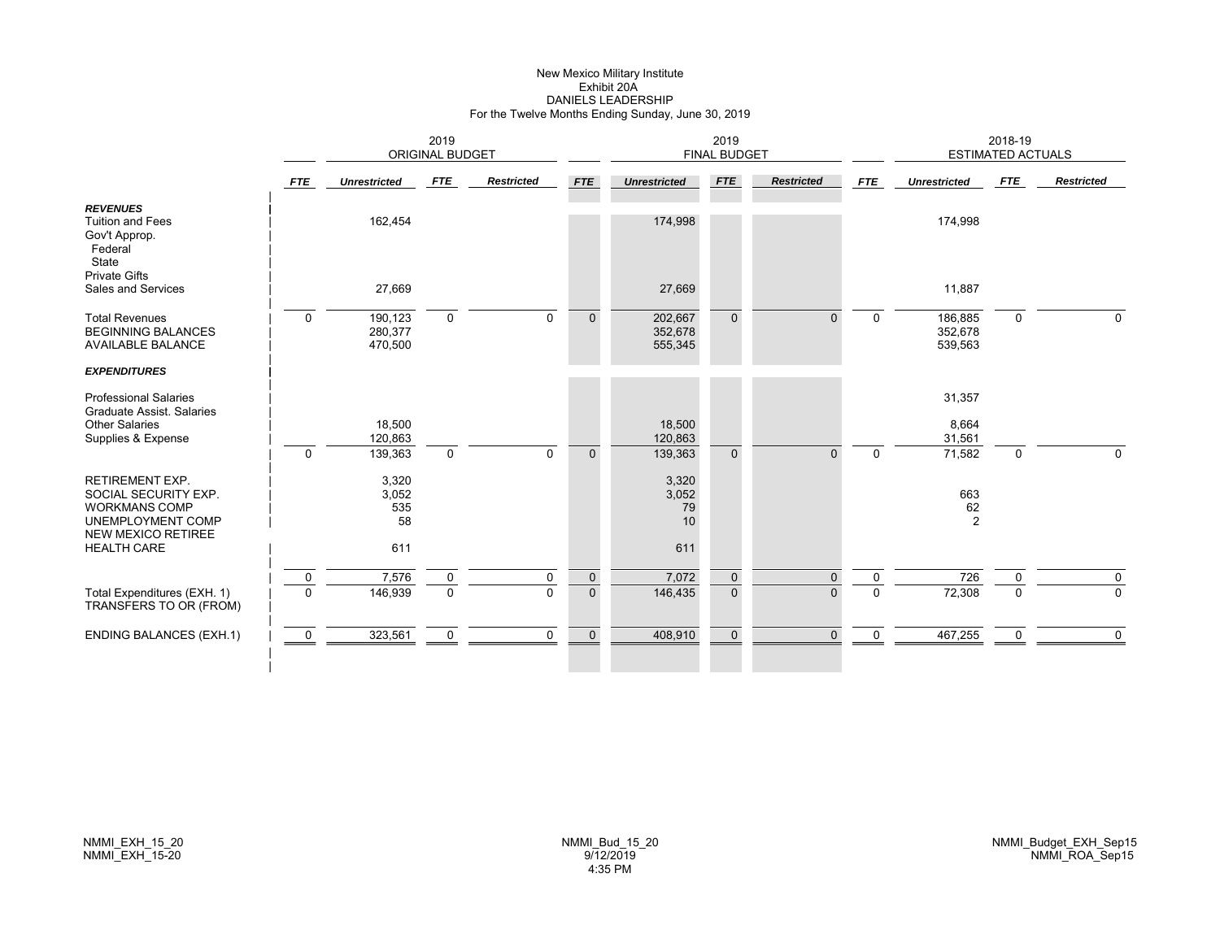# New Mexico Military Institute
## Exhibit 20A
## DANIELS LEADERSHIP
### For the Twelve Months Ending Sunday, June 30, 2019

| | 2019 ORIGINAL BUDGET | | | | 2019 FINAL BUDGET | | | | 2018-19 ESTIMATED ACTUALS | | | |
|---|---|---|---|---|---|---|---|---|---|---|---|---|
| | *FTE* | *Unrestricted* | *FTE* | *Restricted* | *FTE* | *Unrestricted* | *FTE* | *Restricted* | *FTE* | *Unrestricted* | *FTE* | *Restricted* |
| ***REVENUES*** | | | | | | | | | | | | |
| Tuition and Fees | | 162,454 | | | | 174,998 | | | | 174,998 | | |
| Gov't Approp. | | | | | | | | | | | | |
| Federal | | | | | | | | | | | | |
| State | | | | | | | | | | | | |
| Private Gifts | | | | | | | | | | | | |
| Sales and Services | | 27,669 | | | | 27,669 | | | | 11,887 | | |
| Total Revenues | 0 | 190,123 | 0 | 0 | 0 | 202,667 | 0 | 0 | 0 | 186,885 | 0 | 0 |
| BEGINNING BALANCES | | 280,377 | | | | 352,678 | | | | 352,678 | | |
| AVAILABLE BALANCE | | 470,500 | | | | 555,345 | | | | 539,563 | | |
| ***EXPENDITURES*** | | | | | | | | | | | | |
| Professional Salaries | | | | | | | | | | 31,357 | | |
| Graduate Assist. Salaries | | | | | | | | | | | | |
| Other Salaries | | 18,500 | | | | 18,500 | | | | 8,664 | | |
| Supplies & Expense | | 120,863 | | | | 120,863 | | | | 31,561 | | |
| | 0 | 139,363 | 0 | 0 | 0 | 139,363 | 0 | 0 | 0 | 71,582 | 0 | 0 |
| RETIREMENT EXP. | | 3,320 | | | | 3,320 | | | | | | |
| SOCIAL SECURITY EXP. | | 3,052 | | | | 3,052 | | | | 663 | | |
| WORKMANS COMP | | 535 | | | | 79 | | | | 62 | | |
| UNEMPLOYMENT COMP | | 58 | | | | 10 | | | | 2 | | |
| NEW MEXICO RETIREE HEALTH CARE | | 611 | | | | 611 | | | | | | |
| | 0 | 7,576 | 0 | 0 | 0 | 7,072 | 0 | 0 | 0 | 726 | 0 | 0 |
| Total Expenditures (EXH. 1) | 0 | 146,939 | 0 | 0 | 0 | 146,435 | 0 | 0 | 0 | 72,308 | 0 | 0 |
| TRANSFERS TO OR (FROM) | | | | | | | | | | | | |
| ENDING BALANCES (EXH.1) | 0 | 323,561 | 0 | 0 | 0 | 408,910 | 0 | 0 | 0 | 467,255 | 0 | 0 |

NMMI_EXH_15_20
NMMI_EXH_15-20

NMMI_Bud_15_20
9/12/2019
4:35 PM

NMMI_Budget_EXH_Sep15
NMMI_ROA_Sep15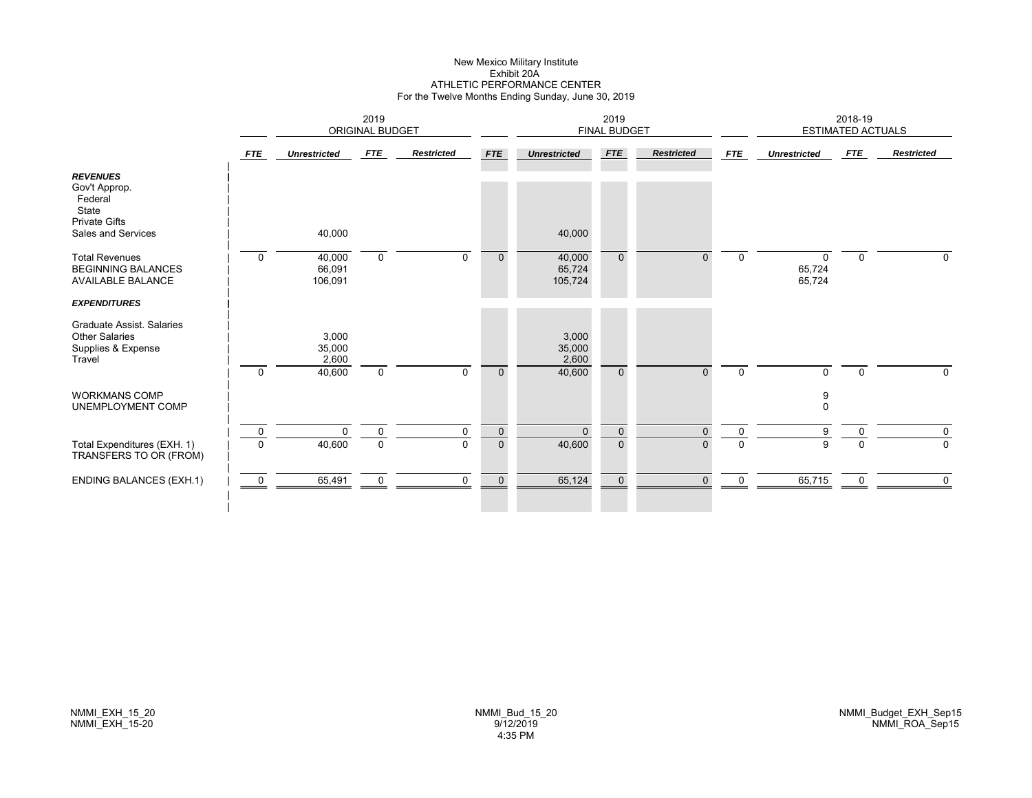# New Mexico Military Institute
## Exhibit 20A
## ATHLETIC PERFORMANCE CENTER
### For the Twelve Months Ending Sunday, June 30, 2019

| | 2019 ORIGINAL BUDGET | | | | 2019 FINAL BUDGET | | | | 2018-19 ESTIMATED ACTUALS | | | |
|---|---|---|---|---|---|---|---|---|---|---|---|---|
| | *FTE* | *Unrestricted* | *FTE* | *Restricted* | *FTE* | *Unrestricted* | *FTE* | *Restricted* | *FTE* | *Unrestricted* | *FTE* | *Restricted* |
| ***REVENUES*** | | | | | | | | | | | | |
| Gov't Approp. | | | | | | | | | | | | |
| Federal | | | | | | | | | | | | |
| State | | | | | | | | | | | | |
| Private Gifts | | | | | | | | | | | | |
| Sales and Services | | 40,000 | | | | 40,000 | | | | | | |
| Total Revenues | 0 | 40,000 | 0 | 0 | 0 | 40,000 | 0 | 0 | 0 | 0 | 0 | 0 |
| BEGINNING BALANCES | | 66,091 | | | | 65,724 | | | | 65,724 | | |
| AVAILABLE BALANCE | | 106,091 | | | | 105,724 | | | | 65,724 | | |
| ***EXPENDITURES*** | | | | | | | | | | | | |
| Graduate Assist. Salaries | | | | | | | | | | | | |
| Other Salaries | | 3,000 | | | | 3,000 | | | | | | |
| Supplies & Expense | | 35,000 | | | | 35,000 | | | | | | |
| Travel | | 2,600 | | | | 2,600 | | | | | | |
| | 0 | 40,600 | 0 | 0 | 0 | 40,600 | 0 | 0 | 0 | 0 | 0 | 0 |
| WORKMANS COMP | | | | | | | | | | 9 | | |
| UNEMPLOYMENT COMP | | | | | | | | | | 0 | | |
| | 0 | 0 | 0 | 0 | 0 | 0 | 0 | 0 | 0 | 9 | 0 | 0 |
| Total Expenditures (EXH. 1) | 0 | 40,600 | 0 | 0 | 0 | 40,600 | 0 | 0 | 0 | 9 | 0 | 0 |
| TRANSFERS TO OR (FROM) | | | | | | | | | | | | |
| ENDING BALANCES (EXH.1) | 0 | 65,491 | 0 | 0 | 0 | 65,124 | 0 | 0 | 0 | 65,715 | 0 | 0 |

NMMI_EXH_15_20
NMMI_EXH_15-20

NMMI_Bud_15_20
9/12/2019
4:35 PM

NMMI_Budget_EXH_Sep15
NMMI_ROA_Sep15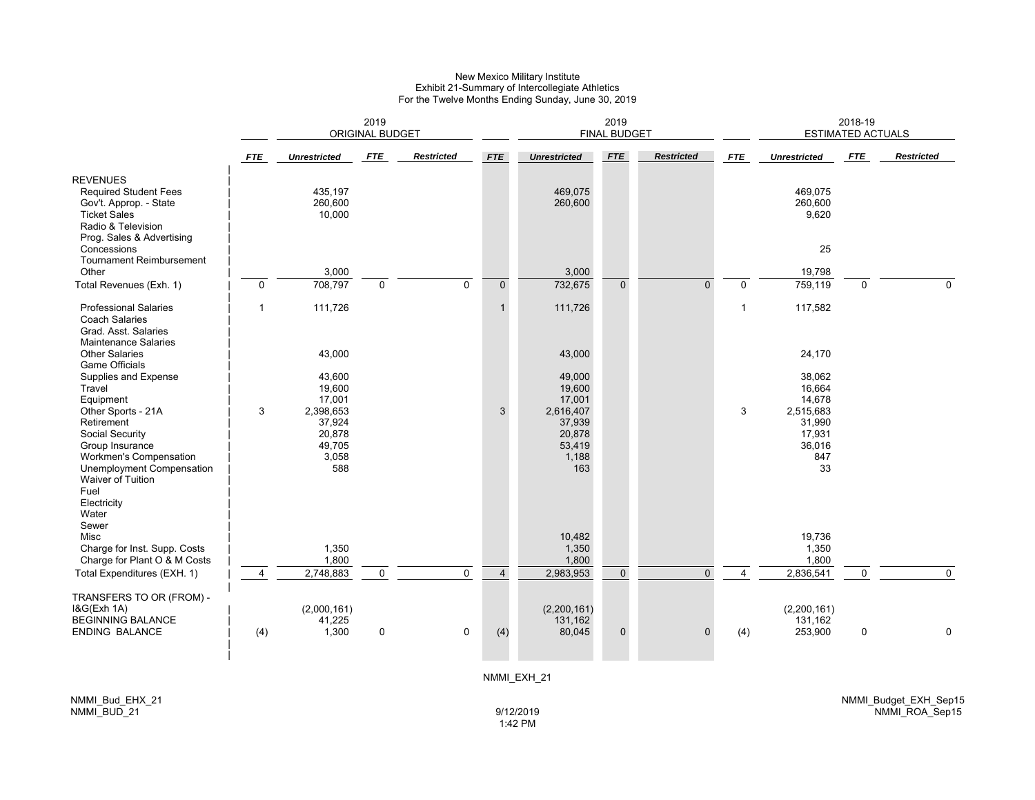New Mexico Military Institute
Exhibit 21-Summary of Intercollegiate Athletics
For the Twelve Months Ending Sunday, June 30, 2019

| | 2019 ORIGINAL BUDGET | | | | 2019 FINAL BUDGET | | | | 2018-19 ESTIMATED ACTUALS | | | |
|---|---|---|---|---|---|---|---|---|---|---|---|---|
| | *FTE* | *Unrestricted* | *FTE* | *Restricted* | *FTE* | *Unrestricted* | *FTE* | *Restricted* | *FTE* | *Unrestricted* | *FTE* | *Restricted* |
| REVENUES | | | | | | | | | | | | |
| Required Student Fees | | 435,197 | | | | 469,075 | | | | 469,075 | | |
| Gov't. Approp. - State | | 260,600 | | | | 260,600 | | | | 260,600 | | |
| Ticket Sales | | 10,000 | | | | | | | | 9,620 | | |
| Radio & Television | | | | | | | | | | | | |
| Prog. Sales & Advertising | | | | | | | | | | | | |
| Concessions | | | | | | | | | | 25 | | |
| Tournament Reimbursement | | | | | | | | | | | | |
| Other | | 3,000 | | | | 3,000 | | | | 19,798 | | |
| Total Revenues (Exh. 1) | 0 | 708,797 | 0 | 0 | 0 | 732,675 | 0 | 0 | 0 | 759,119 | 0 | 0 |
| Professional Salaries | 1 | 111,726 | | | 1 | 111,726 | | | 1 | 117,582 | | |
| Coach Salaries | | | | | | | | | | | | |
| Grad. Asst. Salaries | | | | | | | | | | | | |
| Maintenance Salaries | | | | | | | | | | | | |
| Other Salaries | | 43,000 | | | | 43,000 | | | | 24,170 | | |
| Game Officials | | | | | | | | | | | | |
| Supplies and Expense | | 43,600 | | | | 49,000 | | | | 38,062 | | |
| Travel | | 19,600 | | | | 19,600 | | | | 16,664 | | |
| Equipment | | 17,001 | | | | 17,001 | | | | 14,678 | | |
| Other Sports - 21A | 3 | 2,398,653 | | | 3 | 2,616,407 | | | 3 | 2,515,683 | | |
| Retirement | | 37,924 | | | | 37,939 | | | | 31,990 | | |
| Social Security | | 20,878 | | | | 20,878 | | | | 17,931 | | |
| Group Insurance | | 49,705 | | | | 53,419 | | | | 36,016 | | |
| Workmen's Compensation | | 3,058 | | | | 1,188 | | | | 847 | | |
| Unemployment Compensation | | 588 | | | | 163 | | | | 33 | | |
| Waiver of Tuition | | | | | | | | | | | | |
| Fuel | | | | | | | | | | | | |
| Electricity | | | | | | | | | | | | |
| Water | | | | | | | | | | | | |
| Sewer | | | | | | | | | | | | |
| Misc | | | | | | 10,482 | | | | 19,736 | | |
| Charge for Inst. Supp. Costs | | 1,350 | | | | 1,350 | | | | 1,350 | | |
| Charge for Plant O & M Costs | | 1,800 | | | | 1,800 | | | | 1,800 | | |
| Total Expenditures (EXH. 1) | 4 | 2,748,883 | 0 | 0 | 4 | 2,983,953 | 0 | 0 | 4 | 2,836,541 | 0 | 0 |
| TRANSFERS TO OR (FROM) - I&G(Exh 1A) | | (2,000,161) | | | | (2,200,161) | | | | (2,200,161) | | |
| BEGINNING BALANCE | | 41,225 | | | | 131,162 | | | | 131,162 | | |
| ENDING BALANCE | (4) | 1,300 | 0 | 0 | (4) | 80,045 | 0 | 0 | (4) | 253,900 | 0 | 0 |

NMMI_EXH_21

NMMI_Bud_EHX_21
NMMI_BUD_21

9/12/2019
1:42 PM

NMMI_Budget_EXH_Sep15
NMMI_ROA_Sep15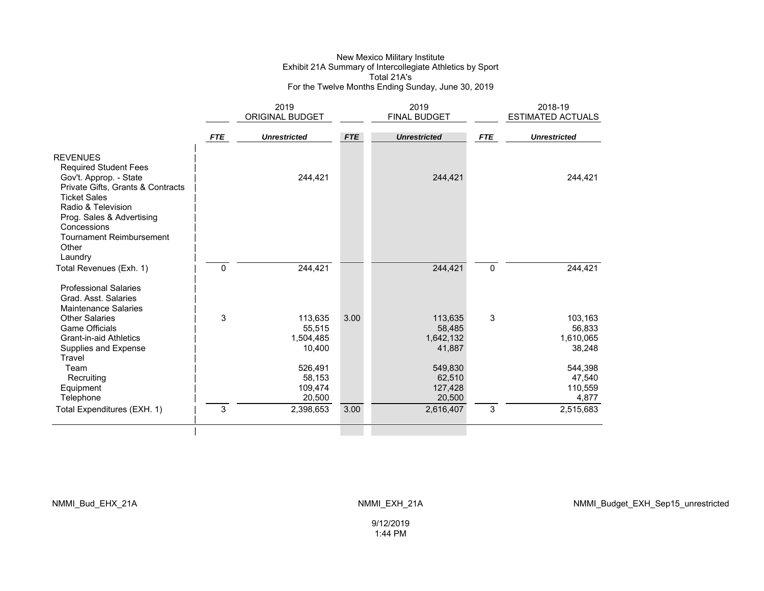New Mexico Military Institute
Exhibit 21A Summary of Intercollegiate Athletics by Sport
Total 21A's
For the Twelve Months Ending Sunday, June 30, 2019

| | 2019 ORIGINAL BUDGET | | 2019 FINAL BUDGET | | 2018-19 ESTIMATED ACTUALS | |
|---|---|---|---|---|---|---|
| | ***FTE*** | ***Unrestricted*** | ***FTE*** | ***Unrestricted*** | ***FTE*** | ***Unrestricted*** |
| REVENUES | | | | | | |
| Required Student Fees | | | | | | |
| Gov't. Approp. - State | | 244,421 | | 244,421 | | 244,421 |
| Private Gifts, Grants & Contracts | | | | | | |
| Ticket Sales | | | | | | |
| Radio & Television | | | | | | |
| Prog. Sales & Advertising | | | | | | |
| Concessions | | | | | | |
| Tournament Reimbursement | | | | | | |
| Other | | | | | | |
| Laundry | | | | | | |
| Total Revenues (Exh. 1) | 0 | 244,421 | | 244,421 | 0 | 244,421 |
| Professional Salaries | | | | | | |
| Grad. Asst. Salaries | | | | | | |
| Maintenance Salaries | | | | | | |
| Other Salaries | 3 | 113,635 | 3.00 | 113,635 | 3 | 103,163 |
| Game Officials | | 55,515 | | 58,485 | | 56,833 |
| Grant-in-aid Athletics | | 1,504,485 | | 1,642,132 | | 1,610,065 |
| Supplies and Expense | | 10,400 | | 41,887 | | 38,248 |
| Travel | | | | | | |
| Team | | 526,491 | | 549,830 | | 544,398 |
| Recruiting | | 58,153 | | 62,510 | | 47,540 |
| Equipment | | 109,474 | | 127,428 | | 110,559 |
| Telephone | | 20,500 | | 20,500 | | 4,877 |
| Total Expenditures (EXH. 1) | 3 | 2,398,653 | 3.00 | 2,616,407 | 3 | 2,515,683 |

NMMI_Bud_EHX_21A    NMMI_EXH_21A    NMMI_Budget_EXH_Sep15_unrestricted

9/12/2019
1:44 PM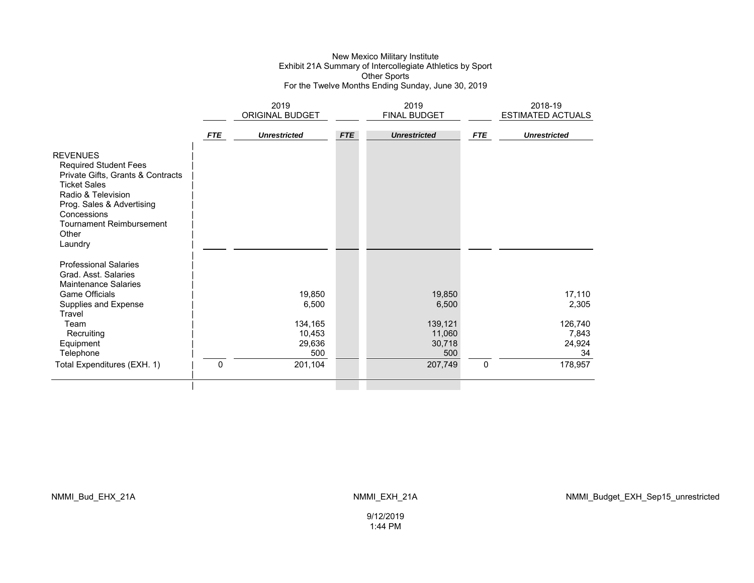New Mexico Military Institute
Exhibit 21A Summary of Intercollegiate Athletics by Sport
Other Sports
For the Twelve Months Ending Sunday, June 30, 2019

| | 2019 ORIGINAL BUDGET | | 2019 FINAL BUDGET | | 2018-19 ESTIMATED ACTUALS | |
|---|---|---|---|---|---|---|
| | ***FTE*** | ***Unrestricted*** | ***FTE*** | ***Unrestricted*** | ***FTE*** | ***Unrestricted*** |
| REVENUES | | | | | | |
| Required Student Fees | | | | | | |
| Private Gifts, Grants & Contracts | | | | | | |
| Ticket Sales | | | | | | |
| Radio & Television | | | | | | |
| Prog. Sales & Advertising | | | | | | |
| Concessions | | | | | | |
| Tournament Reimbursement | | | | | | |
| Other | | | | | | |
| Laundry | | | | | | |
| Professional Salaries | | | | | | |
| Grad. Asst. Salaries | | | | | | |
| Maintenance Salaries | | | | | | |
| Game Officials | | 19,850 | | 19,850 | | 17,110 |
| Supplies and Expense | | 6,500 | | 6,500 | | 2,305 |
| Travel | | | | | | |
| Team | | 134,165 | | 139,121 | | 126,740 |
| Recruiting | | 10,453 | | 11,060 | | 7,843 |
| Equipment | | 29,636 | | 30,718 | | 24,924 |
| Telephone | | 500 | | 500 | | 34 |
| Total Expenditures (EXH. 1) | 0 | 201,104 | | 207,749 | 0 | 178,957 |

NMMI_Bud_EHX_21A NMMI_EXH_21A NMMI_Budget_EXH_Sep15_unrestricted

9/12/2019
1:44 PM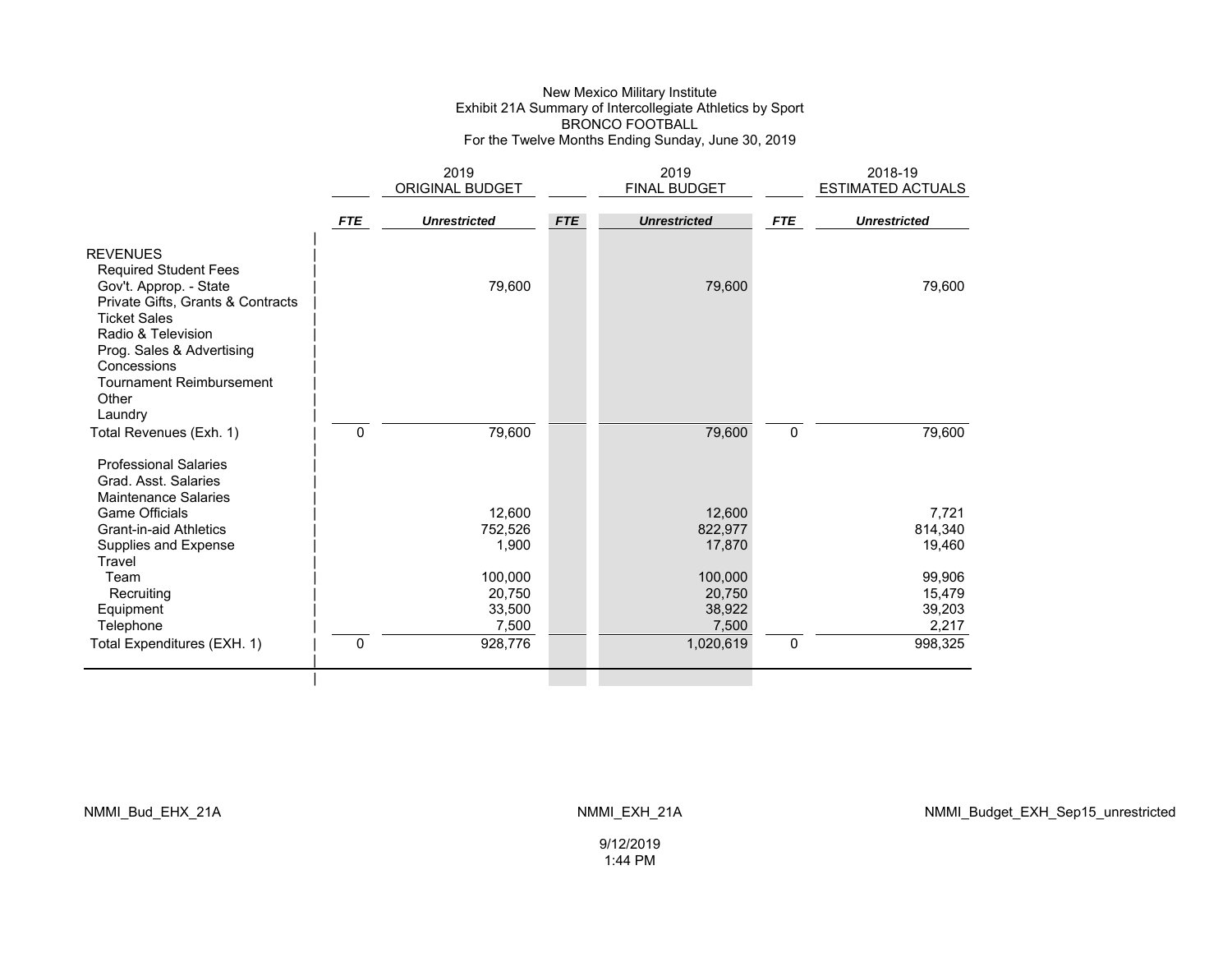New Mexico Military Institute
Exhibit 21A Summary of Intercollegiate Athletics by Sport
BRONCO FOOTBALL
For the Twelve Months Ending Sunday, June 30, 2019

| | 2019 ORIGINAL BUDGET | | 2019 FINAL BUDGET | | 2018-19 ESTIMATED ACTUALS | |
|---|---|---|---|---|---|---|
| | ***FTE*** | ***Unrestricted*** | ***FTE*** | ***Unrestricted*** | ***FTE*** | ***Unrestricted*** |
| REVENUES | | | | | | |
| Required Student Fees | | | | | | |
| Gov't. Approp. - State | | 79,600 | | 79,600 | | 79,600 |
| Private Gifts, Grants & Contracts | | | | | | |
| Ticket Sales | | | | | | |
| Radio & Television | | | | | | |
| Prog. Sales & Advertising | | | | | | |
| Concessions | | | | | | |
| Tournament Reimbursement | | | | | | |
| Other | | | | | | |
| Laundry | | | | | | |
| Total Revenues (Exh. 1) | 0 | 79,600 | | 79,600 | 0 | 79,600 |
| Professional Salaries | | | | | | |
| Grad. Asst. Salaries | | | | | | |
| Maintenance Salaries | | | | | | |
| Game Officials | | 12,600 | | 12,600 | | 7,721 |
| Grant-in-aid Athletics | | 752,526 | | 822,977 | | 814,340 |
| Supplies and Expense | | 1,900 | | 17,870 | | 19,460 |
| Travel | | | | | | |
| Team | | 100,000 | | 100,000 | | 99,906 |
| Recruiting | | 20,750 | | 20,750 | | 15,479 |
| Equipment | | 33,500 | | 38,922 | | 39,203 |
| Telephone | | 7,500 | | 7,500 | | 2,217 |
| Total Expenditures (EXH. 1) | 0 | 928,776 | | 1,020,619 | 0 | 998,325 |

NMMI_Bud_EHX_21A    NMMI_EXH_21A    NMMI_Budget_EXH_Sep15_unrestricted

9/12/2019
1:44 PM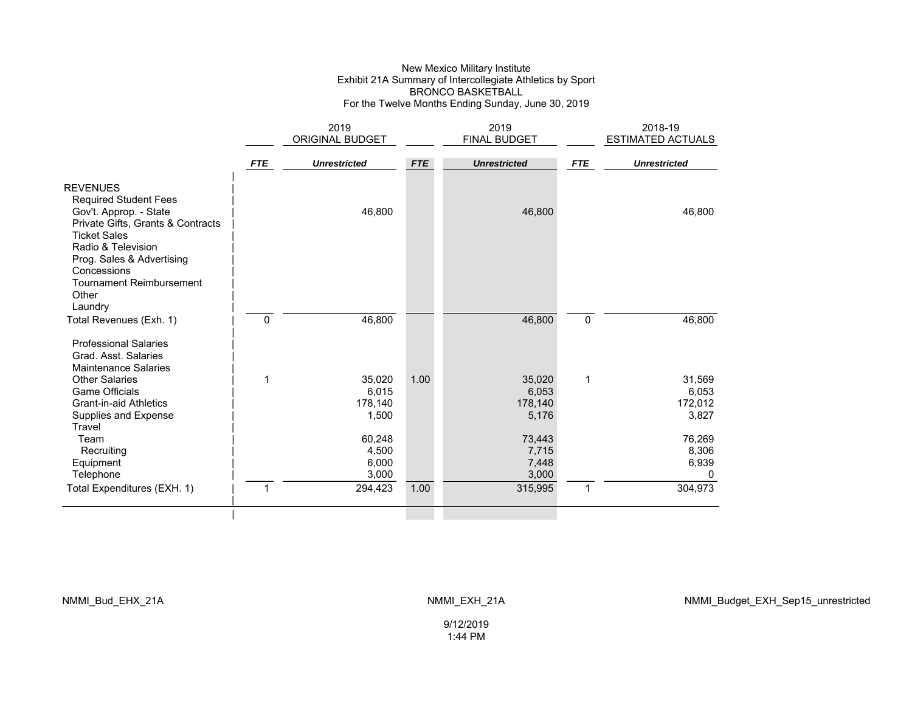New Mexico Military Institute
Exhibit 21A Summary of Intercollegiate Athletics by Sport
BRONCO BASKETBALL
For the Twelve Months Ending Sunday, June 30, 2019

| | 2019 ORIGINAL BUDGET | | 2019 FINAL BUDGET | | 2018-19 ESTIMATED ACTUALS | |
|---|---|---|---|---|---|---|
| | *FTE* | *Unrestricted* | *FTE* | *Unrestricted* | *FTE* | *Unrestricted* |
| REVENUES | | | | | | |
| Required Student Fees | | | | | | |
| Gov't. Approp. - State | | 46,800 | | 46,800 | | 46,800 |
| Private Gifts, Grants & Contracts | | | | | | |
| Ticket Sales | | | | | | |
| Radio & Television | | | | | | |
| Prog. Sales & Advertising | | | | | | |
| Concessions | | | | | | |
| Tournament Reimbursement | | | | | | |
| Other | | | | | | |
| Laundry | | | | | | |
| Total Revenues (Exh. 1) | 0 | 46,800 | | 46,800 | 0 | 46,800 |
| Professional Salaries | | | | | | |
| Grad. Asst. Salaries | | | | | | |
| Maintenance Salaries | | | | | | |
| Other Salaries | 1 | 35,020 | 1.00 | 35,020 | 1 | 31,569 |
| Game Officials | | 6,015 | | 6,053 | | 6,053 |
| Grant-in-aid Athletics | | 178,140 | | 178,140 | | 172,012 |
| Supplies and Expense | | 1,500 | | 5,176 | | 3,827 |
| Travel | | | | | | |
| Team | | 60,248 | | 73,443 | | 76,269 |
| Recruiting | | 4,500 | | 7,715 | | 8,306 |
| Equipment | | 6,000 | | 7,448 | | 6,939 |
| Telephone | | 3,000 | | 3,000 | | 0 |
| Total Expenditures (EXH. 1) | 1 | 294,423 | 1.00 | 315,995 | 1 | 304,973 |

NMMI_Bud_EHX_21A NMMI_EXH_21A NMMI_Budget_EXH_Sep15_unrestricted

9/12/2019
1:44 PM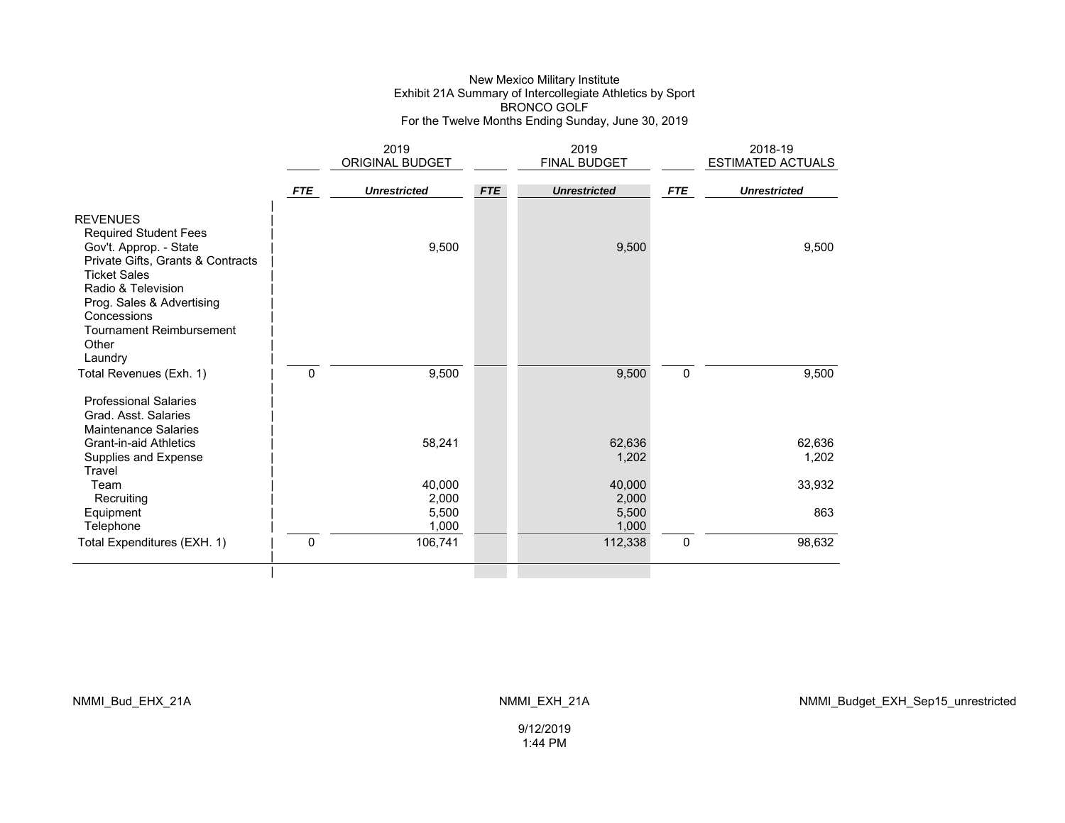New Mexico Military Institute
Exhibit 21A Summary of Intercollegiate Athletics by Sport
BRONCO GOLF
For the Twelve Months Ending Sunday, June 30, 2019

| | 2019 ORIGINAL BUDGET | | 2019 FINAL BUDGET | | 2018-19 ESTIMATED ACTUALS | |
|---|---|---|---|---|---|---|
| | ***FTE*** | ***Unrestricted*** | ***FTE*** | ***Unrestricted*** | ***FTE*** | ***Unrestricted*** |
| REVENUES | | | | | | |
| Required Student Fees | | | | | | |
| Gov't. Approp. - State | | 9,500 | | 9,500 | | 9,500 |
| Private Gifts, Grants & Contracts | | | | | | |
| Ticket Sales | | | | | | |
| Radio & Television | | | | | | |
| Prog. Sales & Advertising | | | | | | |
| Concessions | | | | | | |
| Tournament Reimbursement | | | | | | |
| Other | | | | | | |
| Laundry | | | | | | |
| Total Revenues (Exh. 1) | 0 | 9,500 | | 9,500 | 0 | 9,500 |
| Professional Salaries | | | | | | |
| Grad. Asst. Salaries | | | | | | |
| Maintenance Salaries | | | | | | |
| Grant-in-aid Athletics | | 58,241 | | 62,636 | | 62,636 |
| Supplies and Expense | | | | 1,202 | | 1,202 |
| Travel | | | | | | |
| Team | | 40,000 | | 40,000 | | 33,932 |
| Recruiting | | 2,000 | | 2,000 | | |
| Equipment | | 5,500 | | 5,500 | | 863 |
| Telephone | | 1,000 | | 1,000 | | |
| Total Expenditures (EXH. 1) | 0 | 106,741 | | 112,338 | 0 | 98,632 |

NMMI_Bud_EHX_21A NMMI_EXH_21A NMMI_Budget_EXH_Sep15_unrestricted

9/12/2019
1:44 PM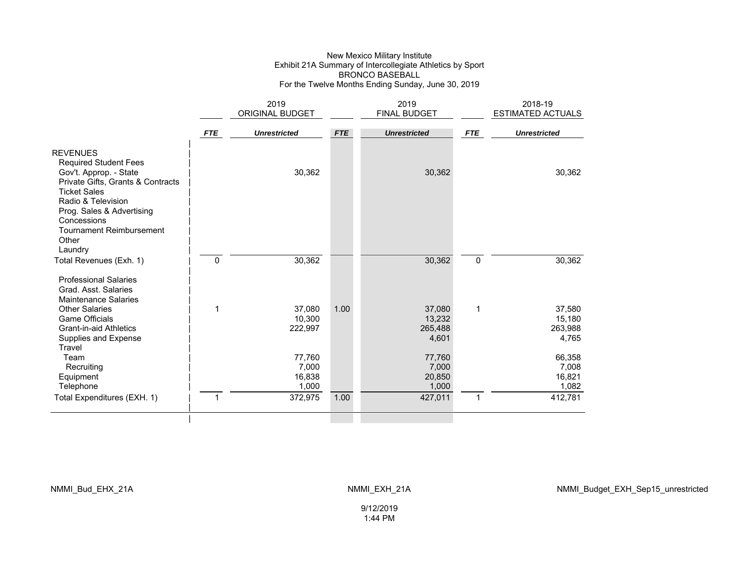New Mexico Military Institute
Exhibit 21A Summary of Intercollegiate Athletics by Sport
BRONCO BASEBALL
For the Twelve Months Ending Sunday, June 30, 2019

| | 2019 ORIGINAL BUDGET | | 2019 FINAL BUDGET | | 2018-19 ESTIMATED ACTUALS | |
|---|---|---|---|---|---|---|
| | ***FTE*** | ***Unrestricted*** | ***FTE*** | ***Unrestricted*** | ***FTE*** | ***Unrestricted*** |
| REVENUES | | | | | | |
| Required Student Fees | | | | | | |
| Gov't. Approp. - State | | 30,362 | | 30,362 | | 30,362 |
| Private Gifts, Grants & Contracts | | | | | | |
| Ticket Sales | | | | | | |
| Radio & Television | | | | | | |
| Prog. Sales & Advertising | | | | | | |
| Concessions | | | | | | |
| Tournament Reimbursement | | | | | | |
| Other | | | | | | |
| Laundry | | | | | | |
| Total Revenues (Exh. 1) | 0 | 30,362 | | 30,362 | 0 | 30,362 |
| Professional Salaries | | | | | | |
| Grad. Asst. Salaries | | | | | | |
| Maintenance Salaries | | | | | | |
| Other Salaries | 1 | 37,080 | 1.00 | 37,080 | 1 | 37,580 |
| Game Officials | | 10,300 | | 13,232 | | 15,180 |
| Grant-in-aid Athletics | | 222,997 | | 265,488 | | 263,988 |
| Supplies and Expense | | | | 4,601 | | 4,765 |
| Travel | | | | | | |
| Team | | 77,760 | | 77,760 | | 66,358 |
| Recruiting | | 7,000 | | 7,000 | | 7,008 |
| Equipment | | 16,838 | | 20,850 | | 16,821 |
| Telephone | | 1,000 | | 1,000 | | 1,082 |
| Total Expenditures (EXH. 1) | 1 | 372,975 | 1.00 | 427,011 | 1 | 412,781 |

NMMI_Bud_EHX_21A NMMI_EXH_21A NMMI_Budget_EXH_Sep15_unrestricted

9/12/2019
1:44 PM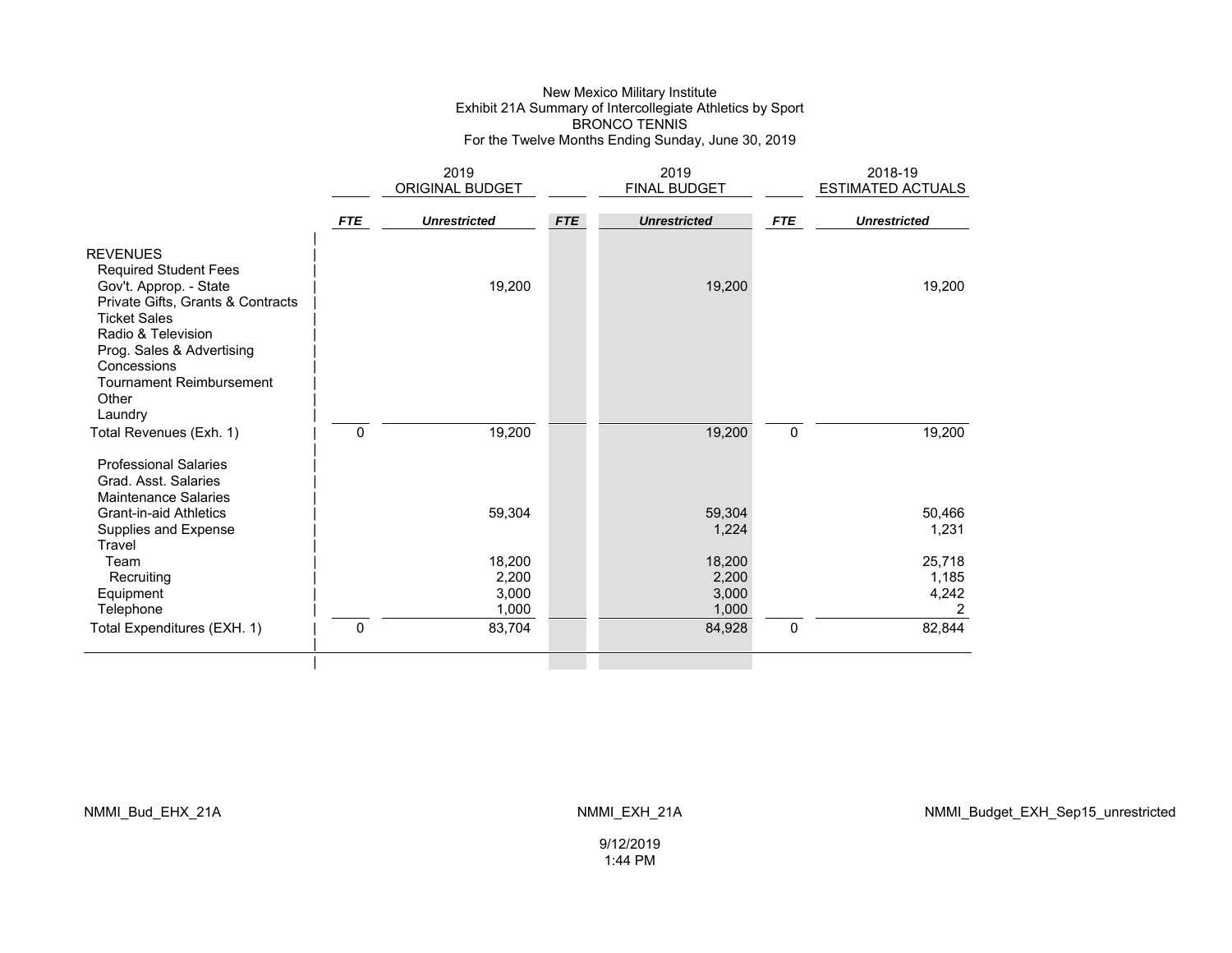New Mexico Military Institute
Exhibit 21A Summary of Intercollegiate Athletics by Sport
BRONCO TENNIS
For the Twelve Months Ending Sunday, June 30, 2019

| | 2019 ORIGINAL BUDGET | | 2019 FINAL BUDGET | | 2018-19 ESTIMATED ACTUALS | |
|---|---|---|---|---|---|---|
| | ***FTE*** | ***Unrestricted*** | ***FTE*** | ***Unrestricted*** | ***FTE*** | ***Unrestricted*** |
| REVENUES | | | | | | |
| Required Student Fees | | | | | | |
| Gov't. Approp. - State | | 19,200 | | 19,200 | | 19,200 |
| Private Gifts, Grants & Contracts | | | | | | |
| Ticket Sales | | | | | | |
| Radio & Television | | | | | | |
| Prog. Sales & Advertising | | | | | | |
| Concessions | | | | | | |
| Tournament Reimbursement | | | | | | |
| Other | | | | | | |
| Laundry | | | | | | |
| Total Revenues (Exh. 1) | 0 | 19,200 | | 19,200 | 0 | 19,200 |
| Professional Salaries | | | | | | |
| Grad. Asst. Salaries | | | | | | |
| Maintenance Salaries | | | | | | |
| Grant-in-aid Athletics | | 59,304 | | 59,304 | | 50,466 |
| Supplies and Expense | | | | 1,224 | | 1,231 |
| Travel | | | | | | |
| Team | | 18,200 | | 18,200 | | 25,718 |
| Recruiting | | 2,200 | | 2,200 | | 1,185 |
| Equipment | | 3,000 | | 3,000 | | 4,242 |
| Telephone | | 1,000 | | 1,000 | | 2 |
| Total Expenditures (EXH. 1) | 0 | 83,704 | | 84,928 | 0 | 82,844 |

NMMI_Bud_EHX_21A　　NMMI_EXH_21A　　NMMI_Budget_EXH_Sep15_unrestricted

9/12/2019
1:44 PM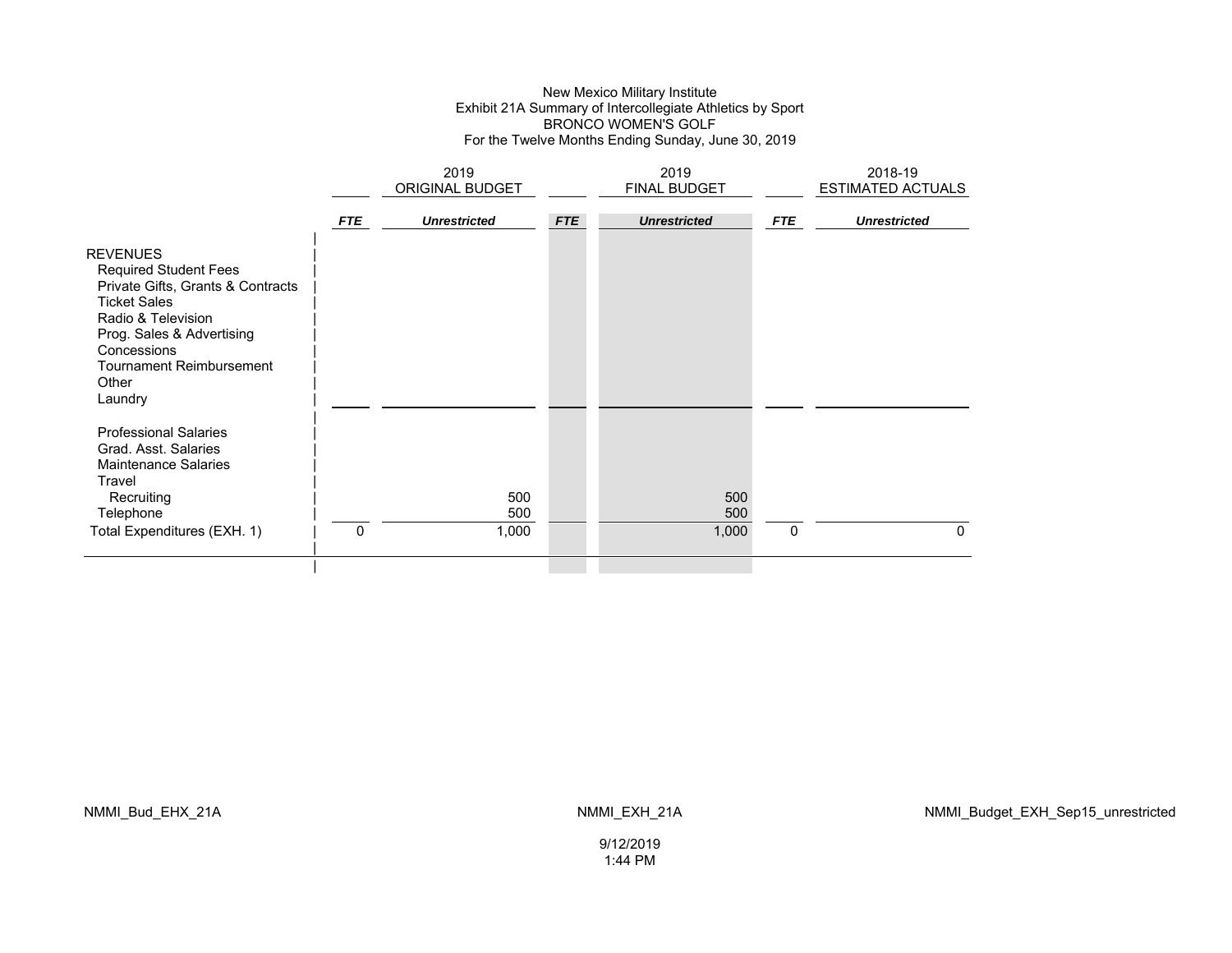New Mexico Military Institute
Exhibit 21A Summary of Intercollegiate Athletics by Sport
BRONCO WOMEN'S GOLF
For the Twelve Months Ending Sunday, June 30, 2019

| | 2019 ORIGINAL BUDGET | | 2019 FINAL BUDGET | | 2018-19 ESTIMATED ACTUALS | |
|---|---|---|---|---|---|---|
| | ***FTE*** | ***Unrestricted*** | ***FTE*** | ***Unrestricted*** | ***FTE*** | ***Unrestricted*** |
| REVENUES | | | | | | |
| Required Student Fees | | | | | | |
| Private Gifts, Grants & Contracts | | | | | | |
| Ticket Sales | | | | | | |
| Radio & Television | | | | | | |
| Prog. Sales & Advertising | | | | | | |
| Concessions | | | | | | |
| Tournament Reimbursement | | | | | | |
| Other | | | | | | |
| Laundry | | | | | | |
| Professional Salaries | | | | | | |
| Grad. Asst. Salaries | | | | | | |
| Maintenance Salaries | | | | | | |
| Travel | | | | | | |
| Recruiting | | 500 | | 500 | | |
| Telephone | | 500 | | 500 | | |
| Total Expenditures (EXH. 1) | 0 | 1,000 | | 1,000 | 0 | 0 |

NMMI_Bud_EHX_21A NMMI_EXH_21A NMMI_Budget_EXH_Sep15_unrestricted

9/12/2019
1:44 PM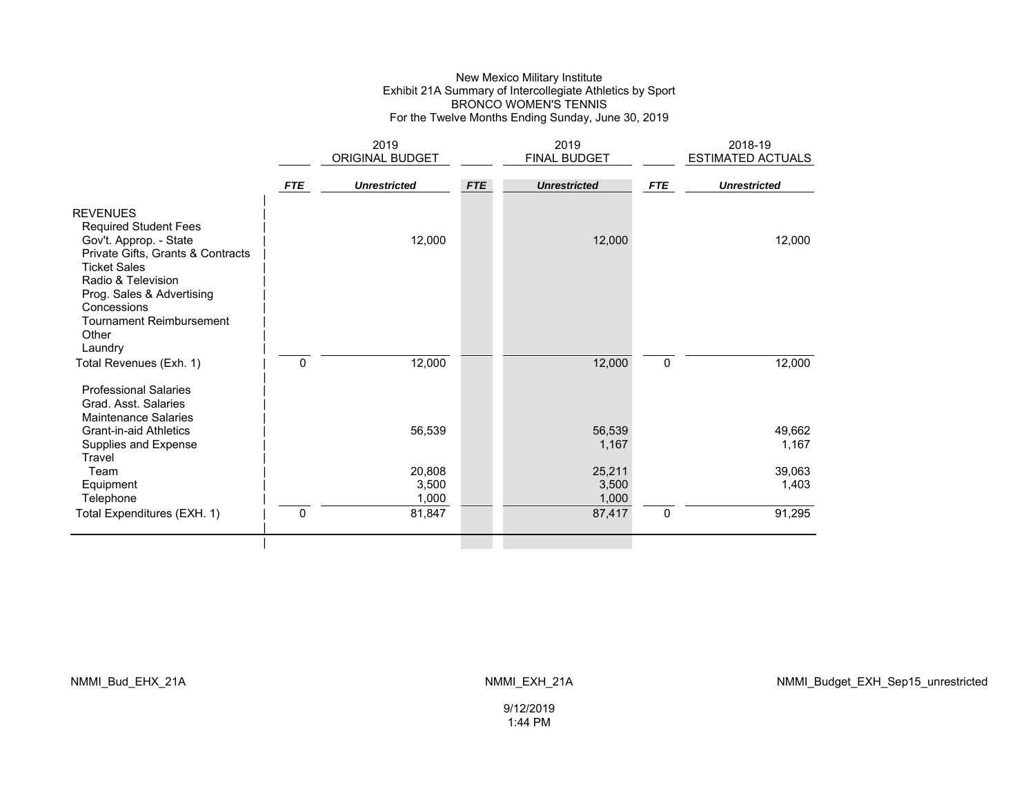New Mexico Military Institute
Exhibit 21A Summary of Intercollegiate Athletics by Sport
BRONCO WOMEN'S TENNIS
For the Twelve Months Ending Sunday, June 30, 2019

| | 2019 ORIGINAL BUDGET | | 2019 FINAL BUDGET | | 2018-19 ESTIMATED ACTUALS | |
|---|---|---|---|---|---|---|
| | ***FTE*** | ***Unrestricted*** | ***FTE*** | ***Unrestricted*** | ***FTE*** | ***Unrestricted*** |
| REVENUES | | | | | | |
| Required Student Fees | | | | | | |
| Gov't. Approp. - State | | 12,000 | | 12,000 | | 12,000 |
| Private Gifts, Grants & Contracts | | | | | | |
| Ticket Sales | | | | | | |
| Radio & Television | | | | | | |
| Prog. Sales & Advertising | | | | | | |
| Concessions | | | | | | |
| Tournament Reimbursement | | | | | | |
| Other | | | | | | |
| Laundry | | | | | | |
| Total Revenues (Exh. 1) | 0 | 12,000 | | 12,000 | 0 | 12,000 |
| Professional Salaries | | | | | | |
| Grad. Asst. Salaries | | | | | | |
| Maintenance Salaries | | | | | | |
| Grant-in-aid Athletics | | 56,539 | | 56,539 | | 49,662 |
| Supplies and Expense | | | | 1,167 | | 1,167 |
| Travel | | | | | | |
| Team | | 20,808 | | 25,211 | | 39,063 |
| Equipment | | 3,500 | | 3,500 | | 1,403 |
| Telephone | | 1,000 | | 1,000 | | |
| Total Expenditures (EXH. 1) | 0 | 81,847 | | 87,417 | 0 | 91,295 |

NMMI_Bud_EHX_21A | NMMI_EXH_21A | NMMI_Budget_EXH_Sep15_unrestricted

9/12/2019
1:44 PM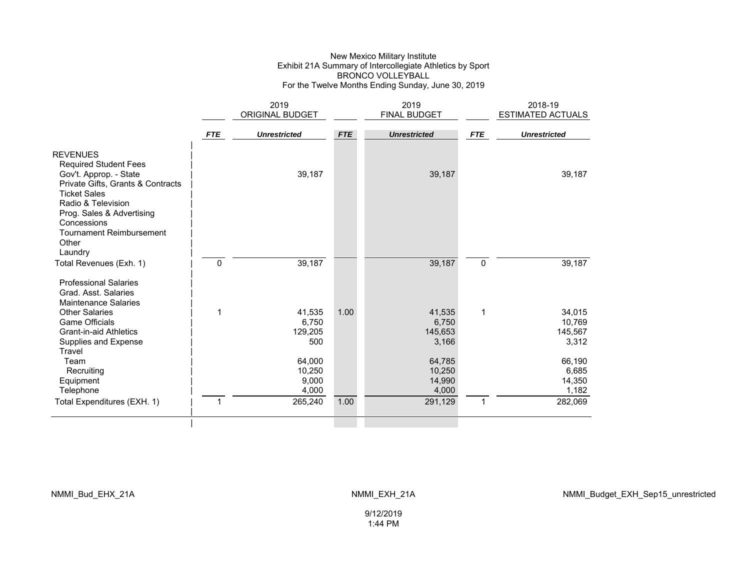New Mexico Military Institute
Exhibit 21A Summary of Intercollegiate Athletics by Sport
BRONCO VOLLEYBALL
For the Twelve Months Ending Sunday, June 30, 2019

| | 2019 ORIGINAL BUDGET | | 2019 FINAL BUDGET | | 2018-19 ESTIMATED ACTUALS | |
|---|---|---|---|---|---|---|
| | ***FTE*** | ***Unrestricted*** | ***FTE*** | ***Unrestricted*** | ***FTE*** | ***Unrestricted*** |
| REVENUES | | | | | | |
| Required Student Fees | | | | | | |
| Gov't. Approp. - State | | 39,187 | | 39,187 | | 39,187 |
| Private Gifts, Grants & Contracts | | | | | | |
| Ticket Sales | | | | | | |
| Radio & Television | | | | | | |
| Prog. Sales & Advertising | | | | | | |
| Concessions | | | | | | |
| Tournament Reimbursement | | | | | | |
| Other | | | | | | |
| Laundry | | | | | | |
| Total Revenues (Exh. 1) | 0 | 39,187 | | 39,187 | 0 | 39,187 |
| Professional Salaries | | | | | | |
| Grad. Asst. Salaries | | | | | | |
| Maintenance Salaries | | | | | | |
| Other Salaries | 1 | 41,535 | 1.00 | 41,535 | 1 | 34,015 |
| Game Officials | | 6,750 | | 6,750 | | 10,769 |
| Grant-in-aid Athletics | | 129,205 | | 145,653 | | 145,567 |
| Supplies and Expense | | 500 | | 3,166 | | 3,312 |
| Travel | | | | | | |
| Team | | 64,000 | | 64,785 | | 66,190 |
| Recruiting | | 10,250 | | 10,250 | | 6,685 |
| Equipment | | 9,000 | | 14,990 | | 14,350 |
| Telephone | | 4,000 | | 4,000 | | 1,182 |
| Total Expenditures (EXH. 1) | 1 | 265,240 | 1.00 | 291,129 | 1 | 282,069 |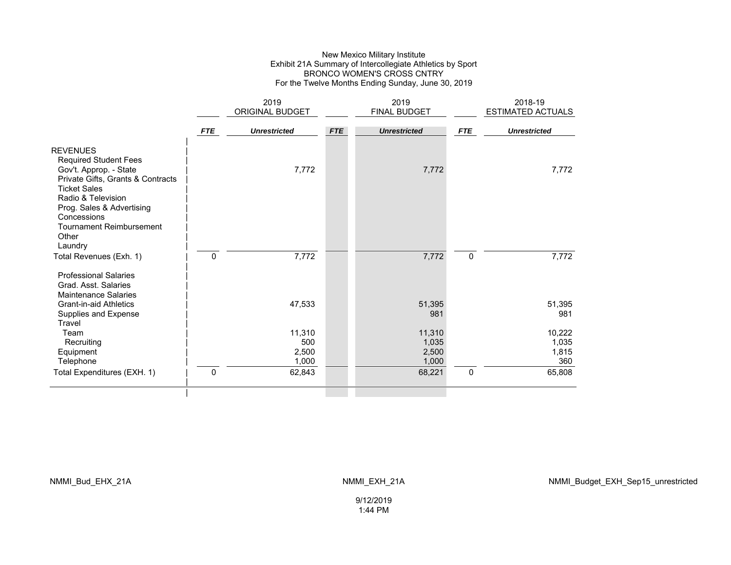New Mexico Military Institute
Exhibit 21A Summary of Intercollegiate Athletics by Sport
BRONCO WOMEN'S CROSS CNTRY
For the Twelve Months Ending Sunday, June 30, 2019

| | 2019 ORIGINAL BUDGET | | 2019 FINAL BUDGET | | 2018-19 ESTIMATED ACTUALS | |
|---|---|---|---|---|---|---|
| | ***FTE*** | ***Unrestricted*** | ***FTE*** | ***Unrestricted*** | ***FTE*** | ***Unrestricted*** |
| REVENUES | | | | | | |
| Required Student Fees | | | | | | |
| Gov't. Approp. - State | | 7,772 | | 7,772 | | 7,772 |
| Private Gifts, Grants & Contracts | | | | | | |
| Ticket Sales | | | | | | |
| Radio & Television | | | | | | |
| Prog. Sales & Advertising | | | | | | |
| Concessions | | | | | | |
| Tournament Reimbursement | | | | | | |
| Other | | | | | | |
| Laundry | | | | | | |
| Total Revenues (Exh. 1) | 0 | 7,772 | | 7,772 | 0 | 7,772 |
| Professional Salaries | | | | | | |
| Grad. Asst. Salaries | | | | | | |
| Maintenance Salaries | | | | | | |
| Grant-in-aid Athletics | | 47,533 | | 51,395 | | 51,395 |
| Supplies and Expense | | | | 981 | | 981 |
| Travel | | | | | | |
| Team | | 11,310 | | 11,310 | | 10,222 |
| Recruiting | | 500 | | 1,035 | | 1,035 |
| Equipment | | 2,500 | | 2,500 | | 1,815 |
| Telephone | | 1,000 | | 1,000 | | 360 |
| Total Expenditures (EXH. 1) | 0 | 62,843 | | 68,221 | 0 | 65,808 |

NMMI_Bud_EHX_21A NMMI_EXH_21A NMMI_Budget_EXH_Sep15_unrestricted

9/12/2019
1:44 PM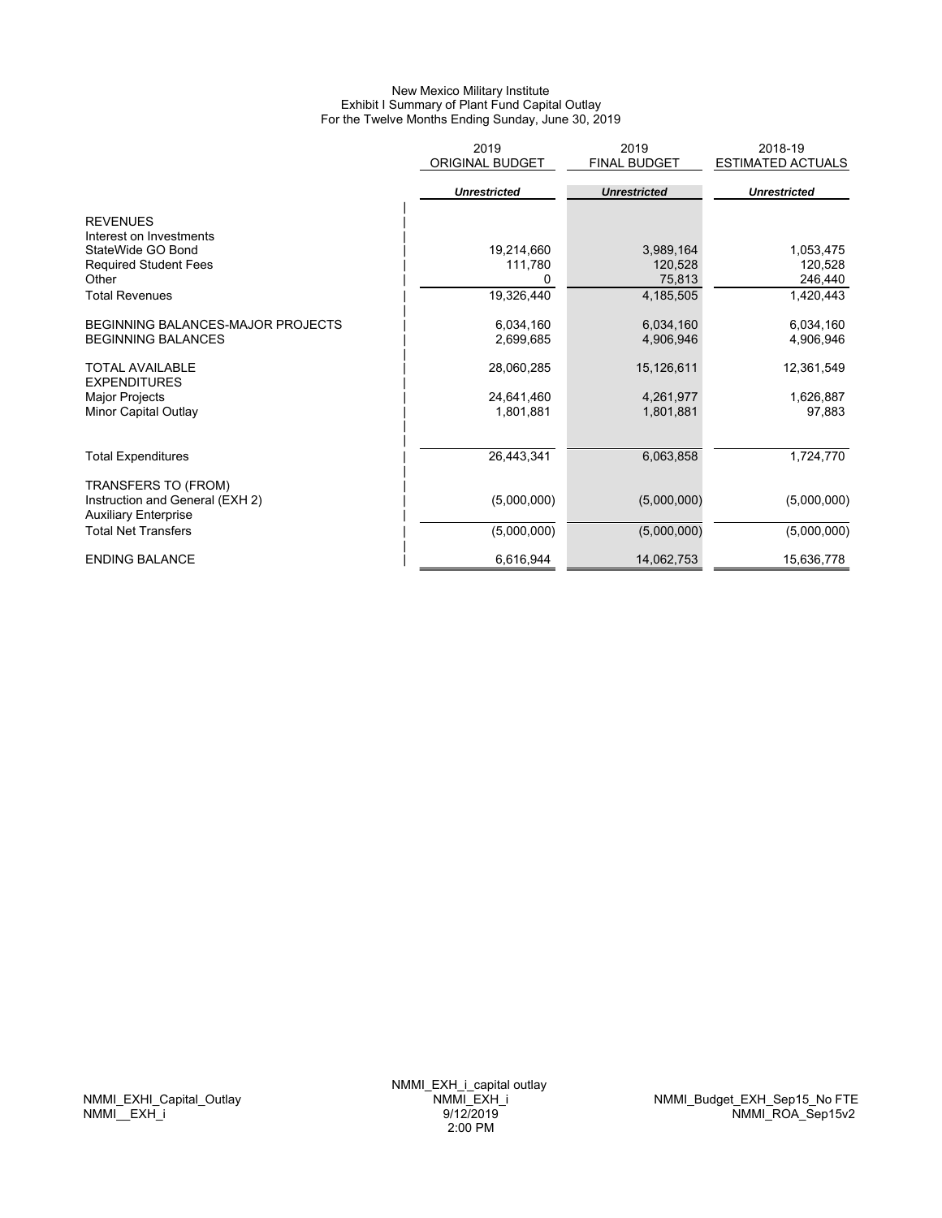New Mexico Military Institute
Exhibit I Summary of Plant Fund Capital Outlay
For the Twelve Months Ending Sunday, June 30, 2019

| | 2019 ORIGINAL BUDGET | 2019 FINAL BUDGET | 2018-19 ESTIMATED ACTUALS |
|---|---|---|---|
| | *Unrestricted* | *Unrestricted* | *Unrestricted* |
| REVENUES | | | |
| Interest on Investments | | | |
| StateWide GO Bond | 19,214,660 | 3,989,164 | 1,053,475 |
| Required Student Fees | 111,780 | 120,528 | 120,528 |
| Other | 0 | 75,813 | 246,440 |
| Total Revenues | 19,326,440 | 4,185,505 | 1,420,443 |
| BEGINNING BALANCES-MAJOR PROJECTS | 6,034,160 | 6,034,160 | 6,034,160 |
| BEGINNING BALANCES | 2,699,685 | 4,906,946 | 4,906,946 |
| TOTAL AVAILABLE | 28,060,285 | 15,126,611 | 12,361,549 |
| EXPENDITURES | | | |
| Major Projects | 24,641,460 | 4,261,977 | 1,626,887 |
| Minor Capital Outlay | 1,801,881 | 1,801,881 | 97,883 |
| Total Expenditures | 26,443,341 | 6,063,858 | 1,724,770 |
| TRANSFERS TO (FROM) | | | |
| Instruction and General (EXH 2) | (5,000,000) | (5,000,000) | (5,000,000) |
| Auxiliary Enterprise | | | |
| Total Net Transfers | (5,000,000) | (5,000,000) | (5,000,000) |
| ENDING BALANCE | 6,616,944 | 14,062,753 | 15,636,778 |

NMMI_EXHI_Capital_Outlay
NMMI__EXH_i

NMMI_EXH_i_capital outlay
NMMI_EXH_i
9/12/2019
2:00 PM

NMMI_Budget_EXH_Sep15_No FTE
NMMI_ROA_Sep15v2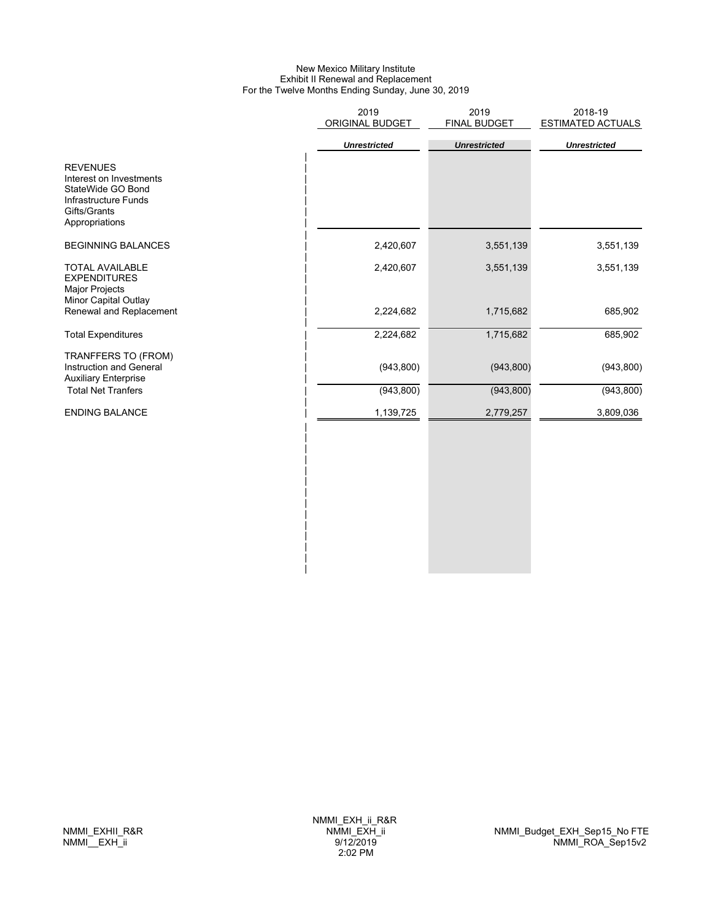New Mexico Military Institute
Exhibit II Renewal and Replacement
For the Twelve Months Ending Sunday, June 30, 2019

| | 2019 ORIGINAL BUDGET | 2019 FINAL BUDGET | 2018-19 ESTIMATED ACTUALS |
|---|---|---|---|
| | *Unrestricted* | *Unrestricted* | *Unrestricted* |
| REVENUES | | | |
| Interest on Investments | | | |
| StateWide GO Bond | | | |
| Infrastructure Funds | | | |
| Gifts/Grants | | | |
| Appropriations | | | |
| BEGINNING BALANCES | 2,420,607 | 3,551,139 | 3,551,139 |
| TOTAL AVAILABLE | 2,420,607 | 3,551,139 | 3,551,139 |
| EXPENDITURES | | | |
| Major Projects | | | |
| Minor Capital Outlay | | | |
| Renewal and Replacement | 2,224,682 | 1,715,682 | 685,902 |
| Total Expenditures | 2,224,682 | 1,715,682 | 685,902 |
| TRANFFERS TO (FROM) | | | |
| Instruction and General | (943,800) | (943,800) | (943,800) |
| Auxiliary Enterprise | | | |
| Total Net Tranfers | (943,800) | (943,800) | (943,800) |
| ENDING BALANCE | 1,139,725 | 2,779,257 | 3,809,036 |

NMMI_EXHII_R&R
NMMI__EXH_ii

NMMI_EXH_ii_R&R
NMMI_EXH_ii
9/12/2019
2:02 PM

NMMI_Budget_EXH_Sep15_No FTE
NMMI_ROA_Sep15v2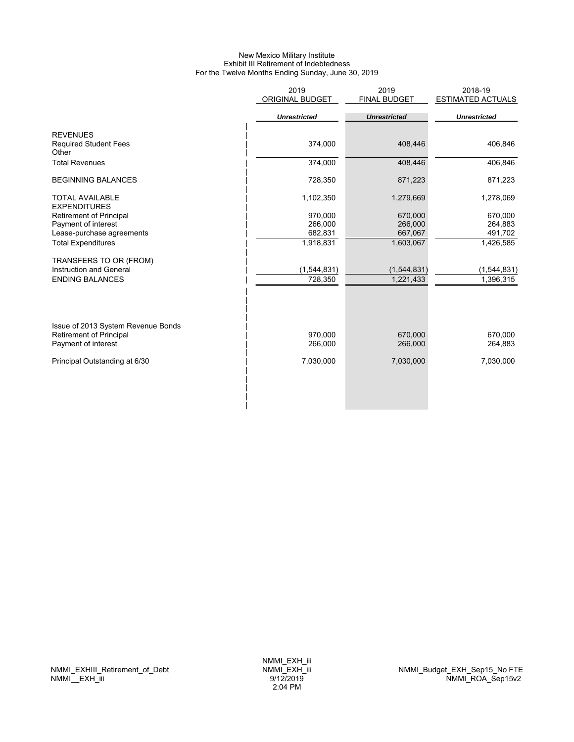# New Mexico Military Institute
## Exhibit III Retirement of Indebtedness
### For the Twelve Months Ending Sunday, June 30, 2019

| | 2019 ORIGINAL BUDGET | 2019 FINAL BUDGET | 2018-19 ESTIMATED ACTUALS |
|---|---|---|---|
| | ***Unrestricted*** | ***Unrestricted*** | ***Unrestricted*** |
| REVENUES | | | |
| Required Student Fees | 374,000 | 408,446 | 406,846 |
| Other | | | |
| Total Revenues | 374,000 | 408,446 | 406,846 |
| BEGINNING BALANCES | 728,350 | 871,223 | 871,223 |
| TOTAL AVAILABLE | 1,102,350 | 1,279,669 | 1,278,069 |
| EXPENDITURES | | | |
| Retirement of Principal | 970,000 | 670,000 | 670,000 |
| Payment of interest | 266,000 | 266,000 | 264,883 |
| Lease-purchase agreements | 682,831 | 667,067 | 491,702 |
| Total Expenditures | 1,918,831 | 1,603,067 | 1,426,585 |
| TRANSFERS TO OR (FROM) | | | |
| Instruction and General | (1,544,831) | (1,544,831) | (1,544,831) |
| ENDING BALANCES | 728,350 | 1,221,433 | 1,396,315 |
| | | | |
| Issue of 2013 System Revenue Bonds | | | |
| Retirement of Principal | 970,000 | 670,000 | 670,000 |
| Payment of interest | 266,000 | 266,000 | 264,883 |
| Principal Outstanding at 6/30 | 7,030,000 | 7,030,000 | 7,030,000 |

NMMI_EXHIII_Retirement_of_Debt
NMMI__EXH_iii

NMMI_EXH_iii
NMMI_EXH_iii
9/12/2019
2:04 PM

NMMI_Budget_EXH_Sep15_No FTE
NMMI_ROA_Sep15v2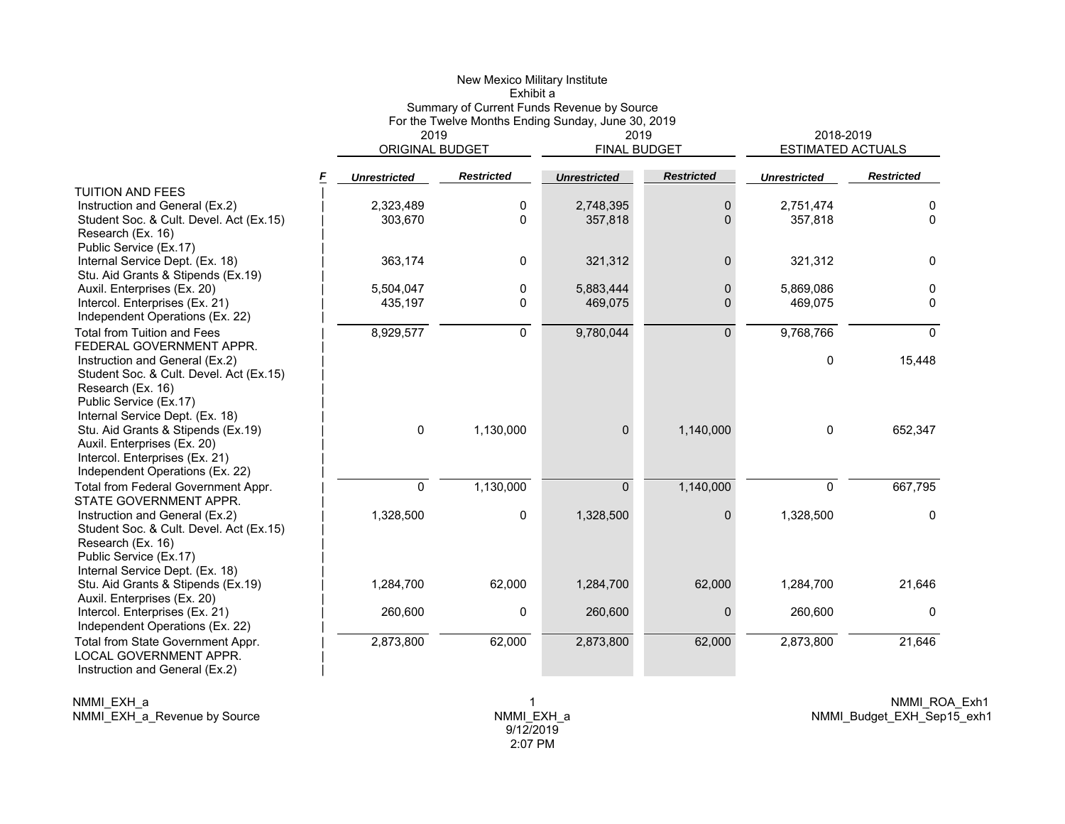New Mexico Military Institute
Exhibit a
Summary of Current Funds Revenue by Source
For the Twelve Months Ending Sunday, June 30, 2019

| | F | 2019 ORIGINAL BUDGET | | 2019 FINAL BUDGET | | 2018-2019 ESTIMATED ACTUALS | |
|---|---|---|---|---|---|---|---|
| | | *Unrestricted* | *Restricted* | *Unrestricted* | *Restricted* | *Unrestricted* | *Restricted* |
| TUITION AND FEES | | | | | | | |
| Instruction and General (Ex.2) | | 2,323,489 | 0 | 2,748,395 | 0 | 2,751,474 | 0 |
| Student Soc. & Cult. Devel. Act (Ex.15) | | 303,670 | 0 | 357,818 | 0 | 357,818 | 0 |
| Research (Ex. 16) | | | | | | | |
| Public Service (Ex.17) | | | | | | | |
| Internal Service Dept. (Ex. 18) | | 363,174 | 0 | 321,312 | 0 | 321,312 | 0 |
| Stu. Aid Grants & Stipends (Ex.19) | | | | | | | |
| Auxil. Enterprises (Ex. 20) | | 5,504,047 | 0 | 5,883,444 | 0 | 5,869,086 | 0 |
| Intercol. Enterprises (Ex. 21) | | 435,197 | 0 | 469,075 | 0 | 469,075 | 0 |
| Independent Operations (Ex. 22) | | | | | | | |
| Total from Tuition and Fees | | 8,929,577 | 0 | 9,780,044 | 0 | 9,768,766 | 0 |
| FEDERAL GOVERNMENT APPR. | | | | | | | |
| Instruction and General (Ex.2) | | | | | | 0 | 15,448 |
| Student Soc. & Cult. Devel. Act (Ex.15) | | | | | | | |
| Research (Ex. 16) | | | | | | | |
| Public Service (Ex.17) | | | | | | | |
| Internal Service Dept. (Ex. 18) | | | | | | | |
| Stu. Aid Grants & Stipends (Ex.19) | | 0 | 1,130,000 | 0 | 1,140,000 | 0 | 652,347 |
| Auxil. Enterprises (Ex. 20) | | | | | | | |
| Intercol. Enterprises (Ex. 21) | | | | | | | |
| Independent Operations (Ex. 22) | | | | | | | |
| Total from Federal Government Appr. | | 0 | 1,130,000 | 0 | 1,140,000 | 0 | 667,795 |
| STATE GOVERNMENT APPR. | | | | | | | |
| Instruction and General (Ex.2) | | 1,328,500 | 0 | 1,328,500 | 0 | 1,328,500 | 0 |
| Student Soc. & Cult. Devel. Act (Ex.15) | | | | | | | |
| Research (Ex. 16) | | | | | | | |
| Public Service (Ex.17) | | | | | | | |
| Internal Service Dept. (Ex. 18) | | | | | | | |
| Stu. Aid Grants & Stipends (Ex.19) | | 1,284,700 | 62,000 | 1,284,700 | 62,000 | 1,284,700 | 21,646 |
| Auxil. Enterprises (Ex. 20) | | | | | | | |
| Intercol. Enterprises (Ex. 21) | | 260,600 | 0 | 260,600 | 0 | 260,600 | 0 |
| Independent Operations (Ex. 22) | | | | | | | |
| Total from State Government Appr. | | 2,873,800 | 62,000 | 2,873,800 | 62,000 | 2,873,800 | 21,646 |
| LOCAL GOVERNMENT APPR. | | | | | | | |
| Instruction and General (Ex.2) | | | | | | | |

NMMI_EXH_a
NMMI_EXH_a_Revenue by Source

NMMI_EXH_a
9/12/2019
2:07 PM

NMMI_ROA_Exh1
NMMI_Budget_EXH_Sep15_exh1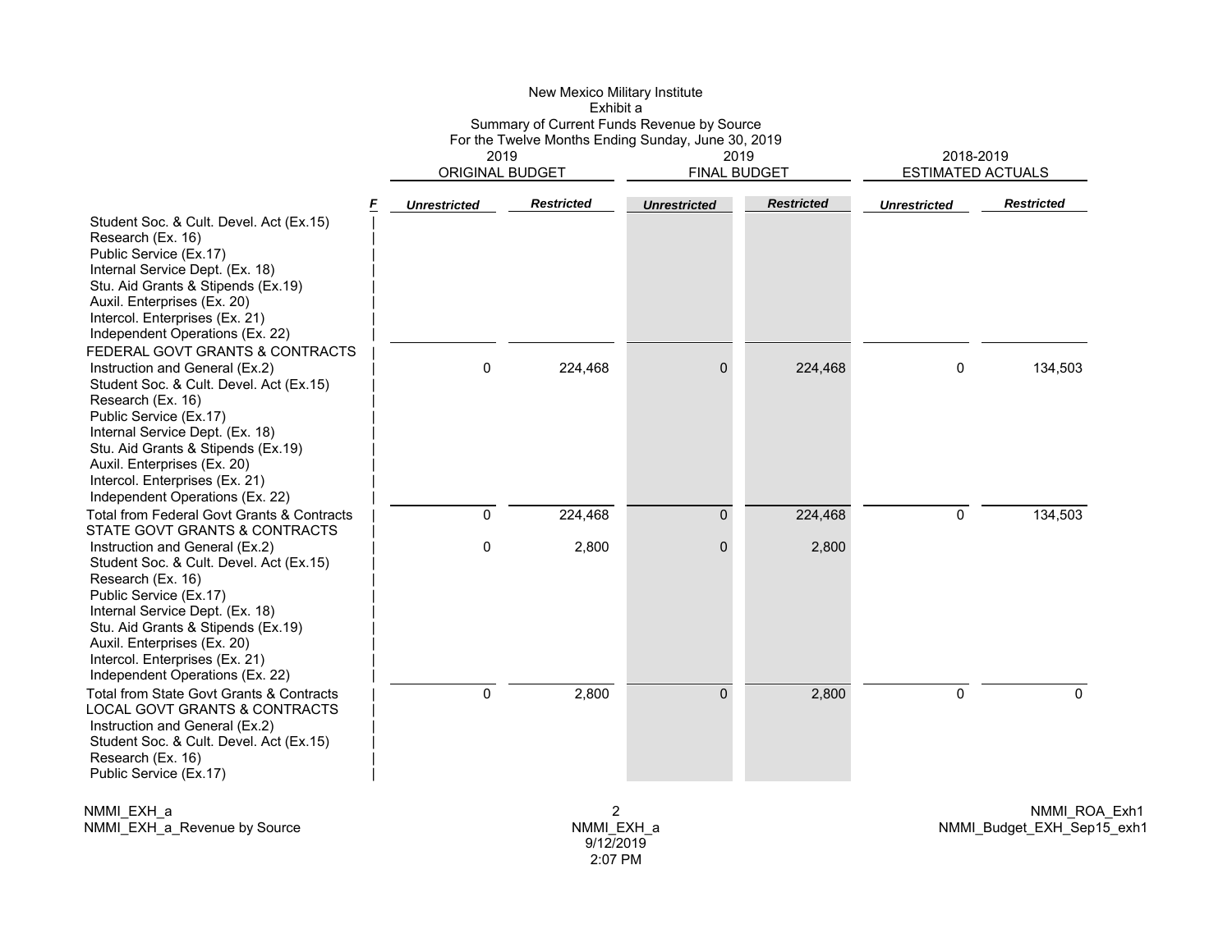New Mexico Military Institute
Exhibit a
Summary of Current Funds Revenue by Source
For the Twelve Months Ending Sunday, June 30, 2019

| | F | 2019 ORIGINAL BUDGET | | 2019 FINAL BUDGET | | 2018-2019 ESTIMATED ACTUALS | |
|---|---|---|---|---|---|---|---|
| | | *Unrestricted* | *Restricted* | *Unrestricted* | *Restricted* | *Unrestricted* | *Restricted* |
| Student Soc. & Cult. Devel. Act (Ex.15) | | | | | | | | |
| Research (Ex. 16) | | | | | | | |
| Public Service (Ex.17) | | | | | | | |
| Internal Service Dept. (Ex. 18) | | | | | | | |
| Stu. Aid Grants & Stipends (Ex.19) | | | | | | | |
| Auxil. Enterprises (Ex. 20) | | | | | | | |
| Intercol. Enterprises (Ex. 21) | | | | | | | |
| Independent Operations (Ex. 22) | | | | | | | |
| FEDERAL GOVT GRANTS & CONTRACTS | | | | | | | |
| Instruction and General (Ex.2) | | 0 | 224,468 | 0 | 224,468 | 0 | 134,503 |
| Student Soc. & Cult. Devel. Act (Ex.15) | | | | | | | |
| Research (Ex. 16) | | | | | | | |
| Public Service (Ex.17) | | | | | | | |
| Internal Service Dept. (Ex. 18) | | | | | | | |
| Stu. Aid Grants & Stipends (Ex.19) | | | | | | | |
| Auxil. Enterprises (Ex. 20) | | | | | | | |
| Intercol. Enterprises (Ex. 21) | | | | | | | |
| Independent Operations (Ex. 22) | | | | | | | |
| Total from Federal Govt Grants & Contracts | | 0 | 224,468 | 0 | 224,468 | 0 | 134,503 |
| STATE GOVT GRANTS & CONTRACTS | | | | | | | |
| Instruction and General (Ex.2) | | 0 | 2,800 | 0 | 2,800 | | |
| Student Soc. & Cult. Devel. Act (Ex.15) | | | | | | | |
| Research (Ex. 16) | | | | | | | |
| Public Service (Ex.17) | | | | | | | |
| Internal Service Dept. (Ex. 18) | | | | | | | |
| Stu. Aid Grants & Stipends (Ex.19) | | | | | | | |
| Auxil. Enterprises (Ex. 20) | | | | | | | |
| Intercol. Enterprises (Ex. 21) | | | | | | | |
| Independent Operations (Ex. 22) | | | | | | | |
| Total from State Govt Grants & Contracts | | 0 | 2,800 | 0 | 2,800 | 0 | 0 |
| LOCAL GOVT GRANTS & CONTRACTS | | | | | | | |
| Instruction and General (Ex.2) | | | | | | | |
| Student Soc. & Cult. Devel. Act (Ex.15) | | | | | | | |
| Research (Ex. 16) | | | | | | | |
| Public Service (Ex.17) | | | | | | | |

NMMI_EXH_a
NMMI_EXH_a_Revenue by Source

NMMI_EXH_a
9/12/2019
2:07 PM

NMMI_ROA_Exh1
NMMI_Budget_EXH_Sep15_exh1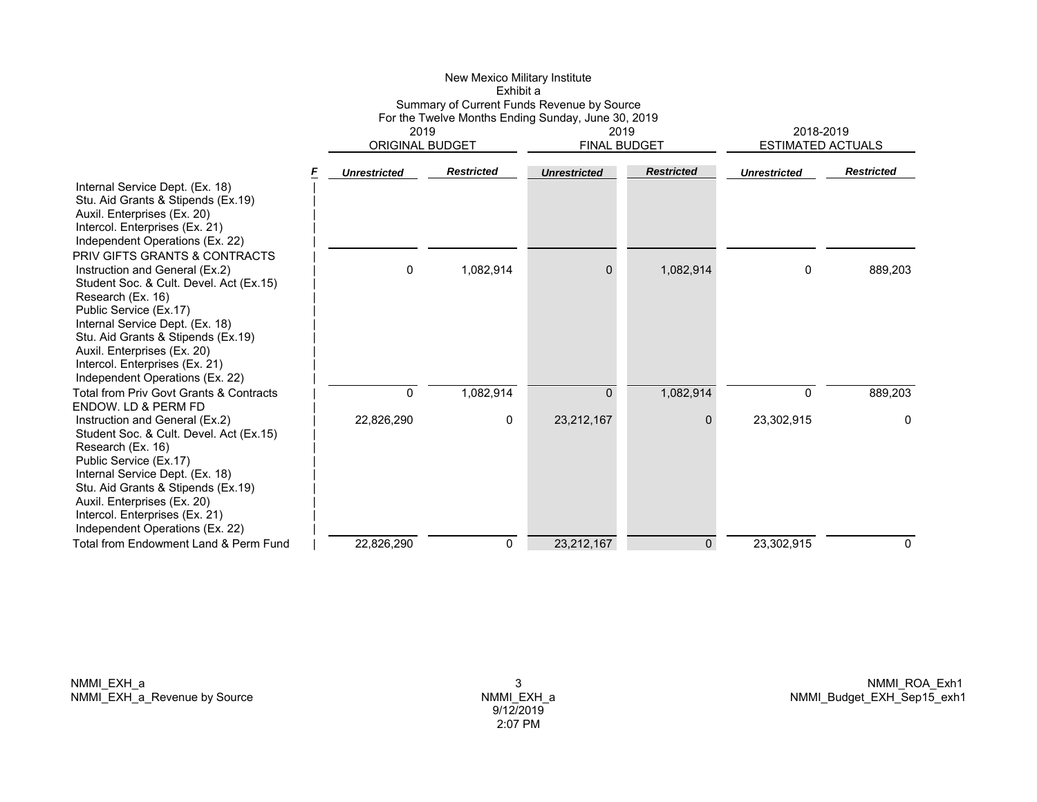New Mexico Military Institute
Exhibit a
Summary of Current Funds Revenue by Source
For the Twelve Months Ending Sunday, June 30, 2019

| | F | 2019 ORIGINAL BUDGET | | 2019 FINAL BUDGET | | 2018-2019 ESTIMATED ACTUALS | |
|---|---|---|---|---|---|---|---|
| | | *Unrestricted* | *Restricted* | *Unrestricted* | *Restricted* | *Unrestricted* | *Restricted* |
| Internal Service Dept. (Ex. 18) | | | | | | | |
| Stu. Aid Grants & Stipends (Ex.19) | | | | | | | |
| Auxil. Enterprises (Ex. 20) | | | | | | | |
| Intercol. Enterprises (Ex. 21) | | | | | | | |
| Independent Operations (Ex. 22) | | | | | | | |
| PRIV GIFTS GRANTS & CONTRACTS | | | | | | | |
| Instruction and General (Ex.2) | | 0 | 1,082,914 | 0 | 1,082,914 | 0 | 889,203 |
| Student Soc. & Cult. Devel. Act (Ex.15) | | | | | | | |
| Research (Ex. 16) | | | | | | | |
| Public Service (Ex.17) | | | | | | | |
| Internal Service Dept. (Ex. 18) | | | | | | | |
| Stu. Aid Grants & Stipends (Ex.19) | | | | | | | |
| Auxil. Enterprises (Ex. 20) | | | | | | | |
| Intercol. Enterprises (Ex. 21) | | | | | | | |
| Independent Operations (Ex. 22) | | | | | | | |
| Total from Priv Govt Grants & Contracts | | 0 | 1,082,914 | 0 | 1,082,914 | 0 | 889,203 |
| ENDOW. LD & PERM FD | | | | | | | |
| Instruction and General (Ex.2) | | 22,826,290 | 0 | 23,212,167 | 0 | 23,302,915 | 0 |
| Student Soc. & Cult. Devel. Act (Ex.15) | | | | | | | |
| Research (Ex. 16) | | | | | | | |
| Public Service (Ex.17) | | | | | | | |
| Internal Service Dept. (Ex. 18) | | | | | | | |
| Stu. Aid Grants & Stipends (Ex.19) | | | | | | | |
| Auxil. Enterprises (Ex. 20) | | | | | | | |
| Intercol. Enterprises (Ex. 21) | | | | | | | |
| Independent Operations (Ex. 22) | | | | | | | |
| Total from Endowment Land & Perm Fund | | 22,826,290 | 0 | 23,212,167 | 0 | 23,302,915 | 0 |

NMMI_EXH_a
NMMI_EXH_a_Revenue by Source

NMMI_EXH_a
9/12/2019
2:07 PM

NMMI_ROA_Exh1
NMMI_Budget_EXH_Sep15_exh1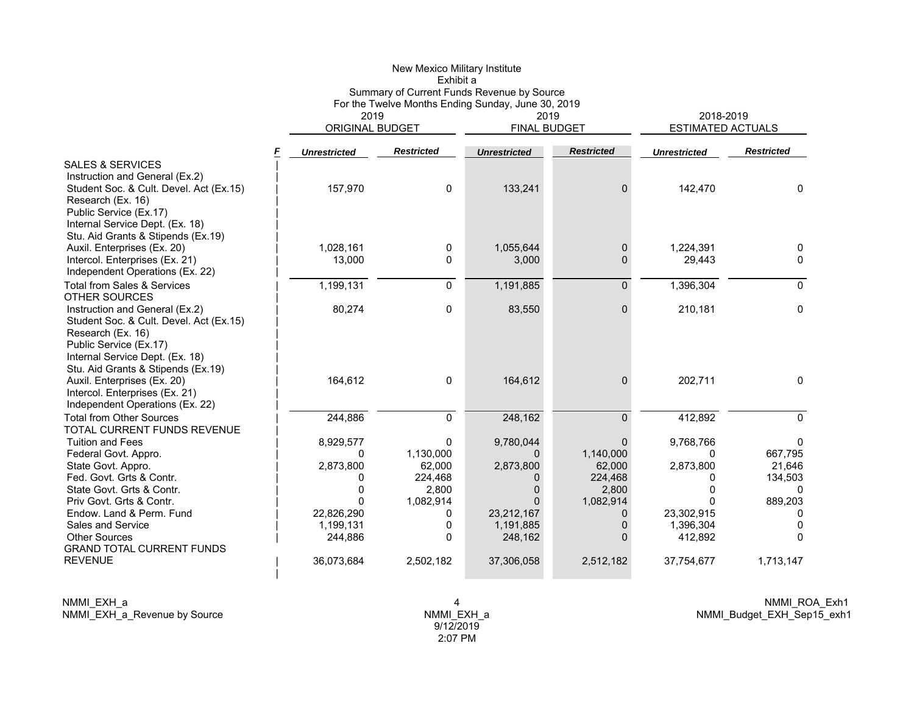New Mexico Military Institute
Exhibit a
Summary of Current Funds Revenue by Source
For the Twelve Months Ending Sunday, June 30, 2019

| | F | 2019 ORIGINAL BUDGET | | 2019 FINAL BUDGET | | 2018-2019 ESTIMATED ACTUALS | |
|---|---|---|---|---|---|---|---|
| | | *Unrestricted* | *Restricted* | *Unrestricted* | *Restricted* | *Unrestricted* | *Restricted* |
| SALES & SERVICES | | | | | | | |
| Instruction and General (Ex.2) | | | | | | | |
| Student Soc. & Cult. Devel. Act (Ex.15) | | 157,970 | 0 | 133,241 | 0 | 142,470 | 0 |
| Research (Ex. 16) | | | | | | | |
| Public Service (Ex.17) | | | | | | | |
| Internal Service Dept. (Ex. 18) | | | | | | | |
| Stu. Aid Grants & Stipends (Ex.19) | | | | | | | |
| Auxil. Enterprises (Ex. 20) | | 1,028,161 | 0 | 1,055,644 | 0 | 1,224,391 | 0 |
| Intercol. Enterprises (Ex. 21) | | 13,000 | 0 | 3,000 | 0 | 29,443 | 0 |
| Independent Operations (Ex. 22) | | | | | | | |
| Total from Sales & Services | | 1,199,131 | 0 | 1,191,885 | 0 | 1,396,304 | 0 |
| OTHER SOURCES | | | | | | | |
| Instruction and General (Ex.2) | | 80,274 | 0 | 83,550 | 0 | 210,181 | 0 |
| Student Soc. & Cult. Devel. Act (Ex.15) | | | | | | | |
| Research (Ex. 16) | | | | | | | |
| Public Service (Ex.17) | | | | | | | |
| Internal Service Dept. (Ex. 18) | | | | | | | |
| Stu. Aid Grants & Stipends (Ex.19) | | | | | | | |
| Auxil. Enterprises (Ex. 20) | | 164,612 | 0 | 164,612 | 0 | 202,711 | 0 |
| Intercol. Enterprises (Ex. 21) | | | | | | | |
| Independent Operations (Ex. 22) | | | | | | | |
| Total from Other Sources | | 244,886 | 0 | 248,162 | 0 | 412,892 | 0 |
| TOTAL CURRENT FUNDS REVENUE | | | | | | | |
| Tuition and Fees | | 8,929,577 | 0 | 9,780,044 | 0 | 9,768,766 | 0 |
| Federal Govt. Appro. | | 0 | 1,130,000 | 0 | 1,140,000 | 0 | 667,795 |
| State Govt. Appro. | | 2,873,800 | 62,000 | 2,873,800 | 62,000 | 2,873,800 | 21,646 |
| Fed. Govt. Grts & Contr. | | 0 | 224,468 | 0 | 224,468 | 0 | 134,503 |
| State Govt. Grts & Contr. | | 0 | 2,800 | 0 | 2,800 | 0 | 0 |
| Priv Govt. Grts & Contr. | | 0 | 1,082,914 | 0 | 1,082,914 | 0 | 889,203 |
| Endow. Land & Perm. Fund | | 22,826,290 | 0 | 23,212,167 | 0 | 23,302,915 | 0 |
| Sales and Service | | 1,199,131 | 0 | 1,191,885 | 0 | 1,396,304 | 0 |
| Other Sources | | 244,886 | 0 | 248,162 | 0 | 412,892 | 0 |
| GRAND TOTAL CURRENT FUNDS REVENUE | | 36,073,684 | 2,502,182 | 37,306,058 | 2,512,182 | 37,754,677 | 1,713,147 |

NMMI_EXH_a
NMMI_EXH_a_Revenue by Source

NMMI_EXH_a
9/12/2019
2:07 PM

NMMI_ROA_Exh1
NMMI_Budget_EXH_Sep15_exh1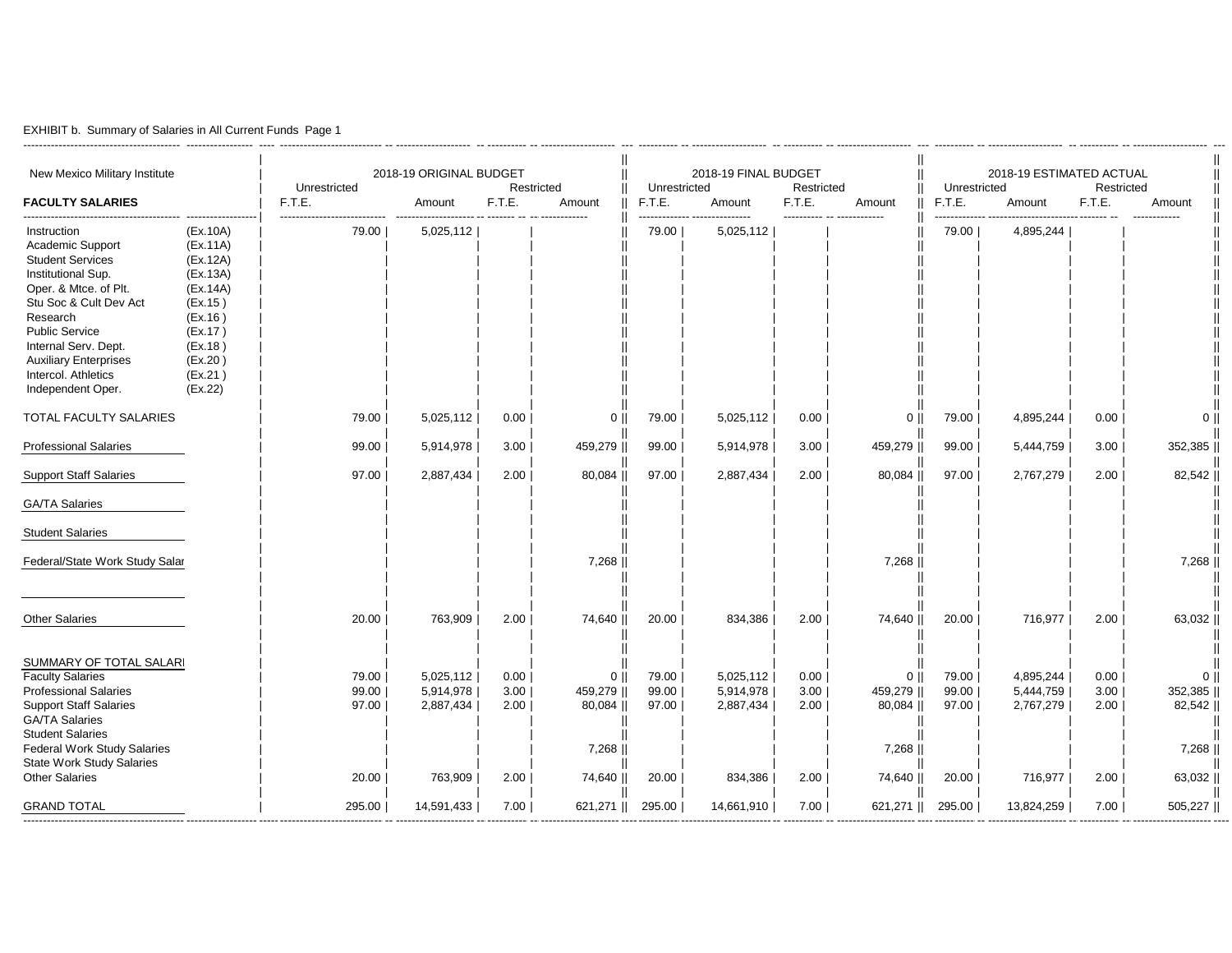EXHIBIT b. Summary of Salaries in All Current Funds Page 1

| New Mexico Military Institute | | 2018-19 ORIGINAL BUDGET | | | | 2018-19 FINAL BUDGET | | | | 2018-19 ESTIMATED ACTUAL | | | |
|---|---|---|---|---|---|---|---|---|---|---|---|---|---|
| | | Unrestricted | | Restricted | | Unrestricted | | Restricted | | Unrestricted | | Restricted | |
| **FACULTY SALARIES** | | F.T.E. | Amount | F.T.E. | Amount | F.T.E. | Amount | F.T.E. | Amount | F.T.E. | Amount | F.T.E. | Amount |
| Instruction | (Ex.10A) | 79.00 | 5,025,112 | | | 79.00 | 5,025,112 | | | 79.00 | 4,895,244 | | |
| Academic Support | (Ex.11A) | | | | | | | | | | | | |
| Student Services | (Ex.12A) | | | | | | | | | | | | |
| Institutional Sup. | (Ex.13A) | | | | | | | | | | | | |
| Oper. & Mtce. of Plt. | (Ex.14A) | | | | | | | | | | | | |
| Stu Soc & Cult Dev Act | (Ex.15 ) | | | | | | | | | | | | |
| Research | (Ex.16 ) | | | | | | | | | | | | |
| Public Service | (Ex.17 ) | | | | | | | | | | | | |
| Internal Serv. Dept. | (Ex.18 ) | | | | | | | | | | | | |
| Auxiliary Enterprises | (Ex.20 ) | | | | | | | | | | | | |
| Intercol. Athletics | (Ex.21 ) | | | | | | | | | | | | |
| Independent Oper. | (Ex.22) | | | | | | | | | | | | |
| TOTAL FACULTY SALARIES | | 79.00 | 5,025,112 | 0.00 | 0 | 79.00 | 5,025,112 | 0.00 | 0 | 79.00 | 4,895,244 | 0.00 | 0 |
| Professional Salaries | | 99.00 | 5,914,978 | 3.00 | 459,279 | 99.00 | 5,914,978 | 3.00 | 459,279 | 99.00 | 5,444,759 | 3.00 | 352,385 |
| Support Staff Salaries | | 97.00 | 2,887,434 | 2.00 | 80,084 | 97.00 | 2,887,434 | 2.00 | 80,084 | 97.00 | 2,767,279 | 2.00 | 82,542 |
| GA/TA Salaries | | | | | | | | | | | | | |
| Student Salaries | | | | | | | | | | | | | |
| Federal/State Work Study Salar | | | | | 7,268 | | | | 7,268 | | | | 7,268 |
| Other Salaries | | 20.00 | 763,909 | 2.00 | 74,640 | 20.00 | 834,386 | 2.00 | 74,640 | 20.00 | 716,977 | 2.00 | 63,032 |
| SUMMARY OF TOTAL SALARI | | | | | | | | | | | | | |
| Faculty Salaries | | 79.00 | 5,025,112 | 0.00 | 0 | 79.00 | 5,025,112 | 0.00 | 0 | 79.00 | 4,895,244 | 0.00 | 0 |
| Professional Salaries | | 99.00 | 5,914,978 | 3.00 | 459,279 | 99.00 | 5,914,978 | 3.00 | 459,279 | 99.00 | 5,444,759 | 3.00 | 352,385 |
| Support Staff Salaries | | 97.00 | 2,887,434 | 2.00 | 80,084 | 97.00 | 2,887,434 | 2.00 | 80,084 | 97.00 | 2,767,279 | 2.00 | 82,542 |
| GA/TA Salaries | | | | | | | | | | | | | |
| Student Salaries | | | | | | | | | | | | | |
| Federal Work Study Salaries | | | | | 7,268 | | | | 7,268 | | | | 7,268 |
| State Work Study Salaries | | | | | | | | | | | | | |
| Other Salaries | | 20.00 | 763,909 | 2.00 | 74,640 | 20.00 | 834,386 | 2.00 | 74,640 | 20.00 | 716,977 | 2.00 | 63,032 |
| GRAND TOTAL | | 295.00 | 14,591,433 | 7.00 | 621,271 | 295.00 | 14,661,910 | 7.00 | 621,271 | 295.00 | 13,824,259 | 7.00 | 505,227 |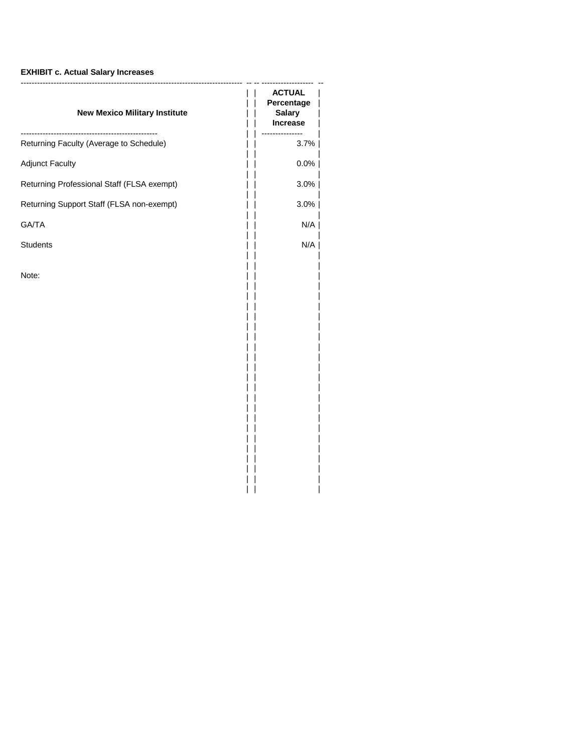**EXHIBIT c. Actual Salary Increases**

| New Mexico Military Institute | ACTUAL Percentage Salary Increase |
|---|---|
| Returning Faculty (Average to Schedule) | 3.7% |
| Adjunct Faculty | 0.0% |
| Returning Professional Staff (FLSA exempt) | 3.0% |
| Returning Support Staff (FLSA non-exempt) | 3.0% |
| GA/TA | N/A |
| Students | N/A |

Note: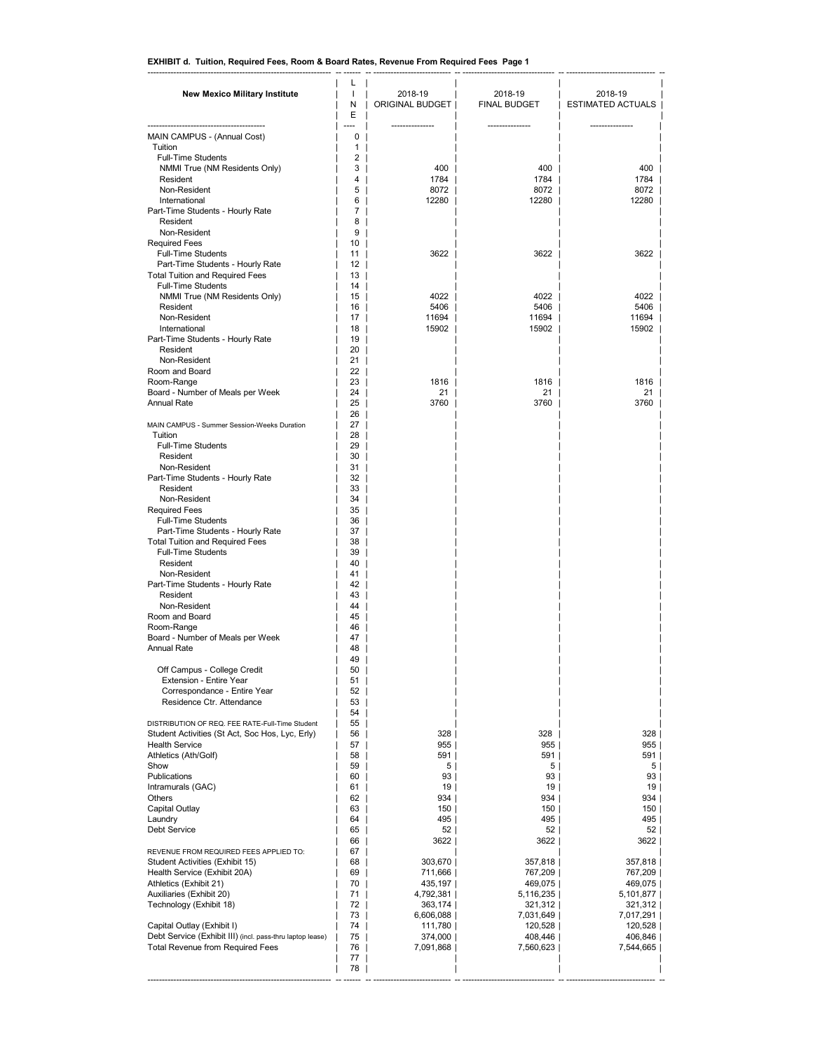**EXHIBIT d. Tuition, Required Fees, Room & Board Rates, Revenue From Required Fees Page 1**

| New Mexico Military Institute | LINE | 2018-19 ORIGINAL BUDGET | 2018-19 FINAL BUDGET | 2018-19 ESTIMATED ACTUALS |
|---|---|---|---|---|
| MAIN CAMPUS - (Annual Cost) | 0 | | | |
| Tuition | 1 | | | |
| Full-Time Students | 2 | | | |
| NMMI True (NM Residents Only) | 3 | 400 | 400 | 400 |
| Resident | 4 | 1784 | 1784 | 1784 |
| Non-Resident | 5 | 8072 | 8072 | 8072 |
| International | 6 | 12280 | 12280 | 12280 |
| Part-Time Students - Hourly Rate | 7 | | | |
| Resident | 8 | | | |
| Non-Resident | 9 | | | |
| Required Fees | 10 | | | |
| Full-Time Students | 11 | 3622 | 3622 | 3622 |
| Part-Time Students - Hourly Rate | 12 | | | |
| Total Tuition and Required Fees | 13 | | | |
| Full-Time Students | 14 | | | |
| NMMI True (NM Residents Only) | 15 | 4022 | 4022 | 4022 |
| Resident | 16 | 5406 | 5406 | 5406 |
| Non-Resident | 17 | 11694 | 11694 | 11694 |
| International | 18 | 15902 | 15902 | 15902 |
| Part-Time Students - Hourly Rate | 19 | | | |
| Resident | 20 | | | |
| Non-Resident | 21 | | | |
| Room and Board | 22 | | | |
| Room-Range | 23 | 1816 | 1816 | 1816 |
| Board - Number of Meals per Week | 24 | 21 | 21 | 21 |
| Annual Rate | 25 | 3760 | 3760 | 3760 |
| | 26 | | | |
| MAIN CAMPUS - Summer Session-Weeks Duration | 27 | | | |
| Tuition | 28 | | | |
| Full-Time Students | 29 | | | |
| Resident | 30 | | | |
| Non-Resident | 31 | | | |
| Part-Time Students - Hourly Rate | 32 | | | |
| Resident | 33 | | | |
| Non-Resident | 34 | | | |
| Required Fees | 35 | | | |
| Full-Time Students | 36 | | | |
| Part-Time Students - Hourly Rate | 37 | | | |
| Total Tuition and Required Fees | 38 | | | |
| Full-Time Students | 39 | | | |
| Resident | 40 | | | |
| Non-Resident | 41 | | | |
| Part-Time Students - Hourly Rate | 42 | | | |
| Resident | 43 | | | |
| Non-Resident | 44 | | | |
| Room and Board | 45 | | | |
| Room-Range | 46 | | | |
| Board - Number of Meals per Week | 47 | | | |
| Annual Rate | 48 | | | |
| | 49 | | | |
| Off Campus - College Credit | 50 | | | |
| Extension - Entire Year | 51 | | | |
| Correspondance - Entire Year | 52 | | | |
| Residence Ctr. Attendance | 53 | | | |
| | 54 | | | |
| DISTRIBUTION OF REQ. FEE RATE-Full-Time Student | 55 | | | |
| Student Activities (St Act, Soc Hos, Lyc, Erly) | 56 | 328 | 328 | 328 |
| Health Service | 57 | 955 | 955 | 955 |
| Athletics (Ath/Golf) | 58 | 591 | 591 | 591 |
| Show | 59 | 5 | 5 | 5 |
| Publications | 60 | 93 | 93 | 93 |
| Intramurals (GAC) | 61 | 19 | 19 | 19 |
| Others | 62 | 934 | 934 | 934 |
| Capital Outlay | 63 | 150 | 150 | 150 |
| Laundry | 64 | 495 | 495 | 495 |
| Debt Service | 65 | 52 | 52 | 52 |
| | 66 | 3622 | 3622 | 3622 |
| REVENUE FROM REQUIRED FEES APPLIED TO: | 67 | | | |
| Student Activities (Exhibit 15) | 68 | 303,670 | 357,818 | 357,818 |
| Health Service (Exhibit 20A) | 69 | 711,666 | 767,209 | 767,209 |
| Athletics (Exhibit 21) | 70 | 435,197 | 469,075 | 469,075 |
| Auxiliaries (Exhibit 20) | 71 | 4,792,381 | 5,116,235 | 5,101,877 |
| Technology (Exhibit 18) | 72 | 363,174 | 321,312 | 321,312 |
| | 73 | 6,606,088 | 7,031,649 | 7,017,291 |
| Capital Outlay (Exhibit I) | 74 | 111,780 | 120,528 | 120,528 |
| Debt Service (Exhibit III) (incl. pass-thru laptop lease) | 75 | 374,000 | 408,446 | 406,846 |
| Total Revenue from Required Fees | 76 | 7,091,868 | 7,560,623 | 7,544,665 |
| | 77 | | | |
| | 78 | | | |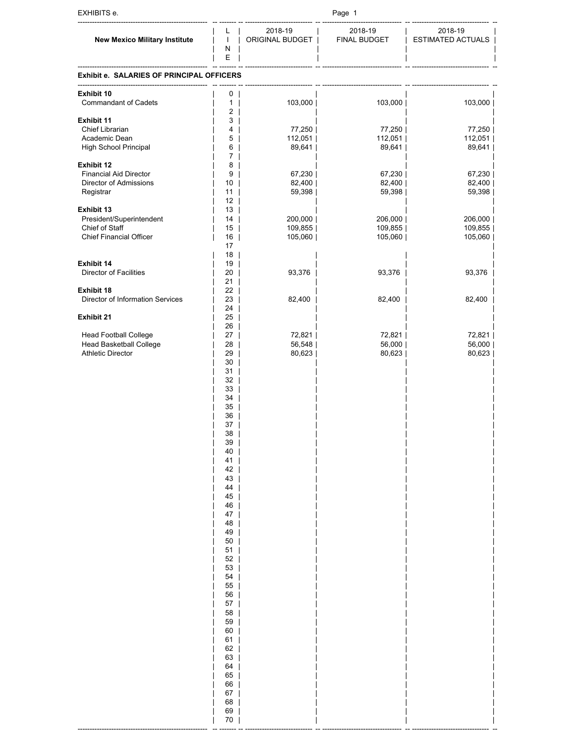| New Mexico Military Institute | LINE | 2018-19 ORIGINAL BUDGET | 2018-19 FINAL BUDGET | 2018-19 ESTIMATED ACTUALS |
|---|---|---|---|---|
| **Exhibit e. SALARIES OF PRINCIPAL OFFICERS** | | | | |
| **Exhibit 10** | 0 | | | |
| Commandant of Cadets | 1 | 103,000 | 103,000 | 103,000 |
| | 2 | | | |
| **Exhibit 11** | 3 | | | |
| Chief Librarian | 4 | 77,250 | 77,250 | 77,250 |
| Academic Dean | 5 | 112,051 | 112,051 | 112,051 |
| High School Principal | 6 | 89,641 | 89,641 | 89,641 |
| | 7 | | | |
| **Exhibit 12** | 8 | | | |
| Financial Aid Director | 9 | 67,230 | 67,230 | 67,230 |
| Director of Admissions | 10 | 82,400 | 82,400 | 82,400 |
| Registrar | 11 | 59,398 | 59,398 | 59,398 |
| | 12 | | | |
| **Exhibit 13** | 13 | | | |
| President/Superintendent | 14 | 200,000 | 206,000 | 206,000 |
| Chief of Staff | 15 | 109,855 | 109,855 | 109,855 |
| Chief Financial Officer | 16 | 105,060 | 105,060 | 105,060 |
| | 17 | | | |
| | 18 | | | |
| **Exhibit 14** | 19 | | | |
| Director of Facilities | 20 | 93,376 | 93,376 | 93,376 |
| | 21 | | | |
| **Exhibit 18** | 22 | | | |
| Director of Information Services | 23 | 82,400 | 82,400 | 82,400 |
| | 24 | | | |
| **Exhibit 21** | 25 | | | |
| | 26 | | | |
| Head Football College | 27 | 72,821 | 72,821 | 72,821 |
| Head Basketball College | 28 | 56,548 | 56,000 | 56,000 |
| Athletic Director | 29 | 80,623 | 80,623 | 80,623 |
| | 30 | | | |
| | 31 | | | |
| | 32 | | | |
| | 33 | | | |
| | 34 | | | |
| | 35 | | | |
| | 36 | | | |
| | 37 | | | |
| | 38 | | | |
| | 39 | | | |
| | 40 | | | |
| | 41 | | | |
| | 42 | | | |
| | 43 | | | |
| | 44 | | | |
| | 45 | | | |
| | 46 | | | |
| | 47 | | | |
| | 48 | | | |
| | 49 | | | |
| | 50 | | | |
| | 51 | | | |
| | 52 | | | |
| | 53 | | | |
| | 54 | | | |
| | 55 | | | |
| | 56 | | | |
| | 57 | | | |
| | 58 | | | |
| | 59 | | | |
| | 60 | | | |
| | 61 | | | |
| | 62 | | | |
| | 63 | | | |
| | 64 | | | |
| | 65 | | | |
| | 66 | | | |
| | 67 | | | |
| | 68 | | | |
| | 69 | | | |
| | 70 | | | |